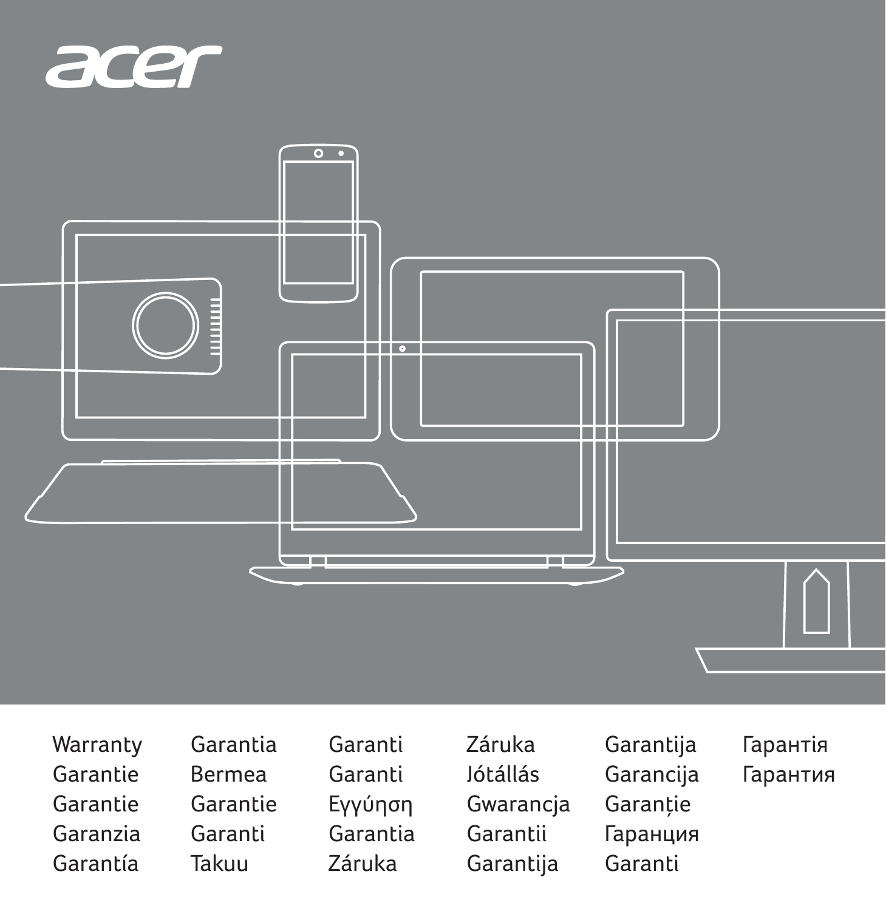acer

Warranty
Garantie
Garantie
Garanzia
Garantía

Garantia
Bermea
Garantie
Garanti
Takuu

Garanti
Garanti
Εγγύηση
Garantia
Záruka

Záruka
Jótállás
Gwarancja
Garantii
Garantija

Garantija
Garancija
Garanție
Гаранция
Garanti

Гарантія
Гарантия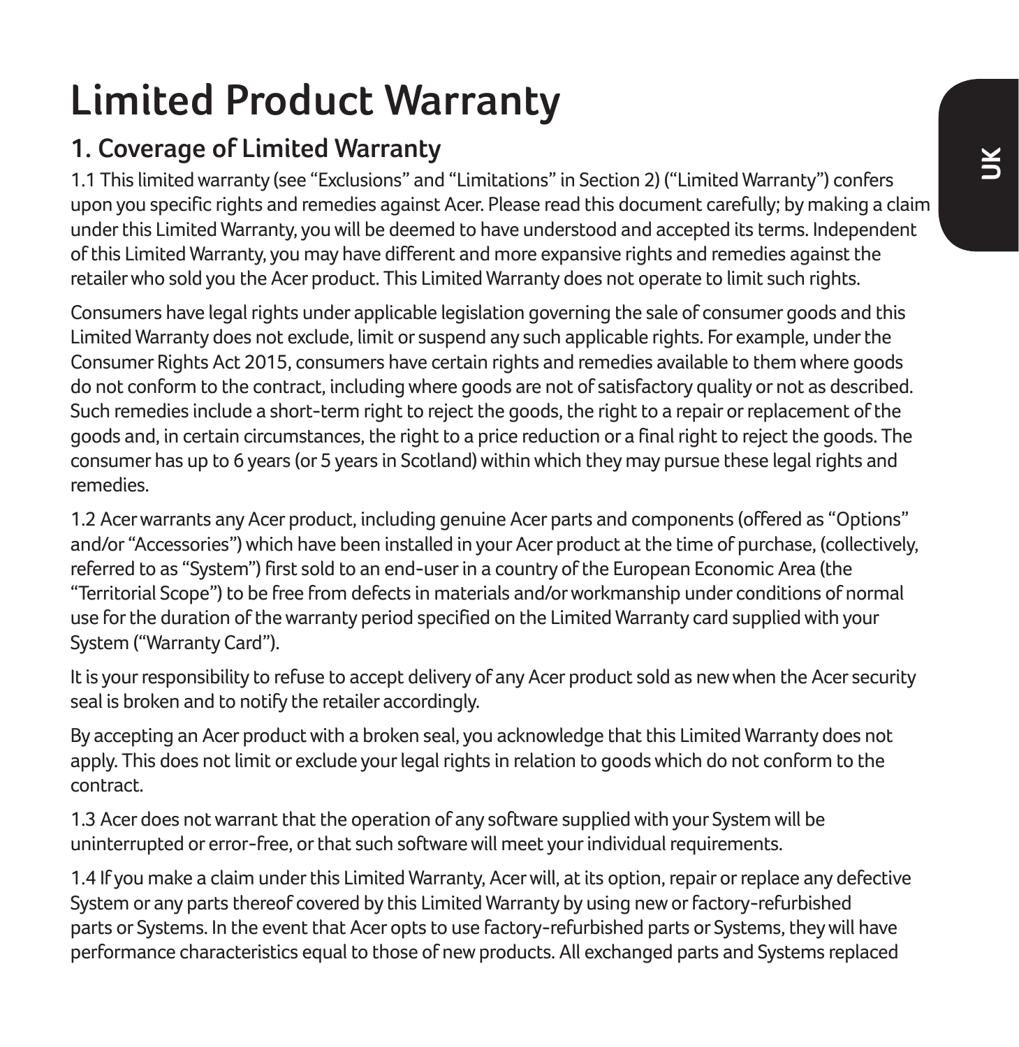# Limited Product Warranty

## 1. Coverage of Limited Warranty

1.1 This limited warranty (see "Exclusions" and "Limitations" in Section 2) ("Limited Warranty") confers upon you specific rights and remedies against Acer. Please read this document carefully; by making a claim under this Limited Warranty, you will be deemed to have understood and accepted its terms. Independent of this Limited Warranty, you may have different and more expansive rights and remedies against the retailer who sold you the Acer product. This Limited Warranty does not operate to limit such rights.

Consumers have legal rights under applicable legislation governing the sale of consumer goods and this Limited Warranty does not exclude, limit or suspend any such applicable rights. For example, under the Consumer Rights Act 2015, consumers have certain rights and remedies available to them where goods do not conform to the contract, including where goods are not of satisfactory quality or not as described. Such remedies include a short-term right to reject the goods, the right to a repair or replacement of the goods and, in certain circumstances, the right to a price reduction or a final right to reject the goods. The consumer has up to 6 years (or 5 years in Scotland) within which they may pursue these legal rights and remedies.

1.2 Acer warrants any Acer product, including genuine Acer parts and components (offered as "Options" and/or "Accessories") which have been installed in your Acer product at the time of purchase, (collectively, referred to as "System") first sold to an end-user in a country of the European Economic Area (the "Territorial Scope") to be free from defects in materials and/or workmanship under conditions of normal use for the duration of the warranty period specified on the Limited Warranty card supplied with your System ("Warranty Card").

It is your responsibility to refuse to accept delivery of any Acer product sold as new when the Acer security seal is broken and to notify the retailer accordingly.

By accepting an Acer product with a broken seal, you acknowledge that this Limited Warranty does not apply. This does not limit or exclude your legal rights in relation to goods which do not conform to the contract.

1.3 Acer does not warrant that the operation of any software supplied with your System will be uninterrupted or error-free, or that such software will meet your individual requirements.

1.4 If you make a claim under this Limited Warranty, Acer will, at its option, repair or replace any defective System or any parts thereof covered by this Limited Warranty by using new or factory-refurbished parts or Systems. In the event that Acer opts to use factory-refurbished parts or Systems, they will have performance characteristics equal to those of new products. All exchanged parts and Systems replaced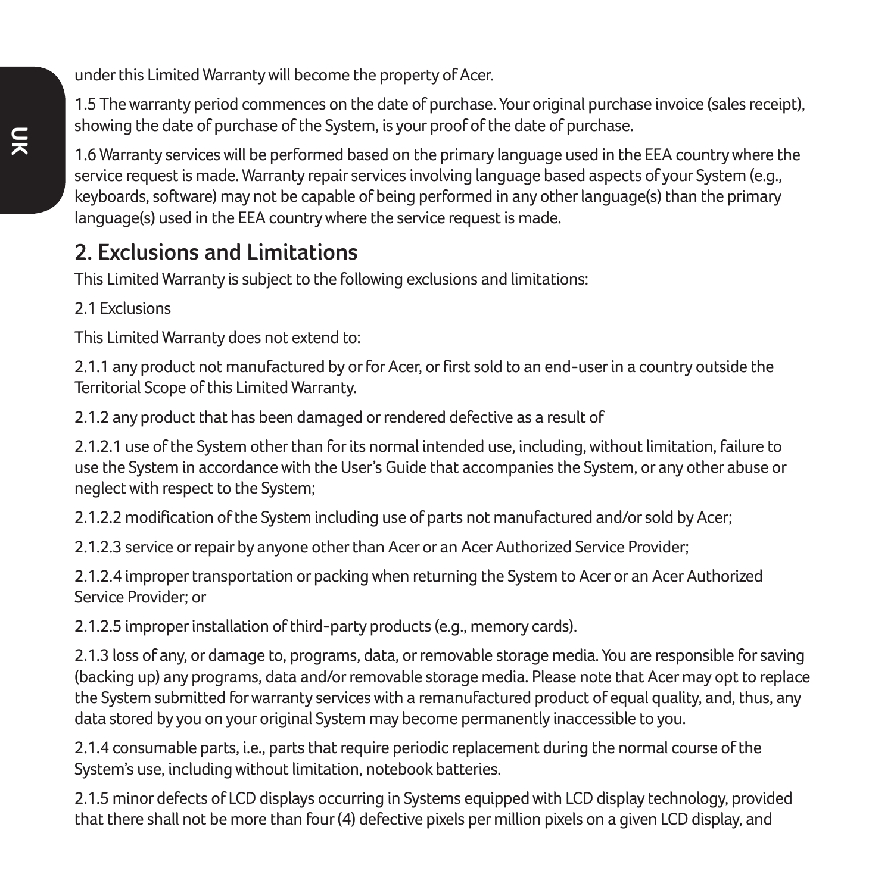under this Limited Warranty will become the property of Acer.

1.5 The warranty period commences on the date of purchase. Your original purchase invoice (sales receipt), showing the date of purchase of the System, is your proof of the date of purchase.

1.6 Warranty services will be performed based on the primary language used in the EEA country where the service request is made. Warranty repair services involving language based aspects of your System (e.g., keyboards, software) may not be capable of being performed in any other language(s) than the primary language(s) used in the EEA country where the service request is made.

## 2. Exclusions and Limitations

This Limited Warranty is subject to the following exclusions and limitations:

2.1 Exclusions

This Limited Warranty does not extend to:

2.1.1 any product not manufactured by or for Acer, or first sold to an end-user in a country outside the Territorial Scope of this Limited Warranty.

2.1.2 any product that has been damaged or rendered defective as a result of

2.1.2.1 use of the System other than for its normal intended use, including, without limitation, failure to use the System in accordance with the User's Guide that accompanies the System, or any other abuse or neglect with respect to the System;

2.1.2.2 modification of the System including use of parts not manufactured and/or sold by Acer;

2.1.2.3 service or repair by anyone other than Acer or an Acer Authorized Service Provider;

2.1.2.4 improper transportation or packing when returning the System to Acer or an Acer Authorized Service Provider; or

2.1.2.5 improper installation of third-party products (e.g., memory cards).

2.1.3 loss of any, or damage to, programs, data, or removable storage media. You are responsible for saving (backing up) any programs, data and/or removable storage media. Please note that Acer may opt to replace the System submitted for warranty services with a remanufactured product of equal quality, and, thus, any data stored by you on your original System may become permanently inaccessible to you.

2.1.4 consumable parts, i.e., parts that require periodic replacement during the normal course of the System's use, including without limitation, notebook batteries.

2.1.5 minor defects of LCD displays occurring in Systems equipped with LCD display technology, provided that there shall not be more than four (4) defective pixels per million pixels on a given LCD display, and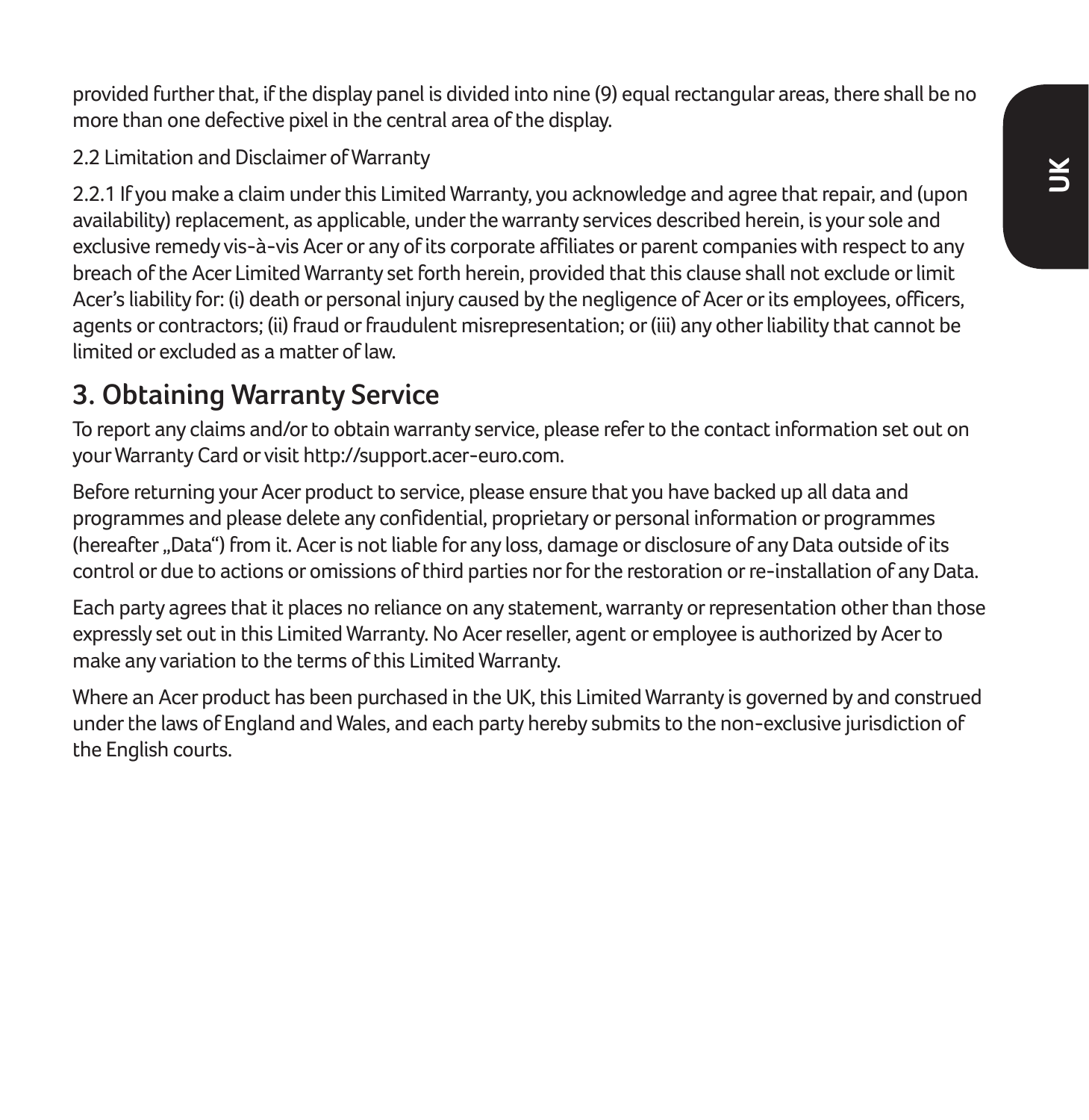provided further that, if the display panel is divided into nine (9) equal rectangular areas, there shall be no more than one defective pixel in the central area of the display.

2.2 Limitation and Disclaimer of Warranty

2.2.1 If you make a claim under this Limited Warranty, you acknowledge and agree that repair, and (upon availability) replacement, as applicable, under the warranty services described herein, is your sole and exclusive remedy vis-à-vis Acer or any of its corporate affiliates or parent companies with respect to any breach of the Acer Limited Warranty set forth herein, provided that this clause shall not exclude or limit Acer's liability for: (i) death or personal injury caused by the negligence of Acer or its employees, officers, agents or contractors; (ii) fraud or fraudulent misrepresentation; or (iii) any other liability that cannot be limited or excluded as a matter of law.

## 3. Obtaining Warranty Service

To report any claims and/or to obtain warranty service, please refer to the contact information set out on your Warranty Card or visit http://support.acer-euro.com.

Before returning your Acer product to service, please ensure that you have backed up all data and programmes and please delete any confidential, proprietary or personal information or programmes (hereafter „Data") from it. Acer is not liable for any loss, damage or disclosure of any Data outside of its control or due to actions or omissions of third parties nor for the restoration or re-installation of any Data.

Each party agrees that it places no reliance on any statement, warranty or representation other than those expressly set out in this Limited Warranty. No Acer reseller, agent or employee is authorized by Acer to make any variation to the terms of this Limited Warranty.

Where an Acer product has been purchased in the UK, this Limited Warranty is governed by and construed under the laws of England and Wales, and each party hereby submits to the non-exclusive jurisdiction of the English courts.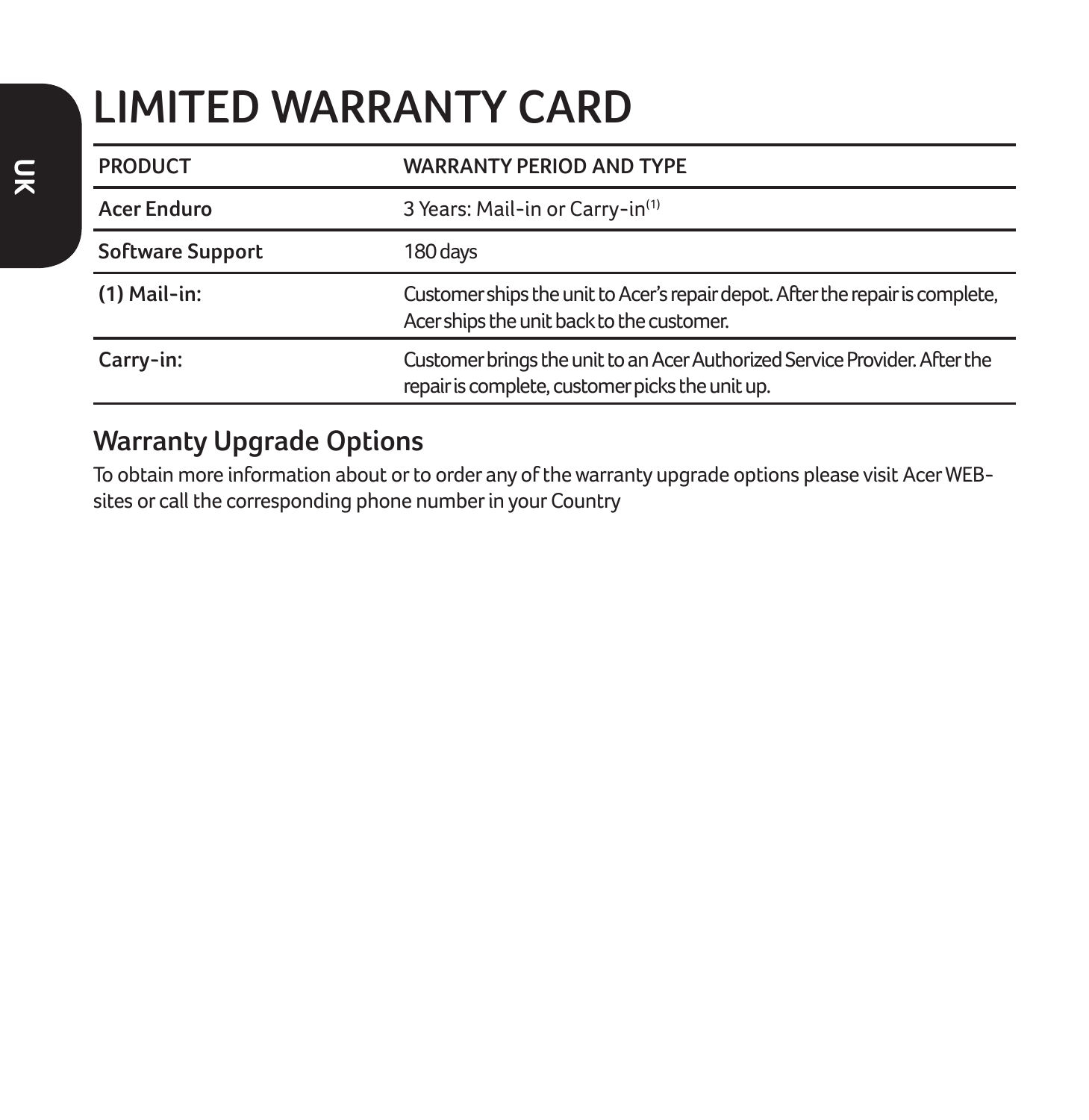# LIMITED WARRANTY CARD

| PRODUCT | WARRANTY PERIOD AND TYPE |
| --- | --- |
| Acer Enduro | 3 Years: Mail-in or Carry-in[1] |
| Software Support | 180 days |
| (1) Mail-in: | Customer ships the unit to Acer's repair depot. After the repair is complete, Acer ships the unit back to the customer. |
| Carry-in: | Customer brings the unit to an Acer Authorized Service Provider. After the repair is complete, customer picks the unit up. |

## Warranty Upgrade Options

To obtain more information about or to order any of the warranty upgrade options please visit Acer WEB-sites or call the corresponding phone number in your Country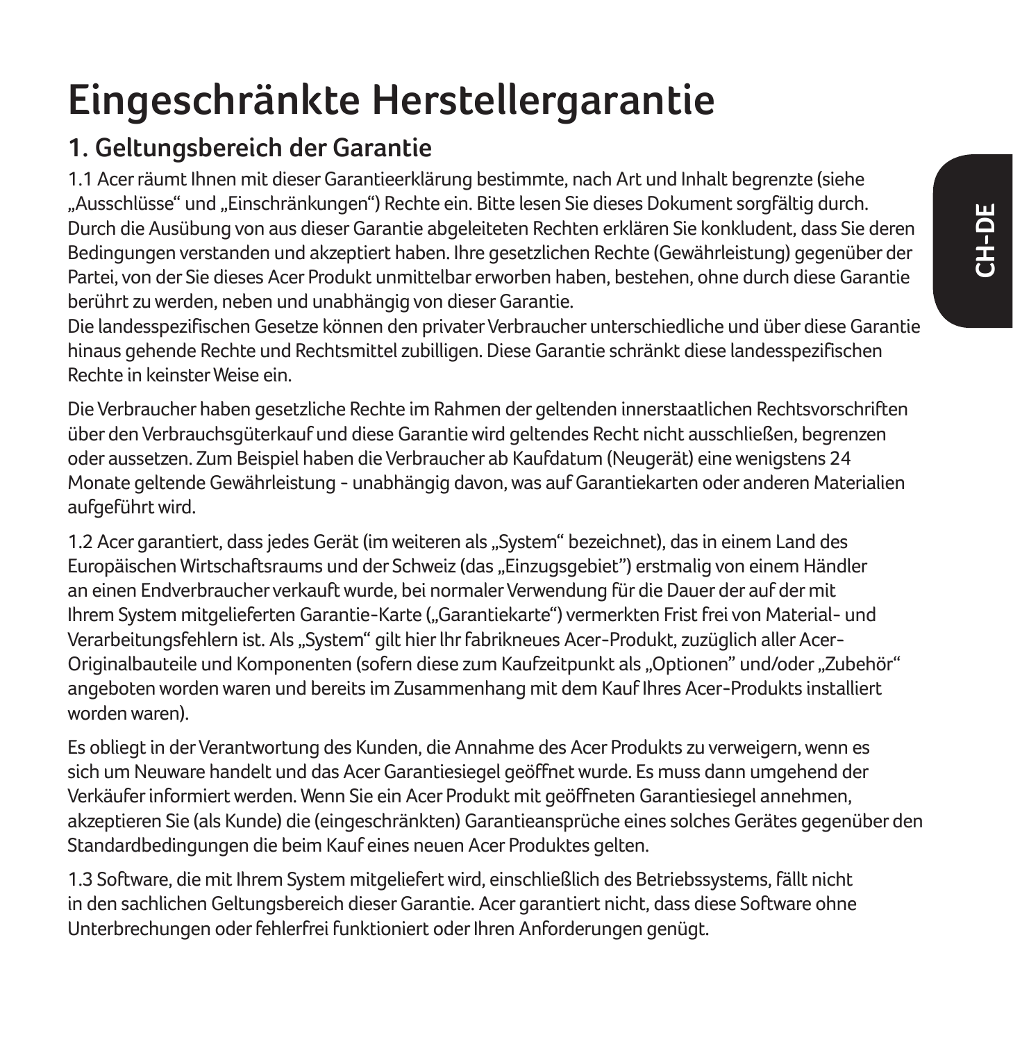# Eingeschränkte Herstellergarantie

## 1. Geltungsbereich der Garantie

1.1 Acer räumt Ihnen mit dieser Garantieerklärung bestimmte, nach Art und Inhalt begrenzte (siehe „Ausschlüsse" und „Einschränkungen") Rechte ein. Bitte lesen Sie dieses Dokument sorgfältig durch. Durch die Ausübung von aus dieser Garantie abgeleiteten Rechten erklären Sie konkludent, dass Sie deren Bedingungen verstanden und akzeptiert haben. Ihre gesetzlichen Rechte (Gewährleistung) gegenüber der Partei, von der Sie dieses Acer Produkt unmittelbar erworben haben, bestehen, ohne durch diese Garantie berührt zu werden, neben und unabhängig von dieser Garantie.
Die landesspezifischen Gesetze können den privater Verbraucher unterschiedliche und über diese Garantie hinaus gehende Rechte und Rechtsmittel zubilligen. Diese Garantie schränkt diese landesspezifischen Rechte in keinster Weise ein.

Die Verbraucher haben gesetzliche Rechte im Rahmen der geltenden innerstaatlichen Rechtsvorschriften über den Verbrauchsgüterkauf und diese Garantie wird geltendes Recht nicht ausschließen, begrenzen oder aussetzen. Zum Beispiel haben die Verbraucher ab Kaufdatum (Neugerät) eine wenigstens 24 Monate geltende Gewährleistung - unabhängig davon, was auf Garantiekarten oder anderen Materialien aufgeführt wird.

1.2 Acer garantiert, dass jedes Gerät (im weiteren als „System" bezeichnet), das in einem Land des Europäischen Wirtschaftsraums und der Schweiz (das „Einzugsgebiet") erstmalig von einem Händler an einen Endverbraucher verkauft wurde, bei normaler Verwendung für die Dauer der auf der mit Ihrem System mitgelieferten Garantie-Karte („Garantiekarte") vermerkten Frist frei von Material- und Verarbeitungsfehlern ist. Als „System" gilt hier Ihr fabrikneues Acer-Produkt, zuzüglich aller Acer-Originalbauteile und Komponenten (sofern diese zum Kaufzeitpunkt als „Optionen" und/oder „Zubehör" angeboten worden waren und bereits im Zusammenhang mit dem Kauf Ihres Acer-Produkts installiert worden waren).

Es obliegt in der Verantwortung des Kunden, die Annahme des Acer Produkts zu verweigern, wenn es sich um Neuware handelt und das Acer Garantiesiegel geöffnet wurde. Es muss dann umgehend der Verkäufer informiert werden. Wenn Sie ein Acer Produkt mit geöffneten Garantiesiegel annehmen, akzeptieren Sie (als Kunde) die (eingeschränkten) Garantieansprüche eines solches Gerätes gegenüber den Standardbedingungen die beim Kauf eines neuen Acer Produktes gelten.

1.3 Software, die mit Ihrem System mitgeliefert wird, einschließlich des Betriebssystems, fällt nicht in den sachlichen Geltungsbereich dieser Garantie. Acer garantiert nicht, dass diese Software ohne Unterbrechungen oder fehlerfrei funktioniert oder Ihren Anforderungen genügt.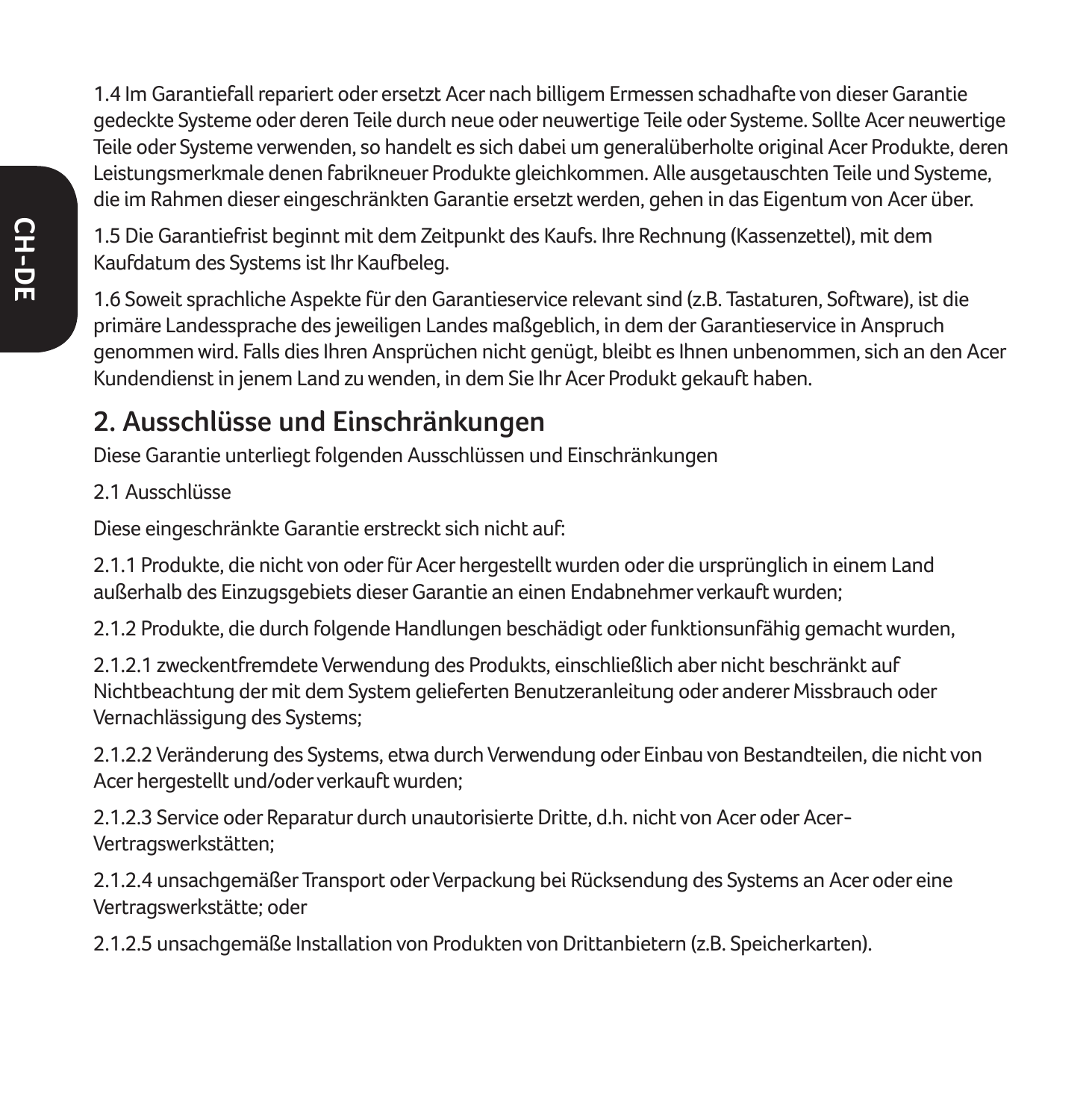1.4 Im Garantiefall repariert oder ersetzt Acer nach billigem Ermessen schadhafte von dieser Garantie gedeckte Systeme oder deren Teile durch neue oder neuwertige Teile oder Systeme. Sollte Acer neuwertige Teile oder Systeme verwenden, so handelt es sich dabei um generalüberholte original Acer Produkte, deren Leistungsmerkmale denen fabrikneuer Produkte gleichkommen. Alle ausgetauschten Teile und Systeme, die im Rahmen dieser eingeschränkten Garantie ersetzt werden, gehen in das Eigentum von Acer über.

1.5 Die Garantiefrist beginnt mit dem Zeitpunkt des Kaufs. Ihre Rechnung (Kassenzettel), mit dem Kaufdatum des Systems ist Ihr Kaufbeleg.

1.6 Soweit sprachliche Aspekte für den Garantieservice relevant sind (z.B. Tastaturen, Software), ist die primäre Landessprache des jeweiligen Landes maßgeblich, in dem der Garantieservice in Anspruch genommen wird. Falls dies Ihren Ansprüchen nicht genügt, bleibt es Ihnen unbenommen, sich an den Acer Kundendienst in jenem Land zu wenden, in dem Sie Ihr Acer Produkt gekauft haben.

## 2. Ausschlüsse und Einschränkungen

Diese Garantie unterliegt folgenden Ausschlüssen und Einschränkungen

2.1 Ausschlüsse

Diese eingeschränkte Garantie erstreckt sich nicht auf:

2.1.1 Produkte, die nicht von oder für Acer hergestellt wurden oder die ursprünglich in einem Land außerhalb des Einzugsgebiets dieser Garantie an einen Endabnehmer verkauft wurden;

2.1.2 Produkte, die durch folgende Handlungen beschädigt oder funktionsunfähig gemacht wurden,

2.1.2.1 zweckentfremdete Verwendung des Produkts, einschließlich aber nicht beschränkt auf Nichtbeachtung der mit dem System gelieferten Benutzeranleitung oder anderer Missbrauch oder Vernachlässigung des Systems;

2.1.2.2 Veränderung des Systems, etwa durch Verwendung oder Einbau von Bestandteilen, die nicht von Acer hergestellt und/oder verkauft wurden;

2.1.2.3 Service oder Reparatur durch unautorisierte Dritte, d.h. nicht von Acer oder Acer-Vertragswerkstätten;

2.1.2.4 unsachgemäßer Transport oder Verpackung bei Rücksendung des Systems an Acer oder eine Vertragswerkstätte; oder

2.1.2.5 unsachgemäße Installation von Produkten von Drittanbietern (z.B. Speicherkarten).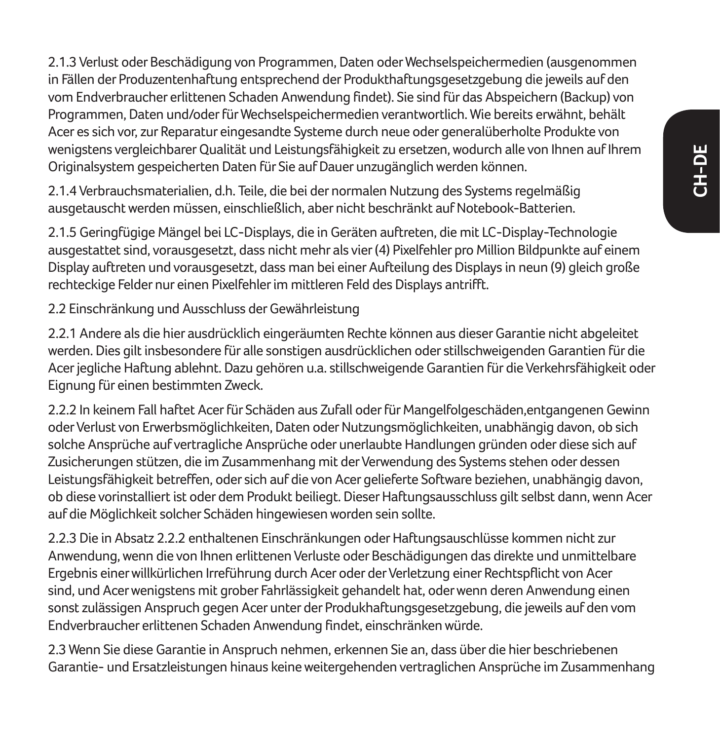2.1.3 Verlust oder Beschädigung von Programmen, Daten oder Wechselspeichermedien (ausgenommen in Fällen der Produzentenhaftung entsprechend der Produkthaftungsgesetzgebung die jeweils auf den vom Endverbraucher erlittenen Schaden Anwendung findet). Sie sind für das Abspeichern (Backup) von Programmen, Daten und/oder für Wechselspeichermedien verantwortlich. Wie bereits erwähnt, behält Acer es sich vor, zur Reparatur eingesandte Systeme durch neue oder generalüberholte Produkte von wenigstens vergleichbarer Qualität und Leistungsfähigkeit zu ersetzen, wodurch alle von Ihnen auf Ihrem Originalsystem gespeicherten Daten für Sie auf Dauer unzugänglich werden können.

2.1.4 Verbrauchsmaterialien, d.h. Teile, die bei der normalen Nutzung des Systems regelmäßig ausgetauscht werden müssen, einschließlich, aber nicht beschränkt auf Notebook-Batterien.

2.1.5 Geringfügige Mängel bei LC-Displays, die in Geräten auftreten, die mit LC-Display-Technologie ausgestattet sind, vorausgesetzt, dass nicht mehr als vier (4) Pixelfehler pro Million Bildpunkte auf einem Display auftreten und vorausgesetzt, dass man bei einer Aufteilung des Displays in neun (9) gleich große rechteckige Felder nur einen Pixelfehler im mittleren Feld des Displays antrifft.

2.2 Einschränkung und Ausschluss der Gewährleistung

2.2.1 Andere als die hier ausdrücklich eingeräumten Rechte können aus dieser Garantie nicht abgeleitet werden. Dies gilt insbesondere für alle sonstigen ausdrücklichen oder stillschweigenden Garantien für die Acer jegliche Haftung ablehnt. Dazu gehören u.a. stillschweigende Garantien für die Verkehrsfähigkeit oder Eignung für einen bestimmten Zweck.

2.2.2 In keinem Fall haftet Acer für Schäden aus Zufall oder für Mangelfolgeschäden,entgangenen Gewinn oder Verlust von Erwerbsmöglichkeiten, Daten oder Nutzungsmöglichkeiten, unabhängig davon, ob sich solche Ansprüche auf vertragliche Ansprüche oder unerlaubte Handlungen gründen oder diese sich auf Zusicherungen stützen, die im Zusammenhang mit der Verwendung des Systems stehen oder dessen Leistungsfähigkeit betreffen, oder sich auf die von Acer gelieferte Software beziehen, unabhängig davon, ob diese vorinstalliert ist oder dem Produkt beiliegt. Dieser Haftungsausschluss gilt selbst dann, wenn Acer auf die Möglichkeit solcher Schäden hingewiesen worden sein sollte.

2.2.3 Die in Absatz 2.2.2 enthaltenen Einschränkungen oder Haftungsauschlüsse kommen nicht zur Anwendung, wenn die von Ihnen erlittenen Verluste oder Beschädigungen das direkte und unmittelbare Ergebnis einer willkürlichen Irreführung durch Acer oder der Verletzung einer Rechtspflicht von Acer sind, und Acer wenigstens mit grober Fahrlässigkeit gehandelt hat, oder wenn deren Anwendung einen sonst zulässigen Anspruch gegen Acer unter der Produkhaftungsgesetzgebung, die jeweils auf den vom Endverbraucher erlittenen Schaden Anwendung findet, einschränken würde.

2.3 Wenn Sie diese Garantie in Anspruch nehmen, erkennen Sie an, dass über die hier beschriebenen Garantie- und Ersatzleistungen hinaus keine weitergehenden vertraglichen Ansprüche im Zusammenhang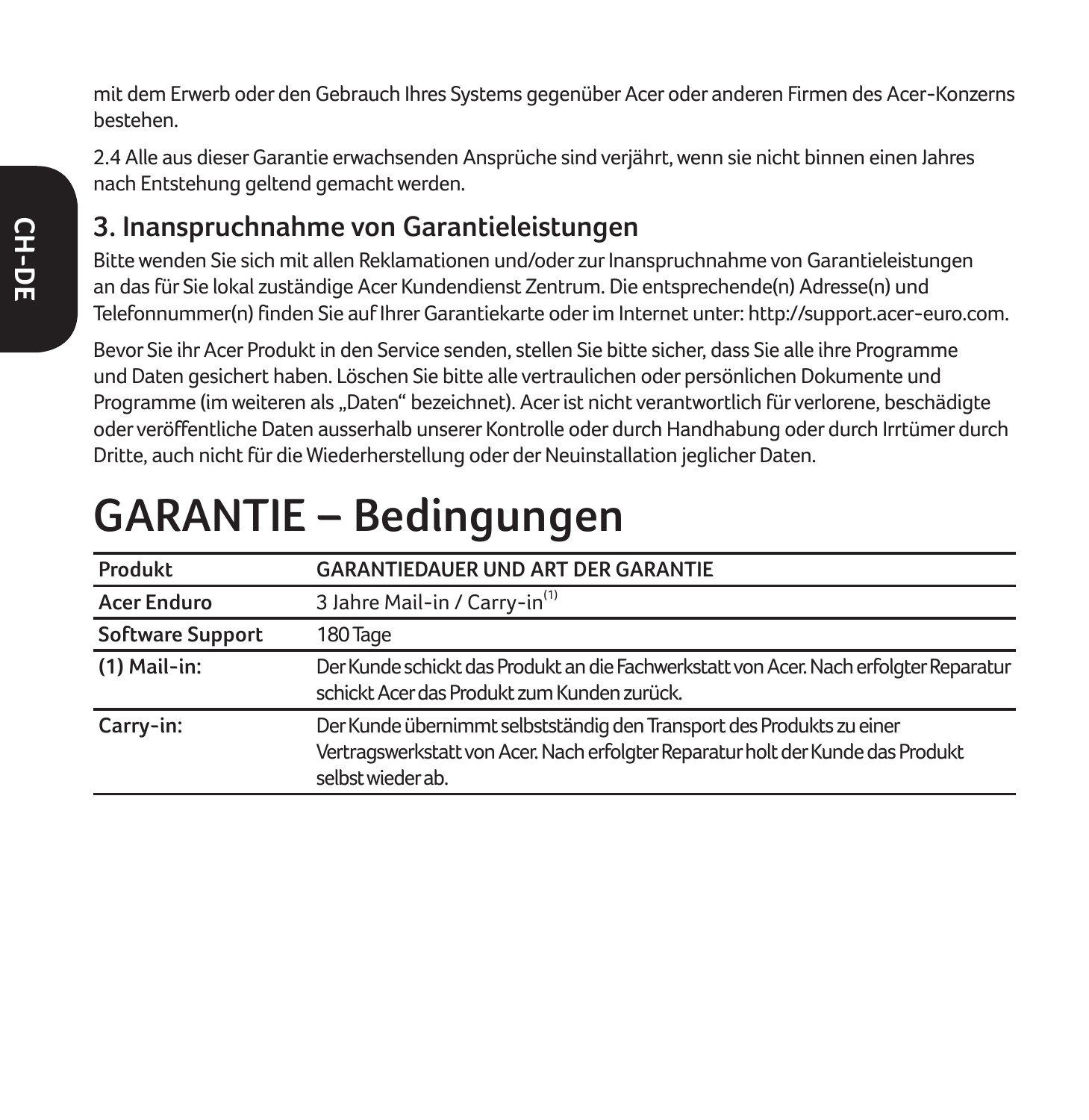mit dem Erwerb oder den Gebrauch Ihres Systems gegenüber Acer oder anderen Firmen des Acer-Konzerns bestehen.

2.4 Alle aus dieser Garantie erwachsenden Ansprüche sind verjährt, wenn sie nicht binnen einen Jahres nach Entstehung geltend gemacht werden.

## 3. Inanspruchnahme von Garantieleistungen

Bitte wenden Sie sich mit allen Reklamationen und/oder zur Inanspruchnahme von Garantieleistungen an das für Sie lokal zuständige Acer Kundendienst Zentrum. Die entsprechende(n) Adresse(n) und Telefonnummer(n) finden Sie auf Ihrer Garantiekarte oder im Internet unter: http://support.acer-euro.com.

Bevor Sie ihr Acer Produkt in den Service senden, stellen Sie bitte sicher, dass Sie alle ihre Programme und Daten gesichert haben. Löschen Sie bitte alle vertraulichen oder persönlichen Dokumente und Programme (im weiteren als „Daten" bezeichnet). Acer ist nicht verantwortlich für verlorene, beschädigte oder veröffentliche Daten ausserhalb unserer Kontrolle oder durch Handhabung oder durch Irrtümer durch Dritte, auch nicht für die Wiederherstellung oder der Neuinstallation jeglicher Daten.

# GARANTIE – Bedingungen

| Produkt | GARANTIEDAUER UND ART DER GARANTIE |
|---|---|
| Acer Enduro | 3 Jahre Mail-in / Carry-in(1) |
| Software Support | 180 Tage |
| (1) Mail-in: | Der Kunde schickt das Produkt an die Fachwerkstatt von Acer. Nach erfolgter Reparatur schickt Acer das Produkt zum Kunden zurück. |
| Carry-in: | Der Kunde übernimmt selbstständig den Transport des Produkts zu einer Vertragswerkstatt von Acer. Nach erfolgter Reparatur holt der Kunde das Produkt selbst wieder ab. |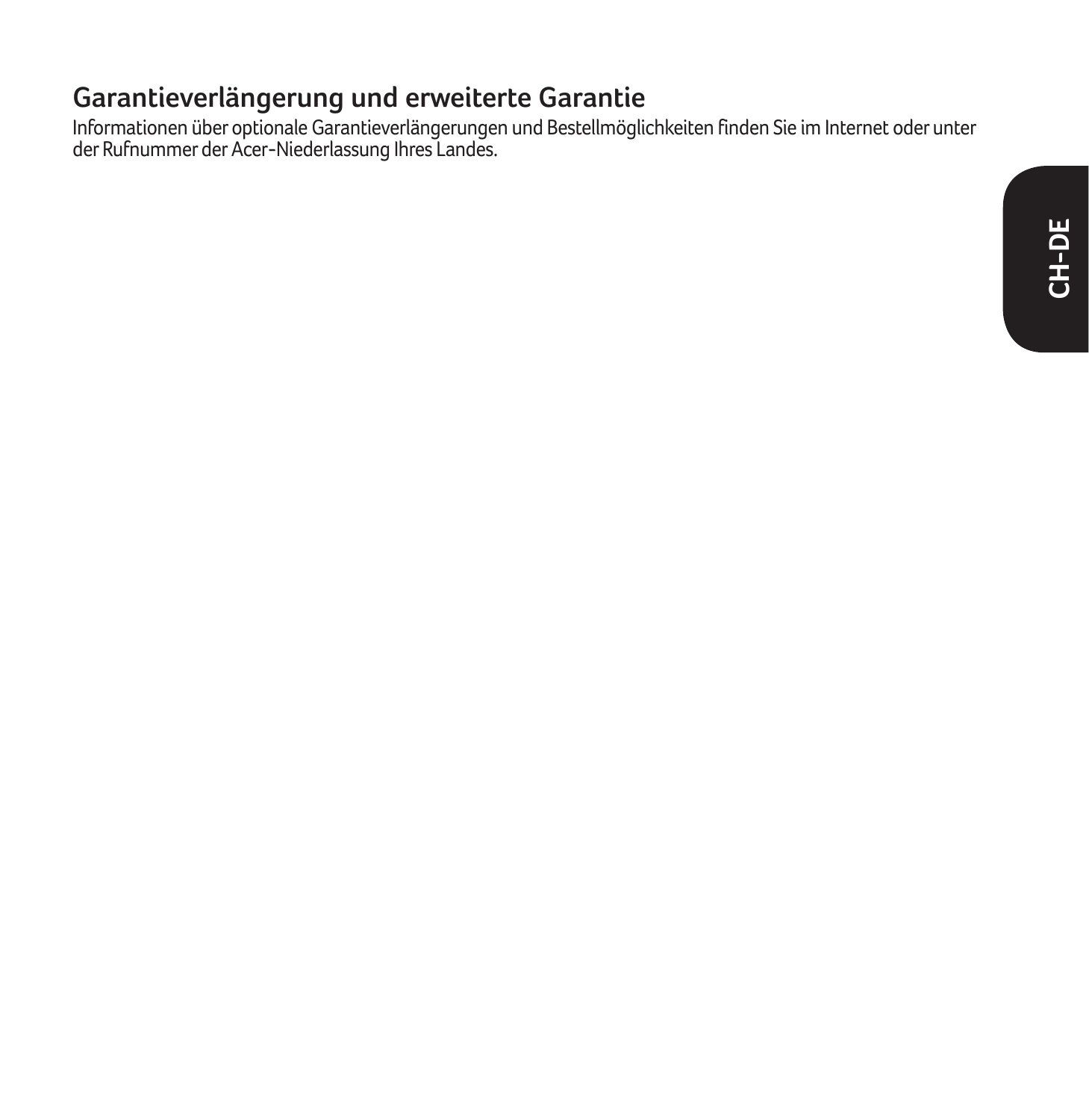## Garantieverlängerung und erweiterte Garantie

Informationen über optionale Garantieverlängerungen und Bestellmöglichkeiten finden Sie im Internet oder unter der Rufnummer der Acer-Niederlassung Ihres Landes.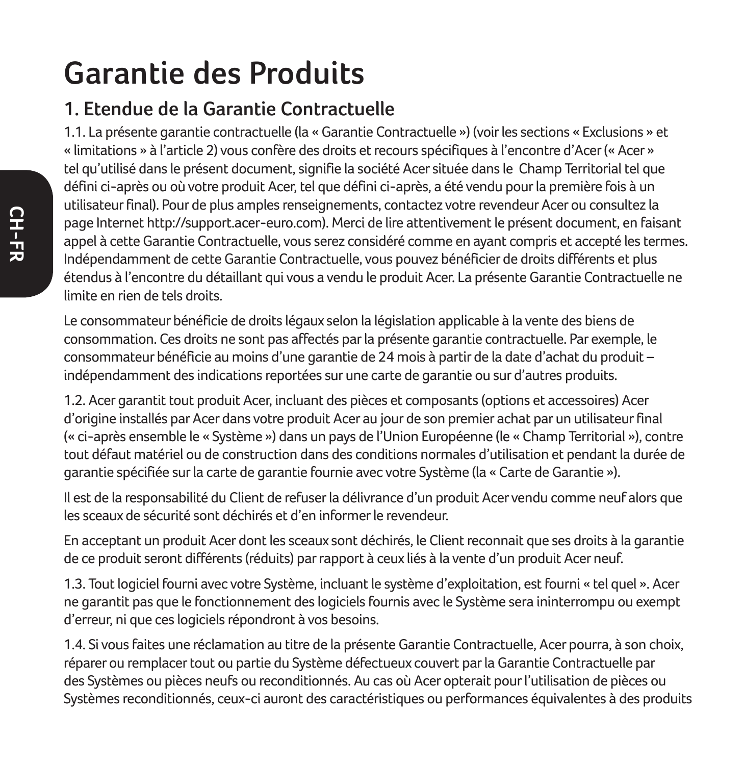# Garantie des Produits

## 1. Etendue de la Garantie Contractuelle

1.1. La présente garantie contractuelle (la « Garantie Contractuelle ») (voir les sections « Exclusions » et « limitations » à l'article 2) vous confère des droits et recours spécifiques à l'encontre d'Acer (« Acer » tel qu'utilisé dans le présent document, signifie la société Acer située dans le Champ Territorial tel que défini ci-après ou où votre produit Acer, tel que défini ci-après, a été vendu pour la première fois à un utilisateur final). Pour de plus amples renseignements, contactez votre revendeur Acer ou consultez la page Internet http://support.acer-euro.com). Merci de lire attentivement le présent document, en faisant appel à cette Garantie Contractuelle, vous serez considéré comme en ayant compris et accepté les termes. Indépendamment de cette Garantie Contractuelle, vous pouvez bénéficier de droits différents et plus étendus à l'encontre du détaillant qui vous a vendu le produit Acer. La présente Garantie Contractuelle ne limite en rien de tels droits.

Le consommateur bénéficie de droits légaux selon la législation applicable à la vente des biens de consommation. Ces droits ne sont pas affectés par la présente garantie contractuelle. Par exemple, le consommateur bénéficie au moins d'une garantie de 24 mois à partir de la date d'achat du produit – indépendamment des indications reportées sur une carte de garantie ou sur d'autres produits.

1.2. Acer garantit tout produit Acer, incluant des pièces et composants (options et accessoires) Acer d'origine installés par Acer dans votre produit Acer au jour de son premier achat par un utilisateur final (« ci-après ensemble le « Système ») dans un pays de l'Union Européenne (le « Champ Territorial »), contre tout défaut matériel ou de construction dans des conditions normales d'utilisation et pendant la durée de garantie spécifiée sur la carte de garantie fournie avec votre Système (la « Carte de Garantie »).

Il est de la responsabilité du Client de refuser la délivrance d'un produit Acer vendu comme neuf alors que les sceaux de sécurité sont déchirés et d'en informer le revendeur.

En acceptant un produit Acer dont les sceaux sont déchirés, le Client reconnait que ses droits à la garantie de ce produit seront différents (réduits) par rapport à ceux liés à la vente d'un produit Acer neuf.

1.3. Tout logiciel fourni avec votre Système, incluant le système d'exploitation, est fourni « tel quel ». Acer ne garantit pas que le fonctionnement des logiciels fournis avec le Système sera ininterrompu ou exempt d'erreur, ni que ces logiciels répondront à vos besoins.

1.4. Si vous faites une réclamation au titre de la présente Garantie Contractuelle, Acer pourra, à son choix, réparer ou remplacer tout ou partie du Système défectueux couvert par la Garantie Contractuelle par des Systèmes ou pièces neufs ou reconditionnés. Au cas où Acer opterait pour l'utilisation de pièces ou Systèmes reconditionnés, ceux-ci auront des caractéristiques ou performances équivalentes à des produits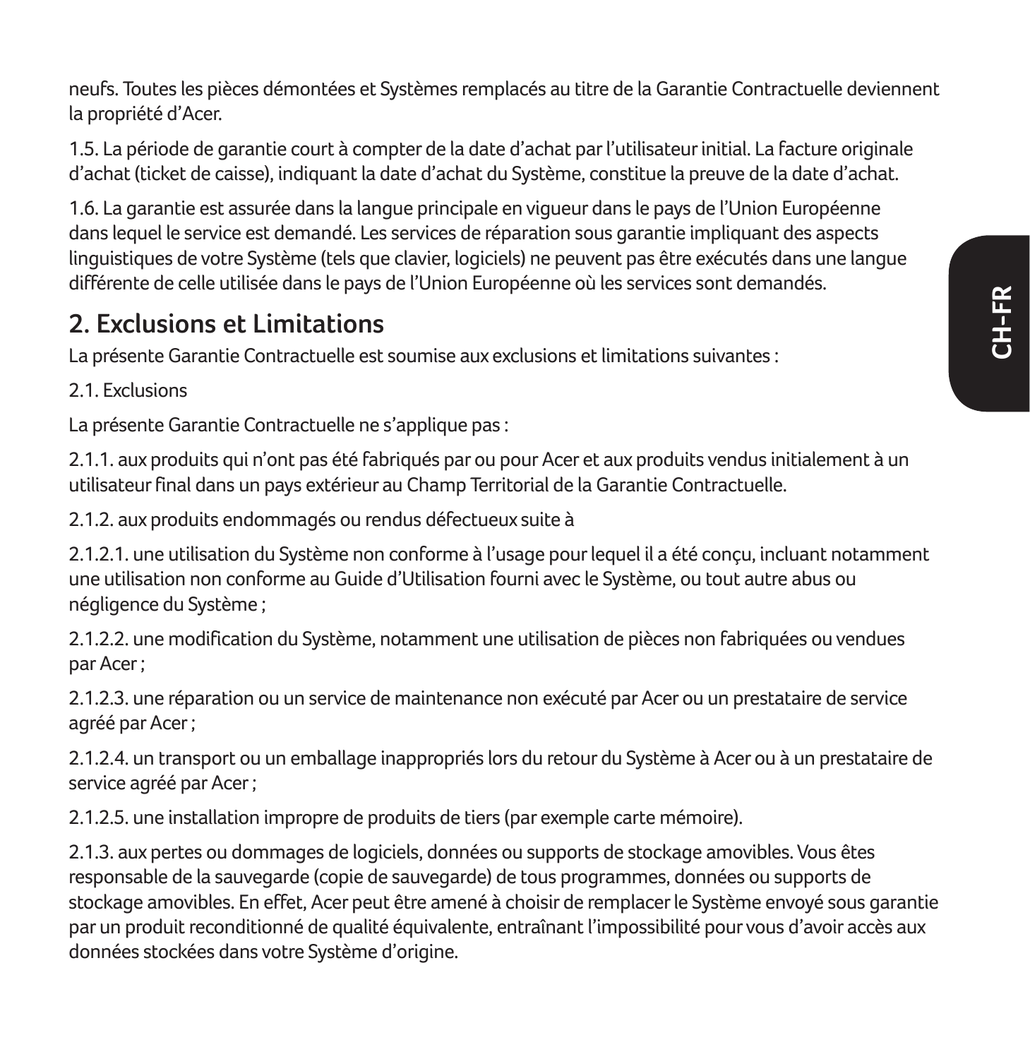neufs. Toutes les pièces démontées et Systèmes remplacés au titre de la Garantie Contractuelle deviennent la propriété d'Acer.

1.5. La période de garantie court à compter de la date d'achat par l'utilisateur initial. La facture originale d'achat (ticket de caisse), indiquant la date d'achat du Système, constitue la preuve de la date d'achat.

1.6. La garantie est assurée dans la langue principale en vigueur dans le pays de l'Union Européenne dans lequel le service est demandé. Les services de réparation sous garantie impliquant des aspects linguistiques de votre Système (tels que clavier, logiciels) ne peuvent pas être exécutés dans une langue différente de celle utilisée dans le pays de l'Union Européenne où les services sont demandés.

## 2. Exclusions et Limitations

La présente Garantie Contractuelle est soumise aux exclusions et limitations suivantes :

2.1. Exclusions

La présente Garantie Contractuelle ne s'applique pas :

2.1.1. aux produits qui n'ont pas été fabriqués par ou pour Acer et aux produits vendus initialement à un utilisateur final dans un pays extérieur au Champ Territorial de la Garantie Contractuelle.

2.1.2. aux produits endommagés ou rendus défectueux suite à

2.1.2.1. une utilisation du Système non conforme à l'usage pour lequel il a été conçu, incluant notamment une utilisation non conforme au Guide d'Utilisation fourni avec le Système, ou tout autre abus ou négligence du Système ;

2.1.2.2. une modification du Système, notamment une utilisation de pièces non fabriquées ou vendues par Acer ;

2.1.2.3. une réparation ou un service de maintenance non exécuté par Acer ou un prestataire de service agréé par Acer ;

2.1.2.4. un transport ou un emballage inappropriés lors du retour du Système à Acer ou à un prestataire de service agréé par Acer ;

2.1.2.5. une installation impropre de produits de tiers (par exemple carte mémoire).

2.1.3. aux pertes ou dommages de logiciels, données ou supports de stockage amovibles. Vous êtes responsable de la sauvegarde (copie de sauvegarde) de tous programmes, données ou supports de stockage amovibles. En effet, Acer peut être amené à choisir de remplacer le Système envoyé sous garantie par un produit reconditionné de qualité équivalente, entraînant l'impossibilité pour vous d'avoir accès aux données stockées dans votre Système d'origine.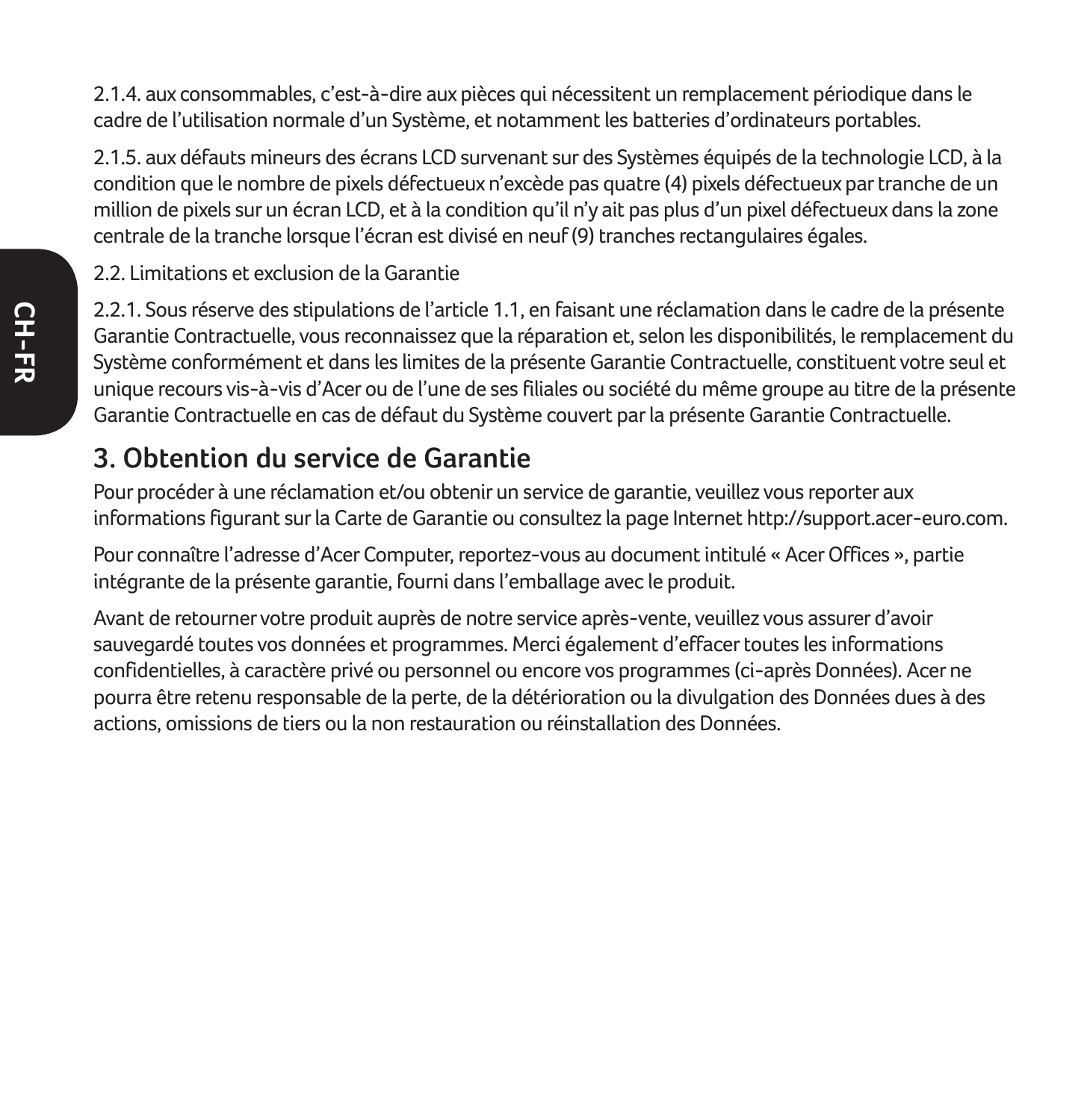2.1.4. aux consommables, c'est-à-dire aux pièces qui nécessitent un remplacement périodique dans le cadre de l'utilisation normale d'un Système, et notamment les batteries d'ordinateurs portables.

2.1.5. aux défauts mineurs des écrans LCD survenant sur des Systèmes équipés de la technologie LCD, à la condition que le nombre de pixels défectueux n'excède pas quatre (4) pixels défectueux par tranche de un million de pixels sur un écran LCD, et à la condition qu'il n'y ait pas plus d'un pixel défectueux dans la zone centrale de la tranche lorsque l'écran est divisé en neuf (9) tranches rectangulaires égales.

2.2. Limitations et exclusion de la Garantie

2.2.1. Sous réserve des stipulations de l'article 1.1, en faisant une réclamation dans le cadre de la présente Garantie Contractuelle, vous reconnaissez que la réparation et, selon les disponibilités, le remplacement du Système conformément et dans les limites de la présente Garantie Contractuelle, constituent votre seul et unique recours vis-à-vis d'Acer ou de l'une de ses filiales ou société du même groupe au titre de la présente Garantie Contractuelle en cas de défaut du Système couvert par la présente Garantie Contractuelle.

## 3. Obtention du service de Garantie

Pour procéder à une réclamation et/ou obtenir un service de garantie, veuillez vous reporter aux informations figurant sur la Carte de Garantie ou consultez la page Internet http://support.acer-euro.com.

Pour connaître l'adresse d'Acer Computer, reportez-vous au document intitulé « Acer Offices », partie intégrante de la présente garantie, fourni dans l'emballage avec le produit.

Avant de retourner votre produit auprès de notre service après-vente, veuillez vous assurer d'avoir sauvegardé toutes vos données et programmes. Merci également d'effacer toutes les informations confidentielles, à caractère privé ou personnel ou encore vos programmes (ci-après Données). Acer ne pourra être retenu responsable de la perte, de la détérioration ou la divulgation des Données dues à des actions, omissions de tiers ou la non restauration ou réinstallation des Données.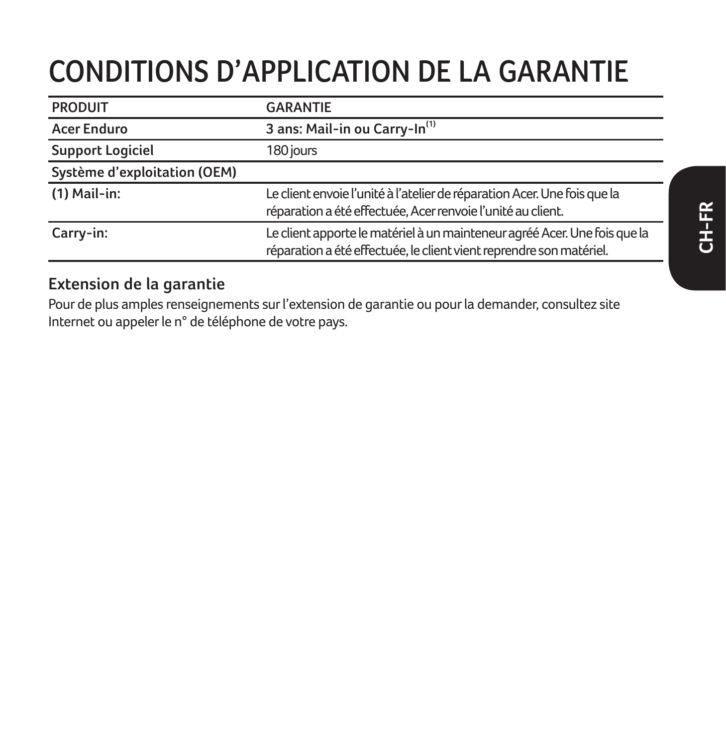# CONDITIONS D'APPLICATION DE LA GARANTIE

| PRODUIT | GARANTIE |
|---|---|
| **Acer Enduro** | **3 ans: Mail-in ou Carry-In[1]** |
| **Support Logiciel** | 180 jours |
| **Système d'exploitation (OEM)** | |
| **(1) Mail-in:** | Le client envoie l'unité à l'atelier de réparation Acer. Une fois que la réparation a été effectuée, Acer renvoie l'unité au client. |
| **Carry-in:** | Le client apporte le matériel à un mainteneur agréé Acer. Une fois que la réparation a été effectuée, le client vient reprendre son matériel. |

### Extension de la garantie

Pour de plus amples renseignements sur l'extension de garantie ou pour la demander, consultez site Internet ou appeler le n° de téléphone de votre pays.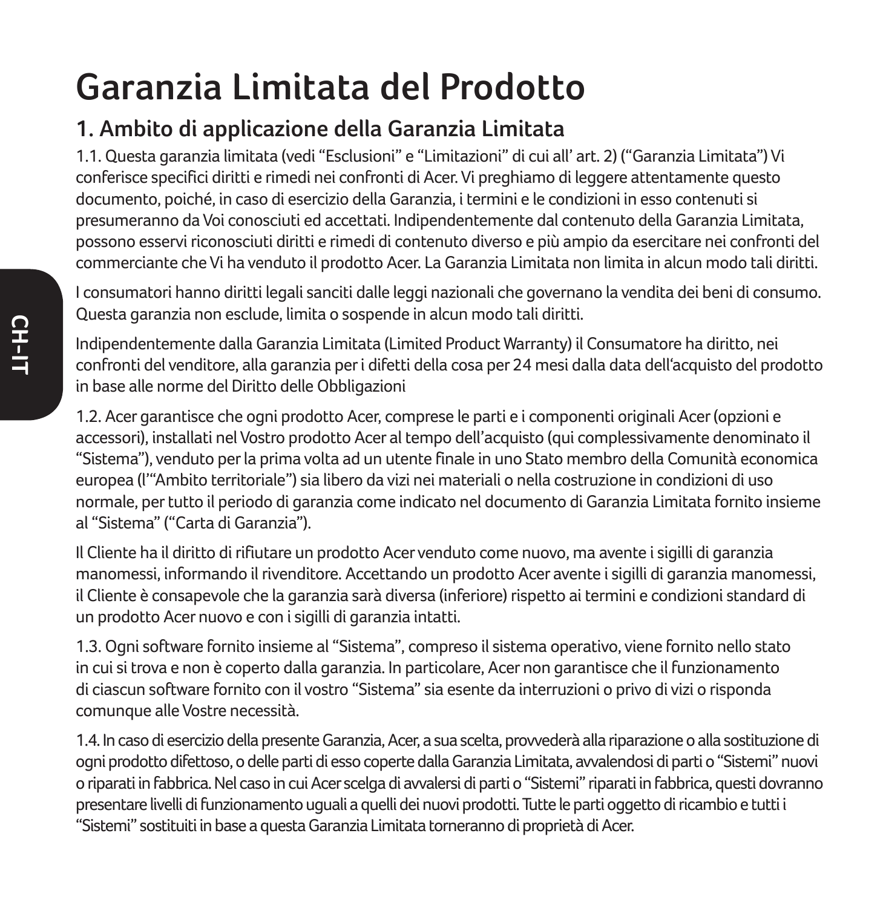# Garanzia Limitata del Prodotto

## 1. Ambito di applicazione della Garanzia Limitata

1.1. Questa garanzia limitata (vedi “Esclusioni” e “Limitazioni” di cui all’ art. 2) (“Garanzia Limitata”) Vi conferisce specifici diritti e rimedi nei confronti di Acer. Vi preghiamo di leggere attentamente questo documento, poiché, in caso di esercizio della Garanzia, i termini e le condizioni in esso contenuti si presumeranno da Voi conosciuti ed accettati. Indipendentemente dal contenuto della Garanzia Limitata, possono esservi riconosciuti diritti e rimedi di contenuto diverso e più ampio da esercitare nei confronti del commerciante che Vi ha venduto il prodotto Acer. La Garanzia Limitata non limita in alcun modo tali diritti.

I consumatori hanno diritti legali sanciti dalle leggi nazionali che governano la vendita dei beni di consumo. Questa garanzia non esclude, limita o sospende in alcun modo tali diritti.

Indipendentemente dalla Garanzia Limitata (Limited Product Warranty) il Consumatore ha diritto, nei confronti del venditore, alla garanzia per i difetti della cosa per 24 mesi dalla data dell‘acquisto del prodotto in base alle norme del Diritto delle Obbligazioni

1.2. Acer garantisce che ogni prodotto Acer, comprese le parti e i componenti originali Acer (opzioni e accessori), installati nel Vostro prodotto Acer al tempo dell’acquisto (qui complessivamente denominato il “Sistema”), venduto per la prima volta ad un utente finale in uno Stato membro della Comunità economica europea (l’“Ambito territoriale”) sia libero da vizi nei materiali o nella costruzione in condizioni di uso normale, per tutto il periodo di garanzia come indicato nel documento di Garanzia Limitata fornito insieme al “Sistema” (“Carta di Garanzia”).

Il Cliente ha il diritto di rifiutare un prodotto Acer venduto come nuovo, ma avente i sigilli di garanzia manomessi, informando il rivenditore. Accettando un prodotto Acer avente i sigilli di garanzia manomessi, il Cliente è consapevole che la garanzia sarà diversa (inferiore) rispetto ai termini e condizioni standard di un prodotto Acer nuovo e con i sigilli di garanzia intatti.

1.3. Ogni software fornito insieme al “Sistema”, compreso il sistema operativo, viene fornito nello stato in cui si trova e non è coperto dalla garanzia. In particolare, Acer non garantisce che il funzionamento di ciascun software fornito con il vostro “Sistema” sia esente da interruzioni o privo di vizi o risponda comunque alle Vostre necessità.

1.4. In caso di esercizio della presente Garanzia, Acer, a sua scelta, provvederà alla riparazione o alla sostituzione di ogni prodotto difettoso, o delle parti di esso coperte dalla Garanzia Limitata, avvalendosi di parti o “Sistemi” nuovi o riparati in fabbrica. Nel caso in cui Acer scelga di avvalersi di parti o “Sistemi” riparati in fabbrica, questi dovranno presentare livelli di funzionamento uguali a quelli dei nuovi prodotti. Tutte le parti oggetto di ricambio e tutti i “Sistemi” sostituiti in base a questa Garanzia Limitata torneranno di proprietà di Acer.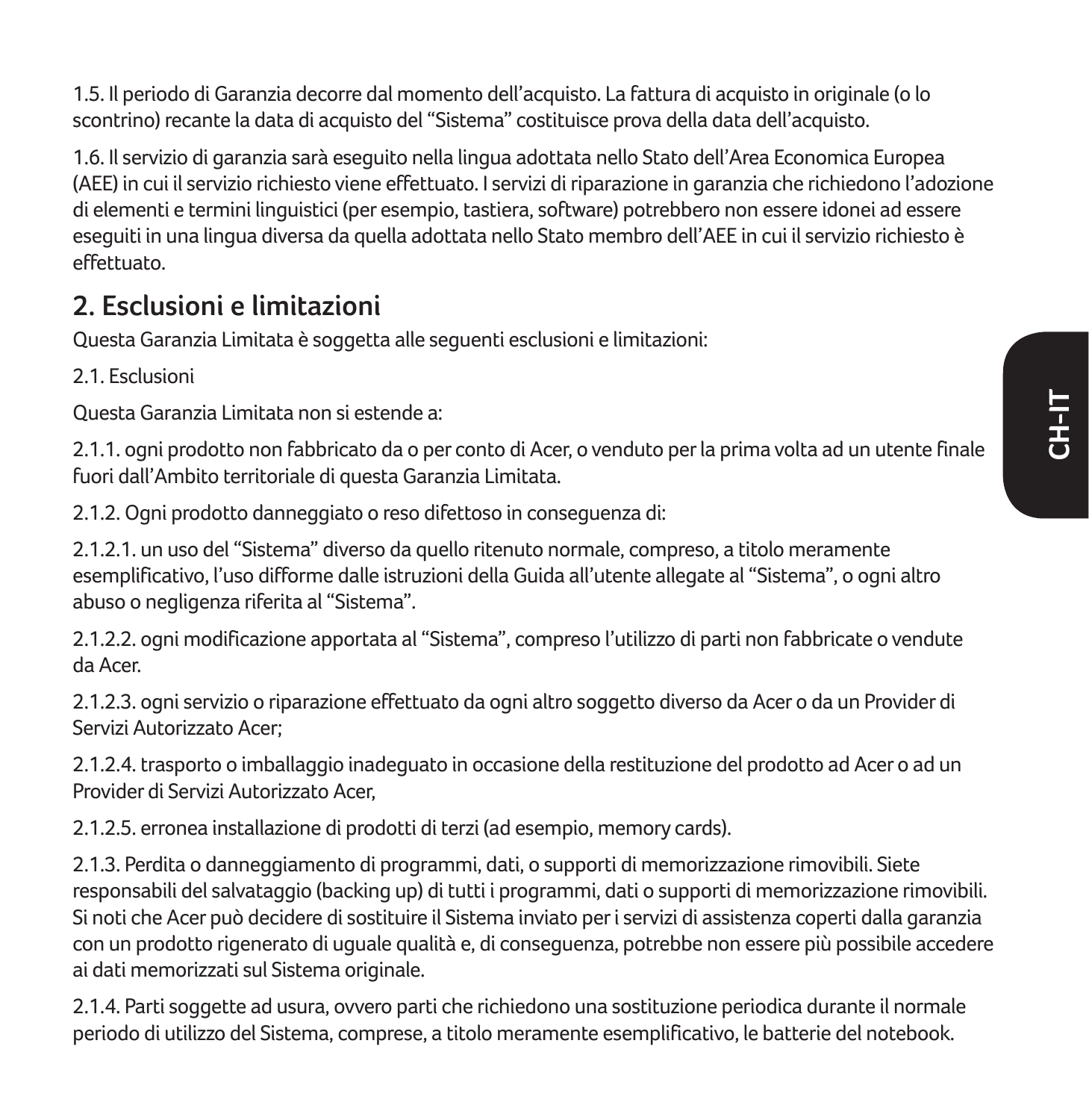1.5. Il periodo di Garanzia decorre dal momento dell'acquisto. La fattura di acquisto in originale (o lo scontrino) recante la data di acquisto del "Sistema" costituisce prova della data dell'acquisto.

1.6. Il servizio di garanzia sarà eseguito nella lingua adottata nello Stato dell'Area Economica Europea (AEE) in cui il servizio richiesto viene effettuato. I servizi di riparazione in garanzia che richiedono l'adozione di elementi e termini linguistici (per esempio, tastiera, software) potrebbero non essere idonei ad essere eseguiti in una lingua diversa da quella adottata nello Stato membro dell'AEE in cui il servizio richiesto è effettuato.

## 2. Esclusioni e limitazioni

Questa Garanzia Limitata è soggetta alle seguenti esclusioni e limitazioni:

2.1. Esclusioni

Questa Garanzia Limitata non si estende a:

2.1.1. ogni prodotto non fabbricato da o per conto di Acer, o venduto per la prima volta ad un utente finale fuori dall'Ambito territoriale di questa Garanzia Limitata.

2.1.2. Ogni prodotto danneggiato o reso difettoso in conseguenza di:

2.1.2.1. un uso del "Sistema" diverso da quello ritenuto normale, compreso, a titolo meramente esemplificativo, l'uso difforme dalle istruzioni della Guida all'utente allegate al "Sistema", o ogni altro abuso o negligenza riferita al "Sistema".

2.1.2.2. ogni modificazione apportata al "Sistema", compreso l'utilizzo di parti non fabbricate o vendute da Acer.

2.1.2.3. ogni servizio o riparazione effettuato da ogni altro soggetto diverso da Acer o da un Provider di Servizi Autorizzato Acer;

2.1.2.4. trasporto o imballaggio inadeguato in occasione della restituzione del prodotto ad Acer o ad un Provider di Servizi Autorizzato Acer,

2.1.2.5. erronea installazione di prodotti di terzi (ad esempio, memory cards).

2.1.3. Perdita o danneggiamento di programmi, dati, o supporti di memorizzazione rimovibili. Siete responsabili del salvataggio (backing up) di tutti i programmi, dati o supporti di memorizzazione rimovibili. Si noti che Acer può decidere di sostituire il Sistema inviato per i servizi di assistenza coperti dalla garanzia con un prodotto rigenerato di uguale qualità e, di conseguenza, potrebbe non essere più possibile accedere ai dati memorizzati sul Sistema originale.

2.1.4. Parti soggette ad usura, ovvero parti che richiedono una sostituzione periodica durante il normale periodo di utilizzo del Sistema, comprese, a titolo meramente esemplificativo, le batterie del notebook.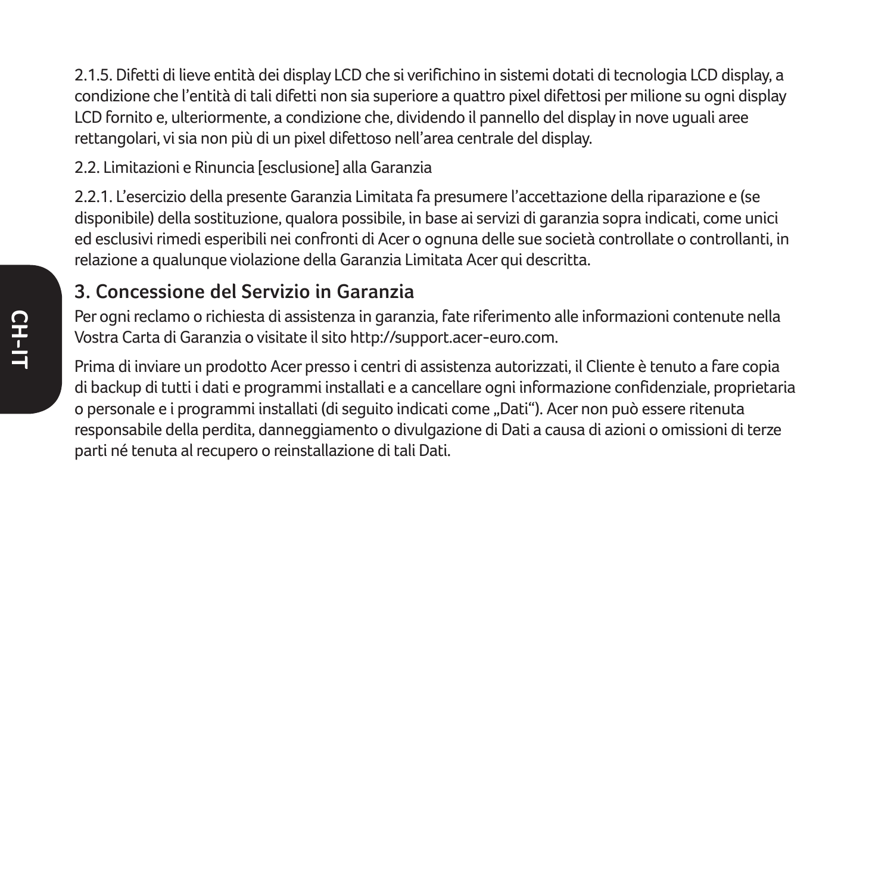2.1.5. Difetti di lieve entità dei display LCD che si verifichino in sistemi dotati di tecnologia LCD display, a condizione che l'entità di tali difetti non sia superiore a quattro pixel difettosi per milione su ogni display LCD fornito e, ulteriormente, a condizione che, dividendo il pannello del display in nove uguali aree rettangolari, vi sia non più di un pixel difettoso nell'area centrale del display.

2.2. Limitazioni e Rinuncia [esclusione] alla Garanzia

2.2.1. L'esercizio della presente Garanzia Limitata fa presumere l'accettazione della riparazione e (se disponibile) della sostituzione, qualora possibile, in base ai servizi di garanzia sopra indicati, come unici ed esclusivi rimedi esperibili nei confronti di Acer o ognuna delle sue società controllate o controllanti, in relazione a qualunque violazione della Garanzia Limitata Acer qui descritta.

## 3. Concessione del Servizio in Garanzia

Per ogni reclamo o richiesta di assistenza in garanzia, fate riferimento alle informazioni contenute nella Vostra Carta di Garanzia o visitate il sito http://support.acer-euro.com.

Prima di inviare un prodotto Acer presso i centri di assistenza autorizzati, il Cliente è tenuto a fare copia di backup di tutti i dati e programmi installati e a cancellare ogni informazione confidenziale, proprietaria o personale e i programmi installati (di seguito indicati come „Dati"). Acer non può essere ritenuta responsabile della perdita, danneggiamento o divulgazione di Dati a causa di azioni o omissioni di terze parti né tenuta al recupero o reinstallazione di tali Dati.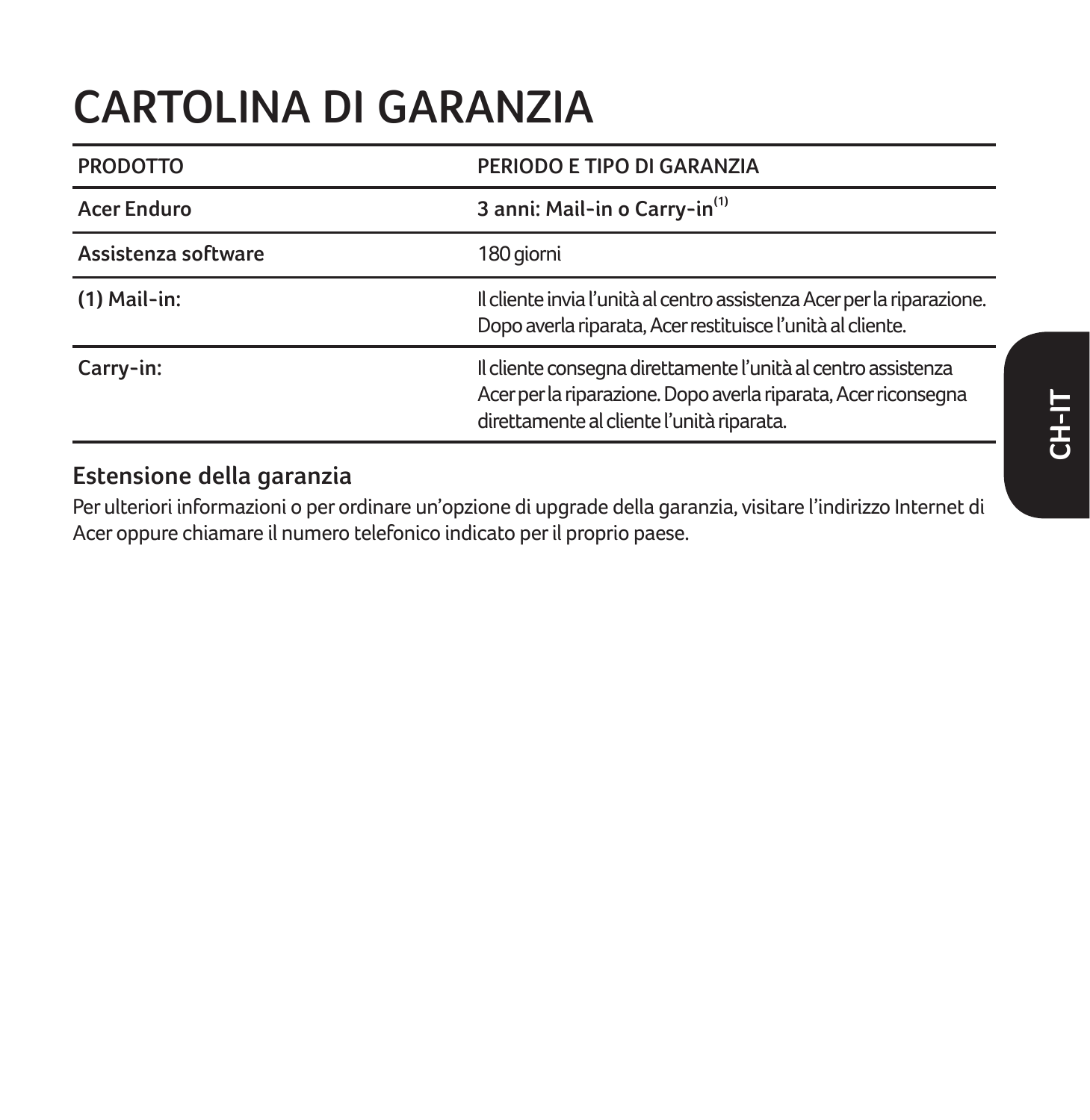# CARTOLINA DI GARANZIA

| PRODOTTO | PERIODO E TIPO DI GARANZIA |
| --- | --- |
| **Acer Enduro** | **3 anni: Mail-in o Carry-in**[1] |
| **Assistenza software** | 180 giorni |
| **(1) Mail-in:** | Il cliente invia l'unità al centro assistenza Acer per la riparazione. Dopo averla riparata, Acer restituisce l'unità al cliente. |
| **Carry-in:** | Il cliente consegna direttamente l'unità al centro assistenza Acer per la riparazione. Dopo averla riparata, Acer riconsegna direttamente al cliente l'unità riparata. |

## Estensione della garanzia

Per ulteriori informazioni o per ordinare un'opzione di upgrade della garanzia, visitare l'indirizzo Internet di Acer oppure chiamare il numero telefonico indicato per il proprio paese.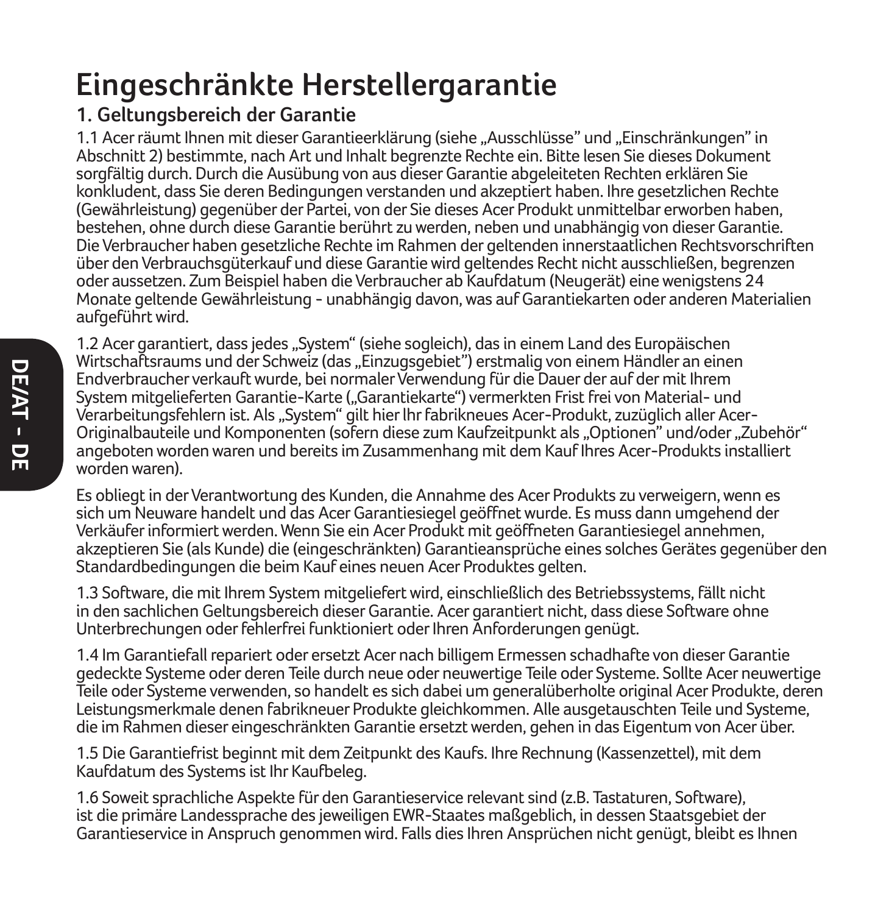# Eingeschränkte Herstellergarantie

## 1. Geltungsbereich der Garantie

1.1 Acer räumt Ihnen mit dieser Garantieerklärung (siehe „Ausschlüsse" und „Einschränkungen" in Abschnitt 2) bestimmte, nach Art und Inhalt begrenzte Rechte ein. Bitte lesen Sie dieses Dokument sorgfältig durch. Durch die Ausübung von aus dieser Garantie abgeleiteten Rechten erklären Sie konkludent, dass Sie deren Bedingungen verstanden und akzeptiert haben. Ihre gesetzlichen Rechte (Gewährleistung) gegenüber der Partei, von der Sie dieses Acer Produkt unmittelbar erworben haben, bestehen, ohne durch diese Garantie berührt zu werden, neben und unabhängig von dieser Garantie. Die Verbraucher haben gesetzliche Rechte im Rahmen der geltenden innerstaatlichen Rechtsvorschriften über den Verbrauchsgüterkauf und diese Garantie wird geltendes Recht nicht ausschließen, begrenzen oder aussetzen. Zum Beispiel haben die Verbraucher ab Kaufdatum (Neugerät) eine wenigstens 24 Monate geltende Gewährleistung - unabhängig davon, was auf Garantiekarten oder anderen Materialien aufgeführt wird.

1.2 Acer garantiert, dass jedes „System" (siehe sogleich), das in einem Land des Europäischen Wirtschaftsraums und der Schweiz (das „Einzugsgebiet") erstmalig von einem Händler an einen Endverbraucher verkauft wurde, bei normaler Verwendung für die Dauer der auf der mit Ihrem System mitgelieferten Garantie-Karte („Garantiekarte") vermerkten Frist frei von Material- und Verarbeitungsfehlern ist. Als „System" gilt hier Ihr fabrikneues Acer-Produkt, zuzüglich aller Acer-Originalbauteile und Komponenten (sofern diese zum Kaufzeitpunkt als „Optionen" und/oder „Zubehör" angeboten worden waren und bereits im Zusammenhang mit dem Kauf Ihres Acer-Produkts installiert worden waren).

Es obliegt in der Verantwortung des Kunden, die Annahme des Acer Produkts zu verweigern, wenn es sich um Neuware handelt und das Acer Garantiesiegel geöffnet wurde. Es muss dann umgehend der Verkäufer informiert werden. Wenn Sie ein Acer Produkt mit geöffneten Garantiesiegel annehmen, akzeptieren Sie (als Kunde) die (eingeschränkten) Garantieansprüche eines solches Gerätes gegenüber den Standardbedingungen die beim Kauf eines neuen Acer Produktes gelten.

1.3 Software, die mit Ihrem System mitgeliefert wird, einschließlich des Betriebssystems, fällt nicht in den sachlichen Geltungsbereich dieser Garantie. Acer garantiert nicht, dass diese Software ohne Unterbrechungen oder fehlerfrei funktioniert oder Ihren Anforderungen genügt.

1.4 Im Garantiefall repariert oder ersetzt Acer nach billigem Ermessen schadhafte von dieser Garantie gedeckte Systeme oder deren Teile durch neue oder neuwertige Teile oder Systeme. Sollte Acer neuwertige Teile oder Systeme verwenden, so handelt es sich dabei um generalüberholte original Acer Produkte, deren Leistungsmerkmale denen fabrikneuer Produkte gleichkommen. Alle ausgetauschten Teile und Systeme, die im Rahmen dieser eingeschränkten Garantie ersetzt werden, gehen in das Eigentum von Acer über.

1.5 Die Garantiefrist beginnt mit dem Zeitpunkt des Kaufs. Ihre Rechnung (Kassenzettel), mit dem Kaufdatum des Systems ist Ihr Kaufbeleg.

1.6 Soweit sprachliche Aspekte für den Garantieservice relevant sind (z.B. Tastaturen, Software), ist die primäre Landessprache des jeweiligen EWR-Staates maßgeblich, in dessen Staatsgebiet der Garantieservice in Anspruch genommen wird. Falls dies Ihren Ansprüchen nicht genügt, bleibt es Ihnen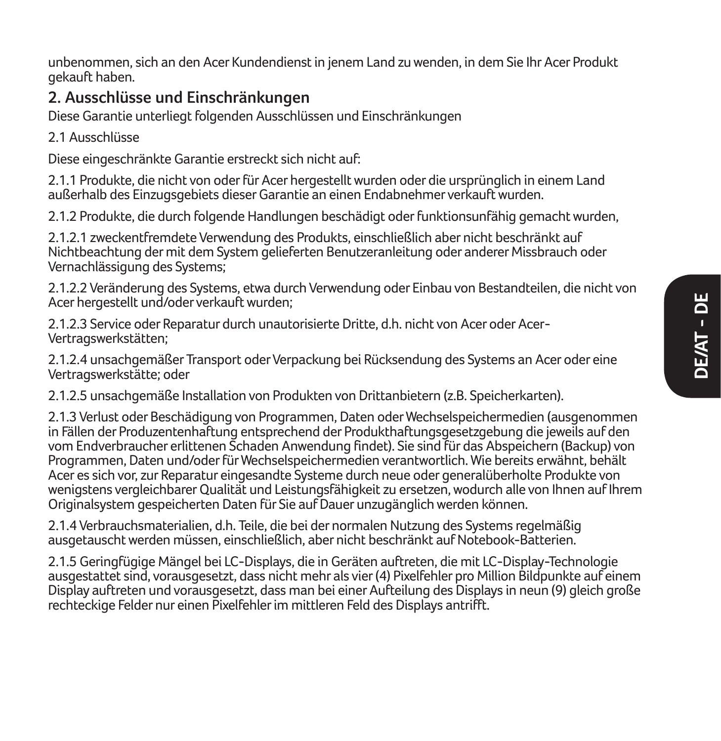unbenommen, sich an den Acer Kundendienst in jenem Land zu wenden, in dem Sie Ihr Acer Produkt gekauft haben.

## 2. Ausschlüsse und Einschränkungen

Diese Garantie unterliegt folgenden Ausschlüssen und Einschränkungen

2.1 Ausschlüsse

Diese eingeschränkte Garantie erstreckt sich nicht auf:

2.1.1 Produkte, die nicht von oder für Acer hergestellt wurden oder die ursprünglich in einem Land außerhalb des Einzugsgebiets dieser Garantie an einen Endabnehmer verkauft wurden.

2.1.2 Produkte, die durch folgende Handlungen beschädigt oder funktionsunfähig gemacht wurden,

2.1.2.1 zweckentfremdete Verwendung des Produkts, einschließlich aber nicht beschränkt auf Nichtbeachtung der mit dem System gelieferten Benutzeranleitung oder anderer Missbrauch oder Vernachlässigung des Systems;

2.1.2.2 Veränderung des Systems, etwa durch Verwendung oder Einbau von Bestandteilen, die nicht von Acer hergestellt und/oder verkauft wurden;

2.1.2.3 Service oder Reparatur durch unautorisierte Dritte, d.h. nicht von Acer oder Acer-Vertragswerkstätten;

2.1.2.4 unsachgemäßer Transport oder Verpackung bei Rücksendung des Systems an Acer oder eine Vertragswerkstätte; oder

2.1.2.5 unsachgemäße Installation von Produkten von Drittanbietern (z.B. Speicherkarten).

2.1.3 Verlust oder Beschädigung von Programmen, Daten oder Wechselspeichermedien (ausgenommen in Fällen der Produzentenhaftung entsprechend der Produkthaftungsgesetzgebung die jeweils auf den vom Endverbraucher erlittenen Schaden Anwendung findet). Sie sind für das Abspeichern (Backup) von Programmen, Daten und/oder für Wechselspeichermedien verantwortlich. Wie bereits erwähnt, behält Acer es sich vor, zur Reparatur eingesandte Systeme durch neue oder generalüberholte Produkte von wenigstens vergleichbarer Qualität und Leistungsfähigkeit zu ersetzen, wodurch alle von Ihnen auf Ihrem Originalsystem gespeicherten Daten für Sie auf Dauer unzugänglich werden können.

2.1.4 Verbrauchsmaterialien, d.h. Teile, die bei der normalen Nutzung des Systems regelmäßig ausgetauscht werden müssen, einschließlich, aber nicht beschränkt auf Notebook-Batterien.

2.1.5 Geringfügige Mängel bei LC-Displays, die in Geräten auftreten, die mit LC-Display-Technologie ausgestattet sind, vorausgesetzt, dass nicht mehr als vier (4) Pixelfehler pro Million Bildpunkte auf einem Display auftreten und vorausgesetzt, dass man bei einer Aufteilung des Displays in neun (9) gleich große rechteckige Felder nur einen Pixelfehler im mittleren Feld des Displays antrifft.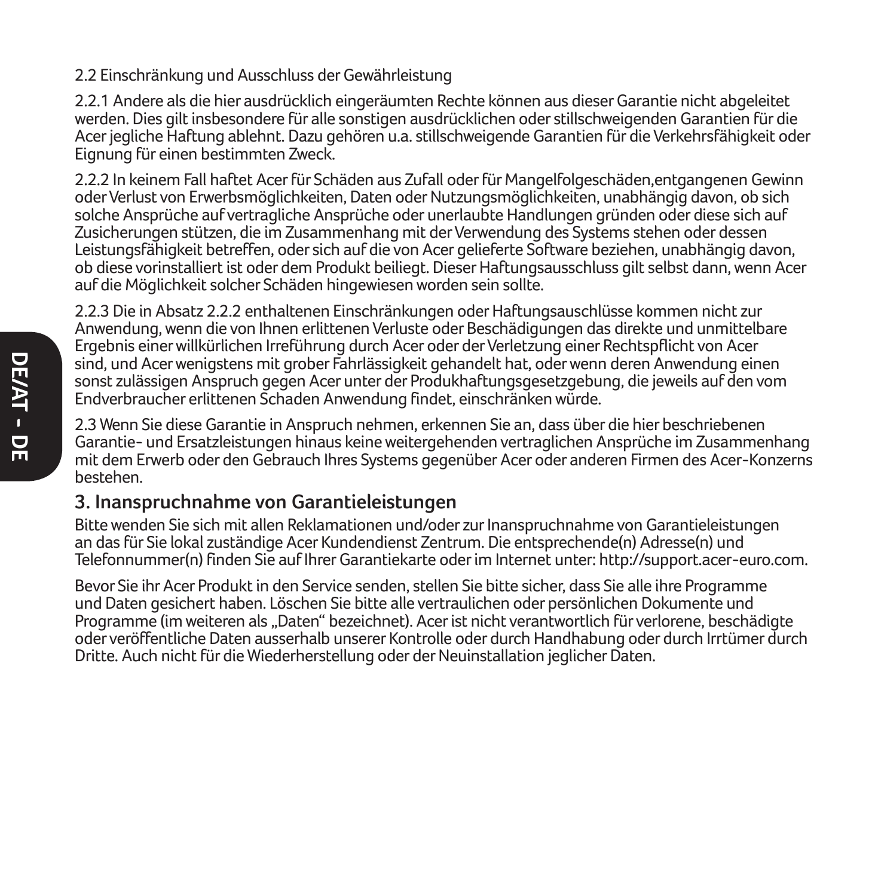2.2 Einschränkung und Ausschluss der Gewährleistung

2.2.1 Andere als die hier ausdrücklich eingeräumten Rechte können aus dieser Garantie nicht abgeleitet werden. Dies gilt insbesondere für alle sonstigen ausdrücklichen oder stillschweigenden Garantien für die Acer jegliche Haftung ablehnt. Dazu gehören u.a. stillschweigende Garantien für die Verkehrsfähigkeit oder Eignung für einen bestimmten Zweck.

2.2.2 In keinem Fall haftet Acer für Schäden aus Zufall oder für Mangelfolgeschäden,entgangenen Gewinn oder Verlust von Erwerbsmöglichkeiten, Daten oder Nutzungsmöglichkeiten, unabhängig davon, ob sich solche Ansprüche auf vertragliche Ansprüche oder unerlaubte Handlungen gründen oder diese sich auf Zusicherungen stützen, die im Zusammenhang mit der Verwendung des Systems stehen oder dessen Leistungsfähigkeit betreffen, oder sich auf die von Acer gelieferte Software beziehen, unabhängig davon, ob diese vorinstalliert ist oder dem Produkt beiliegt. Dieser Haftungsausschluss gilt selbst dann, wenn Acer auf die Möglichkeit solcher Schäden hingewiesen worden sein sollte.

2.2.3 Die in Absatz 2.2.2 enthaltenen Einschränkungen oder Haftungsauschlüsse kommen nicht zur Anwendung, wenn die von Ihnen erlittenen Verluste oder Beschädigungen das direkte und unmittelbare Ergebnis einer willkürlichen Irreführung durch Acer oder der Verletzung einer Rechtspflicht von Acer sind, und Acer wenigstens mit grober Fahrlässigkeit gehandelt hat, oder wenn deren Anwendung einen sonst zulässigen Anspruch gegen Acer unter der Produkhaftungsgesetzgebung, die jeweils auf den vom Endverbraucher erlittenen Schaden Anwendung findet, einschränken würde.

2.3 Wenn Sie diese Garantie in Anspruch nehmen, erkennen Sie an, dass über die hier beschriebenen Garantie- und Ersatzleistungen hinaus keine weitergehenden vertraglichen Ansprüche im Zusammenhang mit dem Erwerb oder den Gebrauch Ihres Systems gegenüber Acer oder anderen Firmen des Acer-Konzerns bestehen.

## 3. Inanspruchnahme von Garantieleistungen

Bitte wenden Sie sich mit allen Reklamationen und/oder zur Inanspruchnahme von Garantieleistungen an das für Sie lokal zuständige Acer Kundendienst Zentrum. Die entsprechende(n) Adresse(n) und Telefonnummer(n) finden Sie auf Ihrer Garantiekarte oder im Internet unter: http://support.acer-euro.com.

Bevor Sie ihr Acer Produkt in den Service senden, stellen Sie bitte sicher, dass Sie alle ihre Programme und Daten gesichert haben. Löschen Sie bitte alle vertraulichen oder persönlichen Dokumente und Programme (im weiteren als „Daten" bezeichnet). Acer ist nicht verantwortlich für verlorene, beschädigte oder veröffentliche Daten ausserhalb unserer Kontrolle oder durch Handhabung oder durch Irrtümer durch Dritte. Auch nicht für die Wiederherstellung oder der Neuinstallation jeglicher Daten.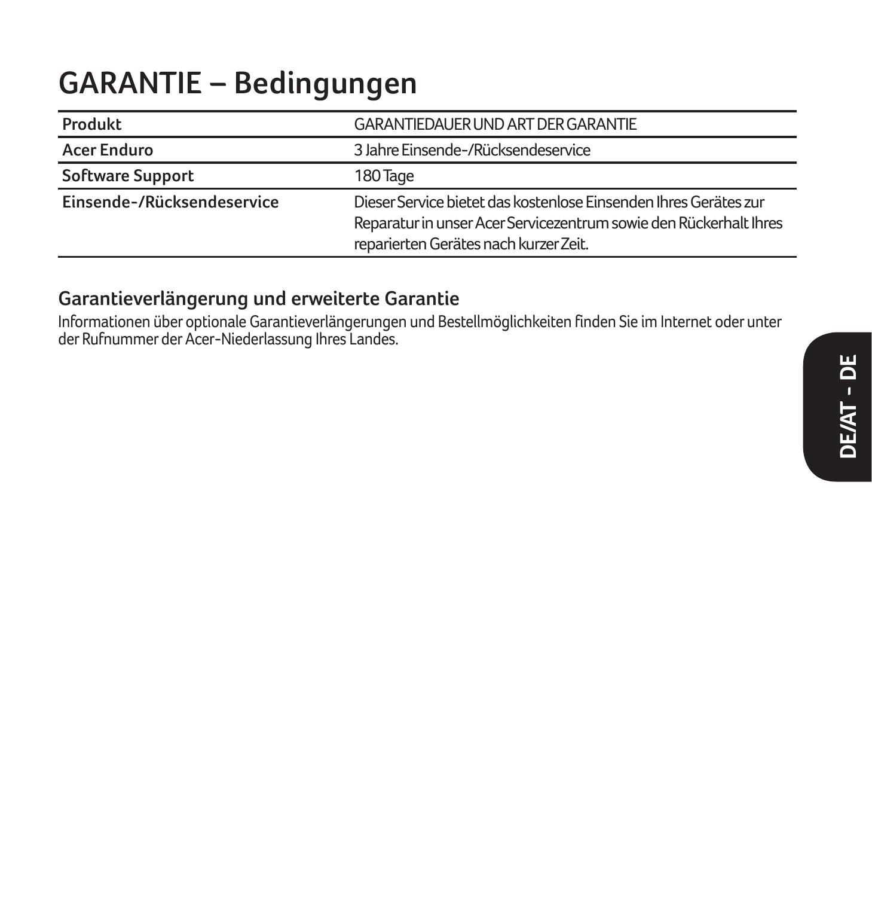# GARANTIE – Bedingungen

| Produkt | GARANTIEDAUER UND ART DER GARANTIE |
|---|---|
| Acer Enduro | 3 Jahre Einsende-/Rücksendeservice |
| Software Support | 180 Tage |
| Einsende-/Rücksendeservice | Dieser Service bietet das kostenlose Einsenden Ihres Gerätes zur Reparatur in unser Acer Servicezentrum sowie den Rückerhalt Ihres reparierten Gerätes nach kurzer Zeit. |

## Garantieverlängerung und erweiterte Garantie

Informationen über optionale Garantieverlängerungen und Bestellmöglichkeiten finden Sie im Internet oder unter der Rufnummer der Acer-Niederlassung Ihres Landes.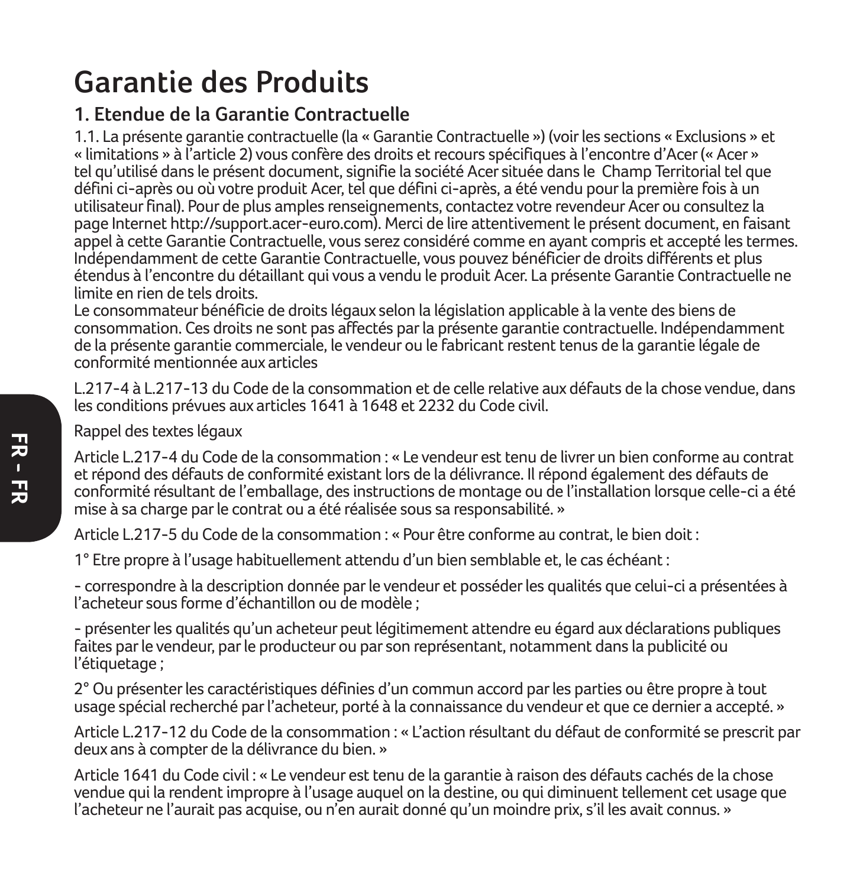# Garantie des Produits

## 1. Etendue de la Garantie Contractuelle

1.1. La présente garantie contractuelle (la « Garantie Contractuelle ») (voir les sections « Exclusions » et « limitations » à l'article 2) vous confère des droits et recours spécifiques à l'encontre d'Acer (« Acer » tel qu'utilisé dans le présent document, signifie la société Acer située dans le  Champ Territorial tel que défini ci-après ou où votre produit Acer, tel que défini ci-après, a été vendu pour la première fois à un utilisateur final). Pour de plus amples renseignements, contactez votre revendeur Acer ou consultez la page Internet http://support.acer-euro.com). Merci de lire attentivement le présent document, en faisant appel à cette Garantie Contractuelle, vous serez considéré comme en ayant compris et accepté les termes. Indépendamment de cette Garantie Contractuelle, vous pouvez bénéficier de droits différents et plus étendus à l'encontre du détaillant qui vous a vendu le produit Acer. La présente Garantie Contractuelle ne limite en rien de tels droits.
Le consommateur bénéficie de droits légaux selon la législation applicable à la vente des biens de consommation. Ces droits ne sont pas affectés par la présente garantie contractuelle. Indépendamment de la présente garantie commerciale, le vendeur ou le fabricant restent tenus de la garantie légale de conformité mentionnée aux articles

L.217-4 à L.217-13 du Code de la consommation et de celle relative aux défauts de la chose vendue, dans les conditions prévues aux articles 1641 à 1648 et 2232 du Code civil.

Rappel des textes légaux

Article L.217-4 du Code de la consommation : « Le vendeur est tenu de livrer un bien conforme au contrat et répond des défauts de conformité existant lors de la délivrance. Il répond également des défauts de conformité résultant de l'emballage, des instructions de montage ou de l'installation lorsque celle-ci a été mise à sa charge par le contrat ou a été réalisée sous sa responsabilité. »

Article L.217-5 du Code de la consommation : « Pour être conforme au contrat, le bien doit :

1° Etre propre à l'usage habituellement attendu d'un bien semblable et, le cas échéant :

- correspondre à la description donnée par le vendeur et posséder les qualités que celui-ci a présentées à l'acheteur sous forme d'échantillon ou de modèle ;

- présenter les qualités qu'un acheteur peut légitimement attendre eu égard aux déclarations publiques faites par le vendeur, par le producteur ou par son représentant, notamment dans la publicité ou l'étiquetage ;

2° Ou présenter les caractéristiques définies d'un commun accord par les parties ou être propre à tout usage spécial recherché par l'acheteur, porté à la connaissance du vendeur et que ce dernier a accepté. »

Article L.217-12 du Code de la consommation : « L'action résultant du défaut de conformité se prescrit par deux ans à compter de la délivrance du bien. »

Article 1641 du Code civil : « Le vendeur est tenu de la garantie à raison des défauts cachés de la chose vendue qui la rendent impropre à l'usage auquel on la destine, ou qui diminuent tellement cet usage que l'acheteur ne l'aurait pas acquise, ou n'en aurait donné qu'un moindre prix, s'il les avait connus. »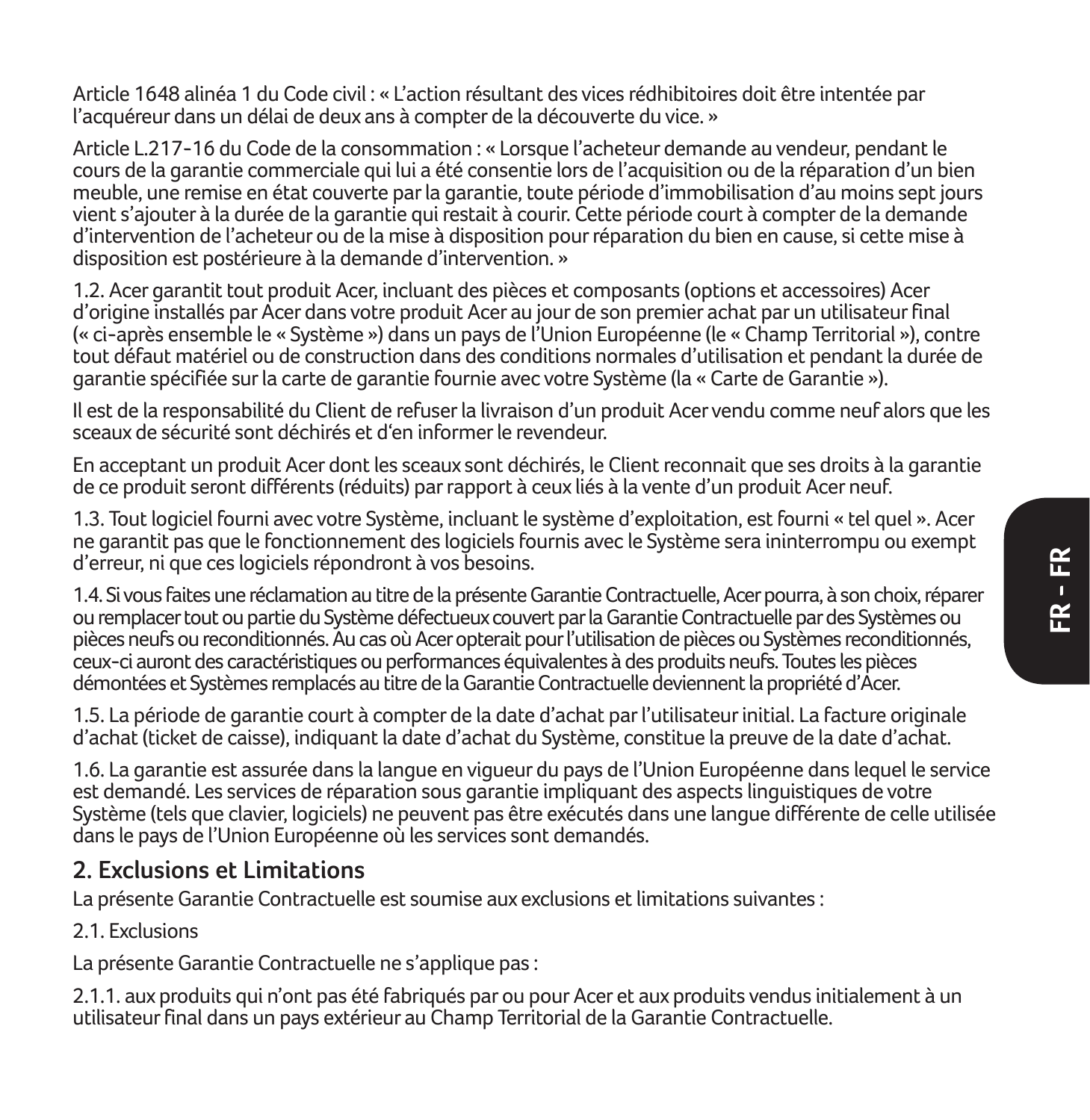Article 1648 alinéa 1 du Code civil : « L'action résultant des vices rédhibitoires doit être intentée par l'acquéreur dans un délai de deux ans à compter de la découverte du vice. »

Article L.217-16 du Code de la consommation : « Lorsque l'acheteur demande au vendeur, pendant le cours de la garantie commerciale qui lui a été consentie lors de l'acquisition ou de la réparation d'un bien meuble, une remise en état couverte par la garantie, toute période d'immobilisation d'au moins sept jours vient s'ajouter à la durée de la garantie qui restait à courir. Cette période court à compter de la demande d'intervention de l'acheteur ou de la mise à disposition pour réparation du bien en cause, si cette mise à disposition est postérieure à la demande d'intervention. »

1.2. Acer garantit tout produit Acer, incluant des pièces et composants (options et accessoires) Acer d'origine installés par Acer dans votre produit Acer au jour de son premier achat par un utilisateur final (« ci-après ensemble le « Système ») dans un pays de l'Union Européenne (le « Champ Territorial »), contre tout défaut matériel ou de construction dans des conditions normales d'utilisation et pendant la durée de garantie spécifiée sur la carte de garantie fournie avec votre Système (la « Carte de Garantie »).

Il est de la responsabilité du Client de refuser la livraison d'un produit Acer vendu comme neuf alors que les sceaux de sécurité sont déchirés et d'en informer le revendeur.

En acceptant un produit Acer dont les sceaux sont déchirés, le Client reconnait que ses droits à la garantie de ce produit seront différents (réduits) par rapport à ceux liés à la vente d'un produit Acer neuf.

1.3. Tout logiciel fourni avec votre Système, incluant le système d'exploitation, est fourni « tel quel ». Acer ne garantit pas que le fonctionnement des logiciels fournis avec le Système sera ininterrompu ou exempt d'erreur, ni que ces logiciels répondront à vos besoins.

1.4. Si vous faites une réclamation au titre de la présente Garantie Contractuelle, Acer pourra, à son choix, réparer ou remplacer tout ou partie du Système défectueux couvert par la Garantie Contractuelle par des Systèmes ou pièces neufs ou reconditionnés. Au cas où Acer opterait pour l'utilisation de pièces ou Systèmes reconditionnés, ceux-ci auront des caractéristiques ou performances équivalentes à des produits neufs. Toutes les pièces démontées et Systèmes remplacés au titre de la Garantie Contractuelle deviennent la propriété d'Acer.

1.5. La période de garantie court à compter de la date d'achat par l'utilisateur initial. La facture originale d'achat (ticket de caisse), indiquant la date d'achat du Système, constitue la preuve de la date d'achat.

1.6. La garantie est assurée dans la langue en vigueur du pays de l'Union Européenne dans lequel le service est demandé. Les services de réparation sous garantie impliquant des aspects linguistiques de votre Système (tels que clavier, logiciels) ne peuvent pas être exécutés dans une langue différente de celle utilisée dans le pays de l'Union Européenne où les services sont demandés.

## 2. Exclusions et Limitations

La présente Garantie Contractuelle est soumise aux exclusions et limitations suivantes :

2.1. Exclusions

La présente Garantie Contractuelle ne s'applique pas :

2.1.1. aux produits qui n'ont pas été fabriqués par ou pour Acer et aux produits vendus initialement à un utilisateur final dans un pays extérieur au Champ Territorial de la Garantie Contractuelle.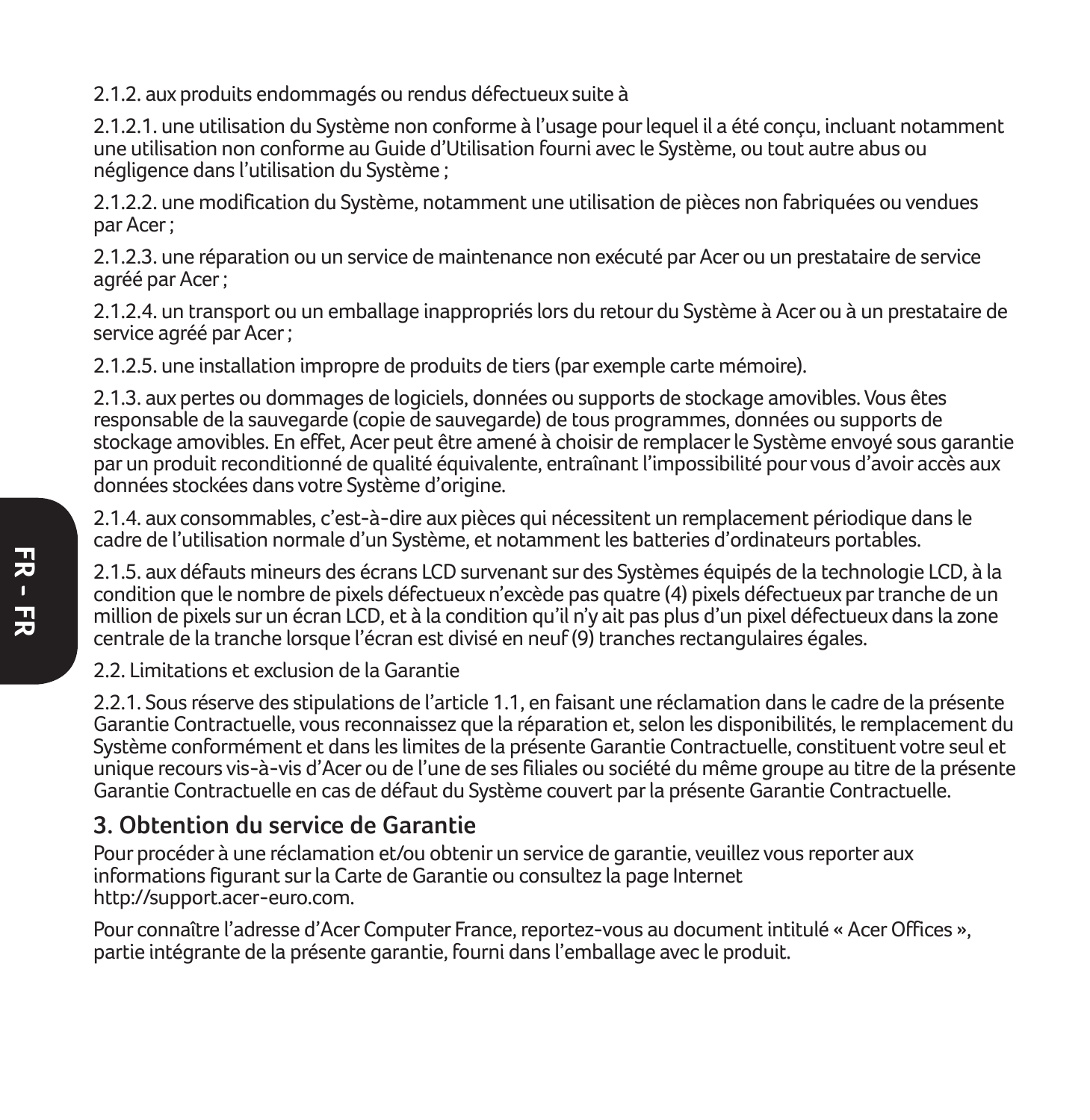2.1.2. aux produits endommagés ou rendus défectueux suite à

2.1.2.1. une utilisation du Système non conforme à l'usage pour lequel il a été conçu, incluant notamment une utilisation non conforme au Guide d'Utilisation fourni avec le Système, ou tout autre abus ou négligence dans l'utilisation du Système ;

2.1.2.2. une modification du Système, notamment une utilisation de pièces non fabriquées ou vendues par Acer ;

2.1.2.3. une réparation ou un service de maintenance non exécuté par Acer ou un prestataire de service agréé par Acer ;

2.1.2.4. un transport ou un emballage inappropriés lors du retour du Système à Acer ou à un prestataire de service agréé par Acer ;

2.1.2.5. une installation impropre de produits de tiers (par exemple carte mémoire).

2.1.3. aux pertes ou dommages de logiciels, données ou supports de stockage amovibles. Vous êtes responsable de la sauvegarde (copie de sauvegarde) de tous programmes, données ou supports de stockage amovibles. En effet, Acer peut être amené à choisir de remplacer le Système envoyé sous garantie par un produit reconditionné de qualité équivalente, entraînant l'impossibilité pour vous d'avoir accès aux données stockées dans votre Système d'origine.

2.1.4. aux consommables, c'est-à-dire aux pièces qui nécessitent un remplacement périodique dans le cadre de l'utilisation normale d'un Système, et notamment les batteries d'ordinateurs portables.

2.1.5. aux défauts mineurs des écrans LCD survenant sur des Systèmes équipés de la technologie LCD, à la condition que le nombre de pixels défectueux n'excède pas quatre (4) pixels défectueux par tranche de un million de pixels sur un écran LCD, et à la condition qu'il n'y ait pas plus d'un pixel défectueux dans la zone centrale de la tranche lorsque l'écran est divisé en neuf (9) tranches rectangulaires égales.

2.2. Limitations et exclusion de la Garantie

2.2.1. Sous réserve des stipulations de l'article 1.1, en faisant une réclamation dans le cadre de la présente Garantie Contractuelle, vous reconnaissez que la réparation et, selon les disponibilités, le remplacement du Système conformément et dans les limites de la présente Garantie Contractuelle, constituent votre seul et unique recours vis-à-vis d'Acer ou de l'une de ses filiales ou société du même groupe au titre de la présente Garantie Contractuelle en cas de défaut du Système couvert par la présente Garantie Contractuelle.

## 3. Obtention du service de Garantie

Pour procéder à une réclamation et/ou obtenir un service de garantie, veuillez vous reporter aux informations figurant sur la Carte de Garantie ou consultez la page Internet http://support.acer-euro.com.

Pour connaître l'adresse d'Acer Computer France, reportez-vous au document intitulé « Acer Offices », partie intégrante de la présente garantie, fourni dans l'emballage avec le produit.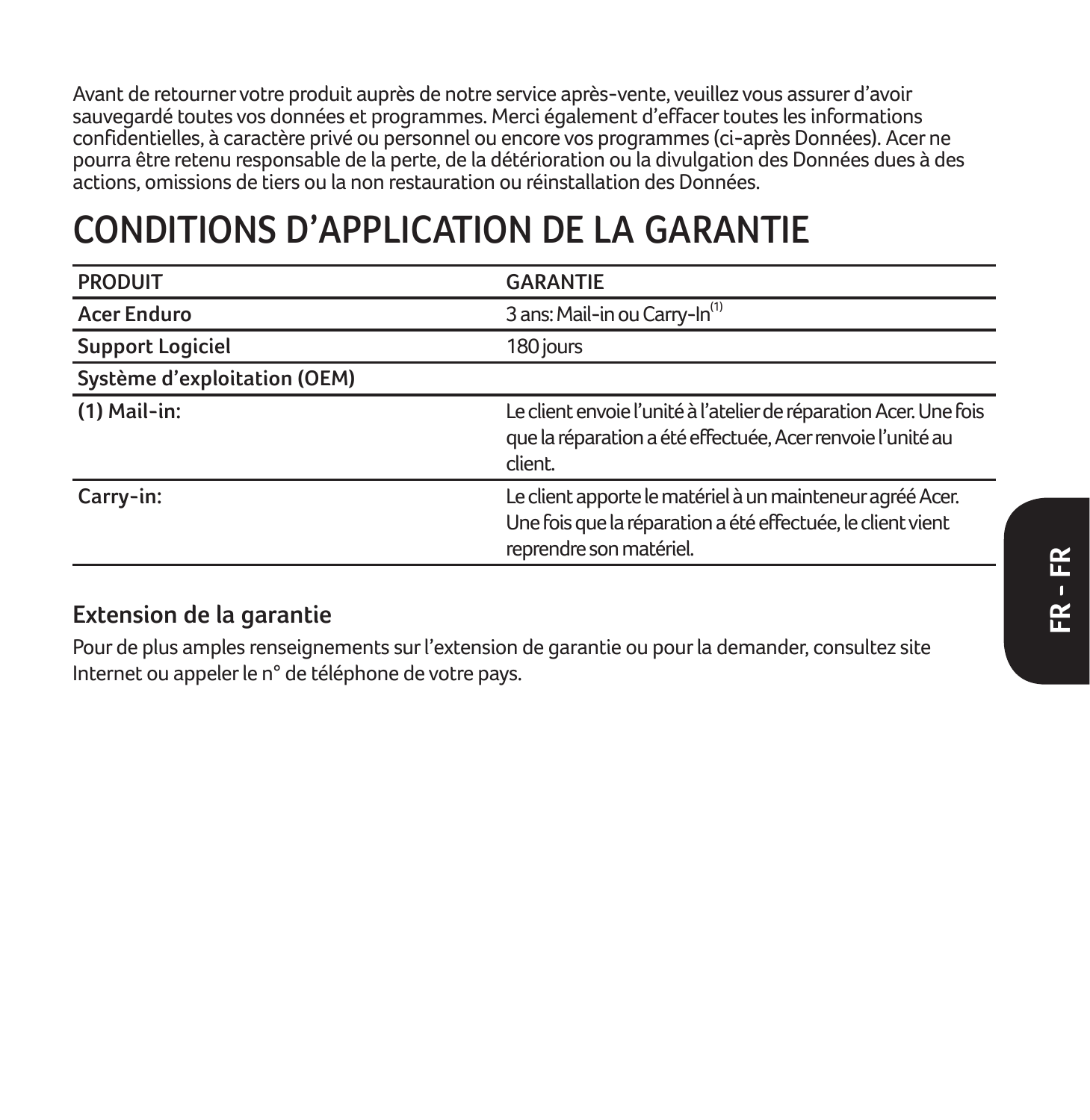Avant de retourner votre produit auprès de notre service après-vente, veuillez vous assurer d'avoir sauvegardé toutes vos données et programmes. Merci également d'effacer toutes les informations confidentielles, à caractère privé ou personnel ou encore vos programmes (ci-après Données). Acer ne pourra être retenu responsable de la perte, de la détérioration ou la divulgation des Données dues à des actions, omissions de tiers ou la non restauration ou réinstallation des Données.

# CONDITIONS D'APPLICATION DE LA GARANTIE

| PRODUIT | GARANTIE |
|---|---|
| **Acer Enduro** | 3 ans: Mail-in ou Carry-In(1) |
| **Support Logiciel** | 180 jours |
| **Système d'exploitation (OEM)** | |
| (1) Mail-in: | Le client envoie l'unité à l'atelier de réparation Acer. Une fois que la réparation a été effectuée, Acer renvoie l'unité au client. |
| Carry-in: | Le client apporte le matériel à un mainteneur agréé Acer. Une fois que la réparation a été effectuée, le client vient reprendre son matériel. |

## Extension de la garantie

Pour de plus amples renseignements sur l'extension de garantie ou pour la demander, consultez site Internet ou appeler le n° de téléphone de votre pays.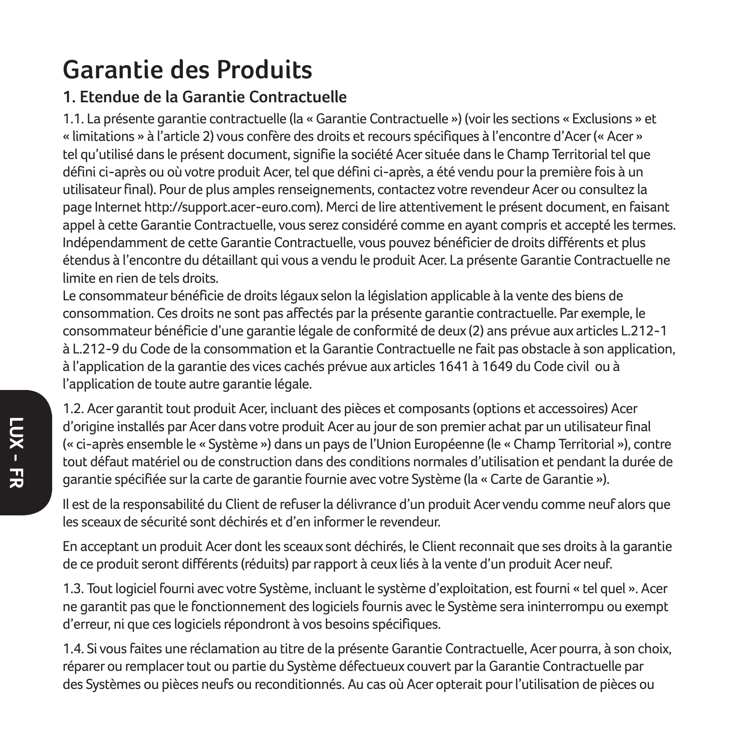# Garantie des Produits

## 1. Etendue de la Garantie Contractuelle

1.1. La présente garantie contractuelle (la « Garantie Contractuelle ») (voir les sections « Exclusions » et « limitations » à l'article 2) vous confère des droits et recours spécifiques à l'encontre d'Acer (« Acer » tel qu'utilisé dans le présent document, signifie la société Acer située dans le Champ Territorial tel que défini ci-après ou où votre produit Acer, tel que défini ci-après, a été vendu pour la première fois à un utilisateur final). Pour de plus amples renseignements, contactez votre revendeur Acer ou consultez la page Internet http://support.acer-euro.com). Merci de lire attentivement le présent document, en faisant appel à cette Garantie Contractuelle, vous serez considéré comme en ayant compris et accepté les termes. Indépendamment de cette Garantie Contractuelle, vous pouvez bénéficier de droits différents et plus étendus à l'encontre du détaillant qui vous a vendu le produit Acer. La présente Garantie Contractuelle ne limite en rien de tels droits.
Le consommateur bénéficie de droits légaux selon la législation applicable à la vente des biens de consommation. Ces droits ne sont pas affectés par la présente garantie contractuelle. Par exemple, le consommateur bénéficie d'une garantie légale de conformité de deux (2) ans prévue aux articles L.212-1 à L.212-9 du Code de la consommation et la Garantie Contractuelle ne fait pas obstacle à son application, à l'application de la garantie des vices cachés prévue aux articles 1641 à 1649 du Code civil ou à l'application de toute autre garantie légale.

1.2. Acer garantit tout produit Acer, incluant des pièces et composants (options et accessoires) Acer d'origine installés par Acer dans votre produit Acer au jour de son premier achat par un utilisateur final (« ci-après ensemble le « Système ») dans un pays de l'Union Européenne (le « Champ Territorial »), contre tout défaut matériel ou de construction dans des conditions normales d'utilisation et pendant la durée de garantie spécifiée sur la carte de garantie fournie avec votre Système (la « Carte de Garantie »).

Il est de la responsabilité du Client de refuser la délivrance d'un produit Acer vendu comme neuf alors que les sceaux de sécurité sont déchirés et d'en informer le revendeur.

En acceptant un produit Acer dont les sceaux sont déchirés, le Client reconnait que ses droits à la garantie de ce produit seront différents (réduits) par rapport à ceux liés à la vente d'un produit Acer neuf.

1.3. Tout logiciel fourni avec votre Système, incluant le système d'exploitation, est fourni « tel quel ». Acer ne garantit pas que le fonctionnement des logiciels fournis avec le Système sera ininterrompu ou exempt d'erreur, ni que ces logiciels répondront à vos besoins spécifiques.

1.4. Si vous faites une réclamation au titre de la présente Garantie Contractuelle, Acer pourra, à son choix, réparer ou remplacer tout ou partie du Système défectueux couvert par la Garantie Contractuelle par des Systèmes ou pièces neufs ou reconditionnés. Au cas où Acer opterait pour l'utilisation de pièces ou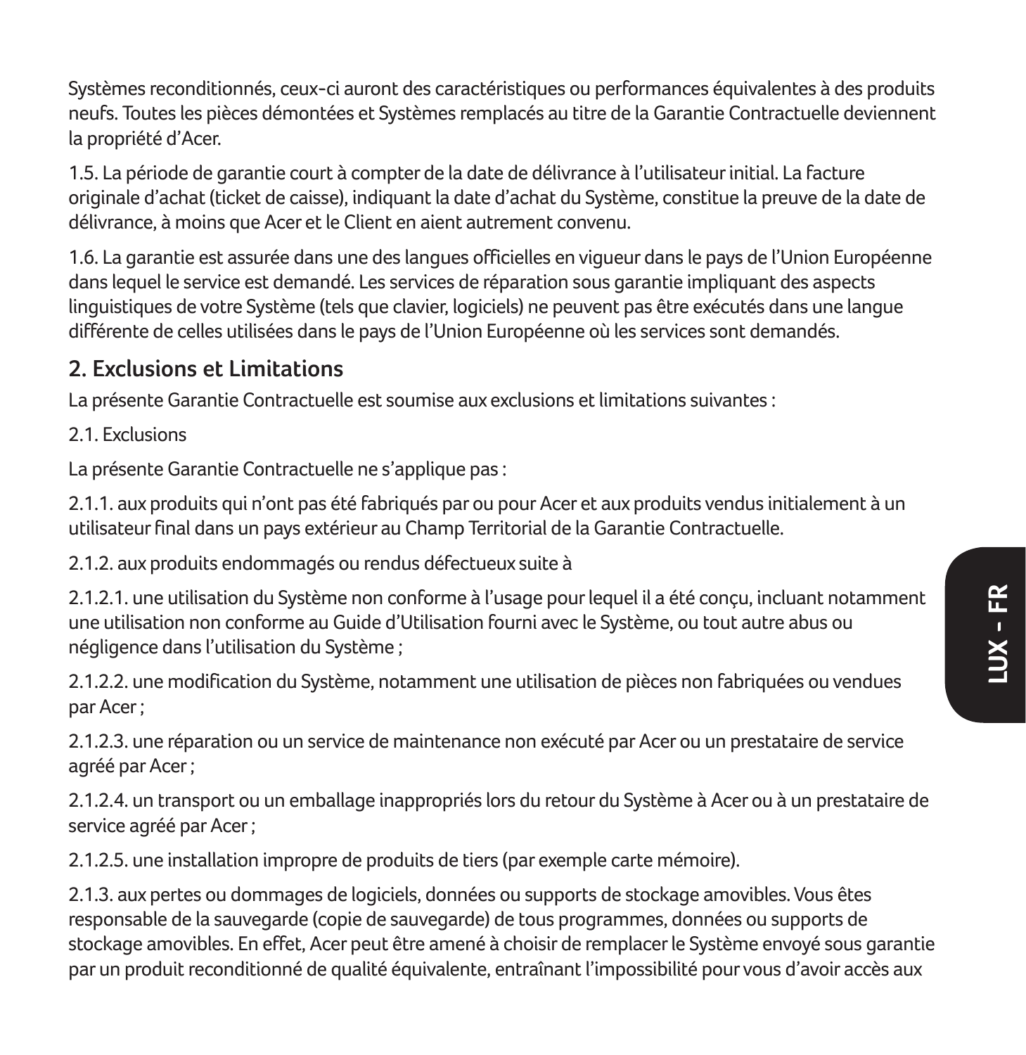Systèmes reconditionnés, ceux-ci auront des caractéristiques ou performances équivalentes à des produits neufs. Toutes les pièces démontées et Systèmes remplacés au titre de la Garantie Contractuelle deviennent la propriété d'Acer.

1.5. La période de garantie court à compter de la date de délivrance à l'utilisateur initial. La facture originale d'achat (ticket de caisse), indiquant la date d'achat du Système, constitue la preuve de la date de délivrance, à moins que Acer et le Client en aient autrement convenu.

1.6. La garantie est assurée dans une des langues officielles en vigueur dans le pays de l'Union Européenne dans lequel le service est demandé. Les services de réparation sous garantie impliquant des aspects linguistiques de votre Système (tels que clavier, logiciels) ne peuvent pas être exécutés dans une langue différente de celles utilisées dans le pays de l'Union Européenne où les services sont demandés.

## 2. Exclusions et Limitations

La présente Garantie Contractuelle est soumise aux exclusions et limitations suivantes :

2.1. Exclusions

La présente Garantie Contractuelle ne s'applique pas :

2.1.1. aux produits qui n'ont pas été fabriqués par ou pour Acer et aux produits vendus initialement à un utilisateur final dans un pays extérieur au Champ Territorial de la Garantie Contractuelle.

2.1.2. aux produits endommagés ou rendus défectueux suite à

2.1.2.1. une utilisation du Système non conforme à l'usage pour lequel il a été conçu, incluant notamment une utilisation non conforme au Guide d'Utilisation fourni avec le Système, ou tout autre abus ou négligence dans l'utilisation du Système ;

2.1.2.2. une modification du Système, notamment une utilisation de pièces non fabriquées ou vendues par Acer ;

2.1.2.3. une réparation ou un service de maintenance non exécuté par Acer ou un prestataire de service agréé par Acer ;

2.1.2.4. un transport ou un emballage inappropriés lors du retour du Système à Acer ou à un prestataire de service agréé par Acer ;

2.1.2.5. une installation impropre de produits de tiers (par exemple carte mémoire).

2.1.3. aux pertes ou dommages de logiciels, données ou supports de stockage amovibles. Vous êtes responsable de la sauvegarde (copie de sauvegarde) de tous programmes, données ou supports de stockage amovibles. En effet, Acer peut être amené à choisir de remplacer le Système envoyé sous garantie par un produit reconditionné de qualité équivalente, entraînant l'impossibilité pour vous d'avoir accès aux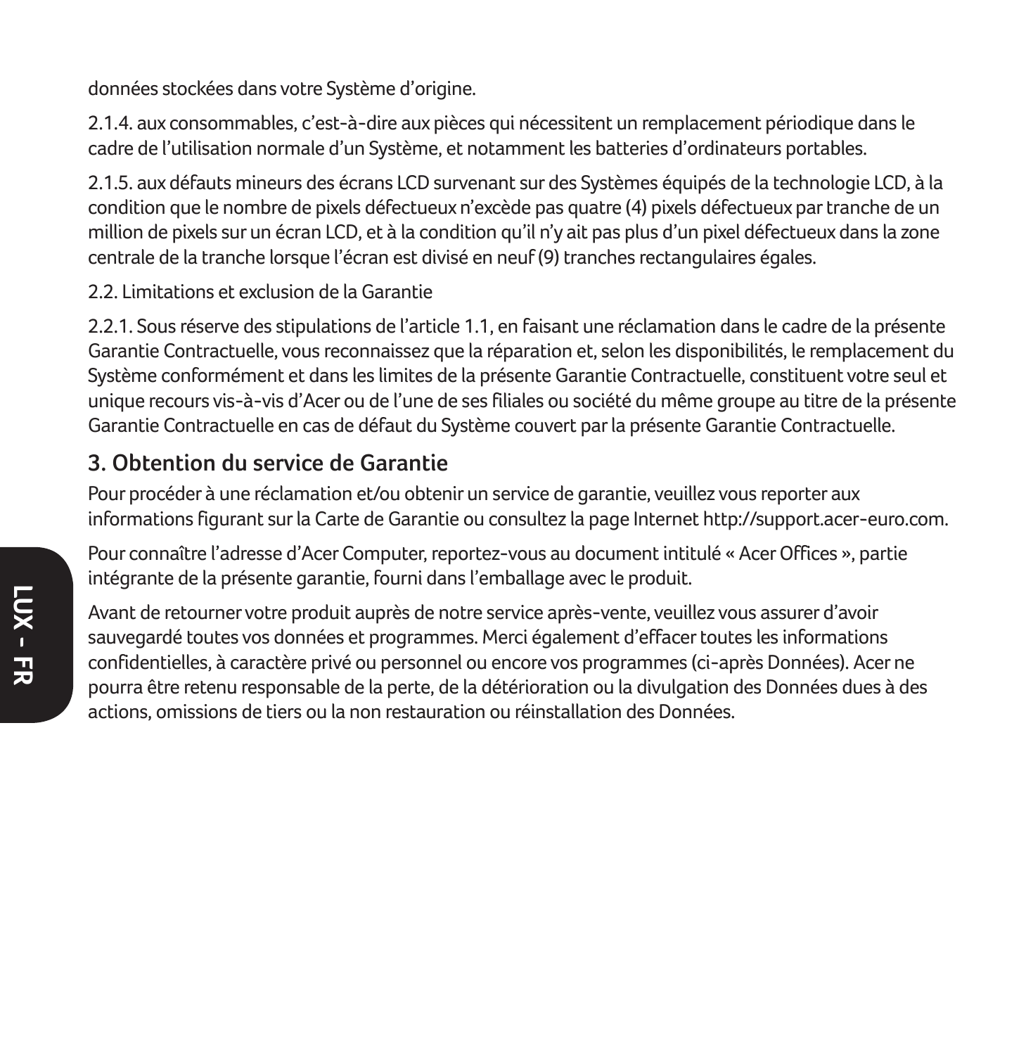données stockées dans votre Système d'origine.

2.1.4. aux consommables, c'est-à-dire aux pièces qui nécessitent un remplacement périodique dans le cadre de l'utilisation normale d'un Système, et notamment les batteries d'ordinateurs portables.

2.1.5. aux défauts mineurs des écrans LCD survenant sur des Systèmes équipés de la technologie LCD, à la condition que le nombre de pixels défectueux n'excède pas quatre (4) pixels défectueux par tranche de un million de pixels sur un écran LCD, et à la condition qu'il n'y ait pas plus d'un pixel défectueux dans la zone centrale de la tranche lorsque l'écran est divisé en neuf (9) tranches rectangulaires égales.

2.2. Limitations et exclusion de la Garantie

2.2.1. Sous réserve des stipulations de l'article 1.1, en faisant une réclamation dans le cadre de la présente Garantie Contractuelle, vous reconnaissez que la réparation et, selon les disponibilités, le remplacement du Système conformément et dans les limites de la présente Garantie Contractuelle, constituent votre seul et unique recours vis-à-vis d'Acer ou de l'une de ses filiales ou société du même groupe au titre de la présente Garantie Contractuelle en cas de défaut du Système couvert par la présente Garantie Contractuelle.

## 3. Obtention du service de Garantie

Pour procéder à une réclamation et/ou obtenir un service de garantie, veuillez vous reporter aux informations figurant sur la Carte de Garantie ou consultez la page Internet http://support.acer-euro.com.

Pour connaître l'adresse d'Acer Computer, reportez-vous au document intitulé « Acer Offices », partie intégrante de la présente garantie, fourni dans l'emballage avec le produit.

Avant de retourner votre produit auprès de notre service après-vente, veuillez vous assurer d'avoir sauvegardé toutes vos données et programmes. Merci également d'effacer toutes les informations confidentielles, à caractère privé ou personnel ou encore vos programmes (ci-après Données). Acer ne pourra être retenu responsable de la perte, de la détérioration ou la divulgation des Données dues à des actions, omissions de tiers ou la non restauration ou réinstallation des Données.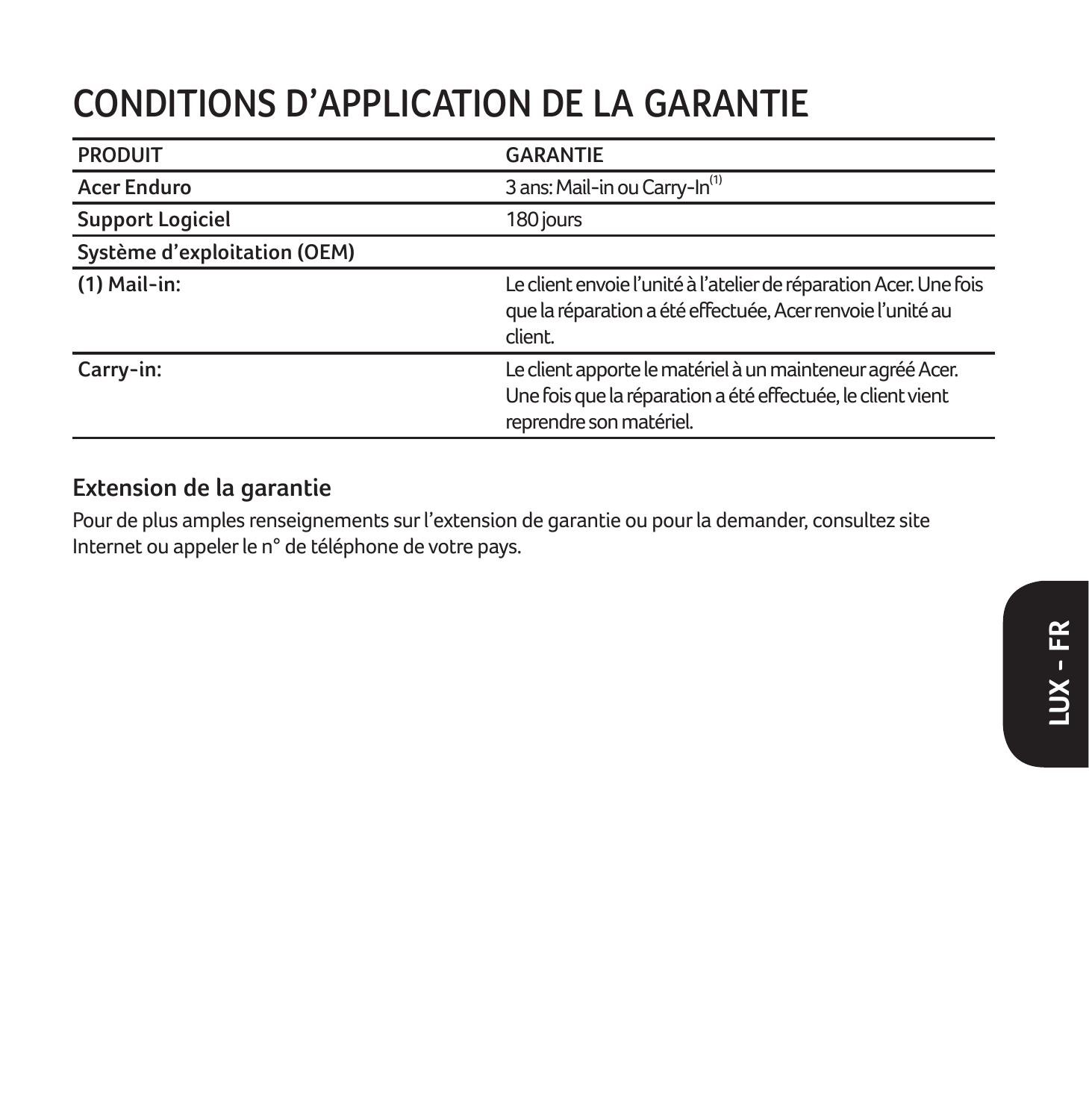# CONDITIONS D'APPLICATION DE LA GARANTIE

| PRODUIT | GARANTIE |
|---|---|
| Acer Enduro | 3 ans: Mail-in ou Carry-In[1] |
| Support Logiciel | 180 jours |
| Système d'exploitation (OEM) | |
| (1) Mail-in: | Le client envoie l'unité à l'atelier de réparation Acer. Une fois que la réparation a été effectuée, Acer renvoie l'unité au client. |
| Carry-in: | Le client apporte le matériel à un mainteneur agréé Acer. Une fois que la réparation a été effectuée, le client vient reprendre son matériel. |

## Extension de la garantie

Pour de plus amples renseignements sur l'extension de garantie ou pour la demander, consultez site Internet ou appeler le n° de téléphone de votre pays.

LUX - FR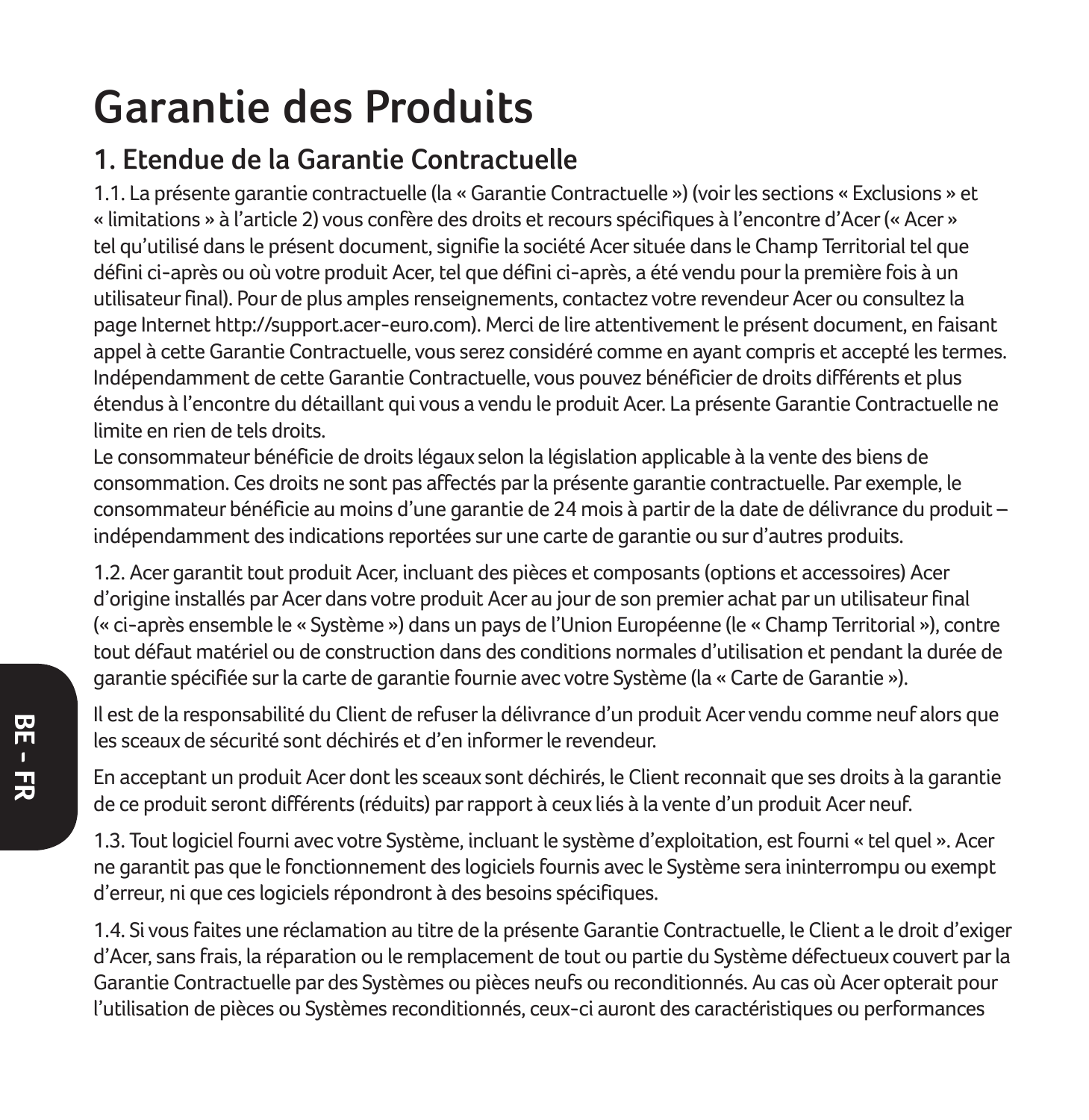# Garantie des Produits

## 1. Etendue de la Garantie Contractuelle

1.1. La présente garantie contractuelle (la « Garantie Contractuelle ») (voir les sections « Exclusions » et « limitations » à l'article 2) vous confère des droits et recours spécifiques à l'encontre d'Acer (« Acer » tel qu'utilisé dans le présent document, signifie la société Acer située dans le Champ Territorial tel que défini ci-après ou où votre produit Acer, tel que défini ci-après, a été vendu pour la première fois à un utilisateur final). Pour de plus amples renseignements, contactez votre revendeur Acer ou consultez la page Internet http://support.acer-euro.com). Merci de lire attentivement le présent document, en faisant appel à cette Garantie Contractuelle, vous serez considéré comme en ayant compris et accepté les termes. Indépendamment de cette Garantie Contractuelle, vous pouvez bénéficier de droits différents et plus étendus à l'encontre du détaillant qui vous a vendu le produit Acer. La présente Garantie Contractuelle ne limite en rien de tels droits.
Le consommateur bénéficie de droits légaux selon la législation applicable à la vente des biens de consommation. Ces droits ne sont pas affectés par la présente garantie contractuelle. Par exemple, le consommateur bénéficie au moins d'une garantie de 24 mois à partir de la date de délivrance du produit – indépendamment des indications reportées sur une carte de garantie ou sur d'autres produits.

1.2. Acer garantit tout produit Acer, incluant des pièces et composants (options et accessoires) Acer d'origine installés par Acer dans votre produit Acer au jour de son premier achat par un utilisateur final (« ci-après ensemble le « Système ») dans un pays de l'Union Européenne (le « Champ Territorial »), contre tout défaut matériel ou de construction dans des conditions normales d'utilisation et pendant la durée de garantie spécifiée sur la carte de garantie fournie avec votre Système (la « Carte de Garantie »).

Il est de la responsabilité du Client de refuser la délivrance d'un produit Acer vendu comme neuf alors que les sceaux de sécurité sont déchirés et d'en informer le revendeur.

En acceptant un produit Acer dont les sceaux sont déchirés, le Client reconnait que ses droits à la garantie de ce produit seront différents (réduits) par rapport à ceux liés à la vente d'un produit Acer neuf.

1.3. Tout logiciel fourni avec votre Système, incluant le système d'exploitation, est fourni « tel quel ». Acer ne garantit pas que le fonctionnement des logiciels fournis avec le Système sera ininterrompu ou exempt d'erreur, ni que ces logiciels répondront à des besoins spécifiques.

1.4. Si vous faites une réclamation au titre de la présente Garantie Contractuelle, le Client a le droit d'exiger d'Acer, sans frais, la réparation ou le remplacement de tout ou partie du Système défectueux couvert par la Garantie Contractuelle par des Systèmes ou pièces neufs ou reconditionnés. Au cas où Acer opterait pour l'utilisation de pièces ou Systèmes reconditionnés, ceux-ci auront des caractéristiques ou performances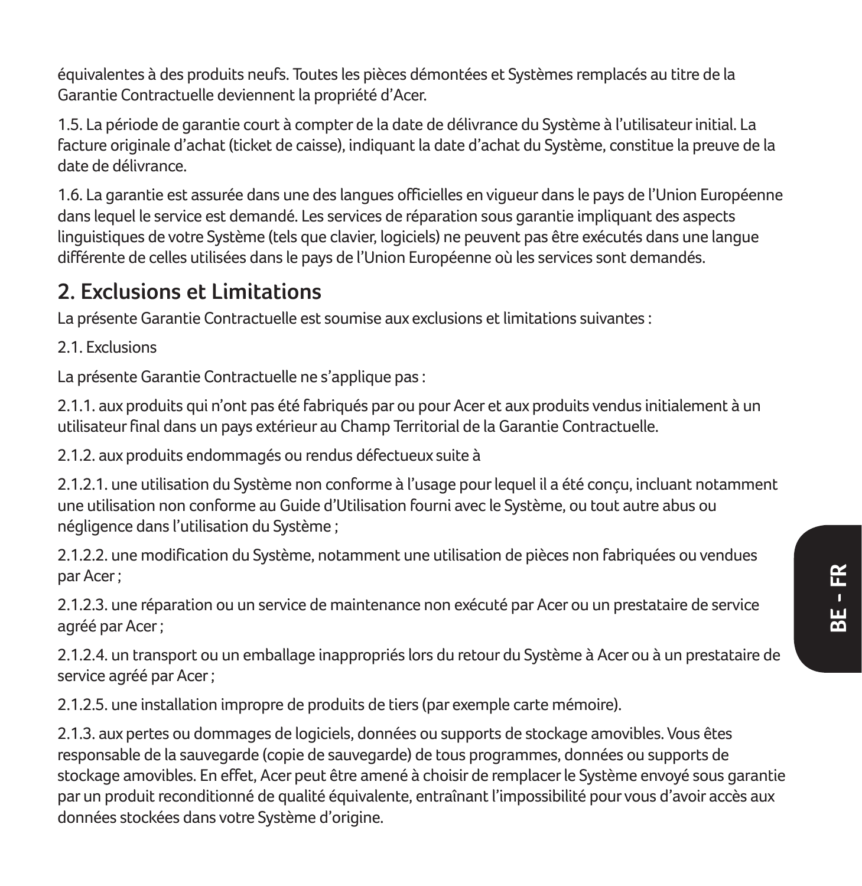équivalentes à des produits neufs. Toutes les pièces démontées et Systèmes remplacés au titre de la Garantie Contractuelle deviennent la propriété d'Acer.

1.5. La période de garantie court à compter de la date de délivrance du Système à l'utilisateur initial. La facture originale d'achat (ticket de caisse), indiquant la date d'achat du Système, constitue la preuve de la date de délivrance.

1.6. La garantie est assurée dans une des langues officielles en vigueur dans le pays de l'Union Européenne dans lequel le service est demandé. Les services de réparation sous garantie impliquant des aspects linguistiques de votre Système (tels que clavier, logiciels) ne peuvent pas être exécutés dans une langue différente de celles utilisées dans le pays de l'Union Européenne où les services sont demandés.

## 2. Exclusions et Limitations

La présente Garantie Contractuelle est soumise aux exclusions et limitations suivantes :

2.1. Exclusions

La présente Garantie Contractuelle ne s'applique pas :

2.1.1. aux produits qui n'ont pas été fabriqués par ou pour Acer et aux produits vendus initialement à un utilisateur final dans un pays extérieur au Champ Territorial de la Garantie Contractuelle.

2.1.2. aux produits endommagés ou rendus défectueux suite à

2.1.2.1. une utilisation du Système non conforme à l'usage pour lequel il a été conçu, incluant notamment une utilisation non conforme au Guide d'Utilisation fourni avec le Système, ou tout autre abus ou négligence dans l'utilisation du Système ;

2.1.2.2. une modification du Système, notamment une utilisation de pièces non fabriquées ou vendues par Acer ;

2.1.2.3. une réparation ou un service de maintenance non exécuté par Acer ou un prestataire de service agréé par Acer ;

2.1.2.4. un transport ou un emballage inappropriés lors du retour du Système à Acer ou à un prestataire de service agréé par Acer ;

2.1.2.5. une installation impropre de produits de tiers (par exemple carte mémoire).

2.1.3. aux pertes ou dommages de logiciels, données ou supports de stockage amovibles. Vous êtes responsable de la sauvegarde (copie de sauvegarde) de tous programmes, données ou supports de stockage amovibles. En effet, Acer peut être amené à choisir de remplacer le Système envoyé sous garantie par un produit reconditionné de qualité équivalente, entraînant l'impossibilité pour vous d'avoir accès aux données stockées dans votre Système d'origine.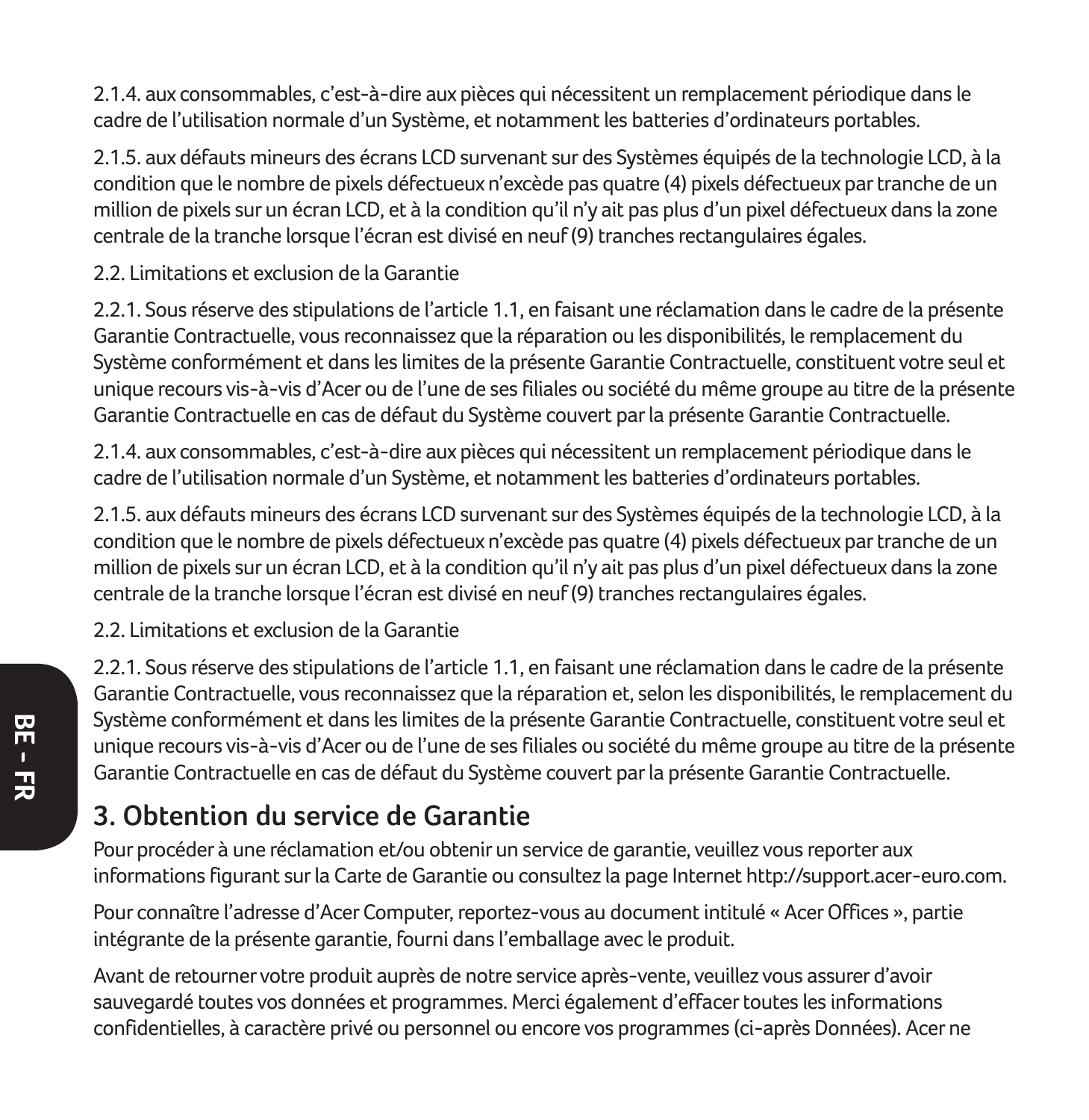2.1.4. aux consommables, c'est-à-dire aux pièces qui nécessitent un remplacement périodique dans le cadre de l'utilisation normale d'un Système, et notamment les batteries d'ordinateurs portables.

2.1.5. aux défauts mineurs des écrans LCD survenant sur des Systèmes équipés de la technologie LCD, à la condition que le nombre de pixels défectueux n'excède pas quatre (4) pixels défectueux par tranche de un million de pixels sur un écran LCD, et à la condition qu'il n'y ait pas plus d'un pixel défectueux dans la zone centrale de la tranche lorsque l'écran est divisé en neuf (9) tranches rectangulaires égales.

2.2. Limitations et exclusion de la Garantie

2.2.1. Sous réserve des stipulations de l'article 1.1, en faisant une réclamation dans le cadre de la présente Garantie Contractuelle, vous reconnaissez que la réparation ou les disponibilités, le remplacement du Système conformément et dans les limites de la présente Garantie Contractuelle, constituent votre seul et unique recours vis-à-vis d'Acer ou de l'une de ses filiales ou société du même groupe au titre de la présente Garantie Contractuelle en cas de défaut du Système couvert par la présente Garantie Contractuelle.

2.1.4. aux consommables, c'est-à-dire aux pièces qui nécessitent un remplacement périodique dans le cadre de l'utilisation normale d'un Système, et notamment les batteries d'ordinateurs portables.

2.1.5. aux défauts mineurs des écrans LCD survenant sur des Systèmes équipés de la technologie LCD, à la condition que le nombre de pixels défectueux n'excède pas quatre (4) pixels défectueux par tranche de un million de pixels sur un écran LCD, et à la condition qu'il n'y ait pas plus d'un pixel défectueux dans la zone centrale de la tranche lorsque l'écran est divisé en neuf (9) tranches rectangulaires égales.

2.2. Limitations et exclusion de la Garantie

2.2.1. Sous réserve des stipulations de l'article 1.1, en faisant une réclamation dans le cadre de la présente Garantie Contractuelle, vous reconnaissez que la réparation et, selon les disponibilités, le remplacement du Système conformément et dans les limites de la présente Garantie Contractuelle, constituent votre seul et unique recours vis-à-vis d'Acer ou de l'une de ses filiales ou société du même groupe au titre de la présente Garantie Contractuelle en cas de défaut du Système couvert par la présente Garantie Contractuelle.

## 3. Obtention du service de Garantie

Pour procéder à une réclamation et/ou obtenir un service de garantie, veuillez vous reporter aux informations figurant sur la Carte de Garantie ou consultez la page Internet http://support.acer-euro.com.

Pour connaître l'adresse d'Acer Computer, reportez-vous au document intitulé « Acer Offices », partie intégrante de la présente garantie, fourni dans l'emballage avec le produit.

Avant de retourner votre produit auprès de notre service après-vente, veuillez vous assurer d'avoir sauvegardé toutes vos données et programmes. Merci également d'effacer toutes les informations confidentielles, à caractère privé ou personnel ou encore vos programmes (ci-après Données). Acer ne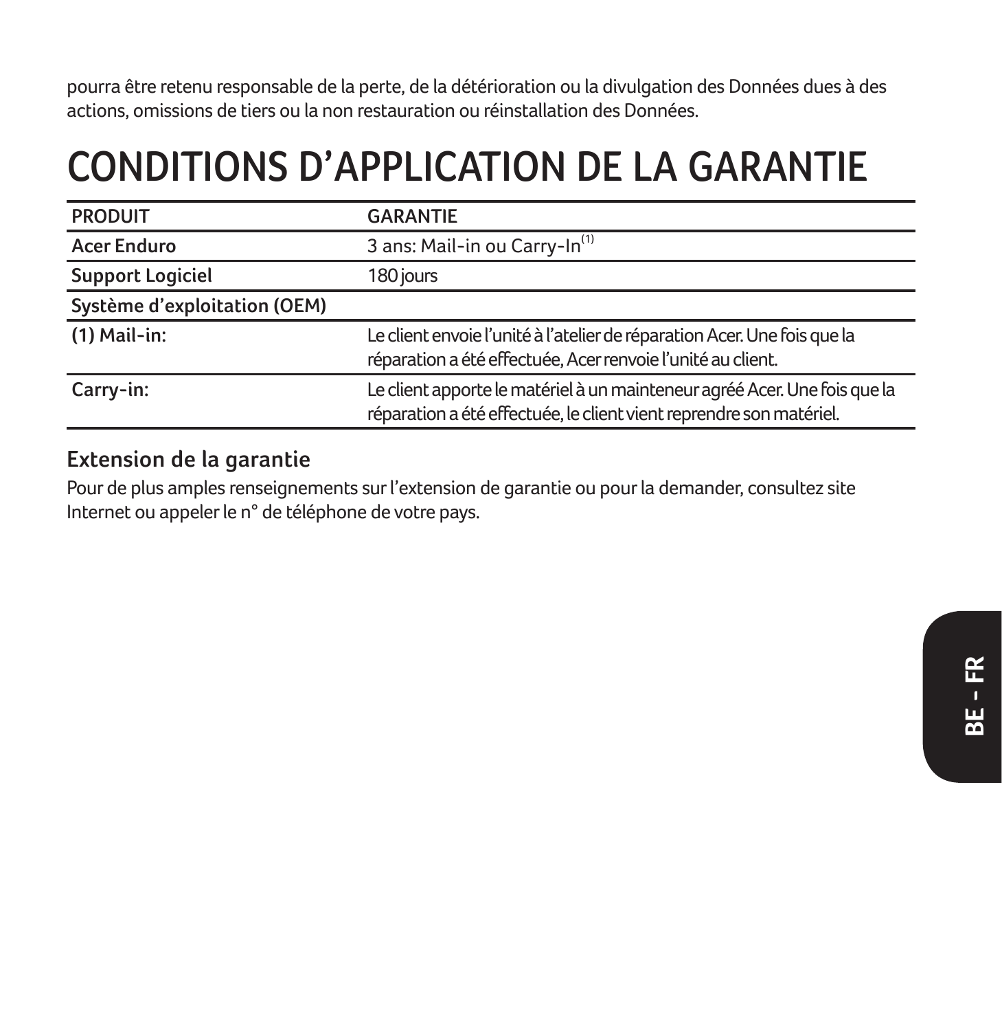pourra être retenu responsable de la perte, de la détérioration ou la divulgation des Données dues à des actions, omissions de tiers ou la non restauration ou réinstallation des Données.

# CONDITIONS D'APPLICATION DE LA GARANTIE

| PRODUIT | GARANTIE |
|---|---|
| **Acer Enduro** | 3 ans: Mail-in ou Carry-In(1) |
| **Support Logiciel** | 180 jours |
| **Système d'exploitation (OEM)** | |
| **(1) Mail-in:** | Le client envoie l'unité à l'atelier de réparation Acer. Une fois que la réparation a été effectuée, Acer renvoie l'unité au client. |
| **Carry-in:** | Le client apporte le matériel à un mainteneur agréé Acer. Une fois que la réparation a été effectuée, le client vient reprendre son matériel. |

## Extension de la garantie

Pour de plus amples renseignements sur l'extension de garantie ou pour la demander, consultez site Internet ou appeler le n° de téléphone de votre pays.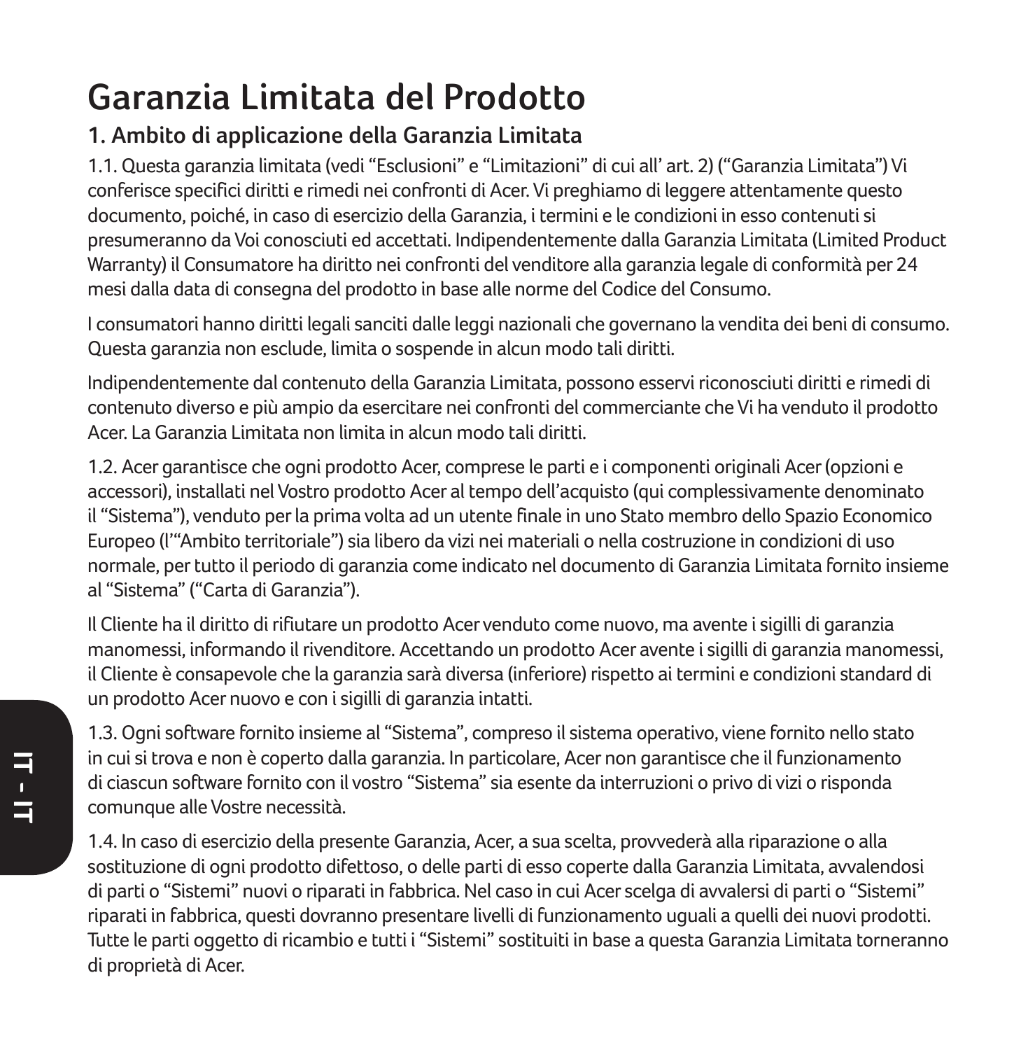# Garanzia Limitata del Prodotto

## 1. Ambito di applicazione della Garanzia Limitata

1.1. Questa garanzia limitata (vedi “Esclusioni” e “Limitazioni” di cui all’ art. 2) (“Garanzia Limitata”) Vi conferisce specifici diritti e rimedi nei confronti di Acer. Vi preghiamo di leggere attentamente questo documento, poiché, in caso di esercizio della Garanzia, i termini e le condizioni in esso contenuti si presumeranno da Voi conosciuti ed accettati. Indipendentemente dalla Garanzia Limitata (Limited Product Warranty) il Consumatore ha diritto nei confronti del venditore alla garanzia legale di conformità per 24 mesi dalla data di consegna del prodotto in base alle norme del Codice del Consumo.

I consumatori hanno diritti legali sanciti dalle leggi nazionali che governano la vendita dei beni di consumo. Questa garanzia non esclude, limita o sospende in alcun modo tali diritti.

Indipendentemente dal contenuto della Garanzia Limitata, possono esservi riconosciuti diritti e rimedi di contenuto diverso e più ampio da esercitare nei confronti del commerciante che Vi ha venduto il prodotto Acer. La Garanzia Limitata non limita in alcun modo tali diritti.

1.2. Acer garantisce che ogni prodotto Acer, comprese le parti e i componenti originali Acer (opzioni e accessori), installati nel Vostro prodotto Acer al tempo dell’acquisto (qui complessivamente denominato il “Sistema”), venduto per la prima volta ad un utente finale in uno Stato membro dello Spazio Economico Europeo (l’“Ambito territoriale”) sia libero da vizi nei materiali o nella costruzione in condizioni di uso normale, per tutto il periodo di garanzia come indicato nel documento di Garanzia Limitata fornito insieme al “Sistema” (“Carta di Garanzia”).

Il Cliente ha il diritto di rifiutare un prodotto Acer venduto come nuovo, ma avente i sigilli di garanzia manomessi, informando il rivenditore. Accettando un prodotto Acer avente i sigilli di garanzia manomessi, il Cliente è consapevole che la garanzia sarà diversa (inferiore) rispetto ai termini e condizioni standard di un prodotto Acer nuovo e con i sigilli di garanzia intatti.

1.3. Ogni software fornito insieme al “Sistema”, compreso il sistema operativo, viene fornito nello stato in cui si trova e non è coperto dalla garanzia. In particolare, Acer non garantisce che il funzionamento di ciascun software fornito con il vostro “Sistema” sia esente da interruzioni o privo di vizi o risponda comunque alle Vostre necessità.

1.4. In caso di esercizio della presente Garanzia, Acer, a sua scelta, provvederà alla riparazione o alla sostituzione di ogni prodotto difettoso, o delle parti di esso coperte dalla Garanzia Limitata, avvalendosi di parti o “Sistemi” nuovi o riparati in fabbrica. Nel caso in cui Acer scelga di avvalersi di parti o “Sistemi” riparati in fabbrica, questi dovranno presentare livelli di funzionamento uguali a quelli dei nuovi prodotti. Tutte le parti oggetto di ricambio e tutti i “Sistemi” sostituiti in base a questa Garanzia Limitata torneranno di proprietà di Acer.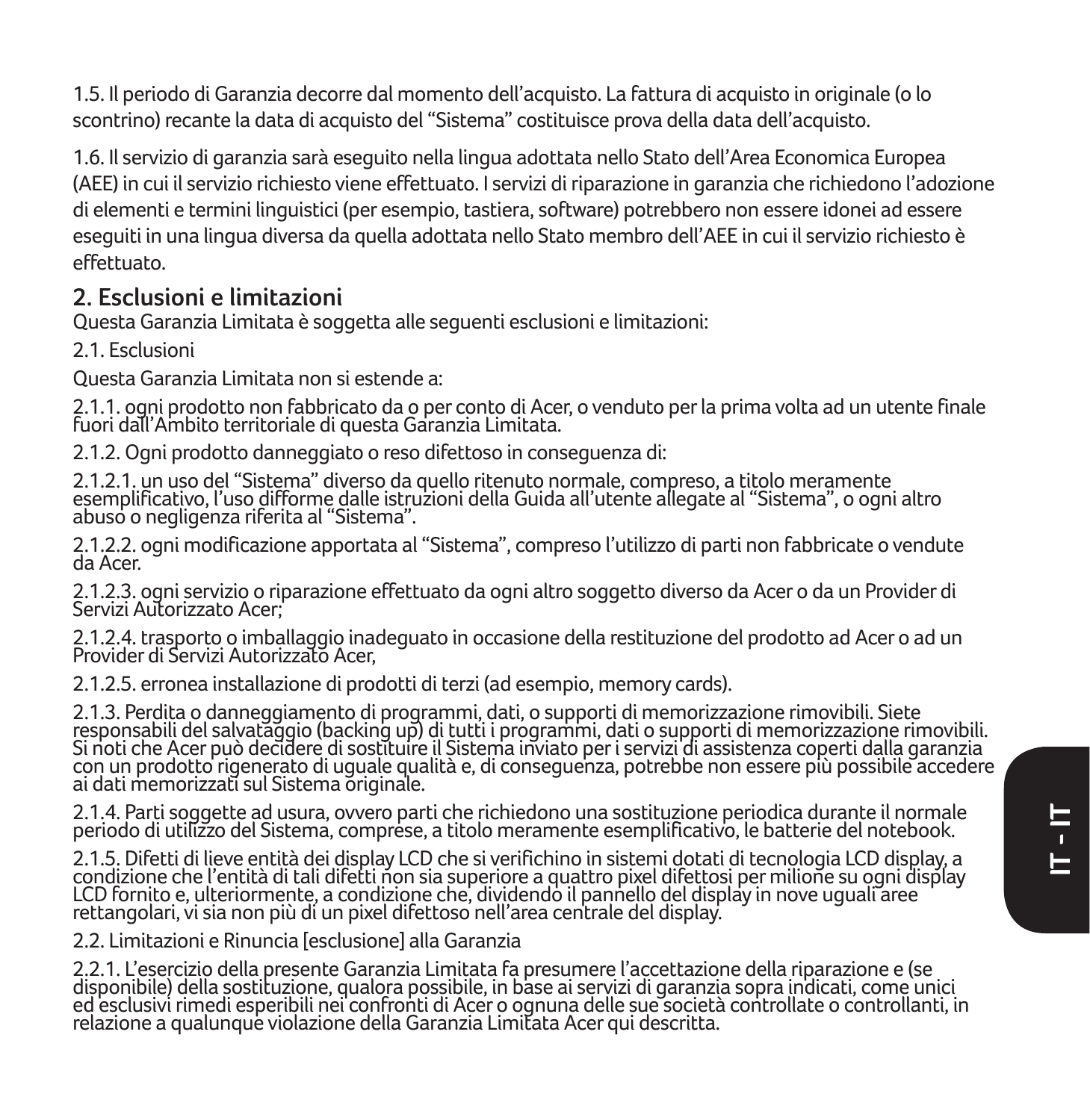1.5. Il periodo di Garanzia decorre dal momento dell'acquisto. La fattura di acquisto in originale (o lo scontrino) recante la data di acquisto del "Sistema" costituisce prova della data dell'acquisto.

1.6. Il servizio di garanzia sarà eseguito nella lingua adottata nello Stato dell'Area Economica Europea (AEE) in cui il servizio richiesto viene effettuato. I servizi di riparazione in garanzia che richiedono l'adozione di elementi e termini linguistici (per esempio, tastiera, software) potrebbero non essere idonei ad essere eseguiti in una lingua diversa da quella adottata nello Stato membro dell'AEE in cui il servizio richiesto è effettuato.

## 2. Esclusioni e limitazioni

Questa Garanzia Limitata è soggetta alle seguenti esclusioni e limitazioni:

2.1. Esclusioni

Questa Garanzia Limitata non si estende a:

2.1.1. ogni prodotto non fabbricato da o per conto di Acer, o venduto per la prima volta ad un utente finale fuori dall'Ambito territoriale di questa Garanzia Limitata.

2.1.2. Ogni prodotto danneggiato o reso difettoso in conseguenza di:

2.1.2.1. un uso del "Sistema" diverso da quello ritenuto normale, compreso, a titolo meramente esemplificativo, l'uso difforme dalle istruzioni della Guida all'utente allegate al "Sistema", o ogni altro abuso o negligenza riferita al "Sistema".

2.1.2.2. ogni modificazione apportata al "Sistema", compreso l'utilizzo di parti non fabbricate o vendute da Acer.

2.1.2.3. ogni servizio o riparazione effettuato da ogni altro soggetto diverso da Acer o da un Provider di Servizi Autorizzato Acer;

2.1.2.4. trasporto o imballaggio inadeguato in occasione della restituzione del prodotto ad Acer o ad un Provider di Servizi Autorizzato Acer,

2.1.2.5. erronea installazione di prodotti di terzi (ad esempio, memory cards).

2.1.3. Perdita o danneggiamento di programmi, dati, o supporti di memorizzazione rimovibili. Siete responsabili del salvataggio (backing up) di tutti i programmi, dati o supporti di memorizzazione rimovibili. Si noti che Acer può decidere di sostituire il Sistema inviato per i servizi di assistenza coperti dalla garanzia con un prodotto rigenerato di uguale qualità e, di conseguenza, potrebbe non essere più possibile accedere ai dati memorizzati sul Sistema originale.

2.1.4. Parti soggette ad usura, ovvero parti che richiedono una sostituzione periodica durante il normale periodo di utilizzo del Sistema, comprese, a titolo meramente esemplificativo, le batterie del notebook.

2.1.5. Difetti di lieve entità dei display LCD che si verifichino in sistemi dotati di tecnologia LCD display, a condizione che l'entità di tali difetti non sia superiore a quattro pixel difettosi per milione su ogni display LCD fornito e, ulteriormente, a condizione che, dividendo il pannello del display in nove uguali aree rettangolari, vi sia non più di un pixel difettoso nell'area centrale del display.

2.2. Limitazioni e Rinuncia [esclusione] alla Garanzia

2.2.1. L'esercizio della presente Garanzia Limitata fa presumere l'accettazione della riparazione e (se disponibile) della sostituzione, qualora possibile, in base ai servizi di garanzia sopra indicati, come unici ed esclusivi rimedi esperibili nei confronti di Acer o ognuna delle sue società controllate o controllanti, in relazione a qualunque violazione della Garanzia Limitata Acer qui descritta.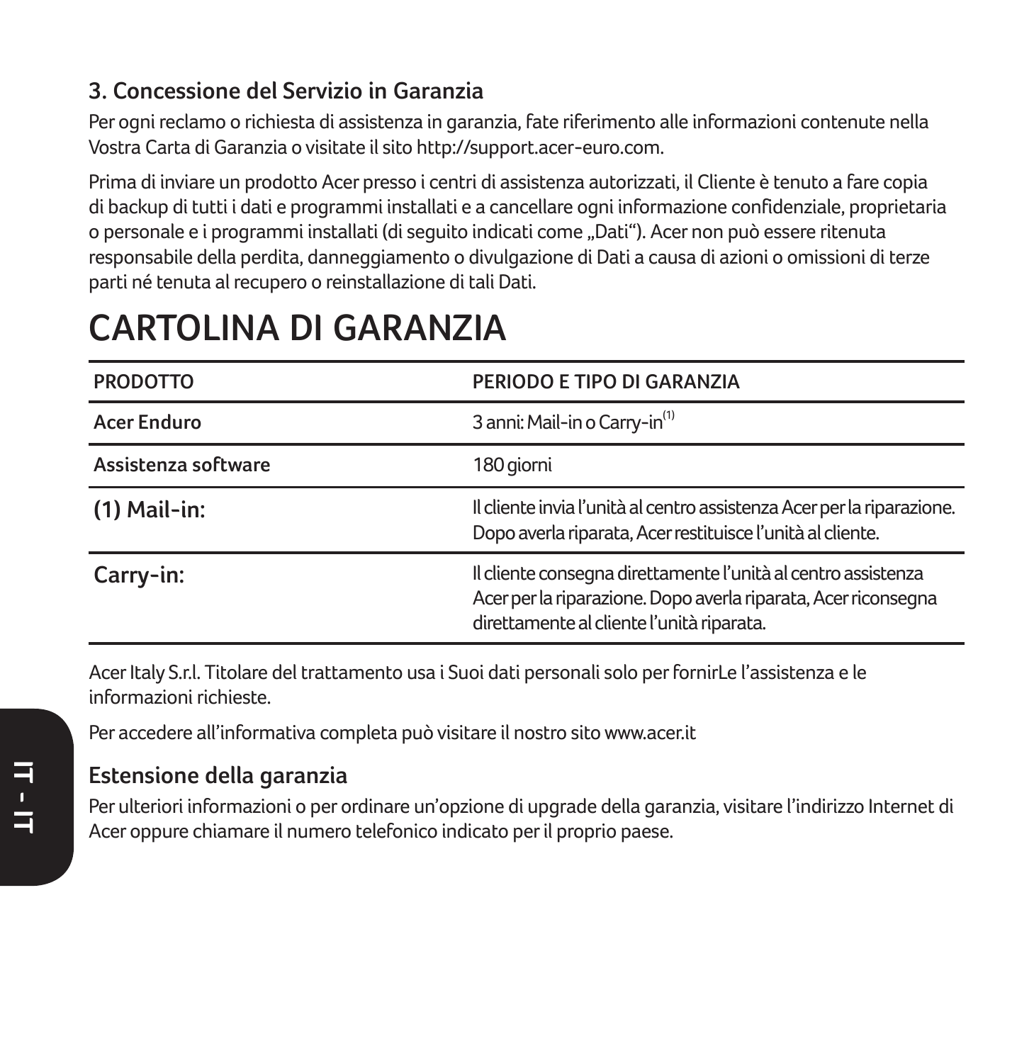### 3. Concessione del Servizio in Garanzia

Per ogni reclamo o richiesta di assistenza in garanzia, fate riferimento alle informazioni contenute nella Vostra Carta di Garanzia o visitate il sito http://support.acer-euro.com.

Prima di inviare un prodotto Acer presso i centri di assistenza autorizzati, il Cliente è tenuto a fare copia di backup di tutti i dati e programmi installati e a cancellare ogni informazione confidenziale, proprietaria o personale e i programmi installati (di seguito indicati come „Dati"). Acer non può essere ritenuta responsabile della perdita, danneggiamento o divulgazione di Dati a causa di azioni o omissioni di terze parti né tenuta al recupero o reinstallazione di tali Dati.

# CARTOLINA DI GARANZIA

| PRODOTTO | PERIODO E TIPO DI GARANZIA |
|---|---|
| **Acer Enduro** | 3 anni: Mail-in o Carry-in[1] |
| **Assistenza software** | 180 giorni |
| **(1) Mail-in:** | Il cliente invia l'unità al centro assistenza Acer per la riparazione. Dopo averla riparata, Acer restituisce l'unità al cliente. |
| **Carry-in:** | Il cliente consegna direttamente l'unità al centro assistenza Acer per la riparazione. Dopo averla riparata, Acer riconsegna direttamente al cliente l'unità riparata. |

Acer Italy S.r.l. Titolare del trattamento usa i Suoi dati personali solo per fornirLe l'assistenza e le informazioni richieste.

Per accedere all'informativa completa può visitare il nostro sito www.acer.it

### Estensione della garanzia

Per ulteriori informazioni o per ordinare un'opzione di upgrade della garanzia, visitare l'indirizzo Internet di Acer oppure chiamare il numero telefonico indicato per il proprio paese.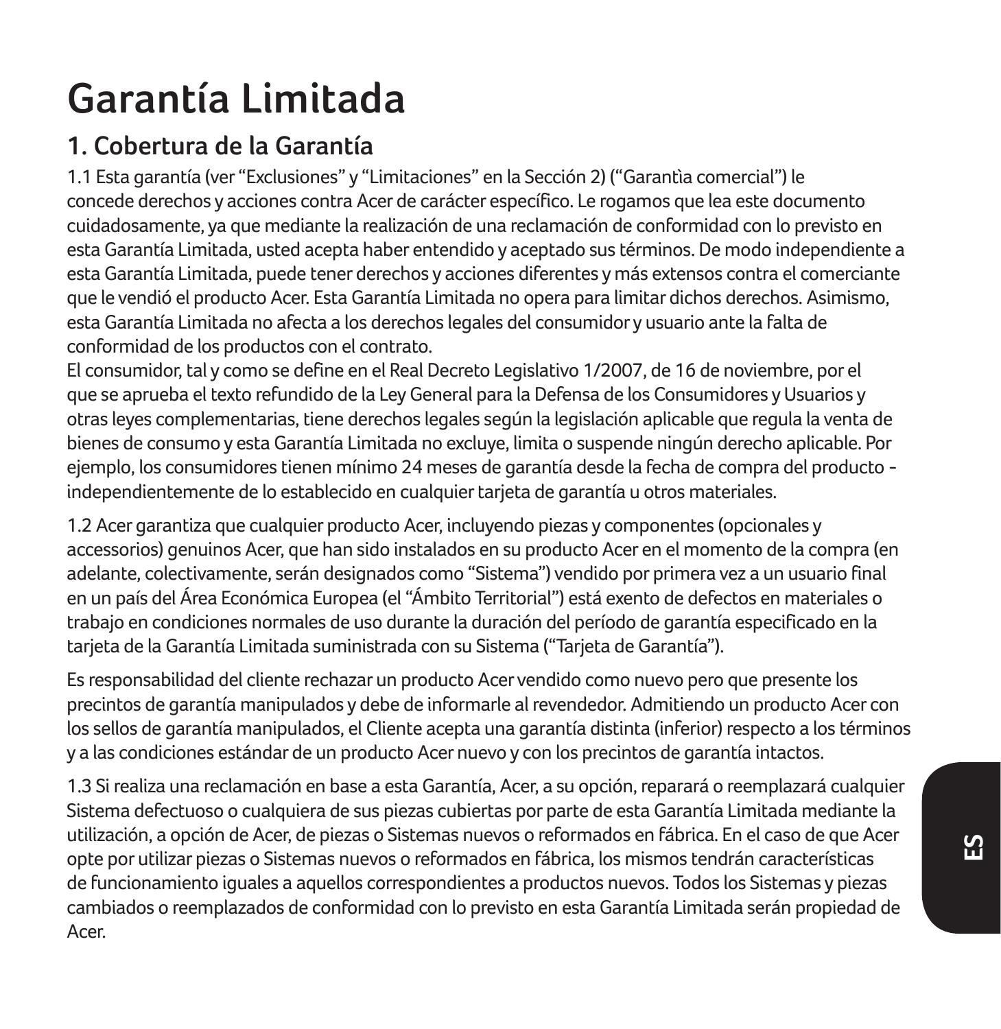# Garantía Limitada

## 1. Cobertura de la Garantía

1.1 Esta garantía (ver “Exclusiones” y “Limitaciones” en la Sección 2) (“Garantìa comercial”) le concede derechos y acciones contra Acer de carácter específico. Le rogamos que lea este documento cuidadosamente, ya que mediante la realización de una reclamación de conformidad con lo previsto en esta Garantía Limitada, usted acepta haber entendido y aceptado sus términos. De modo independiente a esta Garantía Limitada, puede tener derechos y acciones diferentes y más extensos contra el comerciante que le vendió el producto Acer. Esta Garantía Limitada no opera para limitar dichos derechos. Asimismo, esta Garantía Limitada no afecta a los derechos legales del consumidor y usuario ante la falta de conformidad de los productos con el contrato.
El consumidor, tal y como se define en el Real Decreto Legislativo 1/2007, de 16 de noviembre, por el que se aprueba el texto refundido de la Ley General para la Defensa de los Consumidores y Usuarios y otras leyes complementarias, tiene derechos legales según la legislación aplicable que regula la venta de bienes de consumo y esta Garantía Limitada no excluye, limita o suspende ningún derecho aplicable. Por ejemplo, los consumidores tienen mínimo 24 meses de garantía desde la fecha de compra del producto - independientemente de lo establecido en cualquier tarjeta de garantía u otros materiales.

1.2 Acer garantiza que cualquier producto Acer, incluyendo piezas y componentes (opcionales y accessorios) genuinos Acer, que han sido instalados en su producto Acer en el momento de la compra (en adelante, colectivamente, serán designados como “Sistema”) vendido por primera vez a un usuario final en un país del Área Económica Europea (el “Ámbito Territorial”) está exento de defectos en materiales o trabajo en condiciones normales de uso durante la duración del período de garantía especificado en la tarjeta de la Garantía Limitada suministrada con su Sistema (“Tarjeta de Garantía”).

Es responsabilidad del cliente rechazar un producto Acer vendido como nuevo pero que presente los precintos de garantía manipulados y debe de informarle al revendedor. Admitiendo un producto Acer con los sellos de garantía manipulados, el Cliente acepta una garantía distinta (inferior) respecto a los términos y a las condiciones estándar de un producto Acer nuevo y con los precintos de garantía intactos.

1.3 Si realiza una reclamación en base a esta Garantía, Acer, a su opción, reparará o reemplazará cualquier Sistema defectuoso o cualquiera de sus piezas cubiertas por parte de esta Garantía Limitada mediante la utilización, a opción de Acer, de piezas o Sistemas nuevos o reformados en fábrica. En el caso de que Acer opte por utilizar piezas o Sistemas nuevos o reformados en fábrica, los mismos tendrán características de funcionamiento iguales a aquellos correspondientes a productos nuevos. Todos los Sistemas y piezas cambiados o reemplazados de conformidad con lo previsto en esta Garantía Limitada serán propiedad de Acer.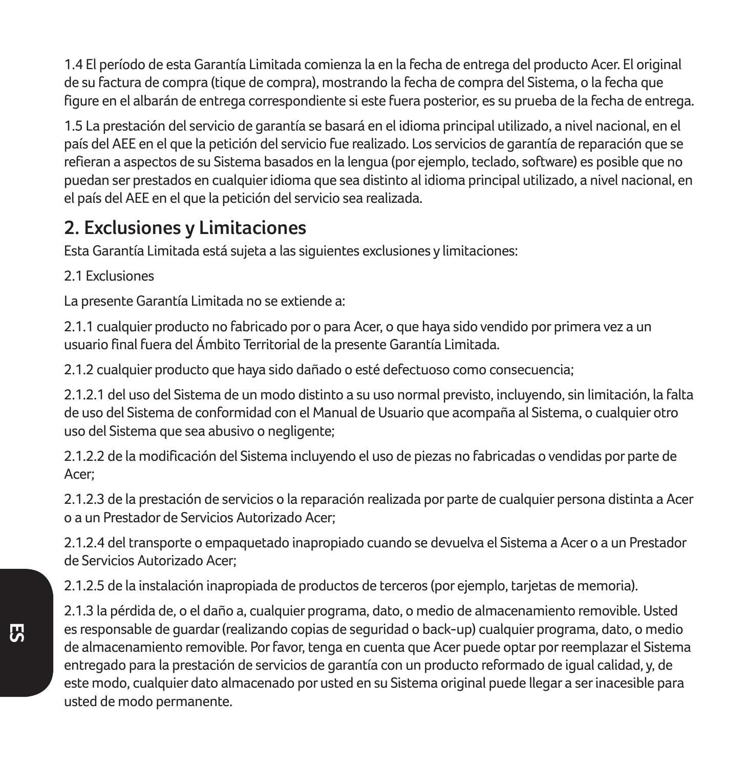1.4 El período de esta Garantía Limitada comienza la en la fecha de entrega del producto Acer. El original de su factura de compra (tique de compra), mostrando la fecha de compra del Sistema, o la fecha que figure en el albarán de entrega correspondiente si este fuera posterior, es su prueba de la fecha de entrega.

1.5 La prestación del servicio de garantía se basará en el idioma principal utilizado, a nivel nacional, en el país del AEE en el que la petición del servicio fue realizado. Los servicios de garantía de reparación que se refieran a aspectos de su Sistema basados en la lengua (por ejemplo, teclado, software) es posible que no puedan ser prestados en cualquier idioma que sea distinto al idioma principal utilizado, a nivel nacional, en el país del AEE en el que la petición del servicio sea realizada.

## 2. Exclusiones y Limitaciones

Esta Garantía Limitada está sujeta a las siguientes exclusiones y limitaciones:

2.1 Exclusiones

La presente Garantía Limitada no se extiende a:

2.1.1 cualquier producto no fabricado por o para Acer, o que haya sido vendido por primera vez a un usuario final fuera del Ámbito Territorial de la presente Garantía Limitada.

2.1.2 cualquier producto que haya sido dañado o esté defectuoso como consecuencia;

2.1.2.1 del uso del Sistema de un modo distinto a su uso normal previsto, incluyendo, sin limitación, la falta de uso del Sistema de conformidad con el Manual de Usuario que acompaña al Sistema, o cualquier otro uso del Sistema que sea abusivo o negligente;

2.1.2.2 de la modificación del Sistema incluyendo el uso de piezas no fabricadas o vendidas por parte de Acer;

2.1.2.3 de la prestación de servicios o la reparación realizada por parte de cualquier persona distinta a Acer o a un Prestador de Servicios Autorizado Acer;

2.1.2.4 del transporte o empaquetado inapropiado cuando se devuelva el Sistema a Acer o a un Prestador de Servicios Autorizado Acer;

2.1.2.5 de la instalación inapropiada de productos de terceros (por ejemplo, tarjetas de memoria).

2.1.3 la pérdida de, o el daño a, cualquier programa, dato, o medio de almacenamiento removible. Usted es responsable de guardar (realizando copias de seguridad o back-up) cualquier programa, dato, o medio de almacenamiento removible. Por favor, tenga en cuenta que Acer puede optar por reemplazar el Sistema entregado para la prestación de servicios de garantía con un producto reformado de igual calidad, y, de este modo, cualquier dato almacenado por usted en su Sistema original puede llegar a ser inacesible para usted de modo permanente.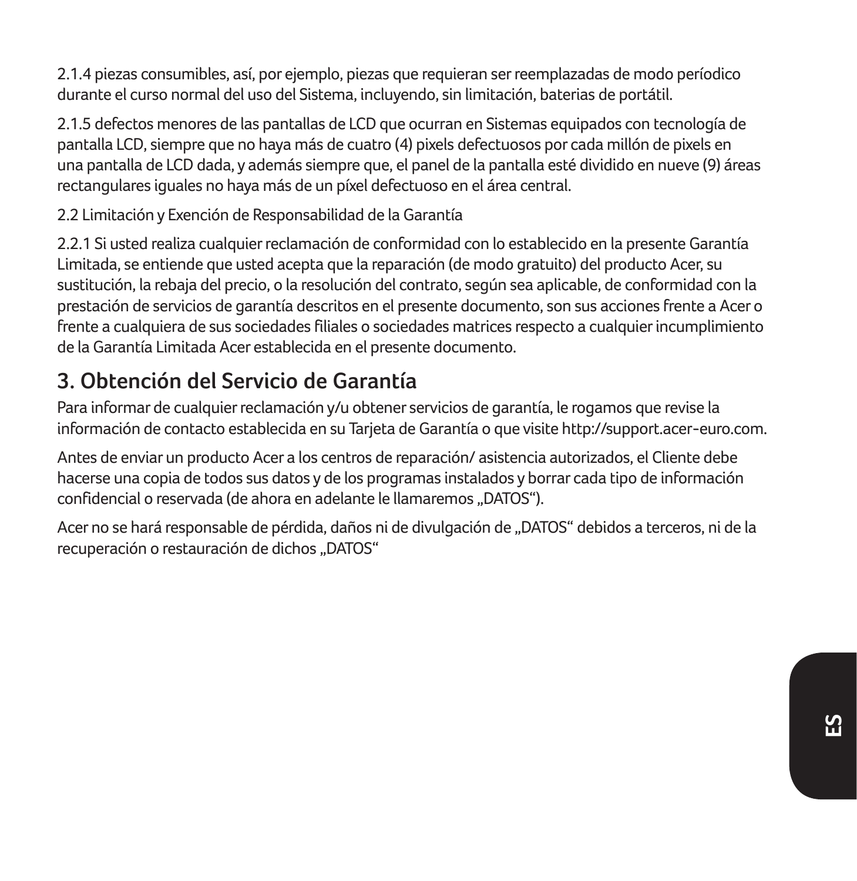2.1.4 piezas consumibles, así, por ejemplo, piezas que requieran ser reemplazadas de modo períodico durante el curso normal del uso del Sistema, incluyendo, sin limitación, baterias de portátil.

2.1.5 defectos menores de las pantallas de LCD que ocurran en Sistemas equipados con tecnología de pantalla LCD, siempre que no haya más de cuatro (4) pixels defectuosos por cada millón de pixels en una pantalla de LCD dada, y además siempre que, el panel de la pantalla esté dividido en nueve (9) áreas rectangulares iguales no haya más de un píxel defectuoso en el área central.

2.2 Limitación y Exención de Responsabilidad de la Garantía

2.2.1 Si usted realiza cualquier reclamación de conformidad con lo establecido en la presente Garantía Limitada, se entiende que usted acepta que la reparación (de modo gratuito) del producto Acer, su sustitución, la rebaja del precio, o la resolución del contrato, según sea aplicable, de conformidad con la prestación de servicios de garantía descritos en el presente documento, son sus acciones frente a Acer o frente a cualquiera de sus sociedades filiales o sociedades matrices respecto a cualquier incumplimiento de la Garantía Limitada Acer establecida en el presente documento.

## 3. Obtención del Servicio de Garantía

Para informar de cualquier reclamación y/u obtener servicios de garantía, le rogamos que revise la información de contacto establecida en su Tarjeta de Garantía o que visite http://support.acer-euro.com.

Antes de enviar un producto Acer a los centros de reparación/ asistencia autorizados, el Cliente debe hacerse una copia de todos sus datos y de los programas instalados y borrar cada tipo de información confidencial o reservada (de ahora en adelante le llamaremos „DATOS“).

Acer no se hará responsable de pérdida, daños ni de divulgación de „DATOS“ debidos a terceros, ni de la recuperación o restauración de dichos „DATOS“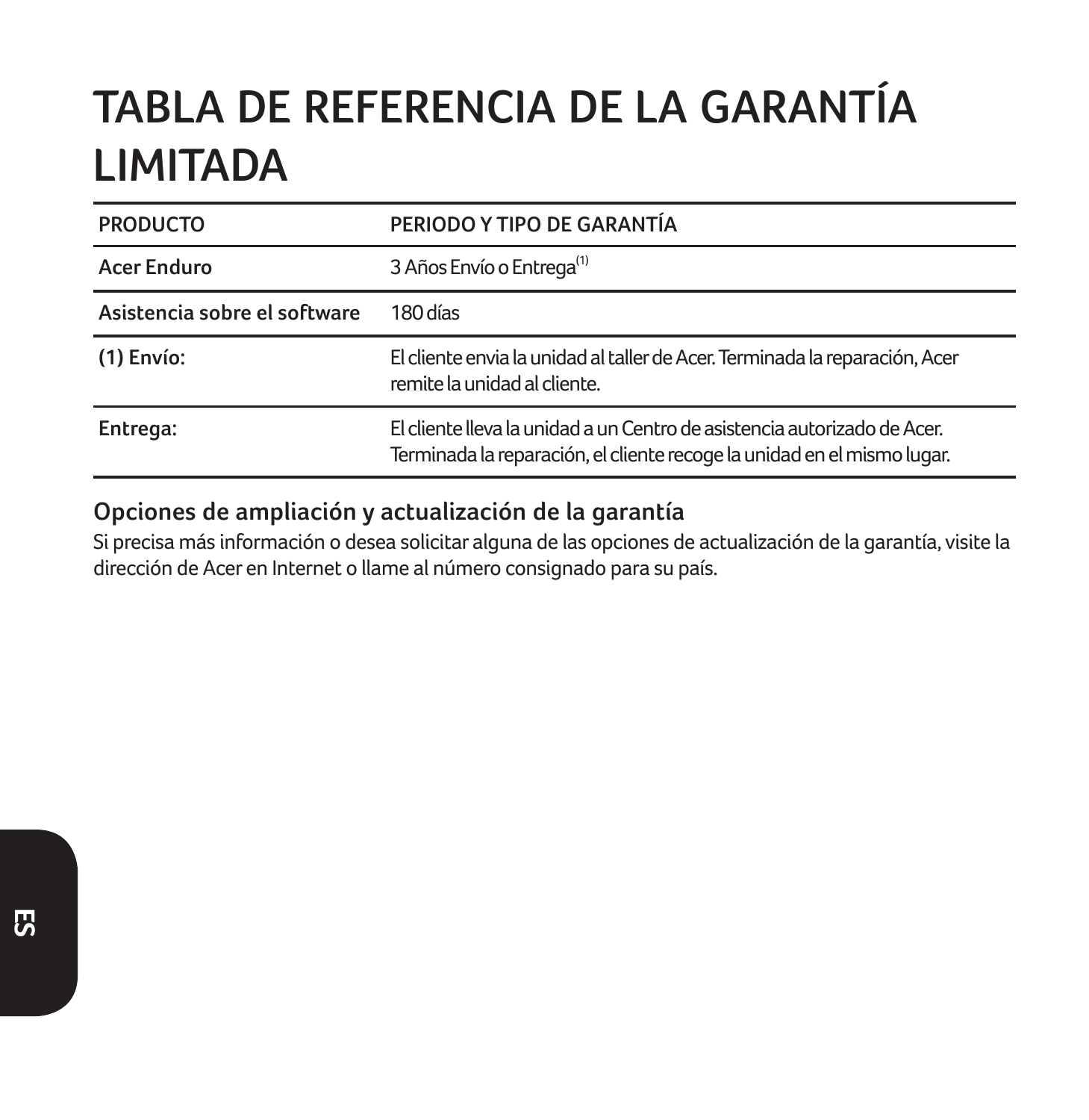# TABLA DE REFERENCIA DE LA GARANTÍA LIMITADA

| PRODUCTO | PERIODO Y TIPO DE GARANTÍA |
| --- | --- |
| **Acer Enduro** | 3 Años Envío o Entrega[1] |
| **Asistencia sobre el software** | 180 días |
| **(1) Envío:** | El cliente envia la unidad al taller de Acer. Terminada la reparación, Acer remite la unidad al cliente. |
| **Entrega:** | El cliente lleva la unidad a un Centro de asistencia autorizado de Acer. Terminada la reparación, el cliente recoge la unidad en el mismo lugar. |

## Opciones de ampliación y actualización de la garantía

Si precisa más información o desea solicitar alguna de las opciones de actualización de la garantía, visite la dirección de Acer en Internet o llame al número consignado para su país.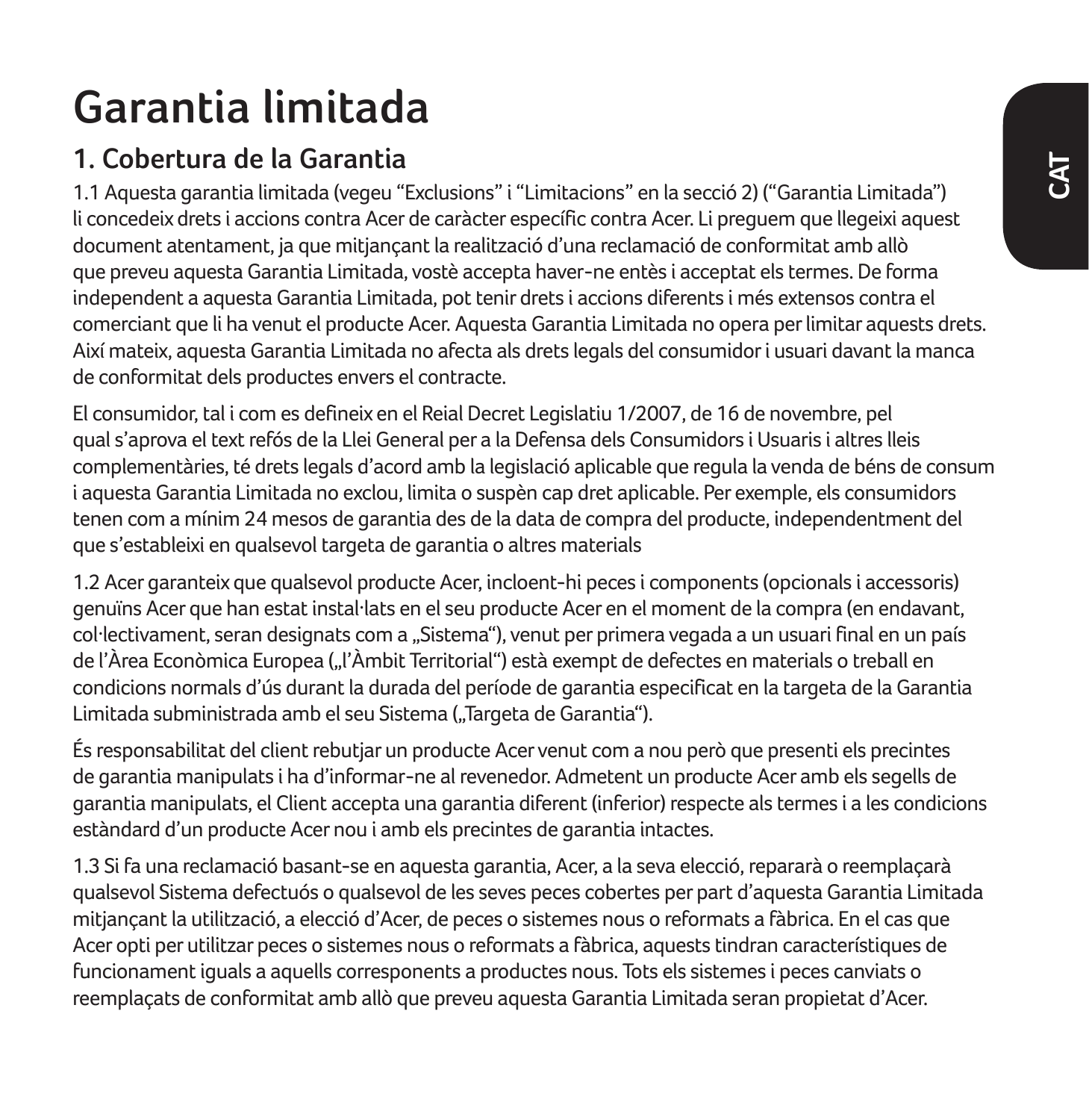# Garantia limitada

## 1. Cobertura de la Garantia

1.1 Aquesta garantia limitada (vegeu "Exclusions" i "Limitacions" en la secció 2) ("Garantia Limitada") li concedeix drets i accions contra Acer de caràcter específic contra Acer. Li preguem que llegeixi aquest document atentament, ja que mitjançant la realització d'una reclamació de conformitat amb allò que preveu aquesta Garantia Limitada, vostè accepta haver-ne entès i acceptat els termes. De forma independent a aquesta Garantia Limitada, pot tenir drets i accions diferents i més extensos contra el comerciant que li ha venut el producte Acer. Aquesta Garantia Limitada no opera per limitar aquests drets. Així mateix, aquesta Garantia Limitada no afecta als drets legals del consumidor i usuari davant la manca de conformitat dels productes envers el contracte.

El consumidor, tal i com es defineix en el Reial Decret Legislatiu 1/2007, de 16 de novembre, pel qual s'aprova el text refós de la Llei General per a la Defensa dels Consumidors i Usuaris i altres lleis complementàries, té drets legals d'acord amb la legislació aplicable que regula la venda de béns de consum i aquesta Garantia Limitada no exclou, limita o suspèn cap dret aplicable. Per exemple, els consumidors tenen com a mínim 24 mesos de garantia des de la data de compra del producte, independentment del que s'estableixi en qualsevol targeta de garantia o altres materials

1.2 Acer garanteix que qualsevol producte Acer, incloent-hi peces i components (opcionals i accessoris) genuïns Acer que han estat instal·lats en el seu producte Acer en el moment de la compra (en endavant, col·lectivament, seran designats com a „Sistema"), venut per primera vegada a un usuari final en un país de l'Àrea Econòmica Europea („l'Àmbit Territorial") està exempt de defectes en materials o treball en condicions normals d'ús durant la durada del període de garantia especificat en la targeta de la Garantia Limitada subministrada amb el seu Sistema („Targeta de Garantia").

És responsabilitat del client rebutjar un producte Acer venut com a nou però que presenti els precintes de garantia manipulats i ha d'informar-ne al revenedor. Admetent un producte Acer amb els segells de garantia manipulats, el Client accepta una garantia diferent (inferior) respecte als termes i a les condicions estàndard d'un producte Acer nou i amb els precintes de garantia intactes.

1.3 Si fa una reclamació basant-se en aquesta garantia, Acer, a la seva elecció, repararà o reemplaçarà qualsevol Sistema defectuós o qualsevol de les seves peces cobertes per part d'aquesta Garantia Limitada mitjançant la utilització, a elecció d'Acer, de peces o sistemes nous o reformats a fàbrica. En el cas que Acer opti per utilitzar peces o sistemes nous o reformats a fàbrica, aquests tindran característiques de funcionament iguals a aquells corresponents a productes nous. Tots els sistemes i peces canviats o reemplaçats de conformitat amb allò que preveu aquesta Garantia Limitada seran propietat d'Acer.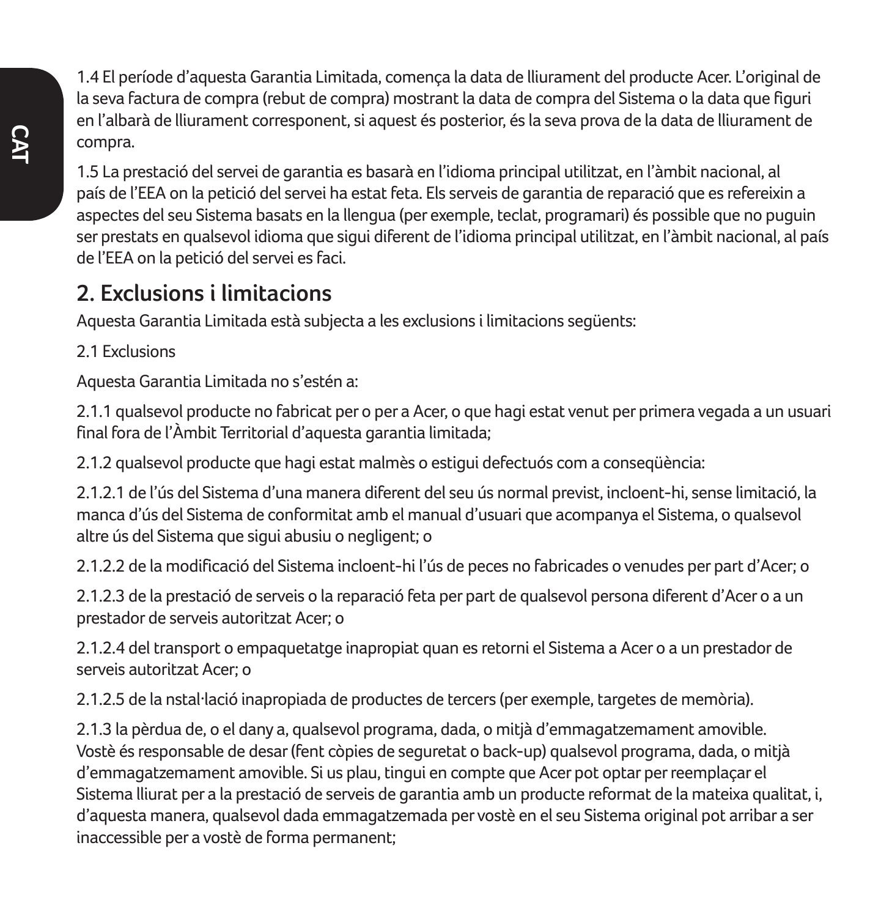1.4 El període d'aquesta Garantia Limitada, comença la data de lliurament del producte Acer. L'original de la seva factura de compra (rebut de compra) mostrant la data de compra del Sistema o la data que figuri en l'albarà de lliurament corresponent, si aquest és posterior, és la seva prova de la data de lliurament de compra.

1.5 La prestació del servei de garantia es basarà en l'idioma principal utilitzat, en l'àmbit nacional, al país de l'EEA on la petició del servei ha estat feta. Els serveis de garantia de reparació que es refereixin a aspectes del seu Sistema basats en la llengua (per exemple, teclat, programari) és possible que no puguin ser prestats en qualsevol idioma que sigui diferent de l'idioma principal utilitzat, en l'àmbit nacional, al país de l'EEA on la petició del servei es faci.

## 2. Exclusions i limitacions

Aquesta Garantia Limitada està subjecta a les exclusions i limitacions següents:

2.1 Exclusions

Aquesta Garantia Limitada no s'estén a:

2.1.1 qualsevol producte no fabricat per o per a Acer, o que hagi estat venut per primera vegada a un usuari final fora de l'Àmbit Territorial d'aquesta garantia limitada;

2.1.2 qualsevol producte que hagi estat malmès o estigui defectuós com a conseqüència:

2.1.2.1 de l'ús del Sistema d'una manera diferent del seu ús normal previst, incloent-hi, sense limitació, la manca d'ús del Sistema de conformitat amb el manual d'usuari que acompanya el Sistema, o qualsevol altre ús del Sistema que sigui abusiu o negligent; o

2.1.2.2 de la modificació del Sistema incloent-hi l'ús de peces no fabricades o venudes per part d'Acer; o

2.1.2.3 de la prestació de serveis o la reparació feta per part de qualsevol persona diferent d'Acer o a un prestador de serveis autoritzat Acer; o

2.1.2.4 del transport o empaquetatge inapropiat quan es retorni el Sistema a Acer o a un prestador de serveis autoritzat Acer; o

2.1.2.5 de la nstal·lació inapropiada de productes de tercers (per exemple, targetes de memòria).

2.1.3 la pèrdua de, o el dany a, qualsevol programa, dada, o mitjà d'emmagatzemament amovible. Vostè és responsable de desar (fent còpies de seguretat o back-up) qualsevol programa, dada, o mitjà d'emmagatzemament amovible. Si us plau, tingui en compte que Acer pot optar per reemplaçar el Sistema lliurat per a la prestació de serveis de garantia amb un producte reformat de la mateixa qualitat, i, d'aquesta manera, qualsevol dada emmagatzemada per vostè en el seu Sistema original pot arribar a ser inaccessible per a vostè de forma permanent;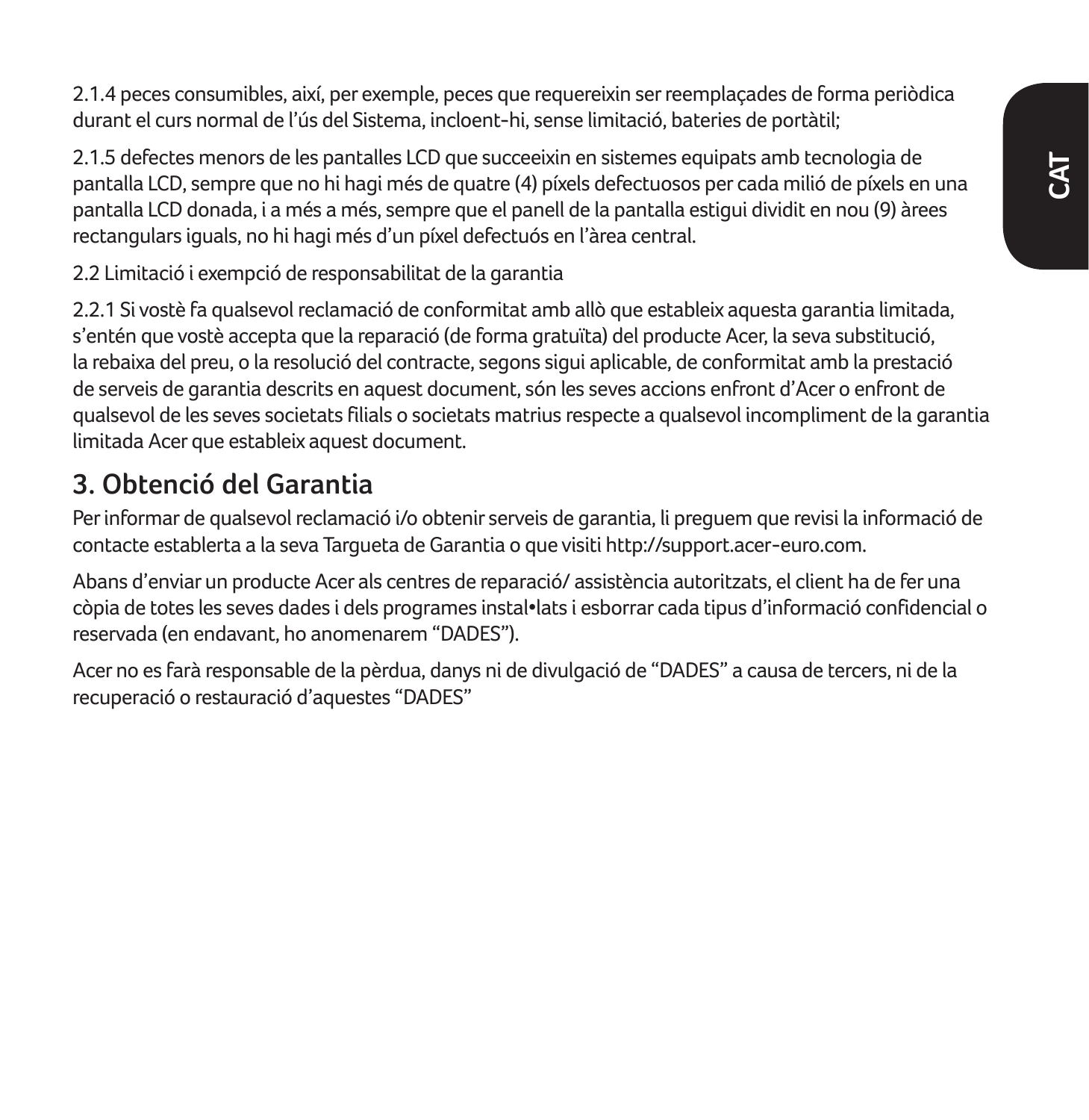2.1.4 peces consumibles, així, per exemple, peces que requereixin ser reemplaçades de forma periòdica durant el curs normal de l'ús del Sistema, incloent-hi, sense limitació, bateries de portàtil;

2.1.5 defectes menors de les pantalles LCD que succeeixin en sistemes equipats amb tecnologia de pantalla LCD, sempre que no hi hagi més de quatre (4) píxels defectuosos per cada milió de píxels en una pantalla LCD donada, i a més a més, sempre que el panell de la pantalla estigui dividit en nou (9) àrees rectangulars iguals, no hi hagi més d'un píxel defectuós en l'àrea central.

2.2 Limitació i exempció de responsabilitat de la garantia

2.2.1 Si vostè fa qualsevol reclamació de conformitat amb allò que estableix aquesta garantia limitada, s'entén que vostè accepta que la reparació (de forma gratuïta) del producte Acer, la seva substitució, la rebaixa del preu, o la resolució del contracte, segons sigui aplicable, de conformitat amb la prestació de serveis de garantia descrits en aquest document, són les seves accions enfront d'Acer o enfront de qualsevol de les seves societats filials o societats matrius respecte a qualsevol incompliment de la garantia limitada Acer que estableix aquest document.

## 3. Obtenció del Garantia

Per informar de qualsevol reclamació i/o obtenir serveis de garantia, li preguem que revisi la informació de contacte establerta a la seva Targueta de Garantia o que visiti http://support.acer-euro.com.

Abans d'enviar un producte Acer als centres de reparació/ assistència autoritzats, el client ha de fer una còpia de totes les seves dades i dels programes instal•lats i esborrar cada tipus d'informació confidencial o reservada (en endavant, ho anomenarem "DADES").

Acer no es farà responsable de la pèrdua, danys ni de divulgació de "DADES" a causa de tercers, ni de la recuperació o restauració d'aquestes "DADES"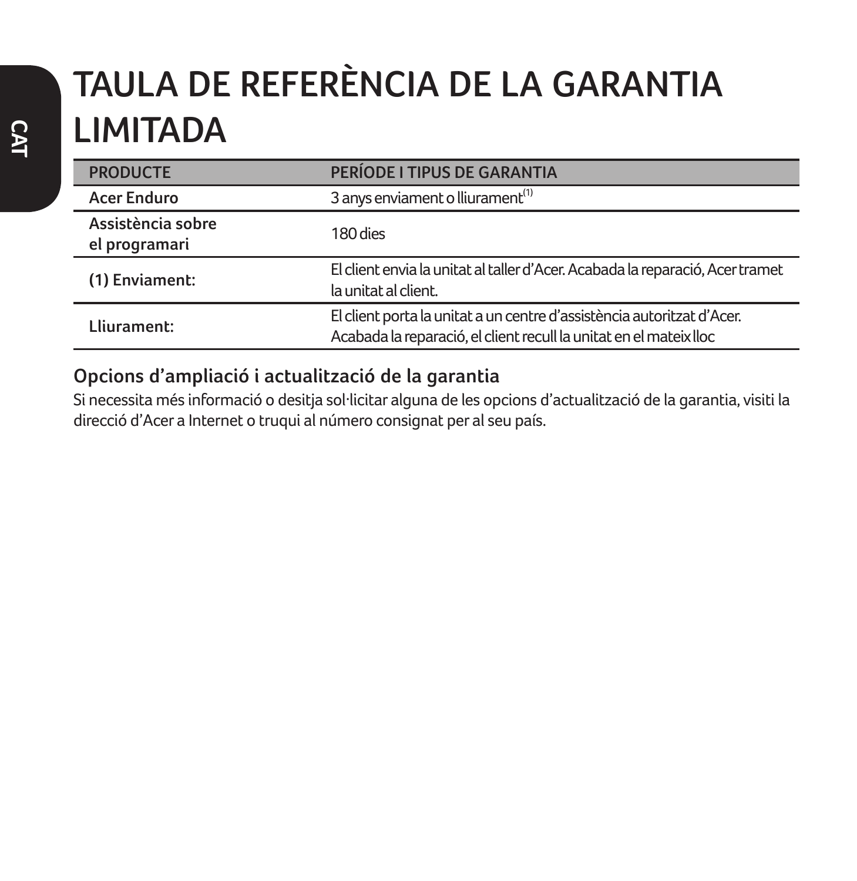# TAULA DE REFERÈNCIA DE LA GARANTIA LIMITADA

| PRODUCTE | PERÍODE I TIPUS DE GARANTIA |
| --- | --- |
| Acer Enduro | 3 anys enviament o lliurament[1] |
| Assistència sobre el programari | 180 dies |
| (1) Enviament: | El client envia la unitat al taller d'Acer. Acabada la reparació, Acer tramet la unitat al client. |
| Lliurament: | El client porta la unitat a un centre d'assistència autoritzat d'Acer. Acabada la reparació, el client recull la unitat en el mateix lloc |

## Opcions d'ampliació i actualització de la garantia

Si necessita més informació o desitja sol·licitar alguna de les opcions d'actualització de la garantia, visiti la direcció d'Acer a Internet o truqui al número consignat per al seu país.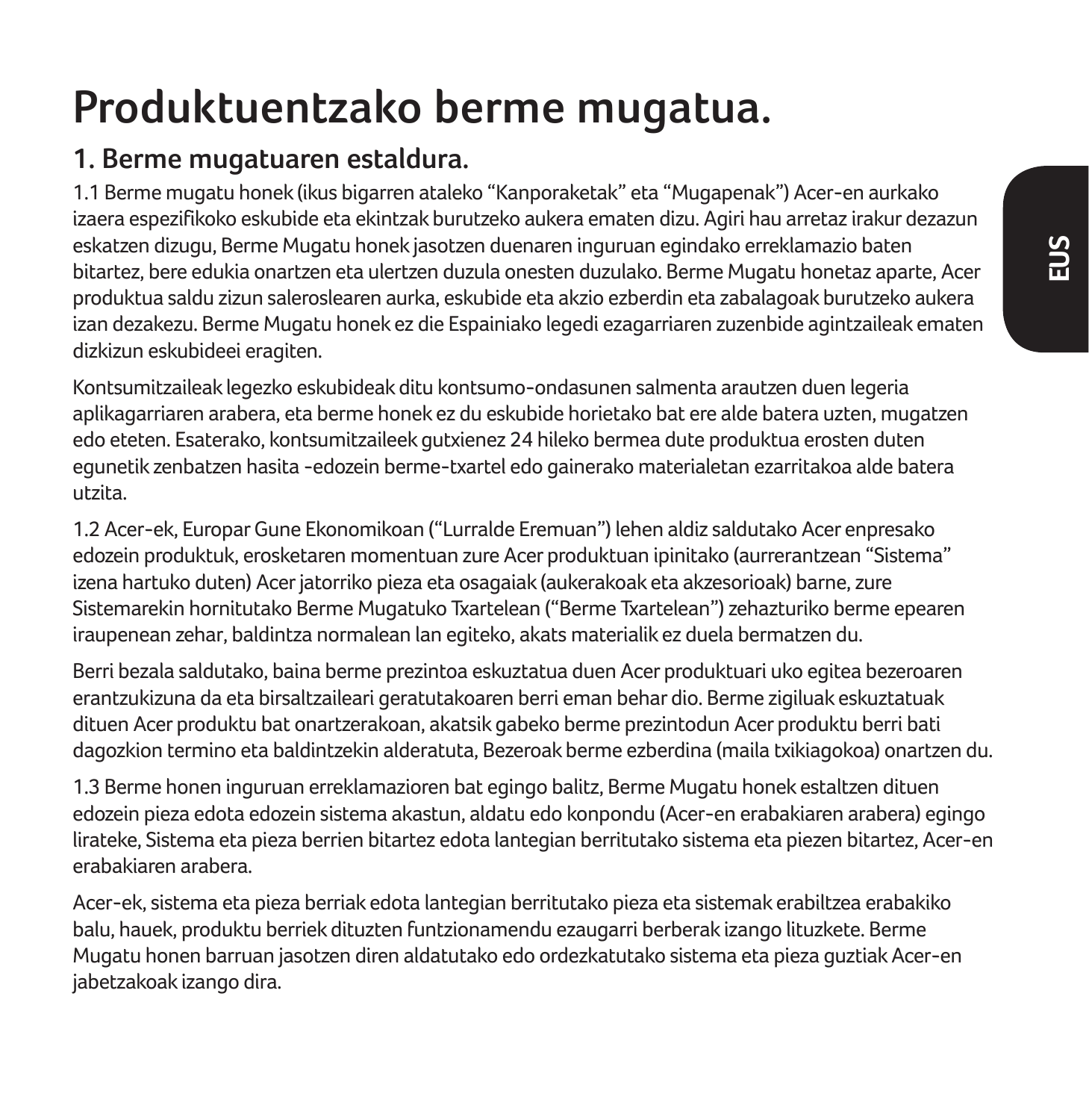# Produktuentzako berme mugatua.

## 1. Berme mugatuaren estaldura.

1.1 Berme mugatu honek (ikus bigarren ataleko “Kanporaketak” eta “Mugapenak”) Acer-en aurkako izaera espezifikoko eskubide eta ekintzak burutzeko aukera ematen dizu. Agiri hau arretaz irakur dezazun eskatzen dizugu, Berme Mugatu honek jasotzen duenaren inguruan egindako erreklamazio baten bitartez, bere edukia onartzen eta ulertzen duzula onesten duzulako. Berme Mugatu honetaz aparte, Acer produktua saldu zizun saleroslearen aurka, eskubide eta akzio ezberdin eta zabalagoak burutzeko aukera izan dezakezu. Berme Mugatu honek ez die Espainiako legedi ezagarriaren zuzenbide agintzaileak ematen dizkizun eskubideei eragiten.

Kontsumitzaileak legezko eskubideak ditu kontsumo-ondasunen salmenta arautzen duen legeria aplikagarriaren arabera, eta berme honek ez du eskubide horietako bat ere alde batera uzten, mugatzen edo eteten. Esaterako, kontsumitzaileek gutxienez 24 hileko bermea dute produktua erosten duten egunetik zenbatzen hasita -edozein berme-txartel edo gainerako materialetan ezarritakoa alde batera utzita.

1.2 Acer-ek, Europar Gune Ekonomikoan (“Lurralde Eremuan”) lehen aldiz saldutako Acer enpresako edozein produktuk, erosketaren momentuan zure Acer produktuan ipinitako (aurrerantzean “Sistema” izena hartuko duten) Acer jatorriko pieza eta osagaiak (aukerakoak eta akzesorioak) barne, zure Sistemarekin hornitutako Berme Mugatuko Txartelean (“Berme Txartelean”) zehazturiko berme epearen iraupenean zehar, baldintza normalean lan egiteko, akats materialik ez duela bermatzen du.

Berri bezala saldutako, baina berme prezintoa eskuztatua duen Acer produktuari uko egitea bezeroaren erantzukizuna da eta birsaltzaileari geratutakoaren berri eman behar dio. Berme zigiluak eskuztatuak dituen Acer produktu bat onartzerakoan, akatsik gabeko berme prezintodun Acer produktu berri bati dagozkion termino eta baldintzekin alderatuta, Bezeroak berme ezberdina (maila txikiagokoa) onartzen du.

1.3 Berme honen inguruan erreklamazioren bat egingo balitz, Berme Mugatu honek estaltzen dituen edozein pieza edota edozein sistema akastun, aldatu edo konpondu (Acer-en erabakiaren arabera) egingo lirateke, Sistema eta pieza berrien bitartez edota lantegian berritutako sistema eta piezen bitartez, Acer-en erabakiaren arabera.

Acer-ek, sistema eta pieza berriak edota lantegian berritutako pieza eta sistemak erabiltzea erabakiko balu, hauek, produktu berriek dituzten funtzionamendu ezaugarri berberak izango lituzkete. Berme Mugatu honen barruan jasotzen diren aldatutako edo ordezkatutako sistema eta pieza guztiak Acer-en jabetzakoak izango dira.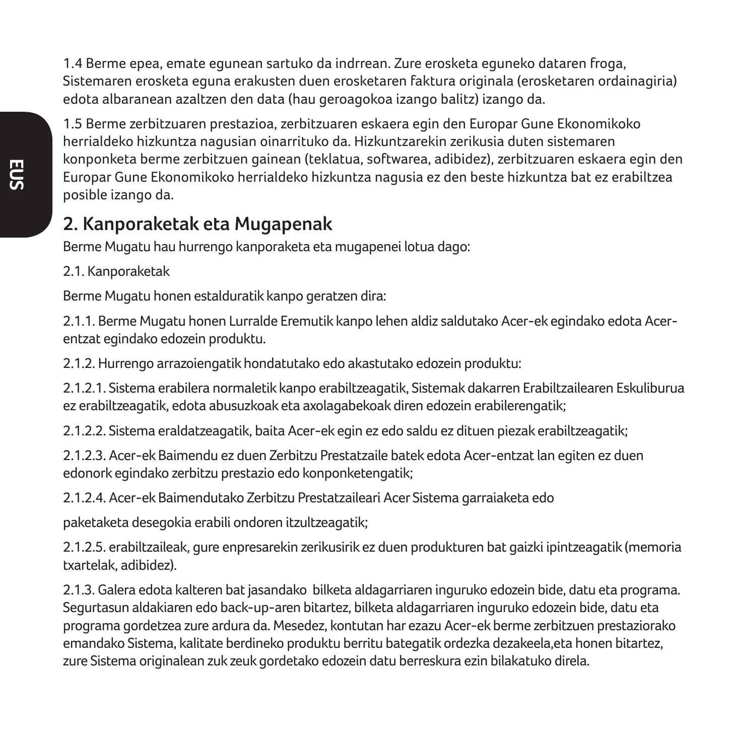1.4 Berme epea, emate egunean sartuko da indrrean. Zure erosketa eguneko dataren froga, Sistemaren erosketa eguna erakusten duen erosketaren faktura originala (erosketaren ordainagiria) edota albaranean azaltzen den data (hau geroagokoa izango balitz) izango da.

1.5 Berme zerbitzuaren prestazioa, zerbitzuaren eskaera egin den Europar Gune Ekonomikoko herrialdeko hizkuntza nagusian oinarrituko da. Hizkuntzarekin zerikusia duten sistemaren konponketa berme zerbitzuen gainean (teklatua, softwarea, adibidez), zerbitzuaren eskaera egin den Europar Gune Ekonomikoko herrialdeko hizkuntza nagusia ez den beste hizkuntza bat ez erabiltzea posible izango da.

## 2. Kanporaketak eta Mugapenak

Berme Mugatu hau hurrengo kanporaketa eta mugapenei lotua dago:

2.1. Kanporaketak

Berme Mugatu honen estalduratik kanpo geratzen dira:

2.1.1. Berme Mugatu honen Lurralde Eremutik kanpo lehen aldiz saldutako Acer-ek egindako edota Acer-entzat egindako edozein produktu.

2.1.2. Hurrengo arrazoiengatik hondatutako edo akastutako edozein produktu:

2.1.2.1. Sistema erabilera normaletik kanpo erabiltzeagatik, Sistemak dakarren Erabiltzailearen Eskuliburua ez erabiltzeagatik, edota abusuzkoak eta axolagabekoak diren edozein erabilerengatik;

2.1.2.2. Sistema eraldatzeagatik, baita Acer-ek egin ez edo saldu ez dituen piezak erabiltzeagatik;

2.1.2.3. Acer-ek Baimendu ez duen Zerbitzu Prestatzaile batek edota Acer-entzat lan egiten ez duen edonork egindako zerbitzu prestazio edo konponketengatik;

2.1.2.4. Acer-ek Baimendutako Zerbitzu Prestatzaileari Acer Sistema garraiaketa edo

paketaketa desegokia erabili ondoren itzultzeagatik;

2.1.2.5. erabiltzaileak, gure enpresarekin zerikusirik ez duen produkturen bat gaizki ipintzeagatik (memoria txartelak, adibidez).

2.1.3. Galera edota kalteren bat jasandako bilketa aldagarriaren inguruko edozein bide, datu eta programa. Segurtasun aldakiaren edo back-up-aren bitartez, bilketa aldagarriaren inguruko edozein bide, datu eta programa gordetzea zure ardura da. Mesedez, kontutan har ezazu Acer-ek berme zerbitzuen prestaziorako emandako Sistema, kalitate berdineko produktu berritu bategatik ordezka dezakeela,eta honen bitartez, zure Sistema originalean zuk zeuk gordetako edozein datu berreskura ezin bilakatuko direla.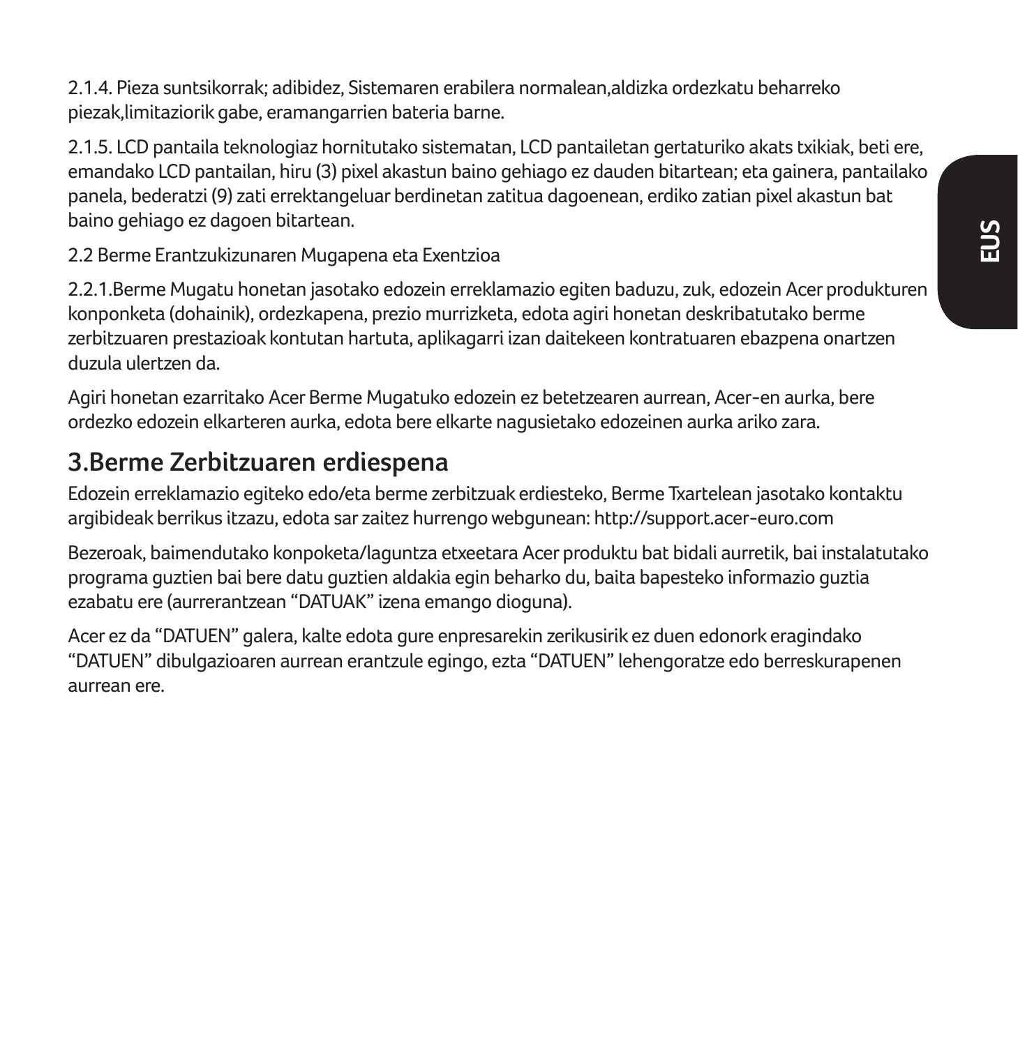2.1.4. Pieza suntsikorrak; adibidez, Sistemaren erabilera normalean,aldizka ordezkatu beharreko piezak,limitaziorik gabe, eramangarrien bateria barne.

2.1.5. LCD pantaila teknologiaz hornitutako sistematan, LCD pantailetan gertaturiko akats txikiak, beti ere, emandako LCD pantailan, hiru (3) pixel akastun baino gehiago ez dauden bitartean; eta gainera, pantailako panela, bederatzi (9) zati errektangeluar berdinetan zatitua dagoenean, erdiko zatian pixel akastun bat baino gehiago ez dagoen bitartean.

2.2 Berme Erantzukizunaren Mugapena eta Exentzioa

2.2.1.Berme Mugatu honetan jasotako edozein erreklamazio egiten baduzu, zuk, edozein Acer produkturen konponketa (dohainik), ordezkapena, prezio murrizketa, edota agiri honetan deskribatutako berme zerbitzuaren prestazioak kontutan hartuta, aplikagarri izan daitekeen kontratuaren ebazpena onartzen duzula ulertzen da.

Agiri honetan ezarritako Acer Berme Mugatuko edozein ez betetzearen aurrean, Acer-en aurka, bere ordezko edozein elkarteren aurka, edota bere elkarte nagusietako edozeinen aurka ariko zara.

## 3.Berme Zerbitzuaren erdiespena

Edozein erreklamazio egiteko edo/eta berme zerbitzuak erdiesteko, Berme Txartelean jasotako kontaktu argibideak berrikus itzazu, edota sar zaitez hurrengo webgunean: http://support.acer-euro.com

Bezeroak, baimendutako konpoketa/laguntza etxeetara Acer produktu bat bidali aurretik, bai instalatutako programa guztien bai bere datu guztien aldakia egin beharko du, baita bapesteko informazio guztia ezabatu ere (aurrerantzean “DATUAK” izena emango dioguna).

Acer ez da “DATUEN” galera, kalte edota gure enpresarekin zerikusirik ez duen edonork eragindako “DATUEN” dibulgazioaren aurrean erantzule egingo, ezta “DATUEN” lehengoratze edo berreskurapenen aurrean ere.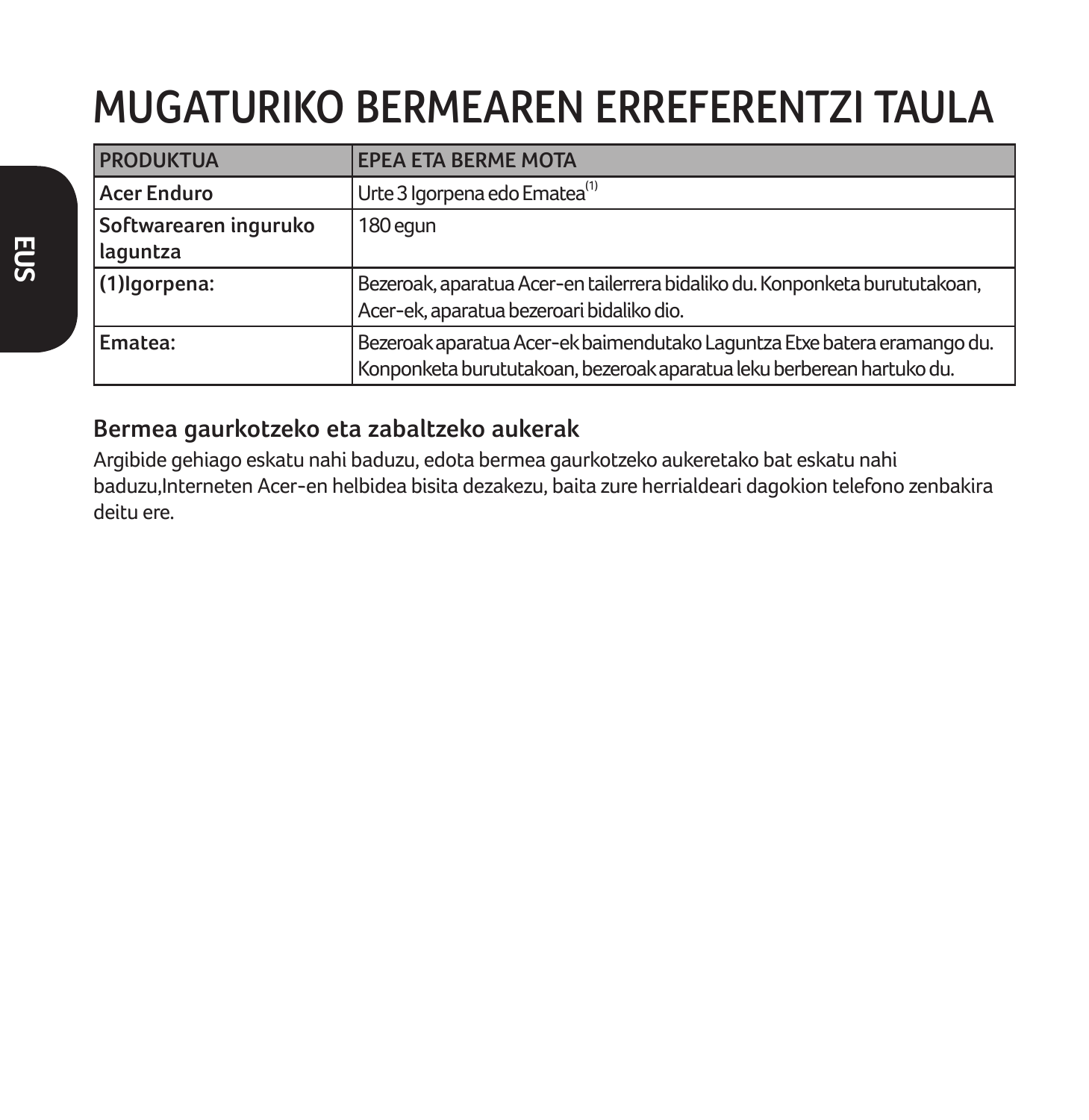# MUGATURIKO BERMEAREN ERREFERENTZI TAULA

| PRODUKTUA | EPEA ETA BERME MOTA |
| --- | --- |
| **Acer Enduro** | Urte 3 Igorpena edo Ematea(1) |
| **Softwarearen inguruko laguntza** | 180 egun |
| **(1)Igorpena:** | Bezeroak, aparatua Acer-en tailerrera bidaliko du. Konponketa burututakoan, Acer-ek, aparatua bezeroari bidaliko dio. |
| **Ematea:** | Bezeroak aparatua Acer-ek baimendutako Laguntza Etxe batera eramango du. Konponketa burututakoan, bezeroak aparatua leku berberean hartuko du. |

## Bermea gaurkotzeko eta zabaltzeko aukerak

Argibide gehiago eskatu nahi baduzu, edota bermea gaurkotzeko aukeretako bat eskatu nahi baduzu,Interneten Acer-en helbidea bisita dezakezu, baita zure herrialdeari dagokion telefono zenbakira deitu ere.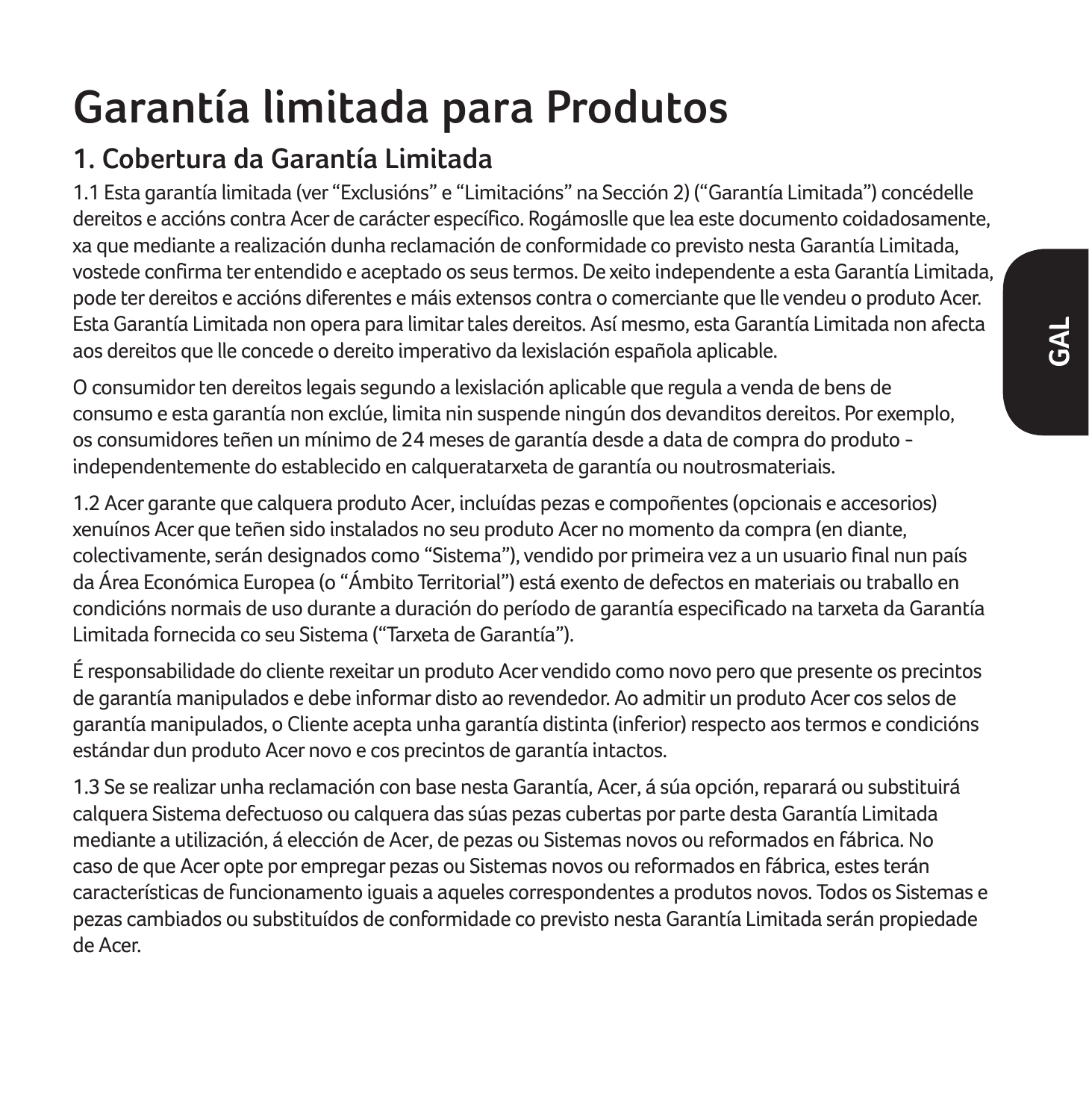# Garantía limitada para Produtos

## 1. Cobertura da Garantía Limitada

1.1 Esta garantía limitada (ver "Exclusións" e "Limitacións" na Sección 2) ("Garantía Limitada") concédelle dereitos e accións contra Acer de carácter específico. Rogámoslle que lea este documento coidadosamente, xa que mediante a realización dunha reclamación de conformidade co previsto nesta Garantía Limitada, vostede confirma ter entendido e aceptado os seus termos. De xeito independente a esta Garantía Limitada, pode ter dereitos e accións diferentes e máis extensos contra o comerciante que lle vendeu o produto Acer. Esta Garantía Limitada non opera para limitar tales dereitos. Así mesmo, esta Garantía Limitada non afecta aos dereitos que lle concede o dereito imperativo da lexislación española aplicable.

O consumidor ten dereitos legais segundo a lexislación aplicable que regula a venda de bens de consumo e esta garantía non exclúe, limita nin suspende ningún dos devanditos dereitos. Por exemplo, os consumidores teñen un mínimo de 24 meses de garantía desde a data de compra do produto - independentemente do establecido en calqueratarxeta de garantía ou noutrosmateriais.

1.2 Acer garante que calquera produto Acer, incluídas pezas e compoñentes (opcionais e accesorios) xenuínos Acer que teñen sido instalados no seu produto Acer no momento da compra (en diante, colectivamente, serán designados como "Sistema"), vendido por primeira vez a un usuario final nun país da Área Económica Europea (o "Ámbito Territorial") está exento de defectos en materiais ou traballo en condicións normais de uso durante a duración do período de garantía especificado na tarxeta da Garantía Limitada fornecida co seu Sistema ("Tarxeta de Garantía").

É responsabilidade do cliente rexeitar un produto Acer vendido como novo pero que presente os precintos de garantía manipulados e debe informar disto ao revendedor. Ao admitir un produto Acer cos selos de garantía manipulados, o Cliente acepta unha garantía distinta (inferior) respecto aos termos e condicións estándar dun produto Acer novo e cos precintos de garantía intactos.

1.3 Se se realizar unha reclamación con base nesta Garantía, Acer, á súa opción, reparará ou substituirá calquera Sistema defectuoso ou calquera das súas pezas cubertas por parte desta Garantía Limitada mediante a utilización, á elección de Acer, de pezas ou Sistemas novos ou reformados en fábrica. No caso de que Acer opte por empregar pezas ou Sistemas novos ou reformados en fábrica, estes terán características de funcionamento iguais a aqueles correspondentes a produtos novos. Todos os Sistemas e pezas cambiados ou substituídos de conformidade co previsto nesta Garantía Limitada serán propiedade de Acer.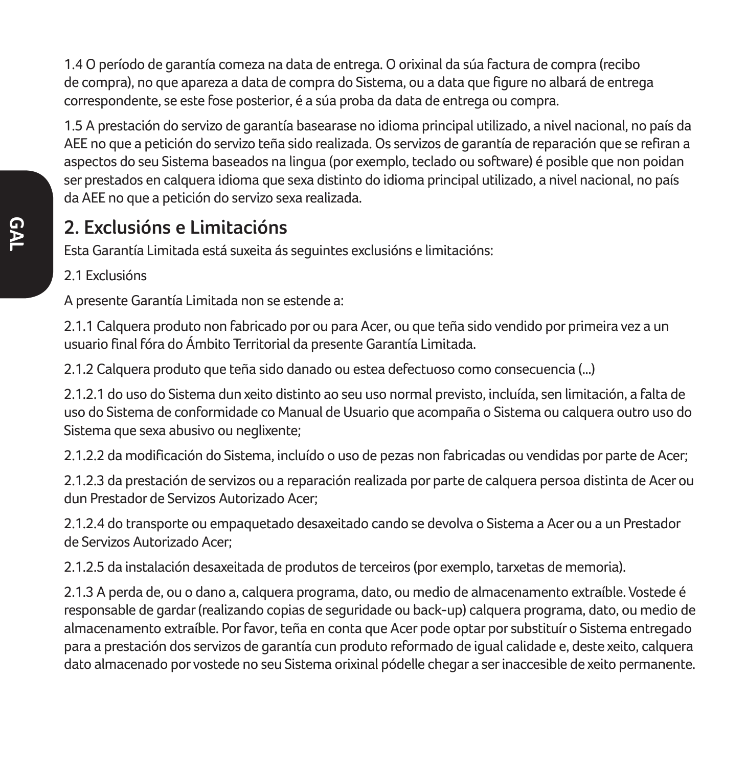1.4 O período de garantía comeza na data de entrega. O orixinal da súa factura de compra (recibo de compra), no que apareza a data de compra do Sistema, ou a data que figure no albará de entrega correspondente, se este fose posterior, é a súa proba da data de entrega ou compra.

1.5 A prestación do servizo de garantía basearase no idioma principal utilizado, a nivel nacional, no país da AEE no que a petición do servizo teña sido realizada. Os servizos de garantía de reparación que se refiran a aspectos do seu Sistema baseados na lingua (por exemplo, teclado ou software) é posible que non poidan ser prestados en calquera idioma que sexa distinto do idioma principal utilizado, a nivel nacional, no país da AEE no que a petición do servizo sexa realizada.

## 2. Exclusións e Limitacións

Esta Garantía Limitada está suxeita ás seguintes exclusións e limitacións:

2.1 Exclusións

A presente Garantía Limitada non se estende a:

2.1.1 Calquera produto non fabricado por ou para Acer, ou que teña sido vendido por primeira vez a un usuario final fóra do Ámbito Territorial da presente Garantía Limitada.

2.1.2 Calquera produto que teña sido danado ou estea defectuoso como consecuencia (...)

2.1.2.1 do uso do Sistema dun xeito distinto ao seu uso normal previsto, incluída, sen limitación, a falta de uso do Sistema de conformidade co Manual de Usuario que acompaña o Sistema ou calquera outro uso do Sistema que sexa abusivo ou neglixente;

2.1.2.2 da modificación do Sistema, incluído o uso de pezas non fabricadas ou vendidas por parte de Acer;

2.1.2.3 da prestación de servizos ou a reparación realizada por parte de calquera persoa distinta de Acer ou dun Prestador de Servizos Autorizado Acer;

2.1.2.4 do transporte ou empaquetado desaxeitado cando se devolva o Sistema a Acer ou a un Prestador de Servizos Autorizado Acer;

2.1.2.5 da instalación desaxeitada de produtos de terceiros (por exemplo, tarxetas de memoria).

2.1.3 A perda de, ou o dano a, calquera programa, dato, ou medio de almacenamento extraíble. Vostede é responsable de gardar (realizando copias de seguridade ou back-up) calquera programa, dato, ou medio de almacenamento extraíble. Por favor, teña en conta que Acer pode optar por substituír o Sistema entregado para a prestación dos servizos de garantía cun produto reformado de igual calidade e, deste xeito, calquera dato almacenado por vostede no seu Sistema orixinal pódelle chegar a ser inaccesible de xeito permanente.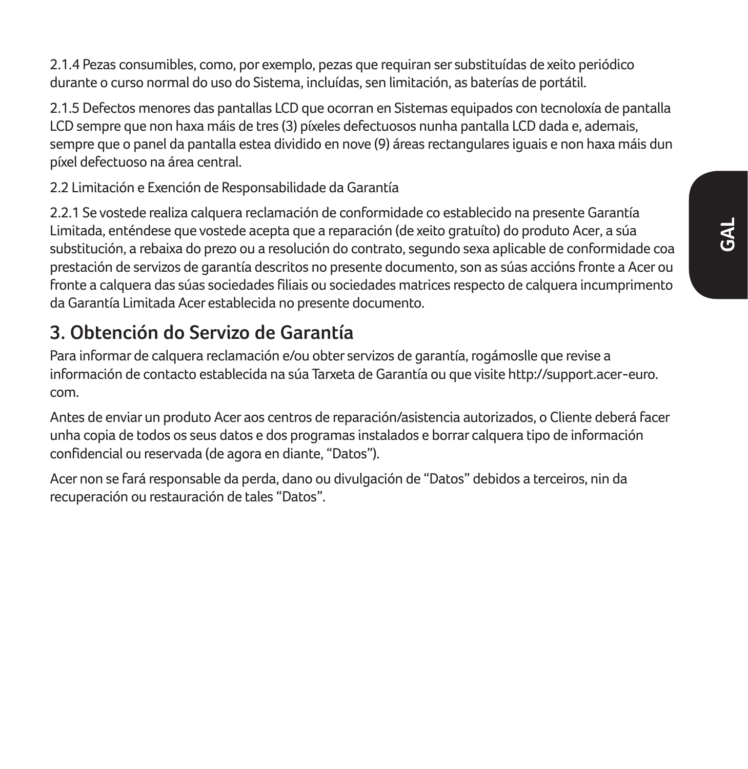2.1.4 Pezas consumibles, como, por exemplo, pezas que requiran ser substituídas de xeito periódico durante o curso normal do uso do Sistema, incluídas, sen limitación, as baterías de portátil.

2.1.5 Defectos menores das pantallas LCD que ocorran en Sistemas equipados con tecnoloxía de pantalla LCD sempre que non haxa máis de tres (3) píxeles defectuosos nunha pantalla LCD dada e, ademais, sempre que o panel da pantalla estea dividido en nove (9) áreas rectangulares iguais e non haxa máis dun píxel defectuoso na área central.

2.2 Limitación e Exención de Responsabilidade da Garantía

2.2.1 Se vostede realiza calquera reclamación de conformidade co establecido na presente Garantía Limitada, enténdese que vostede acepta que a reparación (de xeito gratuíto) do produto Acer, a súa substitución, a rebaixa do prezo ou a resolución do contrato, segundo sexa aplicable de conformidade coa prestación de servizos de garantía descritos no presente documento, son as súas accións fronte a Acer ou fronte a calquera das súas sociedades filiais ou sociedades matrices respecto de calquera incumprimento da Garantía Limitada Acer establecida no presente documento.

## 3. Obtención do Servizo de Garantía

Para informar de calquera reclamación e/ou obter servizos de garantía, rogámoslle que revise a información de contacto establecida na súa Tarxeta de Garantía ou que visite http://support.acer-euro.com.

Antes de enviar un produto Acer aos centros de reparación/asistencia autorizados, o Cliente deberá facer unha copia de todos os seus datos e dos programas instalados e borrar calquera tipo de información confidencial ou reservada (de agora en diante, “Datos”).

Acer non se fará responsable da perda, dano ou divulgación de “Datos” debidos a terceiros, nin da recuperación ou restauración de tales “Datos”.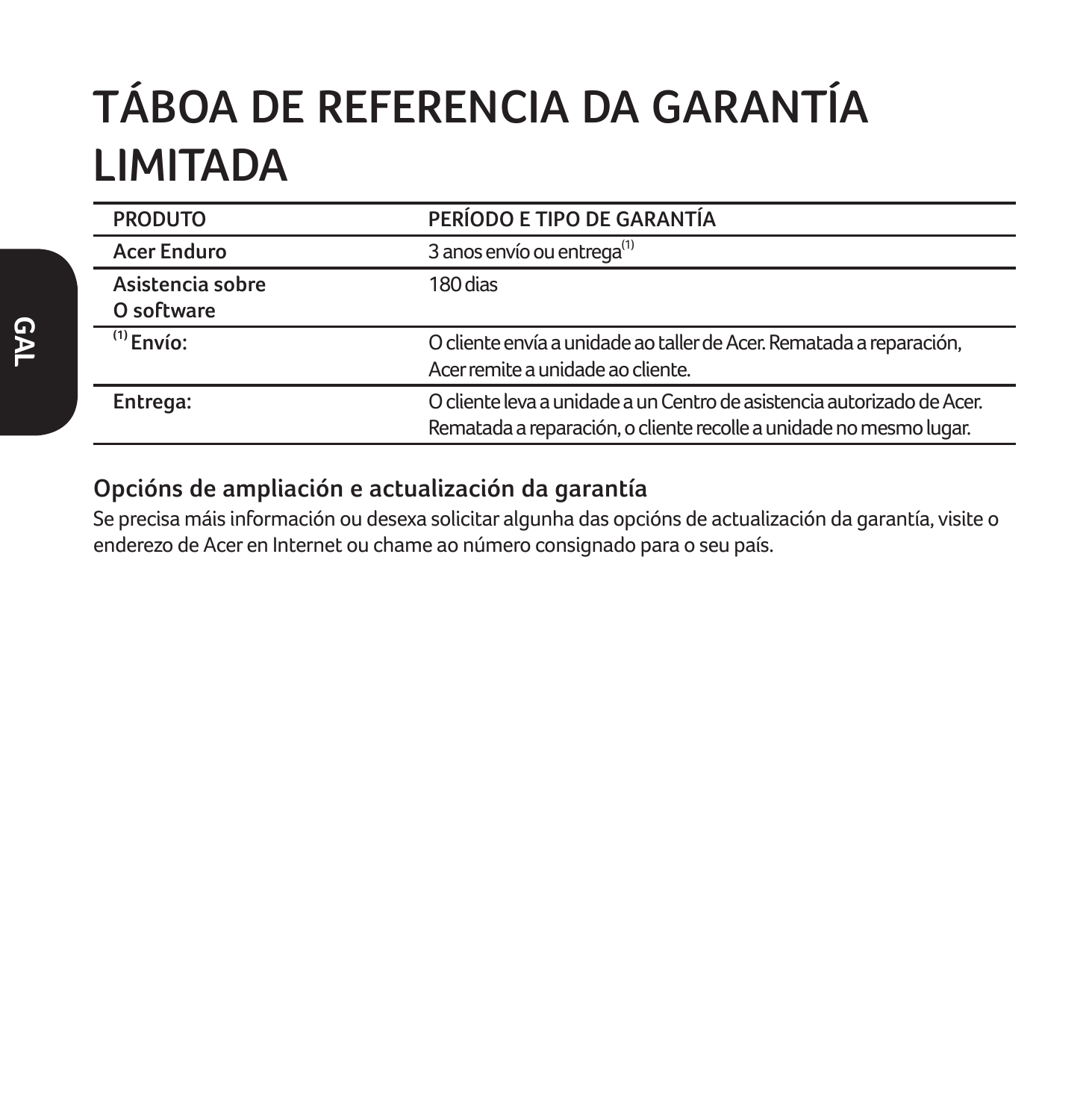# TÁBOA DE REFERENCIA DA GARANTÍA LIMITADA

| PRODUTO | PERÍODO E TIPO DE GARANTÍA |
| --- | --- |
| Acer Enduro | 3 anos envío ou entrega[1] |
| Asistencia sobre O software | 180 dias |
| [1] Envío: | O cliente envía a unidade ao taller de Acer. Rematada a reparación, Acer remite a unidade ao cliente. |
| Entrega: | O cliente leva a unidade a un Centro de asistencia autorizado de Acer. Rematada a reparación, o cliente recolle a unidade no mesmo lugar. |

### Opcións de ampliación e actualización da garantía

Se precisa máis información ou desexa solicitar algunha das opcións de actualización da garantía, visite o enderezo de Acer en Internet ou chame ao número consignado para o seu país.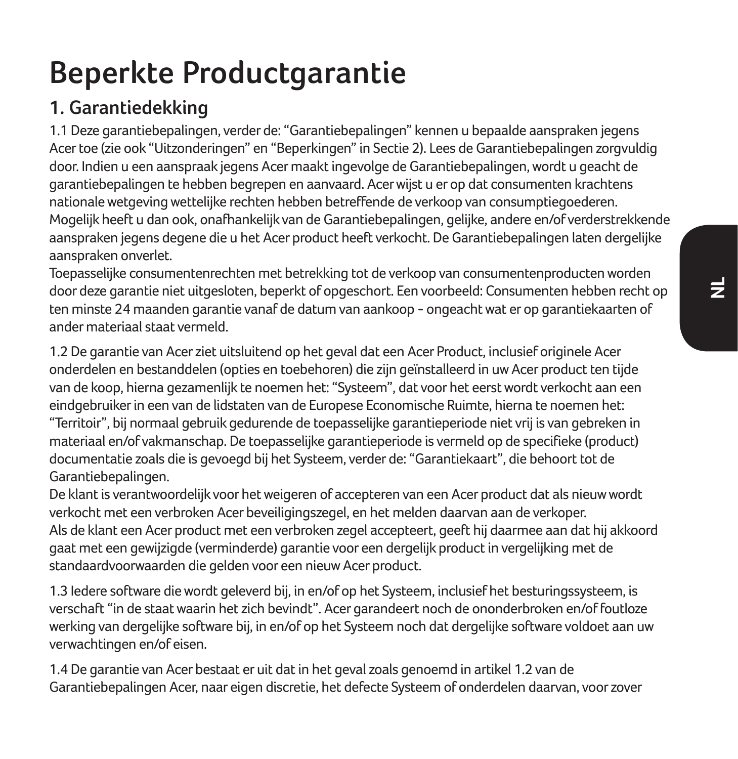# Beperkte Productgarantie

## 1. Garantiedekking

1.1 Deze garantiebepalingen, verder de: "Garantiebepalingen" kennen u bepaalde aanspraken jegens Acer toe (zie ook "Uitzonderingen" en "Beperkingen" in Sectie 2). Lees de Garantiebepalingen zorgvuldig door. Indien u een aanspraak jegens Acer maakt ingevolge de Garantiebepalingen, wordt u geacht de garantiebepalingen te hebben begrepen en aanvaard. Acer wijst u er op dat consumenten krachtens nationale wetgeving wettelijke rechten hebben betreffende de verkoop van consumptiegoederen. Mogelijk heeft u dan ook, onafhankelijk van de Garantiebepalingen, gelijke, andere en/of verderstrekkende aanspraken jegens degene die u het Acer product heeft verkocht. De Garantiebepalingen laten dergelijke aanspraken onverlet.
Toepasselijke consumentenrechten met betrekking tot de verkoop van consumentenproducten worden door deze garantie niet uitgesloten, beperkt of opgeschort. Een voorbeeld: Consumenten hebben recht op ten minste 24 maanden garantie vanaf de datum van aankoop - ongeacht wat er op garantiekaarten of ander materiaal staat vermeld.

1.2 De garantie van Acer ziet uitsluitend op het geval dat een Acer Product, inclusief originele Acer onderdelen en bestanddelen (opties en toebehoren) die zijn geïnstalleerd in uw Acer product ten tijde van de koop, hierna gezamenlijk te noemen het: "Systeem", dat voor het eerst wordt verkocht aan een eindgebruiker in een van de lidstaten van de Europese Economische Ruimte, hierna te noemen het: "Territoir", bij normaal gebruik gedurende de toepasselijke garantieperiode niet vrij is van gebreken in materiaal en/of vakmanschap. De toepasselijke garantieperiode is vermeld op de specifieke (product) documentatie zoals die is gevoegd bij het Systeem, verder de: "Garantiekaart", die behoort tot de Garantiebepalingen.
De klant is verantwoordelijk voor het weigeren of accepteren van een Acer product dat als nieuw wordt verkocht met een verbroken Acer beveiligingszegel, en het melden daarvan aan de verkoper.
Als de klant een Acer product met een verbroken zegel accepteert, geeft hij daarmee aan dat hij akkoord gaat met een gewijzigde (verminderde) garantie voor een dergelijk product in vergelijking met de standaardvoorwaarden die gelden voor een nieuw Acer product.

1.3 Iedere software die wordt geleverd bij, in en/of op het Systeem, inclusief het besturingssysteem, is verschaft "in de staat waarin het zich bevindt". Acer garandeert noch de ononderbroken en/of foutloze werking van dergelijke software bij, in en/of op het Systeem noch dat dergelijke software voldoet aan uw verwachtingen en/of eisen.

1.4 De garantie van Acer bestaat er uit dat in het geval zoals genoemd in artikel 1.2 van de Garantiebepalingen Acer, naar eigen discretie, het defecte Systeem of onderdelen daarvan, voor zover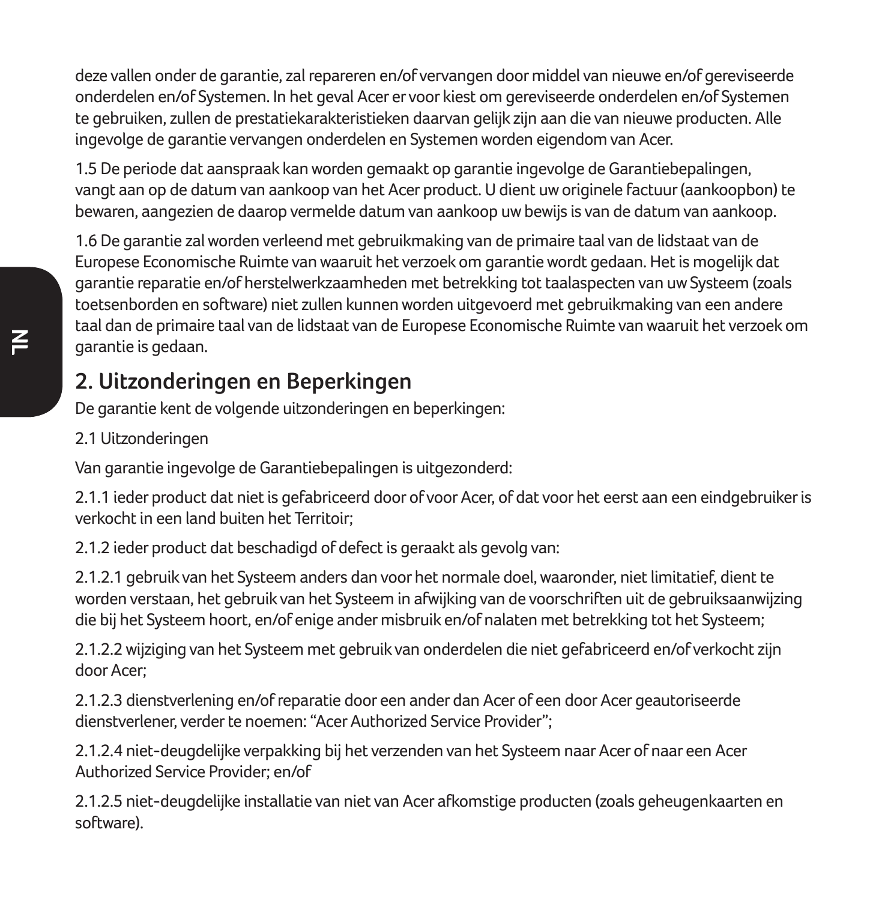deze vallen onder de garantie, zal repareren en/of vervangen door middel van nieuwe en/of gereviseerde onderdelen en/of Systemen. In het geval Acer er voor kiest om gereviseerde onderdelen en/of Systemen te gebruiken, zullen de prestatiekarakteristieken daarvan gelijk zijn aan die van nieuwe producten. Alle ingevolge de garantie vervangen onderdelen en Systemen worden eigendom van Acer.

1.5 De periode dat aanspraak kan worden gemaakt op garantie ingevolge de Garantiebepalingen, vangt aan op de datum van aankoop van het Acer product. U dient uw originele factuur (aankoopbon) te bewaren, aangezien de daarop vermelde datum van aankoop uw bewijs is van de datum van aankoop.

1.6 De garantie zal worden verleend met gebruikmaking van de primaire taal van de lidstaat van de Europese Economische Ruimte van waaruit het verzoek om garantie wordt gedaan. Het is mogelijk dat garantie reparatie en/of herstelwerkzaamheden met betrekking tot taalaspecten van uw Systeem (zoals toetsenborden en software) niet zullen kunnen worden uitgevoerd met gebruikmaking van een andere taal dan de primaire taal van de lidstaat van de Europese Economische Ruimte van waaruit het verzoek om garantie is gedaan.

## 2. Uitzonderingen en Beperkingen

De garantie kent de volgende uitzonderingen en beperkingen:

2.1 Uitzonderingen

Van garantie ingevolge de Garantiebepalingen is uitgezonderd:

2.1.1 ieder product dat niet is gefabriceerd door of voor Acer, of dat voor het eerst aan een eindgebruiker is verkocht in een land buiten het Territoir;

2.1.2 ieder product dat beschadigd of defect is geraakt als gevolg van:

2.1.2.1 gebruik van het Systeem anders dan voor het normale doel, waaronder, niet limitatief, dient te worden verstaan, het gebruik van het Systeem in afwijking van de voorschriften uit de gebruiksaanwijzing die bij het Systeem hoort, en/of enige ander misbruik en/of nalaten met betrekking tot het Systeem;

2.1.2.2 wijziging van het Systeem met gebruik van onderdelen die niet gefabriceerd en/of verkocht zijn door Acer;

2.1.2.3 dienstverlening en/of reparatie door een ander dan Acer of een door Acer geautoriseerde dienstverlener, verder te noemen: "Acer Authorized Service Provider";

2.1.2.4 niet-deugdelijke verpakking bij het verzenden van het Systeem naar Acer of naar een Acer Authorized Service Provider; en/of

2.1.2.5 niet-deugdelijke installatie van niet van Acer afkomstige producten (zoals geheugenkaarten en software).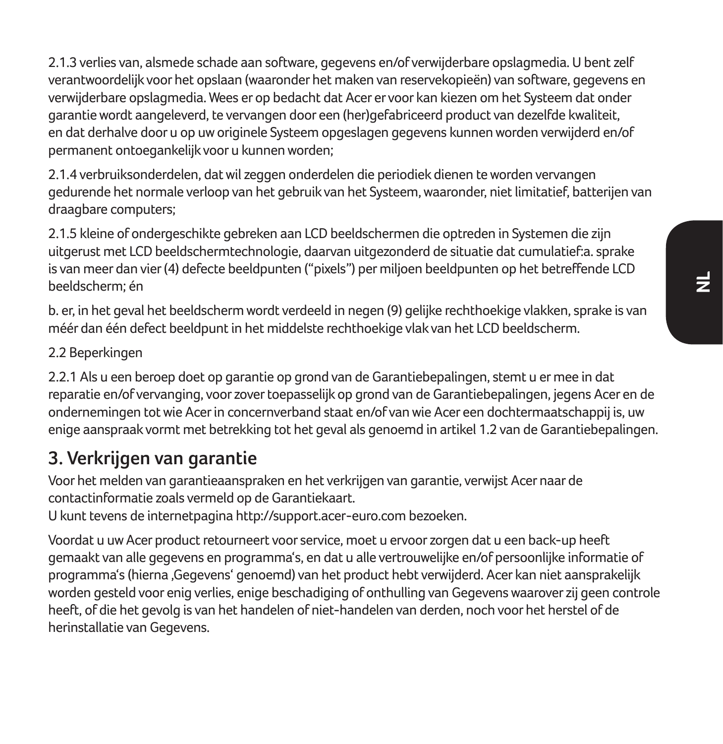2.1.3 verlies van, alsmede schade aan software, gegevens en/of verwijderbare opslagmedia. U bent zelf verantwoordelijk voor het opslaan (waaronder het maken van reservekopieën) van software, gegevens en verwijderbare opslagmedia. Wees er op bedacht dat Acer er voor kan kiezen om het Systeem dat onder garantie wordt aangeleverd, te vervangen door een (her)gefabriceerd product van dezelfde kwaliteit, en dat derhalve door u op uw originele Systeem opgeslagen gegevens kunnen worden verwijderd en/of permanent ontoegankelijk voor u kunnen worden;

2.1.4 verbruiksonderdelen, dat wil zeggen onderdelen die periodiek dienen te worden vervangen gedurende het normale verloop van het gebruik van het Systeem, waaronder, niet limitatief, batterijen van draagbare computers;

2.1.5 kleine of ondergeschikte gebreken aan LCD beeldschermen die optreden in Systemen die zijn uitgerust met LCD beeldschermtechnologie, daarvan uitgezonderd de situatie dat cumulatief:a. sprake is van meer dan vier (4) defecte beeldpunten ("pixels") per miljoen beeldpunten op het betreffende LCD beeldscherm; én

b. er, in het geval het beeldscherm wordt verdeeld in negen (9) gelijke rechthoekige vlakken, sprake is van méér dan één defect beeldpunt in het middelste rechthoekige vlak van het LCD beeldscherm.

2.2 Beperkingen

2.2.1 Als u een beroep doet op garantie op grond van de Garantiebepalingen, stemt u er mee in dat reparatie en/of vervanging, voor zover toepasselijk op grond van de Garantiebepalingen, jegens Acer en de ondernemingen tot wie Acer in concernverband staat en/of van wie Acer een dochtermaatschappij is, uw enige aanspraak vormt met betrekking tot het geval als genoemd in artikel 1.2 van de Garantiebepalingen.

## 3. Verkrijgen van garantie

Voor het melden van garantieaanspraken en het verkrijgen van garantie, verwijst Acer naar de contactinformatie zoals vermeld op de Garantiekaart.
U kunt tevens de internetpagina http://support.acer-euro.com bezoeken.

Voordat u uw Acer product retourneert voor service, moet u ervoor zorgen dat u een back-up heeft gemaakt van alle gegevens en programma's, en dat u alle vertrouwelijke en/of persoonlijke informatie of programma's (hierna ‚Gegevens' genoemd) van het product hebt verwijderd. Acer kan niet aansprakelijk worden gesteld voor enig verlies, enige beschadiging of onthulling van Gegevens waarover zij geen controle heeft, of die het gevolg is van het handelen of niet-handelen van derden, noch voor het herstel of de herinstallatie van Gegevens.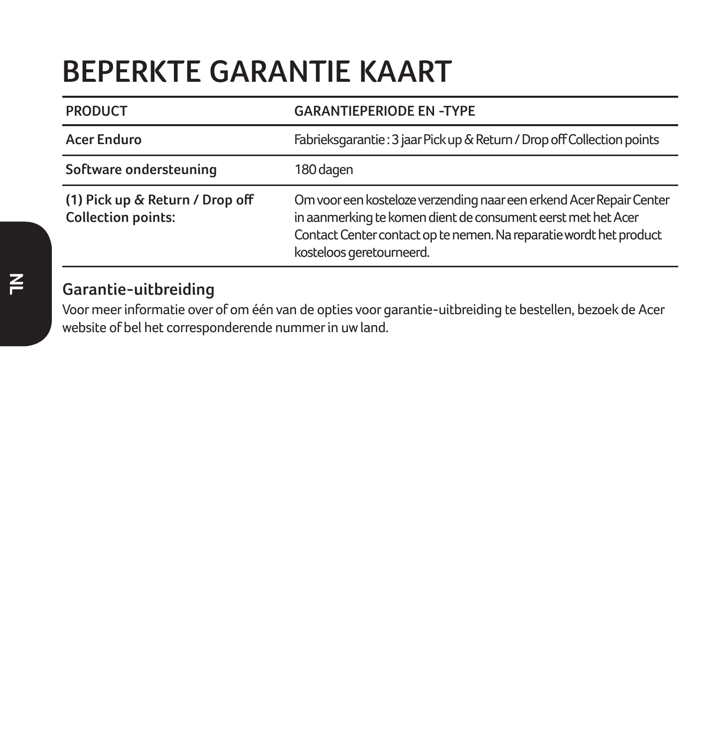# BEPERKTE GARANTIE KAART

| PRODUCT | GARANTIEPERIODE EN -TYPE |
| --- | --- |
| **Acer Enduro** | Fabrieksgarantie : 3 jaar Pick up & Return / Drop off Collection points |
| **Software ondersteuning** | 180 dagen |
| **(1) Pick up & Return / Drop off Collection points:** | Om voor een kosteloze verzending naar een erkend Acer Repair Center in aanmerking te komen dient de consument eerst met het Acer Contact Center contact op te nemen. Na reparatie wordt het product kosteloos geretourneerd. |

## Garantie-uitbreiding

Voor meer informatie over of om één van de opties voor garantie-uitbreiding te bestellen, bezoek de Acer website of bel het corresponderende nummer in uw land.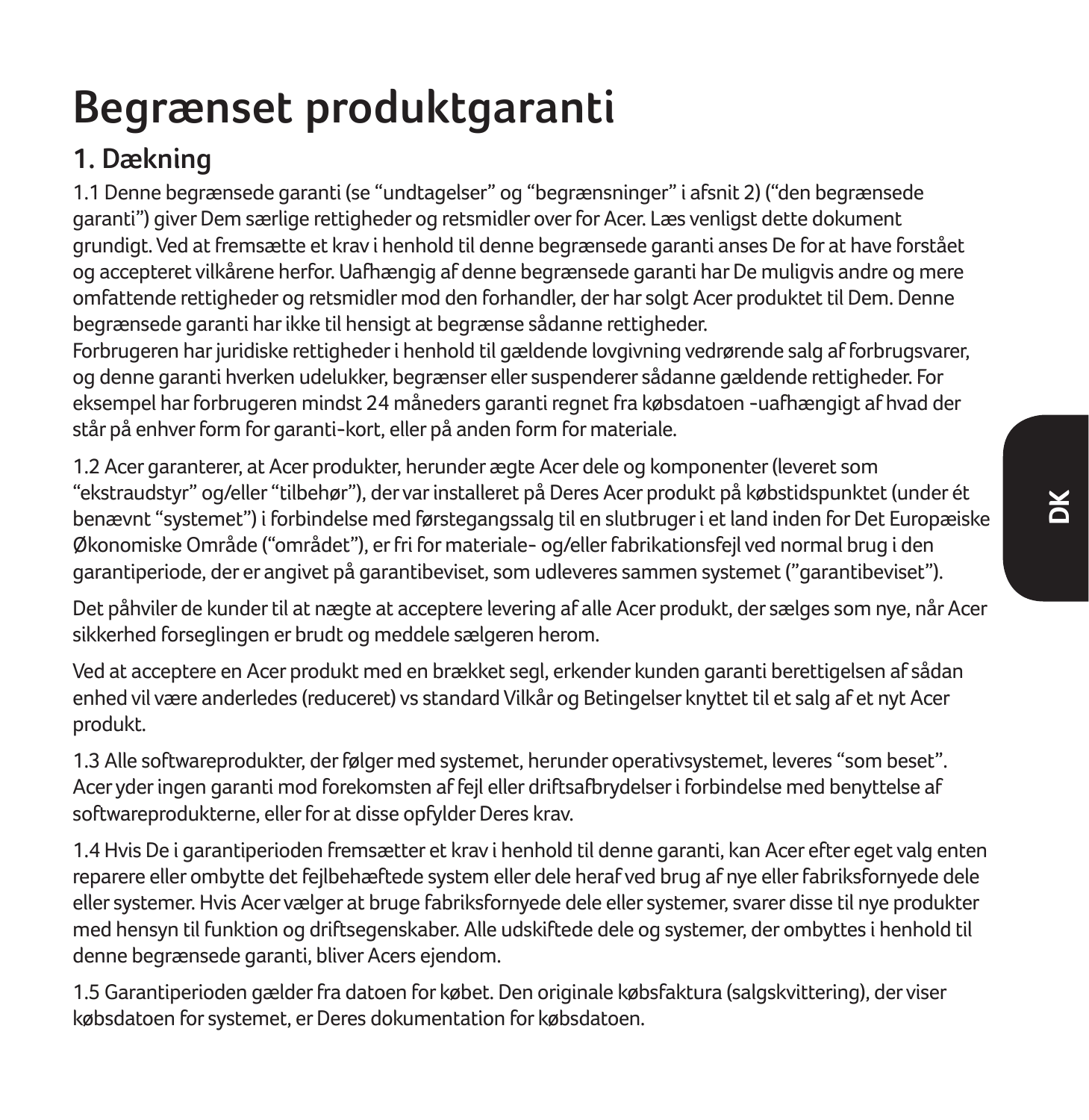# Begrænset produktgaranti

## 1. Dækning

1.1 Denne begrænsede garanti (se "undtagelser" og "begrænsninger" i afsnit 2) ("den begrænsede garanti") giver Dem særlige rettigheder og retsmidler over for Acer. Læs venligst dette dokument grundigt. Ved at fremsætte et krav i henhold til denne begrænsede garanti anses De for at have forstået og accepteret vilkårene herfor. Uafhængig af denne begrænsede garanti har De muligvis andre og mere omfattende rettigheder og retsmidler mod den forhandler, der har solgt Acer produktet til Dem. Denne begrænsede garanti har ikke til hensigt at begrænse sådanne rettigheder.
Forbrugeren har juridiske rettigheder i henhold til gældende lovgivning vedrørende salg af forbrugsvarer, og denne garanti hverken udelukker, begrænser eller suspenderer sådanne gældende rettigheder. For eksempel har forbrugeren mindst 24 måneders garanti regnet fra købsdatoen -uafhængigt af hvad der står på enhver form for garanti-kort, eller på anden form for materiale.

1.2 Acer garanterer, at Acer produkter, herunder ægte Acer dele og komponenter (leveret som "ekstraudstyr" og/eller "tilbehør"), der var installeret på Deres Acer produkt på købstidspunktet (under ét benævnt "systemet") i forbindelse med førstegangssalg til en slutbruger i et land inden for Det Europæiske Økonomiske Område ("området"), er fri for materiale- og/eller fabrikationsfejl ved normal brug i den garantiperiode, der er angivet på garantibeviset, som udleveres sammen systemet ("garantibeviset").

Det påhviler de kunder til at nægte at acceptere levering af alle Acer produkt, der sælges som nye, når Acer sikkerhed forseglingen er brudt og meddele sælgeren herom.

Ved at acceptere en Acer produkt med en brækket segl, erkender kunden garanti berettigelsen af sådan enhed vil være anderledes (reduceret) vs standard Vilkår og Betingelser knyttet til et salg af et nyt Acer produkt.

1.3 Alle softwareprodukter, der følger med systemet, herunder operativsystemet, leveres "som beset". Acer yder ingen garanti mod forekomsten af fejl eller driftsafbrydelser i forbindelse med benyttelse af softwareprodukterne, eller for at disse opfylder Deres krav.

1.4 Hvis De i garantiperioden fremsætter et krav i henhold til denne garanti, kan Acer efter eget valg enten reparere eller ombytte det fejlbehæftede system eller dele heraf ved brug af nye eller fabriksfornyede dele eller systemer. Hvis Acer vælger at bruge fabriksfornyede dele eller systemer, svarer disse til nye produkter med hensyn til funktion og driftsegenskaber. Alle udskiftede dele og systemer, der ombyttes i henhold til denne begrænsede garanti, bliver Acers ejendom.

1.5 Garantiperioden gælder fra datoen for købet. Den originale købsfaktura (salgskvittering), der viser købsdatoen for systemet, er Deres dokumentation for købsdatoen.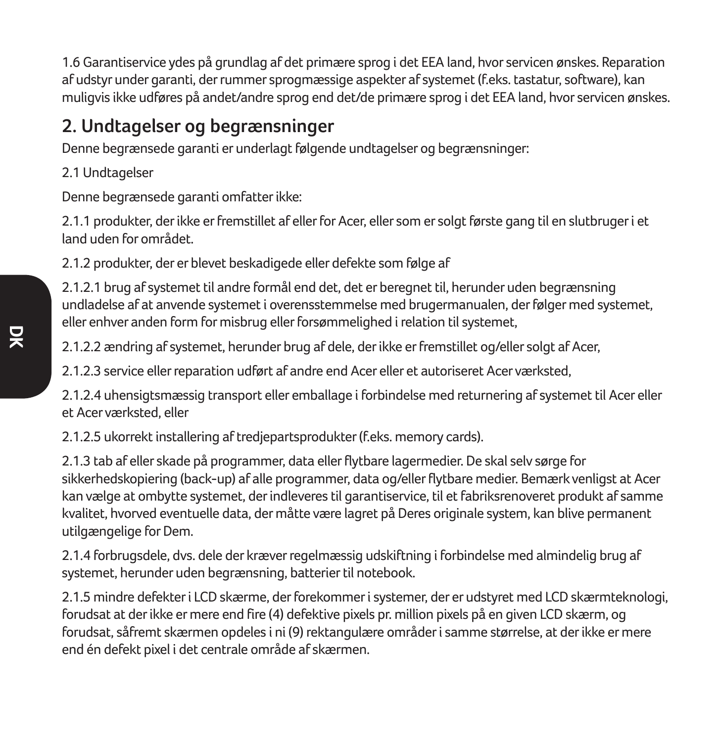1.6 Garantiservice ydes på grundlag af det primære sprog i det EEA land, hvor servicen ønskes. Reparation af udstyr under garanti, der rummer sprogmæssige aspekter af systemet (f.eks. tastatur, software), kan muligvis ikke udføres på andet/andre sprog end det/de primære sprog i det EEA land, hvor servicen ønskes.

## 2. Undtagelser og begrænsninger

Denne begrænsede garanti er underlagt følgende undtagelser og begrænsninger:

2.1 Undtagelser

Denne begrænsede garanti omfatter ikke:

2.1.1 produkter, der ikke er fremstillet af eller for Acer, eller som er solgt første gang til en slutbruger i et land uden for området.

2.1.2 produkter, der er blevet beskadigede eller defekte som følge af

2.1.2.1 brug af systemet til andre formål end det, det er beregnet til, herunder uden begrænsning undladelse af at anvende systemet i overensstemmelse med brugermanualen, der følger med systemet, eller enhver anden form for misbrug eller forsømmelighed i relation til systemet,

2.1.2.2 ændring af systemet, herunder brug af dele, der ikke er fremstillet og/eller solgt af Acer,

2.1.2.3 service eller reparation udført af andre end Acer eller et autoriseret Acer værksted,

2.1.2.4 uhensigtsmæssig transport eller emballage i forbindelse med returnering af systemet til Acer eller et Acer værksted, eller

2.1.2.5 ukorrekt installering af tredjepartsprodukter (f.eks. memory cards).

2.1.3 tab af eller skade på programmer, data eller flytbare lagermedier. De skal selv sørge for sikkerhedskopiering (back-up) af alle programmer, data og/eller flytbare medier. Bemærk venligst at Acer kan vælge at ombytte systemet, der indleveres til garantiservice, til et fabriksrenoveret produkt af samme kvalitet, hvorved eventuelle data, der måtte være lagret på Deres originale system, kan blive permanent utilgængelige for Dem.

2.1.4 forbrugsdele, dvs. dele der kræver regelmæssig udskiftning i forbindelse med almindelig brug af systemet, herunder uden begrænsning, batterier til notebook.

2.1.5 mindre defekter i LCD skærme, der forekommer i systemer, der er udstyret med LCD skærmteknologi, forudsat at der ikke er mere end fire (4) defektive pixels pr. million pixels på en given LCD skærm, og forudsat, såfremt skærmen opdeles i ni (9) rektangulære områder i samme størrelse, at der ikke er mere end én defekt pixel i det centrale område af skærmen.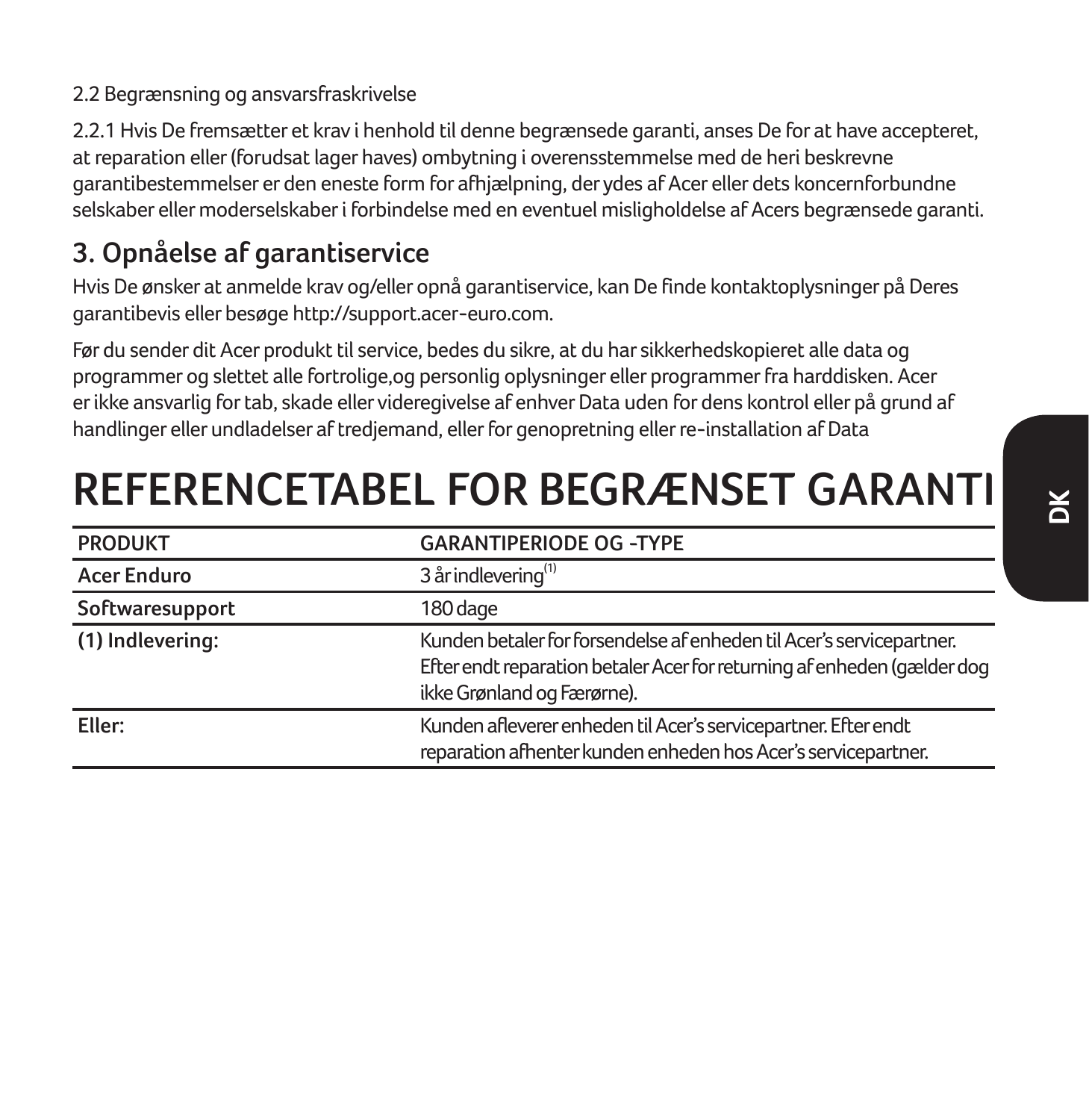2.2 Begrænsning og ansvarsfraskrivelse

2.2.1 Hvis De fremsætter et krav i henhold til denne begrænsede garanti, anses De for at have accepteret, at reparation eller (forudsat lager haves) ombytning i overensstemmelse med de heri beskrevne garantibestemmelser er den eneste form for afhjælpning, der ydes af Acer eller dets koncernforbundne selskaber eller moderselskaber i forbindelse med en eventuel misligholdelse af Acers begrænsede garanti.

## 3. Opnåelse af garantiservice

Hvis De ønsker at anmelde krav og/eller opnå garantiservice, kan De finde kontaktoplysninger på Deres garantibevis eller besøge http://support.acer-euro.com.

Før du sender dit Acer produkt til service, bedes du sikre, at du har sikkerhedskopieret alle data og programmer og slettet alle fortrolige,og personlig oplysninger eller programmer fra harddisken. Acer er ikke ansvarlig for tab, skade eller videregivelse af enhver Data uden for dens kontrol eller på grund af handlinger eller undladelser af tredjemand, eller for genopretning eller re-installation af Data

# REFERENCETABEL FOR BEGRÆNSET GARANTI

| PRODUKT | GARANTIPERIODE OG -TYPE |
|---|---|
| Acer Enduro | 3 år indlevering[1] |
| Softwaresupport | 180 dage |
| (1) Indlevering: | Kunden betaler for forsendelse af enheden til Acer's servicepartner. Efter endt reparation betaler Acer for returning af enheden (gælder dog ikke Grønland og Færørne). |
| Eller: | Kunden afleverer enheden til Acer's servicepartner. Efter endt reparation afhenter kunden enheden hos Acer's servicepartner. |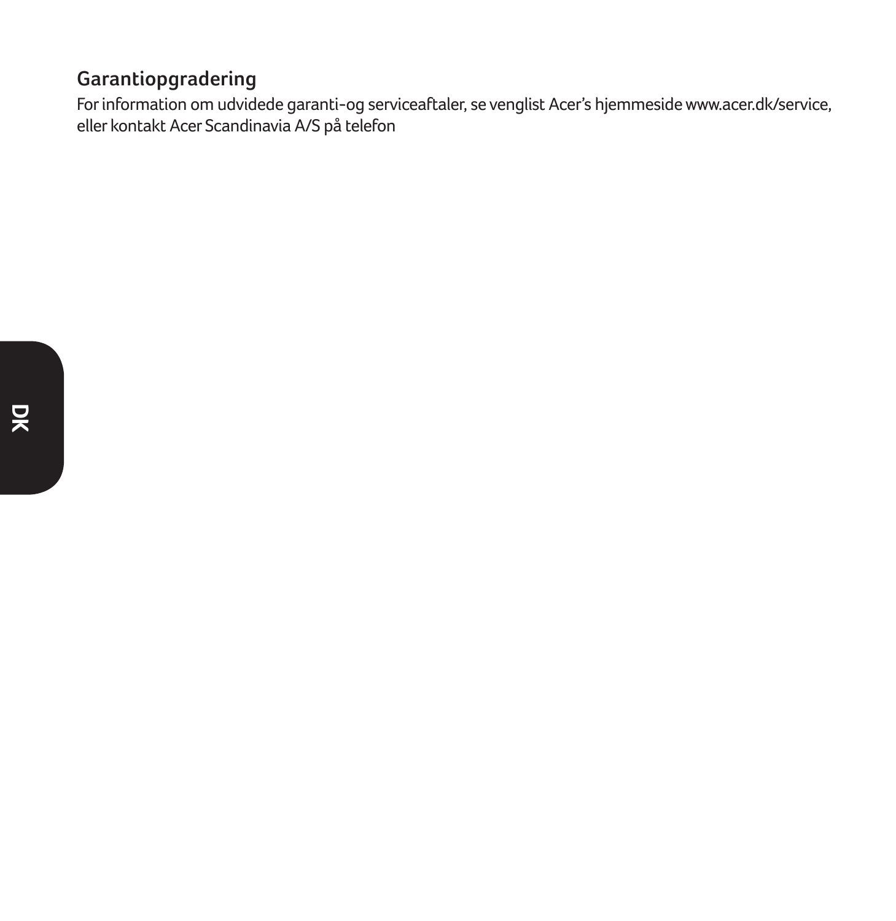## Garantiopgradering

For information om udvidede garanti-og serviceaftaler, se venglist Acer's hjemmeside www.acer.dk/service, eller kontakt Acer Scandinavia A/S på telefon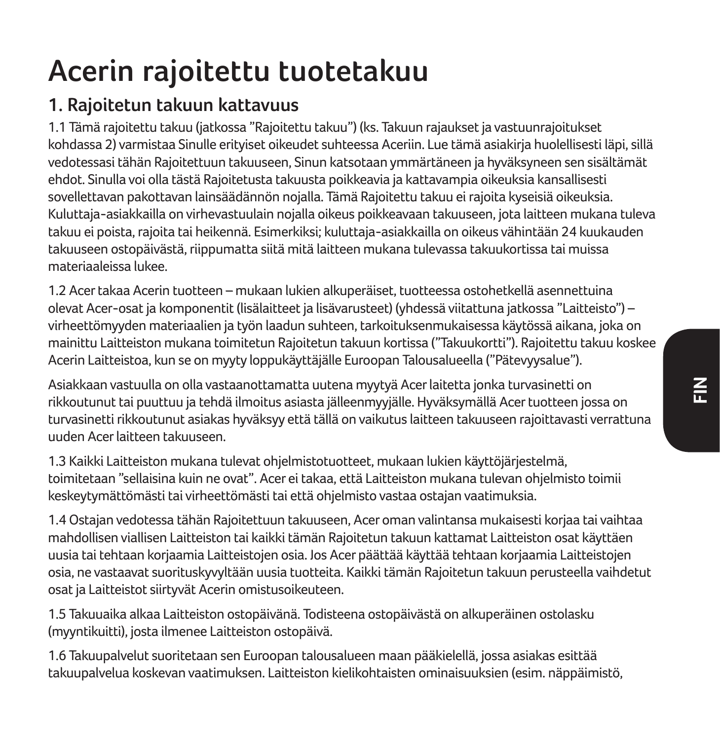# Acerin rajoitettu tuotetakuu

## 1. Rajoitetun takuun kattavuus

1.1 Tämä rajoitettu takuu (jatkossa "Rajoitettu takuu") (ks. Takuun rajaukset ja vastuunrajoitukset kohdassa 2) varmistaa Sinulle erityiset oikeudet suhteessa Aceriin. Lue tämä asiakirja huolellisesti läpi, sillä vedotessasi tähän Rajoitettuun takuuseen, Sinun katsotaan ymmärtäneen ja hyväksyneen sen sisältämät ehdot. Sinulla voi olla tästä Rajoitetusta takuusta poikkeavia ja kattavampia oikeuksia kansallisesti sovellettavan pakottavan lainsäädännön nojalla. Tämä Rajoitettu takuu ei rajoita kyseisiä oikeuksia. Kuluttaja-asiakkailla on virhevastuulain nojalla oikeus poikkeavaan takuuseen, jota laitteen mukana tuleva takuu ei poista, rajoita tai heikennä. Esimerkiksi; kuluttaja-asiakkailla on oikeus vähintään 24 kuukauden takuuseen ostopäivästä, riippumatta siitä mitä laitteen mukana tulevassa takuukortissa tai muissa materiaaleissa lukee.

1.2 Acer takaa Acerin tuotteen – mukaan lukien alkuperäiset, tuotteessa ostohetkellä asennettuina olevat Acer-osat ja komponentit (lisälaitteet ja lisävarusteet) (yhdessä viitattuna jatkossa "Laitteisto") – virheettömyyden materiaalien ja työn laadun suhteen, tarkoituksenmukaisessa käytössä aikana, joka on mainittu Laitteiston mukana toimitetun Rajoitetun takuun kortissa ("Takuukortti"). Rajoitettu takuu koskee Acerin Laitteistoa, kun se on myyty loppukäyttäjälle Euroopan Talousalueella ("Pätevyysalue").

Asiakkaan vastuulla on olla vastaanottamatta uutena myytyä Acer laitetta jonka turvasinetti on rikkoutunut tai puuttuu ja tehdä ilmoitus asiasta jälleenmyyjälle. Hyväksymällä Acer tuotteen jossa on turvasinetti rikkoutunut asiakas hyväksyy että tällä on vaikutus laitteen takuuseen rajoittavasti verrattuna uuden Acer laitteen takuuseen.

1.3 Kaikki Laitteiston mukana tulevat ohjelmistotuotteet, mukaan lukien käyttöjärjestelmä, toimitetaan "sellaisina kuin ne ovat". Acer ei takaa, että Laitteiston mukana tulevan ohjelmisto toimii keskeytymättömästi tai virheettömästi tai että ohjelmisto vastaa ostajan vaatimuksia.

1.4 Ostajan vedotessa tähän Rajoitettuun takuuseen, Acer oman valintansa mukaisesti korjaa tai vaihtaa mahdollisen viallisen Laitteiston tai kaikki tämän Rajoitetun takuun kattamat Laitteiston osat käyttäen uusia tai tehtaan korjaamia Laitteistojen osia. Jos Acer päättää käyttää tehtaan korjaamia Laitteistojen osia, ne vastaavat suorituskyvyltään uusia tuotteita. Kaikki tämän Rajoitetun takuun perusteella vaihdetut osat ja Laitteistot siirtyvät Acerin omistusoikeuteen.

1.5 Takuuaika alkaa Laitteiston ostopäivänä. Todisteena ostopäivästä on alkuperäinen ostolasku (myyntikuitti), josta ilmenee Laitteiston ostopäivä.

1.6 Takuupalvelut suoritetaan sen Euroopan talousalueen maan pääkielellä, jossa asiakas esittää takuupalvelua koskevan vaatimuksen. Laitteiston kielikohtaisten ominaisuuksien (esim. näppäimistö,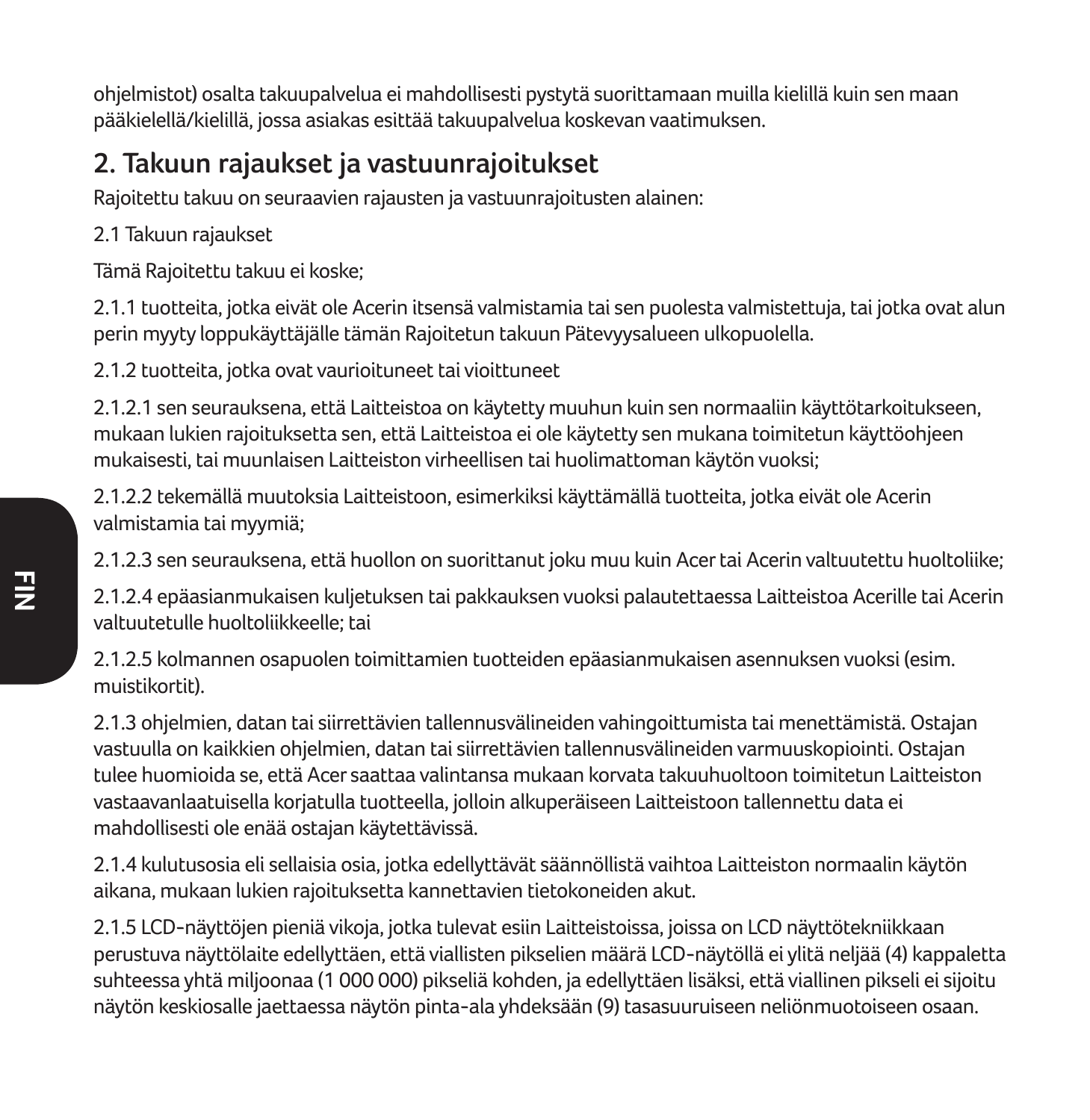ohjelmistot) osalta takuupalvelua ei mahdollisesti pystytä suorittamaan muilla kielillä kuin sen maan pääkielellä/kielillä, jossa asiakas esittää takuupalvelua koskevan vaatimuksen.

## 2. Takuun rajaukset ja vastuunrajoitukset

Rajoitettu takuu on seuraavien rajausten ja vastuunrajoitusten alainen:

2.1 Takuun rajaukset

Tämä Rajoitettu takuu ei koske;

2.1.1 tuotteita, jotka eivät ole Acerin itsensä valmistamia tai sen puolesta valmistettuja, tai jotka ovat alun perin myyty loppukäyttäjälle tämän Rajoitetun takuun Pätevyysalueen ulkopuolella.

2.1.2 tuotteita, jotka ovat vaurioituneet tai vioittuneet

2.1.2.1 sen seurauksena, että Laitteistoa on käytetty muuhun kuin sen normaaliin käyttötarkoitukseen, mukaan lukien rajoituksetta sen, että Laitteistoa ei ole käytetty sen mukana toimitetun käyttöohjeen mukaisesti, tai muunlaisen Laitteiston virheellisen tai huolimattoman käytön vuoksi;

2.1.2.2 tekemällä muutoksia Laitteistoon, esimerkiksi käyttämällä tuotteita, jotka eivät ole Acerin valmistamia tai myymiä;

2.1.2.3 sen seurauksena, että huollon on suorittanut joku muu kuin Acer tai Acerin valtuutettu huoltoliike;

2.1.2.4 epäasianmukaisen kuljetuksen tai pakkauksen vuoksi palautettaessa Laitteistoa Acerille tai Acerin valtuutetulle huoltoliikkeelle; tai

2.1.2.5 kolmannen osapuolen toimittamien tuotteiden epäasianmukaisen asennuksen vuoksi (esim. muistikortit).

2.1.3 ohjelmien, datan tai siirrettävien tallennusvälineiden vahingoittumista tai menettämistä. Ostajan vastuulla on kaikkien ohjelmien, datan tai siirrettävien tallennusvälineiden varmuuskopiointi. Ostajan tulee huomioida se, että Acer saattaa valintansa mukaan korvata takuuhuoltoon toimitetun Laitteiston vastaavanlaatuisella korjatulla tuotteella, jolloin alkuperäiseen Laitteistoon tallennettu data ei mahdollisesti ole enää ostajan käytettävissä.

2.1.4 kulutusosia eli sellaisia osia, jotka edellyttävät säännöllistä vaihtoa Laitteiston normaalin käytön aikana, mukaan lukien rajoituksetta kannettavien tietokoneiden akut.

2.1.5 LCD-näyttöjen pieniä vikoja, jotka tulevat esiin Laitteistoissa, joissa on LCD näyttötekniikkaan perustuva näyttölaite edellyttäen, että viallisten pikselien määrä LCD-näytöllä ei ylitä neljää (4) kappaletta suhteessa yhtä miljoonaa (1 000 000) pikseliä kohden, ja edellyttäen lisäksi, että viallinen pikseli ei sijoitu näytön keskiosalle jaettaessa näytön pinta-ala yhdeksään (9) tasasuuruiseen neliönmuotoiseen osaan.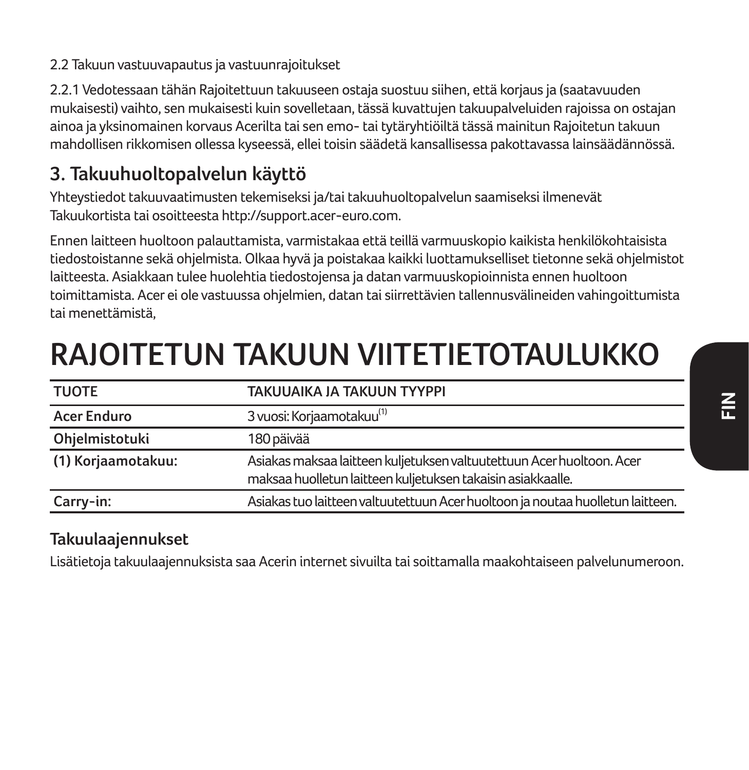2.2 Takuun vastuuvapautus ja vastuunrajoitukset

2.2.1 Vedotessaan tähän Rajoitettuun takuuseen ostaja suostuu siihen, että korjaus ja (saatavuuden mukaisesti) vaihto, sen mukaisesti kuin sovelletaan, tässä kuvattujen takuupalveluiden rajoissa on ostajan ainoa ja yksinomainen korvaus Acerilta tai sen emo- tai tytäryhtiöiltä tässä mainitun Rajoitetun takuun mahdollisen rikkomisen ollessa kyseessä, ellei toisin säädetä kansallisessa pakottavassa lainsäädännössä.

## 3. Takuuhuoltopalvelun käyttö

Yhteystiedot takuuvaatimusten tekemiseksi ja/tai takuuhuoltopalvelun saamiseksi ilmenevät Takuukortista tai osoitteesta http://support.acer-euro.com.

Ennen laitteen huoltoon palauttamista, varmistakaa että teillä varmuuskopio kaikista henkilökohtaisista tiedostoistanne sekä ohjelmista. Olkaa hyvä ja poistakaa kaikki luottamukselliset tietonne sekä ohjelmistot laitteesta. Asiakkaan tulee huolehtia tiedostojensa ja datan varmuuskopioinnista ennen huoltoon toimittamista. Acer ei ole vastuussa ohjelmien, datan tai siirrettävien tallennusvälineiden vahingoittumista tai menettämistä,

# RAJOITETUN TAKUUN VIITETIETOTAULUKKO

| TUOTE | TAKUUAIKA JA TAKUUN TYYPPI |
|---|---|
| **Acer Enduro** | 3 vuosi: Korjaamotakuu[(1)] |
| **Ohjelmistotuki** | 180 päivää |
| **(1) Korjaamotakuu:** | Asiakas maksaa laitteen kuljetuksen valtuutettuun Acer huoltoon. Acer maksaa huolletun laitteen kuljetuksen takaisin asiakkaalle. |
| **Carry-in:** | Asiakas tuo laitteen valtuutettuun Acer huoltoon ja noutaa huolletun laitteen. |

### Takuulaajennukset

Lisätietoja takuulaajennuksista saa Acerin internet sivuilta tai soittamalla maakohtaiseen palvelunumeroon.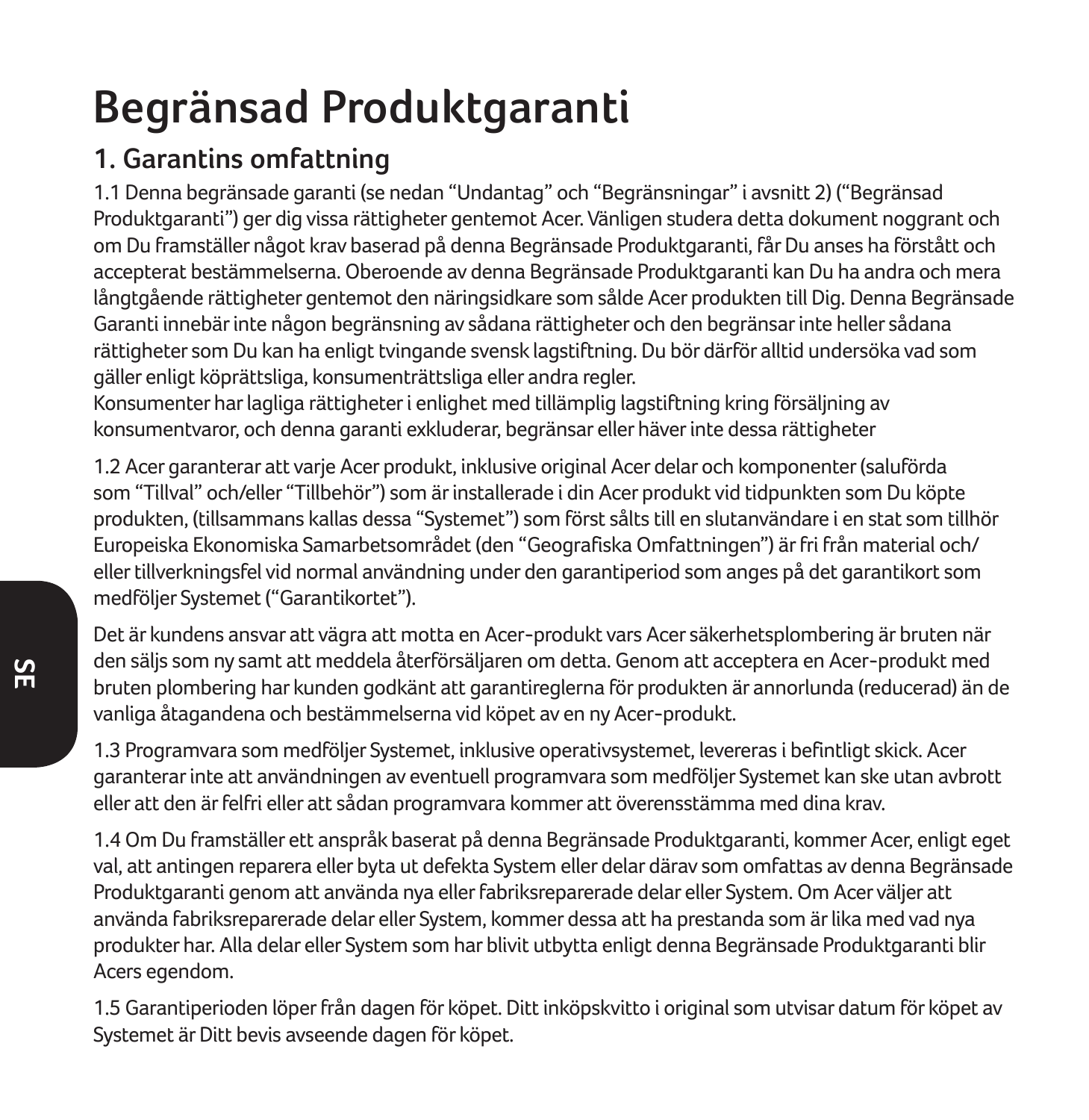# Begränsad Produktgaranti

## 1. Garantins omfattning

1.1 Denna begränsade garanti (se nedan “Undantag” och “Begränsningar” i avsnitt 2) (“Begränsad Produktgaranti”) ger dig vissa rättigheter gentemot Acer. Vänligen studera detta dokument noggrant och om Du framställer något krav baserad på denna Begränsade Produktgaranti, får Du anses ha förstått och accepterat bestämmelserna. Oberoende av denna Begränsade Produktgaranti kan Du ha andra och mera långtgående rättigheter gentemot den näringsidkare som sålde Acer produkten till Dig. Denna Begränsade Garanti innebär inte någon begränsning av sådana rättigheter och den begränsar inte heller sådana rättigheter som Du kan ha enligt tvingande svensk lagstiftning. Du bör därför alltid undersöka vad som gäller enligt köprättsliga, konsumenträttsliga eller andra regler.
Konsumenter har lagliga rättigheter i enlighet med tillämplig lagstiftning kring försäljning av konsumentvaror, och denna garanti exkluderar, begränsar eller häver inte dessa rättigheter

1.2 Acer garanterar att varje Acer produkt, inklusive original Acer delar och komponenter (saluförda som “Tillval” och/eller “Tillbehör”) som är installerade i din Acer produkt vid tidpunkten som Du köpte produkten, (tillsammans kallas dessa “Systemet”) som först sålts till en slutanvändare i en stat som tillhör Europeiska Ekonomiska Samarbetsområdet (den “Geografiska Omfattningen”) är fri från material och/eller tillverkningsfel vid normal användning under den garantiperiod som anges på det garantikort som medföljer Systemet (“Garantikortet”).

Det är kundens ansvar att vägra att motta en Acer-produkt vars Acer säkerhetsplombering är bruten när den säljs som ny samt att meddela återförsäljaren om detta. Genom att acceptera en Acer-produkt med bruten plombering har kunden godkänt att garantireglerna för produkten är annorlunda (reducerad) än de vanliga åtagandena och bestämmelserna vid köpet av en ny Acer-produkt.

1.3 Programvara som medföljer Systemet, inklusive operativsystemet, levereras i befintligt skick. Acer garanterar inte att användningen av eventuell programvara som medföljer Systemet kan ske utan avbrott eller att den är felfri eller att sådan programvara kommer att överensstämma med dina krav.

1.4 Om Du framställer ett anspråk baserat på denna Begränsade Produktgaranti, kommer Acer, enligt eget val, att antingen reparera eller byta ut defekta System eller delar därav som omfattas av denna Begränsade Produktgaranti genom att använda nya eller fabriksreparerade delar eller System. Om Acer väljer att använda fabriksreparerade delar eller System, kommer dessa att ha prestanda som är lika med vad nya produkter har. Alla delar eller System som har blivit utbytta enligt denna Begränsade Produktgaranti blir Acers egendom.

1.5 Garantiperioden löper från dagen för köpet. Ditt inköpskvitto i original som utvisar datum för köpet av Systemet är Ditt bevis avseende dagen för köpet.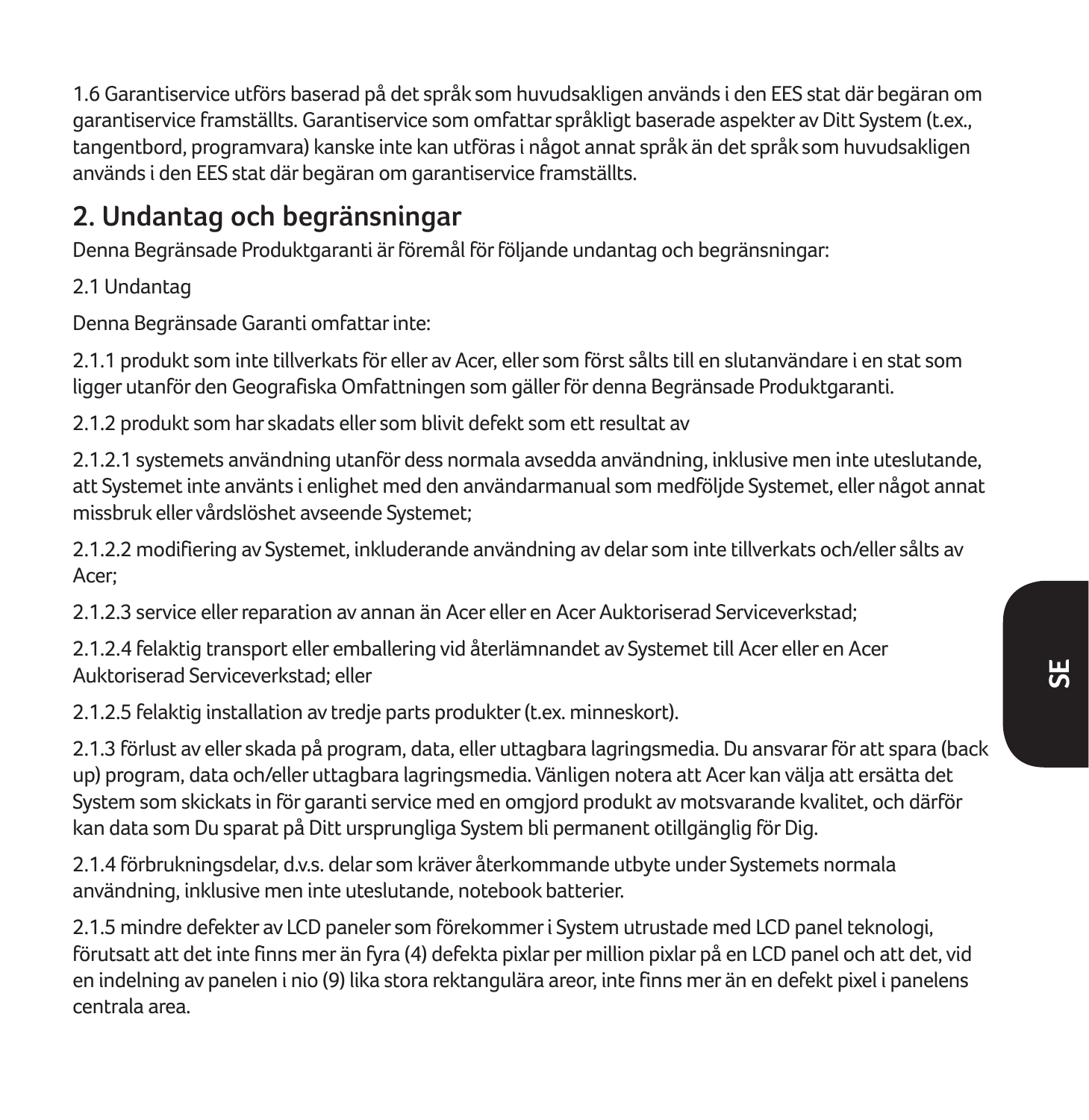1.6 Garantiservice utförs baserad på det språk som huvudsakligen används i den EES stat där begäran om garantiservice framställts. Garantiservice som omfattar språkligt baserade aspekter av Ditt System (t.ex., tangentbord, programvara) kanske inte kan utföras i något annat språk än det språk som huvudsakligen används i den EES stat där begäran om garantiservice framställts.

## 2. Undantag och begränsningar

Denna Begränsade Produktgaranti är föremål för följande undantag och begränsningar:

2.1 Undantag

Denna Begränsade Garanti omfattar inte:

2.1.1 produkt som inte tillverkats för eller av Acer, eller som först sålts till en slutanvändare i en stat som ligger utanför den Geografiska Omfattningen som gäller för denna Begränsade Produktgaranti.

2.1.2 produkt som har skadats eller som blivit defekt som ett resultat av

2.1.2.1 systemets användning utanför dess normala avsedda användning, inklusive men inte uteslutande, att Systemet inte använts i enlighet med den användarmanual som medföljde Systemet, eller något annat missbruk eller vårdslöshet avseende Systemet;

2.1.2.2 modifiering av Systemet, inkluderande användning av delar som inte tillverkats och/eller sålts av Acer;

2.1.2.3 service eller reparation av annan än Acer eller en Acer Auktoriserad Serviceverkstad;

2.1.2.4 felaktig transport eller emballering vid återlämnandet av Systemet till Acer eller en Acer Auktoriserad Serviceverkstad; eller

2.1.2.5 felaktig installation av tredje parts produkter (t.ex. minneskort).

2.1.3 förlust av eller skada på program, data, eller uttagbara lagringsmedia. Du ansvarar för att spara (back up) program, data och/eller uttagbara lagringsmedia. Vänligen notera att Acer kan välja att ersätta det System som skickats in för garanti service med en omgjord produkt av motsvarande kvalitet, och därför kan data som Du sparat på Ditt ursprungliga System bli permanent otillgänglig för Dig.

2.1.4 förbrukningsdelar, d.v.s. delar som kräver återkommande utbyte under Systemets normala användning, inklusive men inte uteslutande, notebook batterier.

2.1.5 mindre defekter av LCD paneler som förekommer i System utrustade med LCD panel teknologi, förutsatt att det inte finns mer än fyra (4) defekta pixlar per million pixlar på en LCD panel och att det, vid en indelning av panelen i nio (9) lika stora rektangulära areor, inte finns mer än en defekt pixel i panelens centrala area.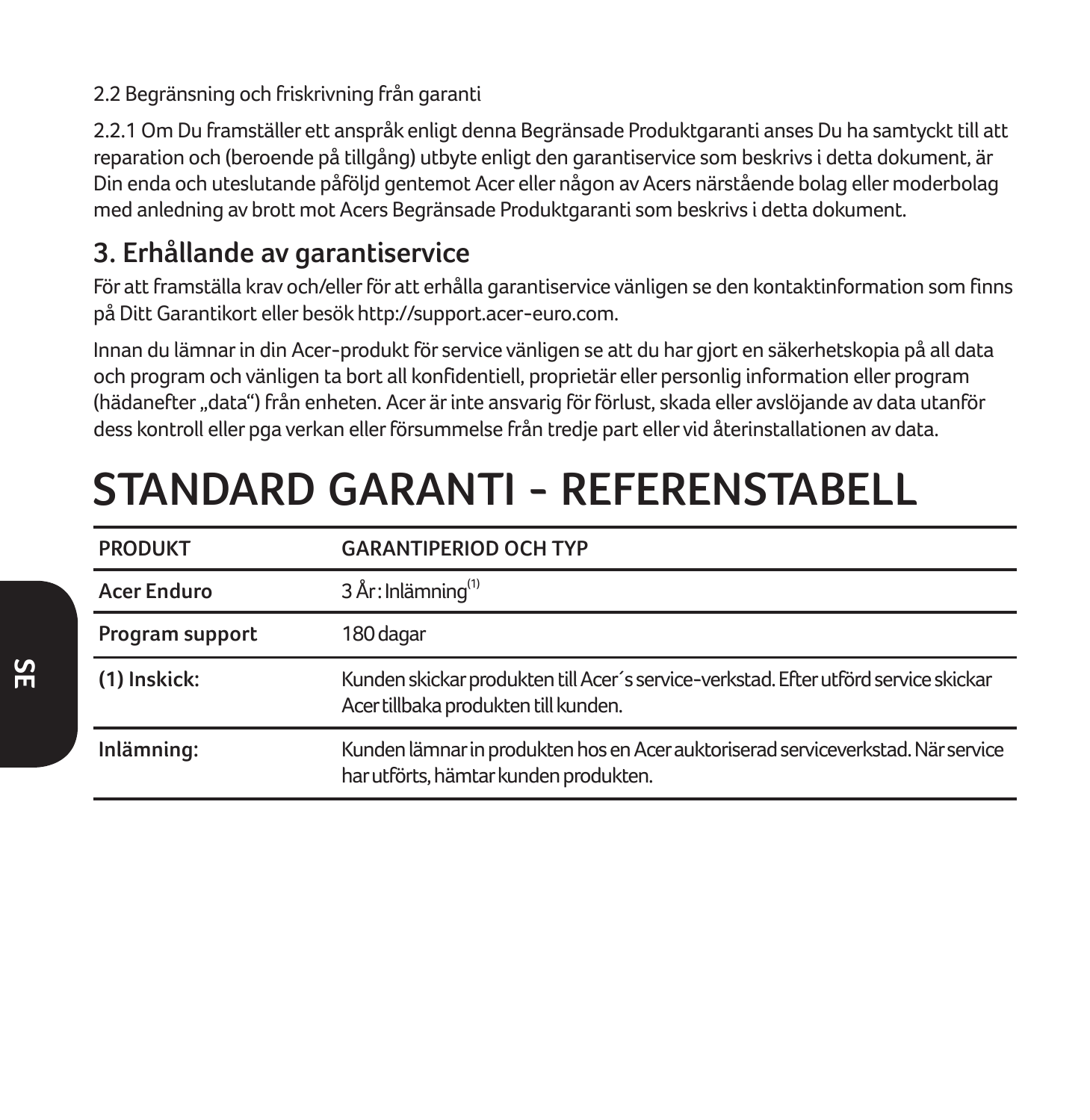2.2 Begränsning och friskrivning från garanti

2.2.1 Om Du framställer ett anspråk enligt denna Begränsade Produktgaranti anses Du ha samtyckt till att reparation och (beroende på tillgång) utbyte enligt den garantiservice som beskrivs i detta dokument, är Din enda och uteslutande påföljd gentemot Acer eller någon av Acers närstående bolag eller moderbolag med anledning av brott mot Acers Begränsade Produktgaranti som beskrivs i detta dokument.

## 3. Erhållande av garantiservice

För att framställa krav och/eller för att erhålla garantiservice vänligen se den kontaktinformation som finns på Ditt Garantikort eller besök http://support.acer-euro.com.

Innan du lämnar in din Acer-produkt för service vänligen se att du har gjort en säkerhetskopia på all data och program och vänligen ta bort all konfidentiell, proprietär eller personlig information eller program (hädanefter „data") från enheten. Acer är inte ansvarig för förlust, skada eller avslöjande av data utanför dess kontroll eller pga verkan eller försummelse från tredje part eller vid återinstallationen av data.

# STANDARD GARANTI - REFERENSTABELL

| PRODUKT | GARANTIPERIOD OCH TYP |
|---|---|
| **Acer Enduro** | 3 År: Inlämning(1) |
| **Program support** | 180 dagar |
| **(1) Inskick:** | Kunden skickar produkten till Acer´s service-verkstad. Efter utförd service skickar Acer tillbaka produkten till kunden. |
| **Inlämning:** | Kunden lämnar in produkten hos en Acer auktoriserad serviceverkstad. När service har utförts, hämtar kunden produkten. |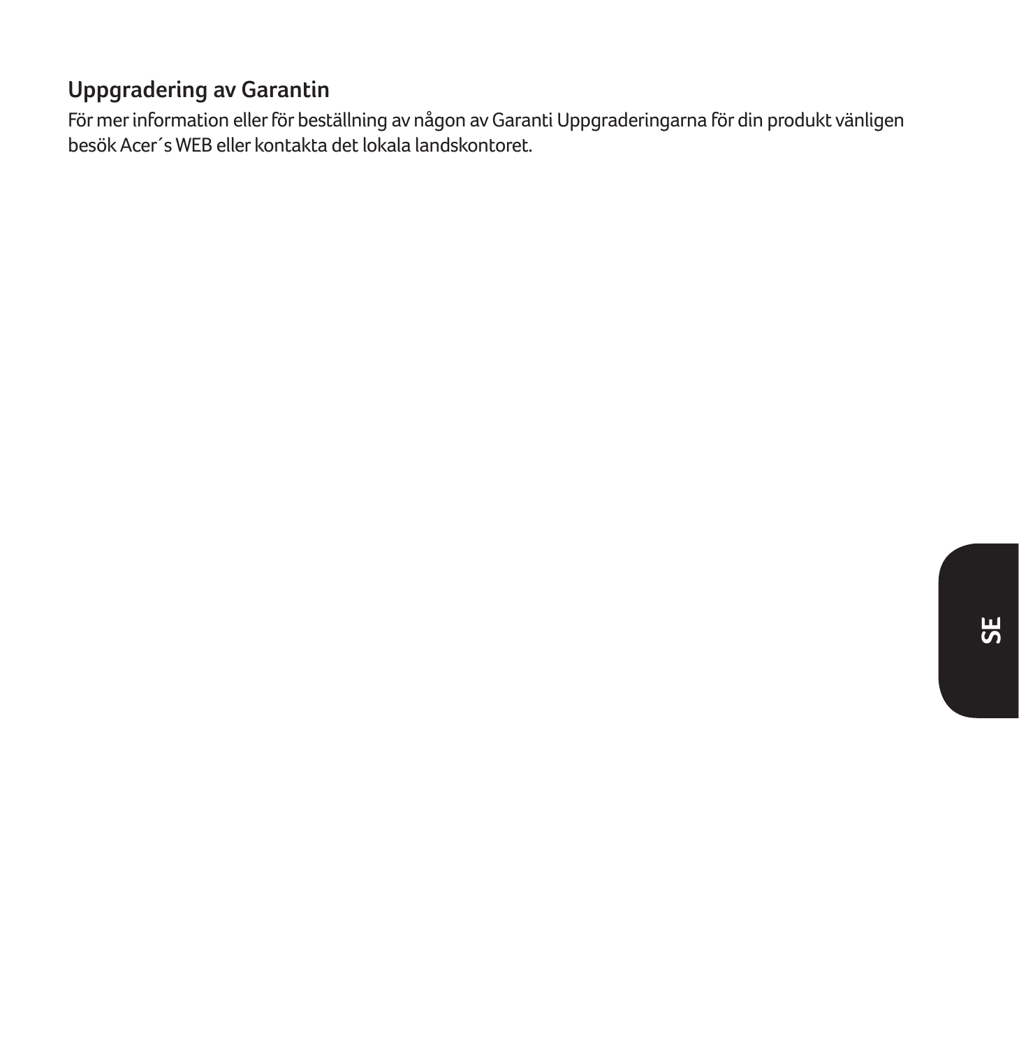## Uppgradering av Garantin

För mer information eller för beställning av någon av Garanti Uppgraderingarna för din produkt vänligen besök Acer´s WEB eller kontakta det lokala landskontoret.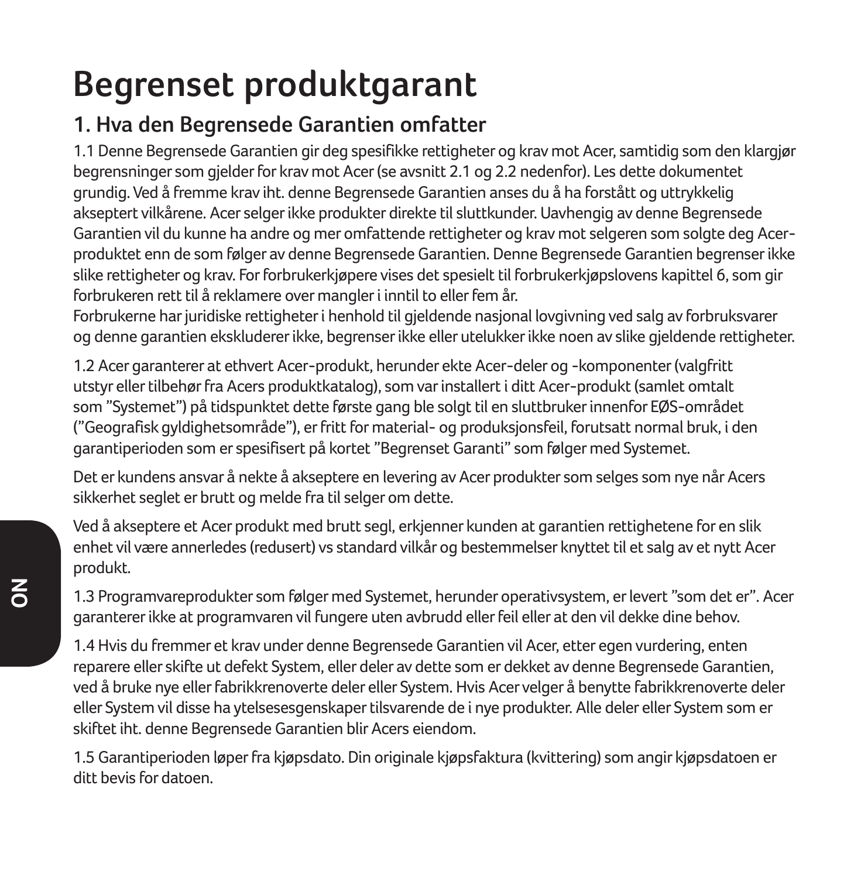# Begrenset produktgarant

## 1. Hva den Begrensede Garantien omfatter

1.1 Denne Begrensede Garantien gir deg spesifikke rettigheter og krav mot Acer, samtidig som den klargjør begrensninger som gjelder for krav mot Acer (se avsnitt 2.1 og 2.2 nedenfor). Les dette dokumentet grundig. Ved å fremme krav iht. denne Begrensede Garantien anses du å ha forstått og uttrykkelig akseptert vilkårene. Acer selger ikke produkter direkte til sluttkunder. Uavhengig av denne Begrensede Garantien vil du kunne ha andre og mer omfattende rettigheter og krav mot selgeren som solgte deg Acer-produktet enn de som følger av denne Begrensede Garantien. Denne Begrensede Garantien begrenser ikke slike rettigheter og krav. For forbrukerkjøpere vises det spesielt til forbrukerkjøpslovens kapittel 6, som gir forbrukeren rett til å reklamere over mangler i inntil to eller fem år.
Forbrukerne har juridiske rettigheter i henhold til gjeldende nasjonal lovgivning ved salg av forbruksvarer og denne garantien ekskluderer ikke, begrenser ikke eller utelukker ikke noen av slike gjeldende rettigheter.

1.2 Acer garanterer at ethvert Acer-produkt, herunder ekte Acer-deler og -komponenter (valgfritt utstyr eller tilbehør fra Acers produktkatalog), som var installert i ditt Acer-produkt (samlet omtalt som ”Systemet”) på tidspunktet dette første gang ble solgt til en sluttbruker innenfor EØS-området (”Geografisk gyldighetsområde”), er fritt for material- og produksjonsfeil, forutsatt normal bruk, i den garantiperioden som er spesifisert på kortet ”Begrenset Garanti” som følger med Systemet.

Det er kundens ansvar å nekte å akseptere en levering av Acer produkter som selges som nye når Acers sikkerhet seglet er brutt og melde fra til selger om dette.

Ved å akseptere et Acer produkt med brutt segl, erkjenner kunden at garantien rettighetene for en slik enhet vil være annerledes (redusert) vs standard vilkår og bestemmelser knyttet til et salg av et nytt Acer produkt.

1.3 Programvareprodukter som følger med Systemet, herunder operativsystem, er levert ”som det er”. Acer garanterer ikke at programvaren vil fungere uten avbrudd eller feil eller at den vil dekke dine behov.

1.4 Hvis du fremmer et krav under denne Begrensede Garantien vil Acer, etter egen vurdering, enten reparere eller skifte ut defekt System, eller deler av dette som er dekket av denne Begrensede Garantien, ved å bruke nye eller fabrikkrenoverte deler eller System. Hvis Acer velger å benytte fabrikkrenoverte deler eller System vil disse ha ytelsesesgenskaper tilsvarende de i nye produkter. Alle deler eller System som er skiftet iht. denne Begrensede Garantien blir Acers eiendom.

1.5 Garantiperioden løper fra kjøpsdato. Din originale kjøpsfaktura (kvittering) som angir kjøpsdatoen er ditt bevis for datoen.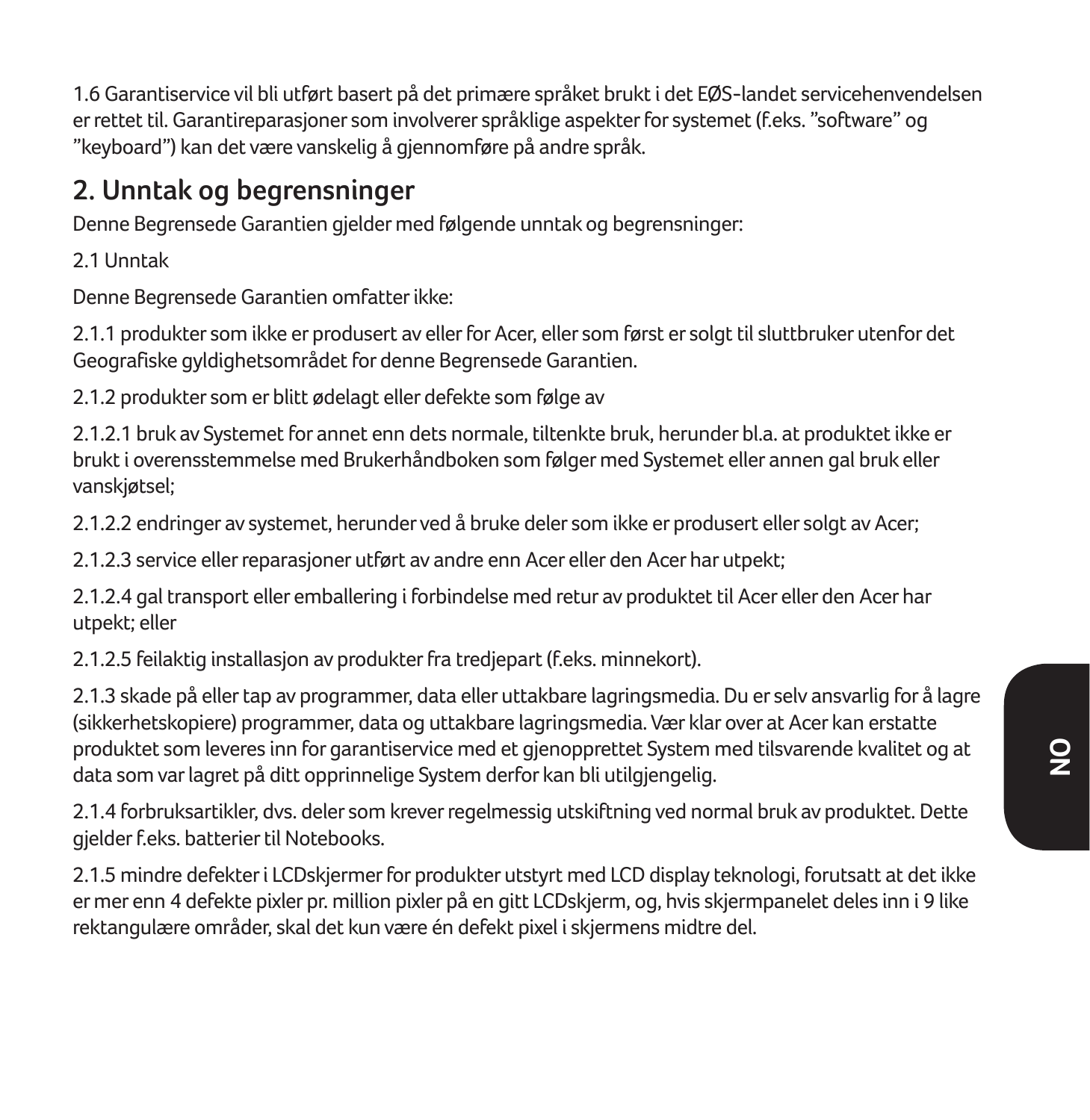1.6 Garantiservice vil bli utført basert på det primære språket brukt i det EØS-landet servicehenvendelsen er rettet til. Garantireparasjoner som involverer språklige aspekter for systemet (f.eks. "software" og "keyboard") kan det være vanskelig å gjennomføre på andre språk.

## 2. Unntak og begrensninger

Denne Begrensede Garantien gjelder med følgende unntak og begrensninger:

2.1 Unntak

Denne Begrensede Garantien omfatter ikke:

2.1.1 produkter som ikke er produsert av eller for Acer, eller som først er solgt til sluttbruker utenfor det Geografiske gyldighetsområdet for denne Begrensede Garantien.

2.1.2 produkter som er blitt ødelagt eller defekte som følge av

2.1.2.1 bruk av Systemet for annet enn dets normale, tiltenkte bruk, herunder bl.a. at produktet ikke er brukt i overensstemmelse med Brukerhåndboken som følger med Systemet eller annen gal bruk eller vanskjøtsel;

2.1.2.2 endringer av systemet, herunder ved å bruke deler som ikke er produsert eller solgt av Acer;

2.1.2.3 service eller reparasjoner utført av andre enn Acer eller den Acer har utpekt;

2.1.2.4 gal transport eller emballering i forbindelse med retur av produktet til Acer eller den Acer har utpekt; eller

2.1.2.5 feilaktig installasjon av produkter fra tredjepart (f.eks. minnekort).

2.1.3 skade på eller tap av programmer, data eller uttakbare lagringsmedia. Du er selv ansvarlig for å lagre (sikkerhetskopiere) programmer, data og uttakbare lagringsmedia. Vær klar over at Acer kan erstatte produktet som leveres inn for garantiservice med et gjenopprettet System med tilsvarende kvalitet og at data som var lagret på ditt opprinnelige System derfor kan bli utilgjengelig.

2.1.4 forbruksartikler, dvs. deler som krever regelmessig utskiftning ved normal bruk av produktet. Dette gjelder f.eks. batterier til Notebooks.

2.1.5 mindre defekter i LCDskjermer for produkter utstyrt med LCD display teknologi, forutsatt at det ikke er mer enn 4 defekte pixler pr. million pixler på en gitt LCDskjerm, og, hvis skjermpanelet deles inn i 9 like rektangulære områder, skal det kun være én defekt pixel i skjermens midtre del.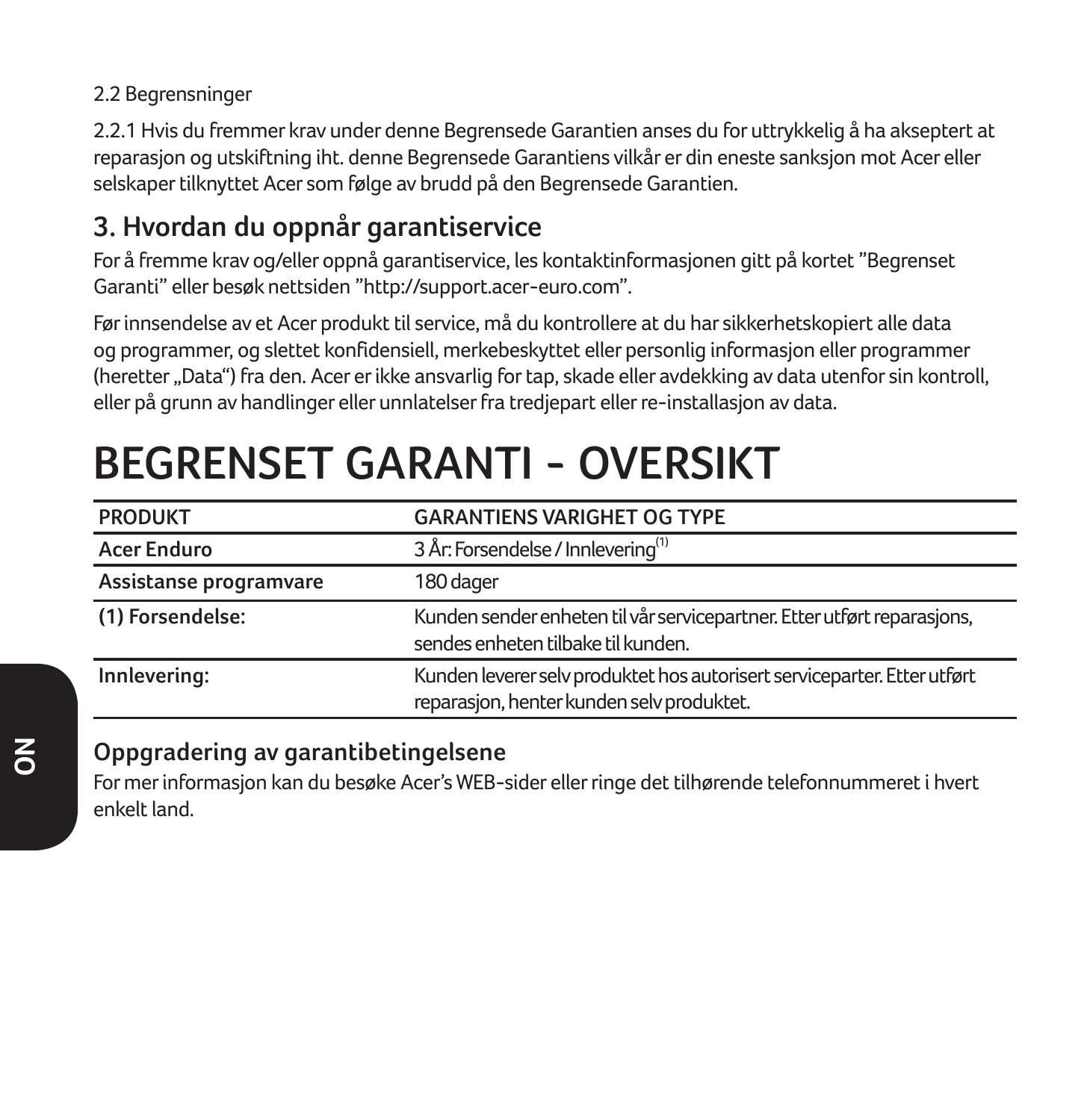2.2 Begrensninger

2.2.1 Hvis du fremmer krav under denne Begrensede Garantien anses du for uttrykkelig å ha akseptert at reparasjon og utskiftning iht. denne Begrensede Garantiens vilkår er din eneste sanksjon mot Acer eller selskaper tilknyttet Acer som følge av brudd på den Begrensede Garantien.

## 3. Hvordan du oppnår garantiservice

For å fremme krav og/eller oppnå garantiservice, les kontaktinformasjonen gitt på kortet "Begrenset Garanti" eller besøk nettsiden "http://support.acer-euro.com".

Før innsendelse av et Acer produkt til service, må du kontrollere at du har sikkerhetskopiert alle data og programmer, og slettet konfidensiell, merkebeskyttet eller personlig informasjon eller programmer (heretter „Data") fra den. Acer er ikke ansvarlig for tap, skade eller avdekking av data utenfor sin kontroll, eller på grunn av handlinger eller unnlatelser fra tredjepart eller re-installasjon av data.

# BEGRENSET GARANTI - OVERSIKT

| PRODUKT | GARANTIENS VARIGHET OG TYPE |
|---|---|
| **Acer Enduro** | 3 År: Forsendelse / Innlevering(1) |
| **Assistanse programvare** | 180 dager |
| **(1) Forsendelse:** | Kunden sender enheten til vår servicepartner. Etter utført reparasjons, sendes enheten tilbake til kunden. |
| **Innlevering:** | Kunden leverer selv produktet hos autorisert serviceparter. Etter utført reparasjon, henter kunden selv produktet. |

### Oppgradering av garantibetingelsene

For mer informasjon kan du besøke Acer's WEB-sider eller ringe det tilhørende telefonnummeret i hvert enkelt land.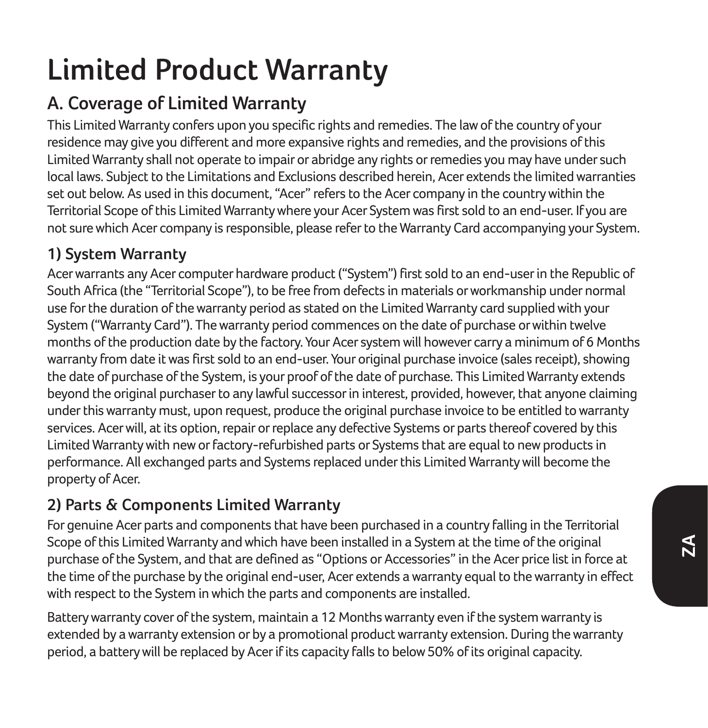# Limited Product Warranty

## A. Coverage of Limited Warranty

This Limited Warranty confers upon you specific rights and remedies. The law of the country of your residence may give you different and more expansive rights and remedies, and the provisions of this Limited Warranty shall not operate to impair or abridge any rights or remedies you may have under such local laws. Subject to the Limitations and Exclusions described herein, Acer extends the limited warranties set out below. As used in this document, "Acer" refers to the Acer company in the country within the Territorial Scope of this Limited Warranty where your Acer System was first sold to an end-user. If you are not sure which Acer company is responsible, please refer to the Warranty Card accompanying your System.

### 1) System Warranty

Acer warrants any Acer computer hardware product ("System") first sold to an end-user in the Republic of South Africa (the "Territorial Scope"), to be free from defects in materials or workmanship under normal use for the duration of the warranty period as stated on the Limited Warranty card supplied with your System ("Warranty Card"). The warranty period commences on the date of purchase or within twelve months of the production date by the factory. Your Acer system will however carry a minimum of 6 Months warranty from date it was first sold to an end-user. Your original purchase invoice (sales receipt), showing the date of purchase of the System, is your proof of the date of purchase. This Limited Warranty extends beyond the original purchaser to any lawful successor in interest, provided, however, that anyone claiming under this warranty must, upon request, produce the original purchase invoice to be entitled to warranty services. Acer will, at its option, repair or replace any defective Systems or parts thereof covered by this Limited Warranty with new or factory-refurbished parts or Systems that are equal to new products in performance. All exchanged parts and Systems replaced under this Limited Warranty will become the property of Acer.

### 2) Parts & Components Limited Warranty

For genuine Acer parts and components that have been purchased in a country falling in the Territorial Scope of this Limited Warranty and which have been installed in a System at the time of the original purchase of the System, and that are defined as "Options or Accessories" in the Acer price list in force at the time of the purchase by the original end-user, Acer extends a warranty equal to the warranty in effect with respect to the System in which the parts and components are installed.

Battery warranty cover of the system, maintain a 12 Months warranty even if the system warranty is extended by a warranty extension or by a promotional product warranty extension. During the warranty period, a battery will be replaced by Acer if its capacity falls to below 50% of its original capacity.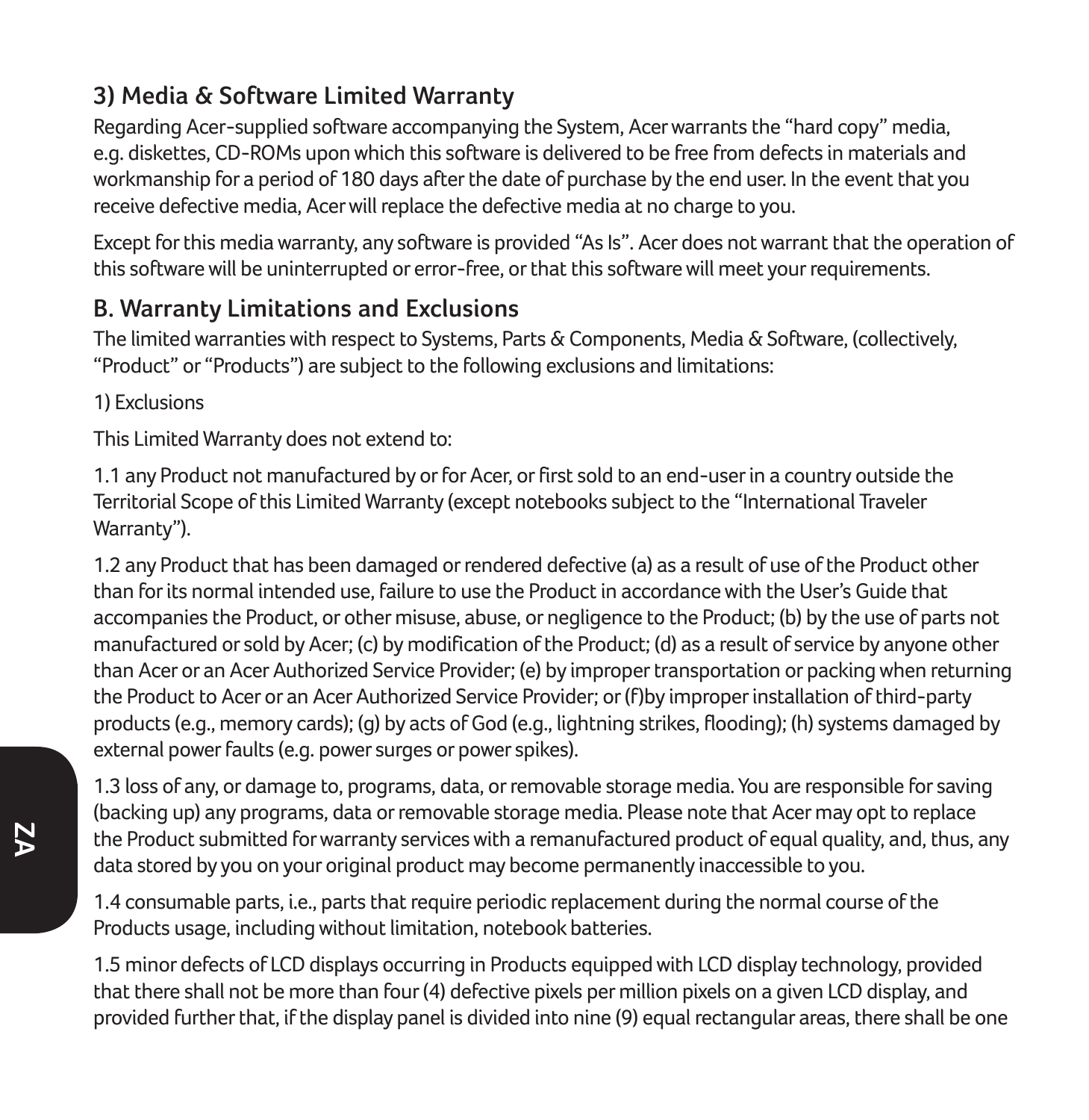### 3) Media & Software Limited Warranty

Regarding Acer-supplied software accompanying the System, Acer warrants the "hard copy" media, e.g. diskettes, CD-ROMs upon which this software is delivered to be free from defects in materials and workmanship for a period of 180 days after the date of purchase by the end user. In the event that you receive defective media, Acer will replace the defective media at no charge to you.

Except for this media warranty, any software is provided "As Is". Acer does not warrant that the operation of this software will be uninterrupted or error-free, or that this software will meet your requirements.

## B. Warranty Limitations and Exclusions

The limited warranties with respect to Systems, Parts & Components, Media & Software, (collectively, "Product" or "Products") are subject to the following exclusions and limitations:

1) Exclusions

This Limited Warranty does not extend to:

1.1 any Product not manufactured by or for Acer, or first sold to an end-user in a country outside the Territorial Scope of this Limited Warranty (except notebooks subject to the "International Traveler Warranty").

1.2 any Product that has been damaged or rendered defective (a) as a result of use of the Product other than for its normal intended use, failure to use the Product in accordance with the User's Guide that accompanies the Product, or other misuse, abuse, or negligence to the Product; (b) by the use of parts not manufactured or sold by Acer; (c) by modification of the Product; (d) as a result of service by anyone other than Acer or an Acer Authorized Service Provider; (e) by improper transportation or packing when returning the Product to Acer or an Acer Authorized Service Provider; or (f)by improper installation of third-party products (e.g., memory cards); (g) by acts of God (e.g., lightning strikes, flooding); (h) systems damaged by external power faults (e.g. power surges or power spikes).

1.3 loss of any, or damage to, programs, data, or removable storage media. You are responsible for saving (backing up) any programs, data or removable storage media. Please note that Acer may opt to replace the Product submitted for warranty services with a remanufactured product of equal quality, and, thus, any data stored by you on your original product may become permanently inaccessible to you.

1.4 consumable parts, i.e., parts that require periodic replacement during the normal course of the Products usage, including without limitation, notebook batteries.

1.5 minor defects of LCD displays occurring in Products equipped with LCD display technology, provided that there shall not be more than four (4) defective pixels per million pixels on a given LCD display, and provided further that, if the display panel is divided into nine (9) equal rectangular areas, there shall be one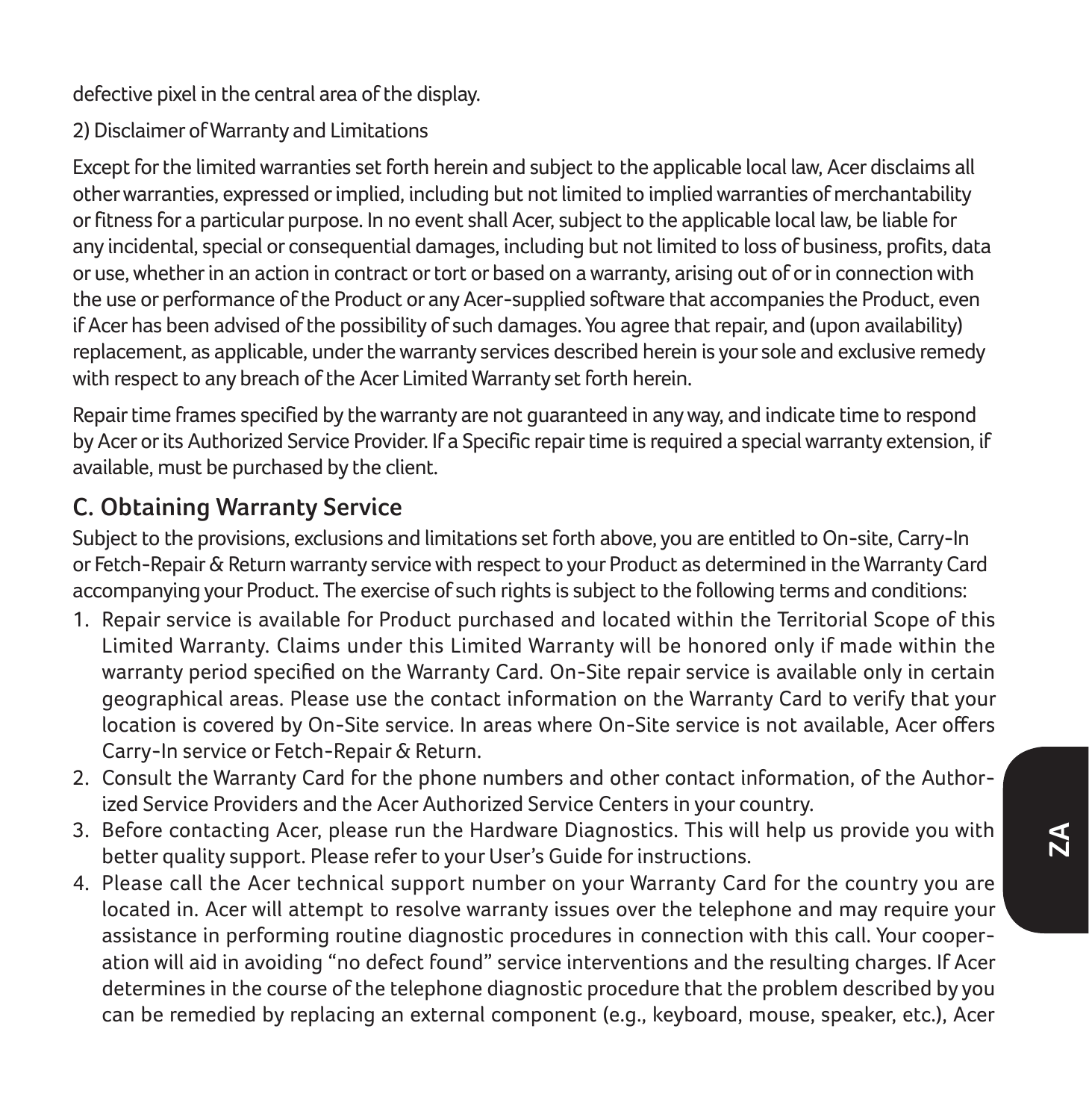defective pixel in the central area of the display.

2) Disclaimer of Warranty and Limitations

Except for the limited warranties set forth herein and subject to the applicable local law, Acer disclaims all other warranties, expressed or implied, including but not limited to implied warranties of merchantability or fitness for a particular purpose. In no event shall Acer, subject to the applicable local law, be liable for any incidental, special or consequential damages, including but not limited to loss of business, profits, data or use, whether in an action in contract or tort or based on a warranty, arising out of or in connection with the use or performance of the Product or any Acer-supplied software that accompanies the Product, even if Acer has been advised of the possibility of such damages. You agree that repair, and (upon availability) replacement, as applicable, under the warranty services described herein is your sole and exclusive remedy with respect to any breach of the Acer Limited Warranty set forth herein.

Repair time frames specified by the warranty are not guaranteed in any way, and indicate time to respond by Acer or its Authorized Service Provider. If a Specific repair time is required a special warranty extension, if available, must be purchased by the client.

## C. Obtaining Warranty Service

Subject to the provisions, exclusions and limitations set forth above, you are entitled to On-site, Carry-In or Fetch-Repair & Return warranty service with respect to your Product as determined in the Warranty Card accompanying your Product. The exercise of such rights is subject to the following terms and conditions:

1. Repair service is available for Product purchased and located within the Territorial Scope of this Limited Warranty. Claims under this Limited Warranty will be honored only if made within the warranty period specified on the Warranty Card. On-Site repair service is available only in certain geographical areas. Please use the contact information on the Warranty Card to verify that your location is covered by On-Site service. In areas where On-Site service is not available, Acer offers Carry-In service or Fetch-Repair & Return.
2. Consult the Warranty Card for the phone numbers and other contact information, of the Authorized Service Providers and the Acer Authorized Service Centers in your country.
3. Before contacting Acer, please run the Hardware Diagnostics. This will help us provide you with better quality support. Please refer to your User's Guide for instructions.
4. Please call the Acer technical support number on your Warranty Card for the country you are located in. Acer will attempt to resolve warranty issues over the telephone and may require your assistance in performing routine diagnostic procedures in connection with this call. Your cooperation will aid in avoiding "no defect found" service interventions and the resulting charges. If Acer determines in the course of the telephone diagnostic procedure that the problem described by you can be remedied by replacing an external component (e.g., keyboard, mouse, speaker, etc.), Acer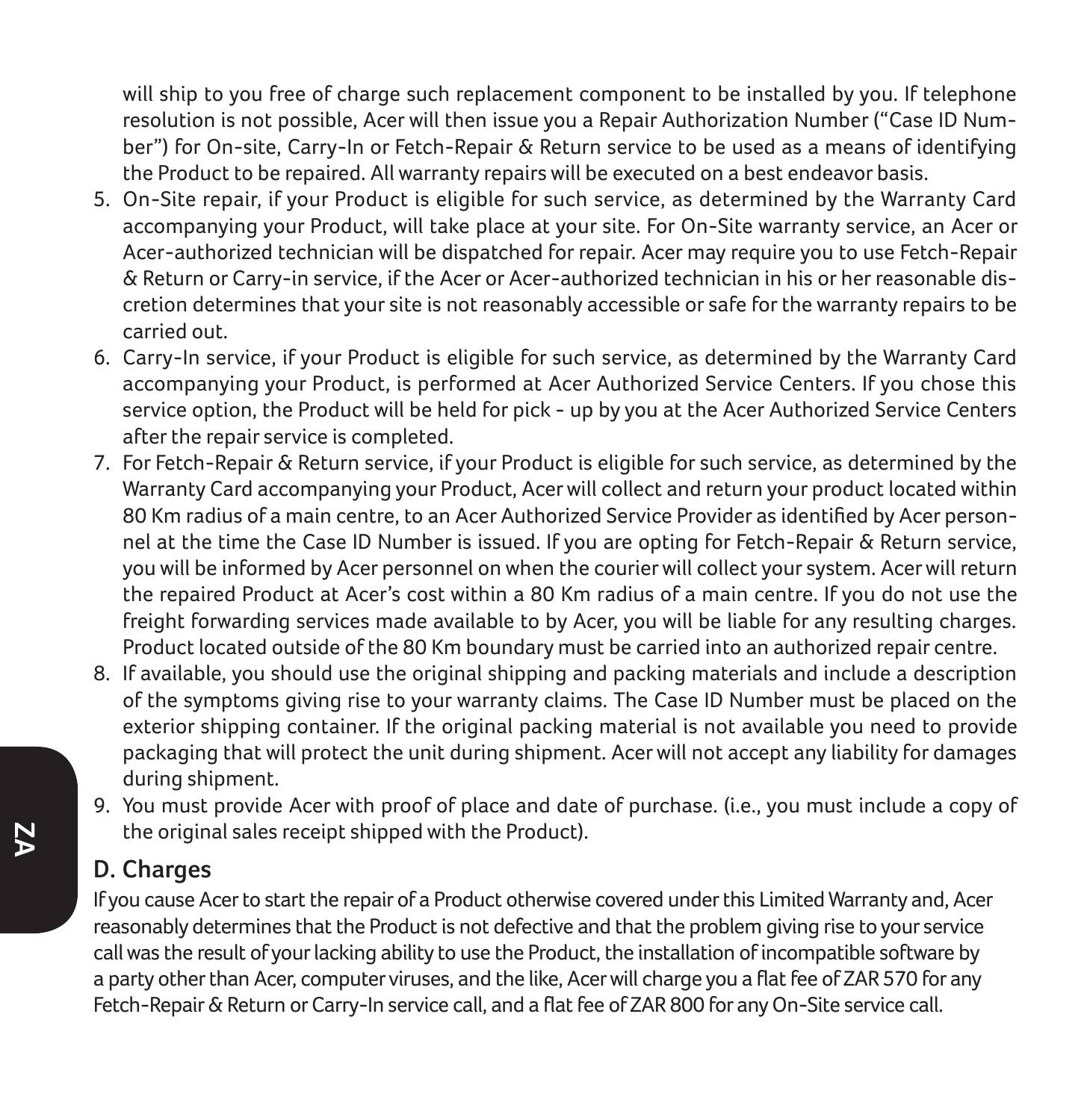will ship to you free of charge such replacement component to be installed by you. If telephone resolution is not possible, Acer will then issue you a Repair Authorization Number ("Case ID Number") for On-site, Carry-In or Fetch-Repair & Return service to be used as a means of identifying the Product to be repaired. All warranty repairs will be executed on a best endeavor basis.

5. On-Site repair, if your Product is eligible for such service, as determined by the Warranty Card accompanying your Product, will take place at your site. For On-Site warranty service, an Acer or Acer-authorized technician will be dispatched for repair. Acer may require you to use Fetch-Repair & Return or Carry-in service, if the Acer or Acer-authorized technician in his or her reasonable discretion determines that your site is not reasonably accessible or safe for the warranty repairs to be carried out.
6. Carry-In service, if your Product is eligible for such service, as determined by the Warranty Card accompanying your Product, is performed at Acer Authorized Service Centers. If you chose this service option, the Product will be held for pick - up by you at the Acer Authorized Service Centers after the repair service is completed.
7. For Fetch-Repair & Return service, if your Product is eligible for such service, as determined by the Warranty Card accompanying your Product, Acer will collect and return your product located within 80 Km radius of a main centre, to an Acer Authorized Service Provider as identified by Acer personnel at the time the Case ID Number is issued. If you are opting for Fetch-Repair & Return service, you will be informed by Acer personnel on when the courier will collect your system. Acer will return the repaired Product at Acer's cost within a 80 Km radius of a main centre. If you do not use the freight forwarding services made available to by Acer, you will be liable for any resulting charges. Product located outside of the 80 Km boundary must be carried into an authorized repair centre.
8. If available, you should use the original shipping and packing materials and include a description of the symptoms giving rise to your warranty claims. The Case ID Number must be placed on the exterior shipping container. If the original packing material is not available you need to provide packaging that will protect the unit during shipment. Acer will not accept any liability for damages during shipment.
9. You must provide Acer with proof of place and date of purchase. (i.e., you must include a copy of the original sales receipt shipped with the Product).

## D. Charges

If you cause Acer to start the repair of a Product otherwise covered under this Limited Warranty and, Acer reasonably determines that the Product is not defective and that the problem giving rise to your service call was the result of your lacking ability to use the Product, the installation of incompatible software by a party other than Acer, computer viruses, and the like, Acer will charge you a flat fee of ZAR 570 for any Fetch-Repair & Return or Carry-In service call, and a flat fee of ZAR 800 for any On-Site service call.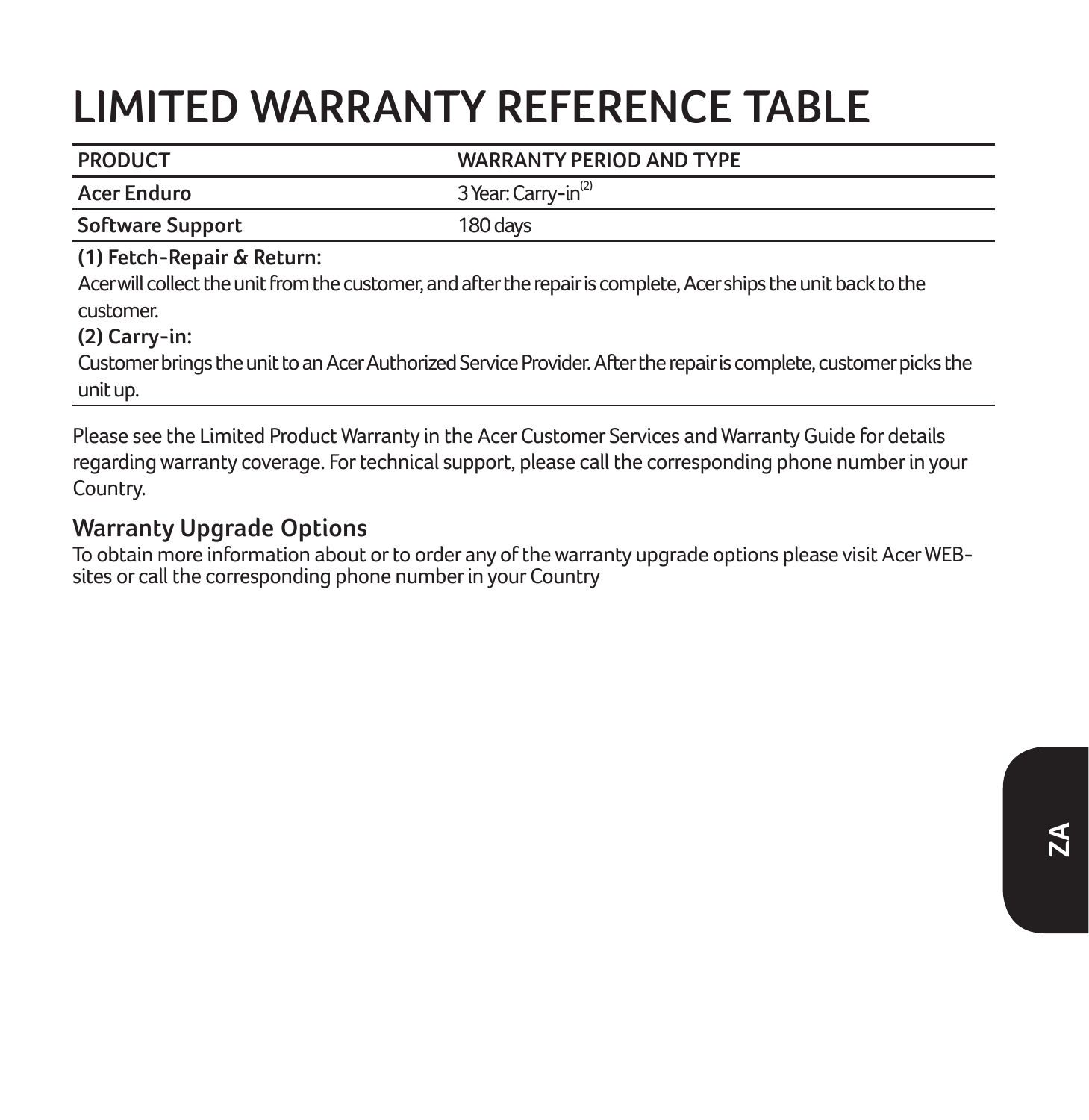# LIMITED WARRANTY REFERENCE TABLE

| PRODUCT | WARRANTY PERIOD AND TYPE |
|---|---|
| **Acer Enduro** | 3 Year: Carry-in[2] |
| **Software Support** | 180 days |

**(1) Fetch-Repair & Return:**
Acer will collect the unit from the customer, and after the repair is complete, Acer ships the unit back to the customer.

**(2) Carry-in:**
Customer brings the unit to an Acer Authorized Service Provider. After the repair is complete, customer picks the unit up.

Please see the Limited Product Warranty in the Acer Customer Services and Warranty Guide for details regarding warranty coverage. For technical support, please call the corresponding phone number in your Country.

## Warranty Upgrade Options

To obtain more information about or to order any of the warranty upgrade options please visit Acer WEB-sites or call the corresponding phone number in your Country

ZA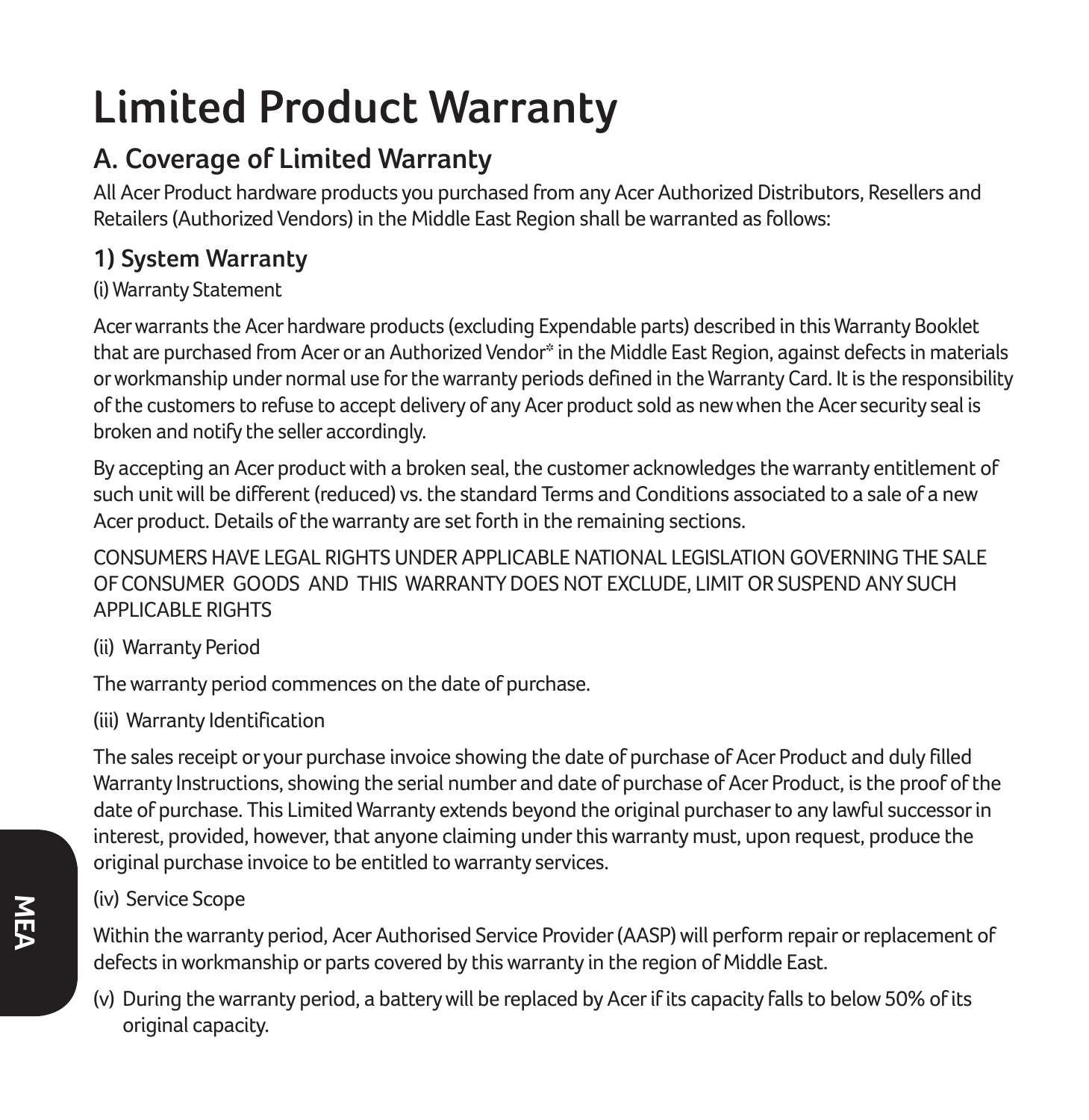# Limited Product Warranty

## A. Coverage of Limited Warranty

All Acer Product hardware products you purchased from any Acer Authorized Distributors, Resellers and Retailers (Authorized Vendors) in the Middle East Region shall be warranted as follows:

### 1) System Warranty

(i) Warranty Statement

Acer warrants the Acer hardware products (excluding Expendable parts) described in this Warranty Booklet that are purchased from Acer or an Authorized Vendor* in the Middle East Region, against defects in materials or workmanship under normal use for the warranty periods defined in the Warranty Card. It is the responsibility of the customers to refuse to accept delivery of any Acer product sold as new when the Acer security seal is broken and notify the seller accordingly.

By accepting an Acer product with a broken seal, the customer acknowledges the warranty entitlement of such unit will be different (reduced) vs. the standard Terms and Conditions associated to a sale of a new Acer product. Details of the warranty are set forth in the remaining sections.

CONSUMERS HAVE LEGAL RIGHTS UNDER APPLICABLE NATIONAL LEGISLATION GOVERNING THE SALE OF CONSUMER GOODS AND THIS WARRANTY DOES NOT EXCLUDE, LIMIT OR SUSPEND ANY SUCH APPLICABLE RIGHTS

(ii) Warranty Period

The warranty period commences on the date of purchase.

(iii) Warranty Identification

The sales receipt or your purchase invoice showing the date of purchase of Acer Product and duly filled Warranty Instructions, showing the serial number and date of purchase of Acer Product, is the proof of the date of purchase. This Limited Warranty extends beyond the original purchaser to any lawful successor in interest, provided, however, that anyone claiming under this warranty must, upon request, produce the original purchase invoice to be entitled to warranty services.

(iv) Service Scope

Within the warranty period, Acer Authorised Service Provider (AASP) will perform repair or replacement of defects in workmanship or parts covered by this warranty in the region of Middle East.

(v) During the warranty period, a battery will be replaced by Acer if its capacity falls to below 50% of its original capacity.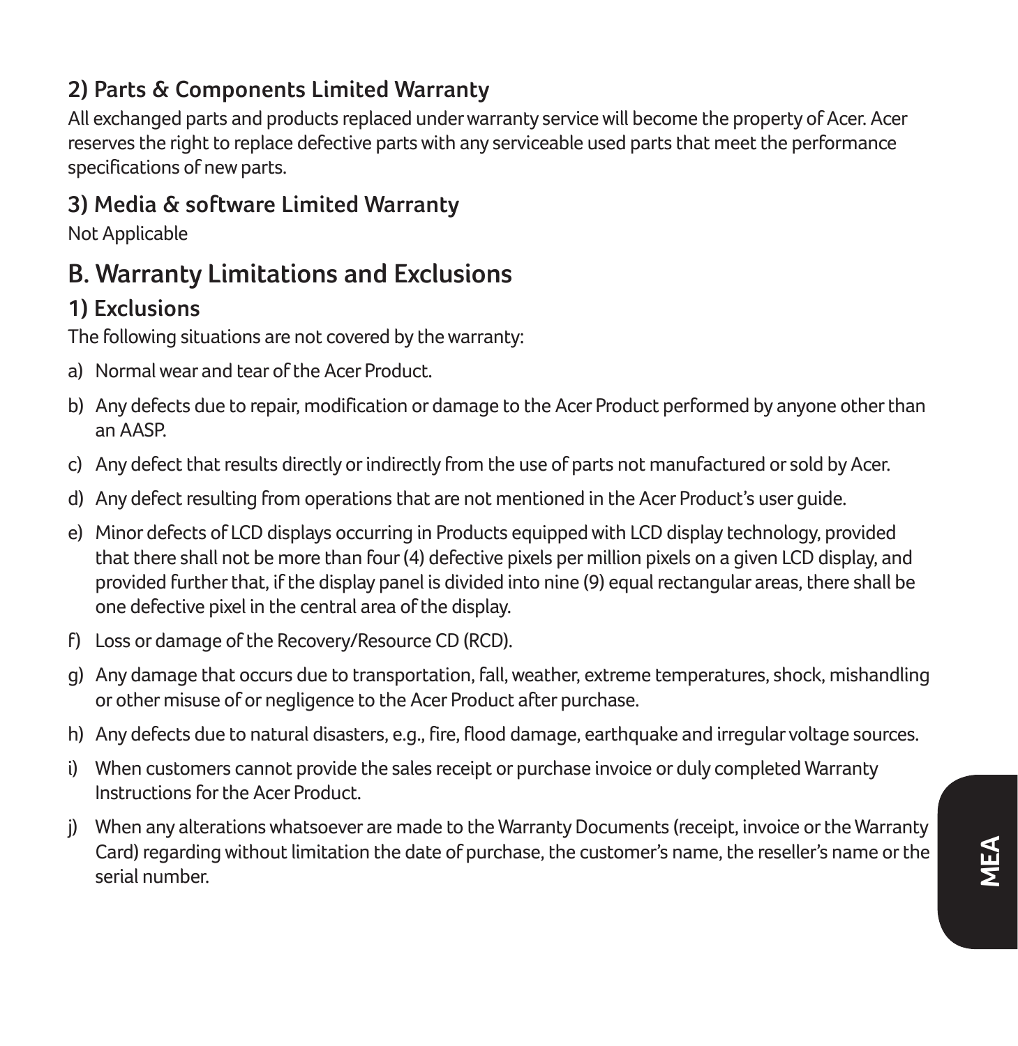### 2) Parts & Components Limited Warranty

All exchanged parts and products replaced under warranty service will become the property of Acer. Acer reserves the right to replace defective parts with any serviceable used parts that meet the performance specifications of new parts.

### 3) Media & software Limited Warranty

Not Applicable

## B. Warranty Limitations and Exclusions

### 1) Exclusions

The following situations are not covered by the warranty:

a) Normal wear and tear of the Acer Product.

b) Any defects due to repair, modification or damage to the Acer Product performed by anyone other than an AASP.

c) Any defect that results directly or indirectly from the use of parts not manufactured or sold by Acer.

d) Any defect resulting from operations that are not mentioned in the Acer Product's user guide.

e) Minor defects of LCD displays occurring in Products equipped with LCD display technology, provided that there shall not be more than four (4) defective pixels per million pixels on a given LCD display, and provided further that, if the display panel is divided into nine (9) equal rectangular areas, there shall be one defective pixel in the central area of the display.

f) Loss or damage of the Recovery/Resource CD (RCD).

g) Any damage that occurs due to transportation, fall, weather, extreme temperatures, shock, mishandling or other misuse of or negligence to the Acer Product after purchase.

h) Any defects due to natural disasters, e.g., fire, flood damage, earthquake and irregular voltage sources.

i) When customers cannot provide the sales receipt or purchase invoice or duly completed Warranty Instructions for the Acer Product.

j) When any alterations whatsoever are made to the Warranty Documents (receipt, invoice or the Warranty Card) regarding without limitation the date of purchase, the customer's name, the reseller's name or the serial number.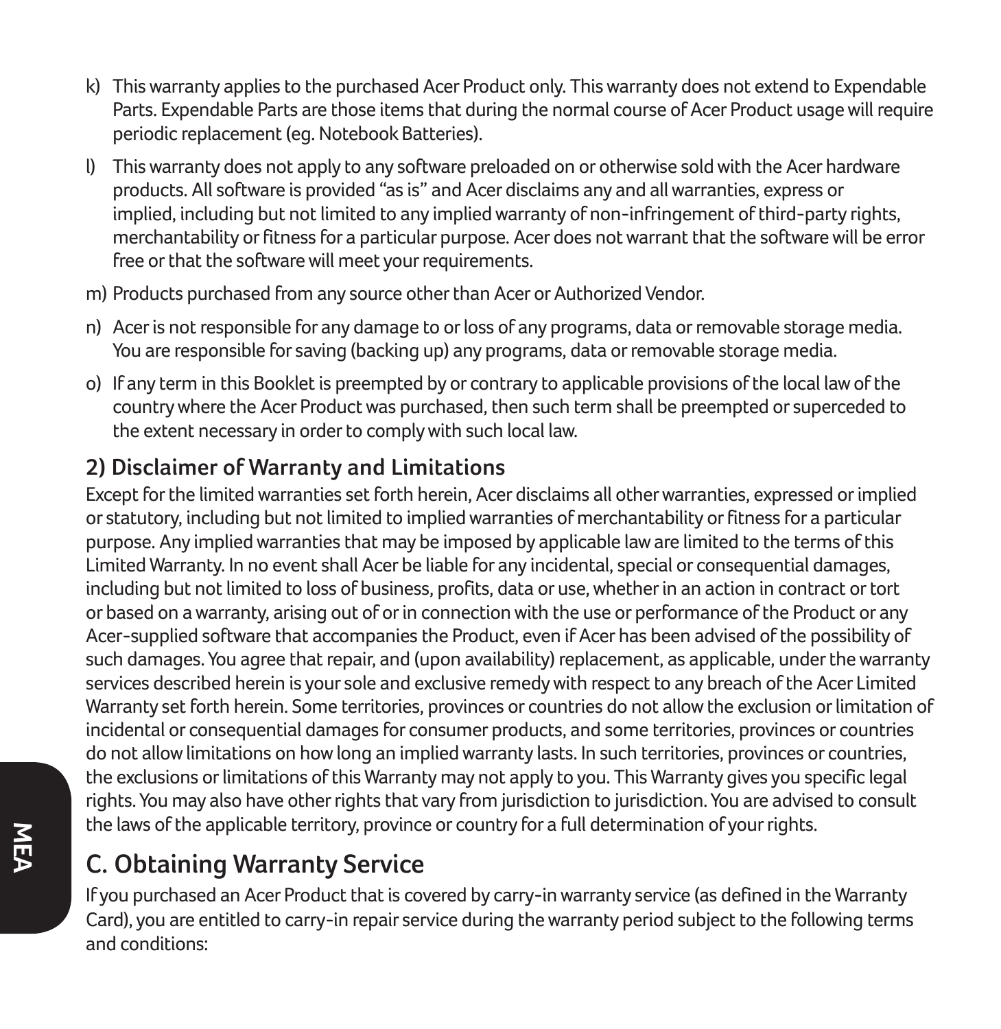k) This warranty applies to the purchased Acer Product only. This warranty does not extend to Expendable Parts. Expendable Parts are those items that during the normal course of Acer Product usage will require periodic replacement (eg. Notebook Batteries).

l) This warranty does not apply to any software preloaded on or otherwise sold with the Acer hardware products. All software is provided "as is" and Acer disclaims any and all warranties, express or implied, including but not limited to any implied warranty of non-infringement of third-party rights, merchantability or fitness for a particular purpose. Acer does not warrant that the software will be error free or that the software will meet your requirements.

m) Products purchased from any source other than Acer or Authorized Vendor.

n) Acer is not responsible for any damage to or loss of any programs, data or removable storage media. You are responsible for saving (backing up) any programs, data or removable storage media.

o) If any term in this Booklet is preempted by or contrary to applicable provisions of the local law of the country where the Acer Product was purchased, then such term shall be preempted or superceded to the extent necessary in order to comply with such local law.

### 2) Disclaimer of Warranty and Limitations

Except for the limited warranties set forth herein, Acer disclaims all other warranties, expressed or implied or statutory, including but not limited to implied warranties of merchantability or fitness for a particular purpose. Any implied warranties that may be imposed by applicable law are limited to the terms of this Limited Warranty. In no event shall Acer be liable for any incidental, special or consequential damages, including but not limited to loss of business, profits, data or use, whether in an action in contract or tort or based on a warranty, arising out of or in connection with the use or performance of the Product or any Acer-supplied software that accompanies the Product, even if Acer has been advised of the possibility of such damages. You agree that repair, and (upon availability) replacement, as applicable, under the warranty services described herein is your sole and exclusive remedy with respect to any breach of the Acer Limited Warranty set forth herein. Some territories, provinces or countries do not allow the exclusion or limitation of incidental or consequential damages for consumer products, and some territories, provinces or countries do not allow limitations on how long an implied warranty lasts. In such territories, provinces or countries, the exclusions or limitations of this Warranty may not apply to you. This Warranty gives you specific legal rights. You may also have other rights that vary from jurisdiction to jurisdiction. You are advised to consult the laws of the applicable territory, province or country for a full determination of your rights.

## C. Obtaining Warranty Service

If you purchased an Acer Product that is covered by carry-in warranty service (as defined in the Warranty Card), you are entitled to carry-in repair service during the warranty period subject to the following terms and conditions: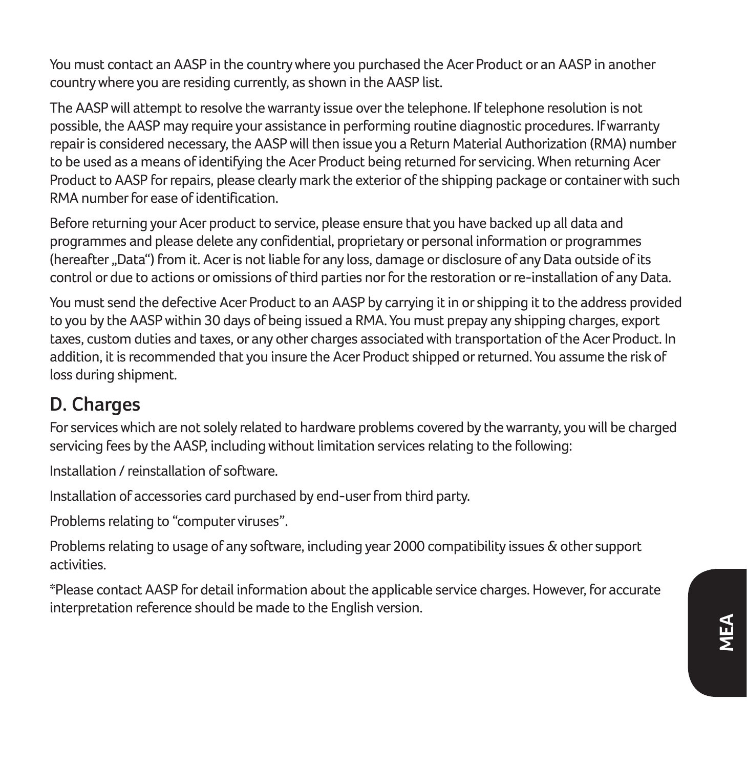You must contact an AASP in the country where you purchased the Acer Product or an AASP in another country where you are residing currently, as shown in the AASP list.

The AASP will attempt to resolve the warranty issue over the telephone. If telephone resolution is not possible, the AASP may require your assistance in performing routine diagnostic procedures. If warranty repair is considered necessary, the AASP will then issue you a Return Material Authorization (RMA) number to be used as a means of identifying the Acer Product being returned for servicing. When returning Acer Product to AASP for repairs, please clearly mark the exterior of the shipping package or container with such RMA number for ease of identification.

Before returning your Acer product to service, please ensure that you have backed up all data and programmes and please delete any confidential, proprietary or personal information or programmes (hereafter „Data") from it. Acer is not liable for any loss, damage or disclosure of any Data outside of its control or due to actions or omissions of third parties nor for the restoration or re-installation of any Data.

You must send the defective Acer Product to an AASP by carrying it in or shipping it to the address provided to you by the AASP within 30 days of being issued a RMA. You must prepay any shipping charges, export taxes, custom duties and taxes, or any other charges associated with transportation of the Acer Product. In addition, it is recommended that you insure the Acer Product shipped or returned. You assume the risk of loss during shipment.

## D. Charges

For services which are not solely related to hardware problems covered by the warranty, you will be charged servicing fees by the AASP, including without limitation services relating to the following:

Installation / reinstallation of software.

Installation of accessories card purchased by end-user from third party.

Problems relating to "computer viruses".

Problems relating to usage of any software, including year 2000 compatibility issues & other support activities.

*Please contact AASP for detail information about the applicable service charges. However, for accurate interpretation reference should be made to the English version.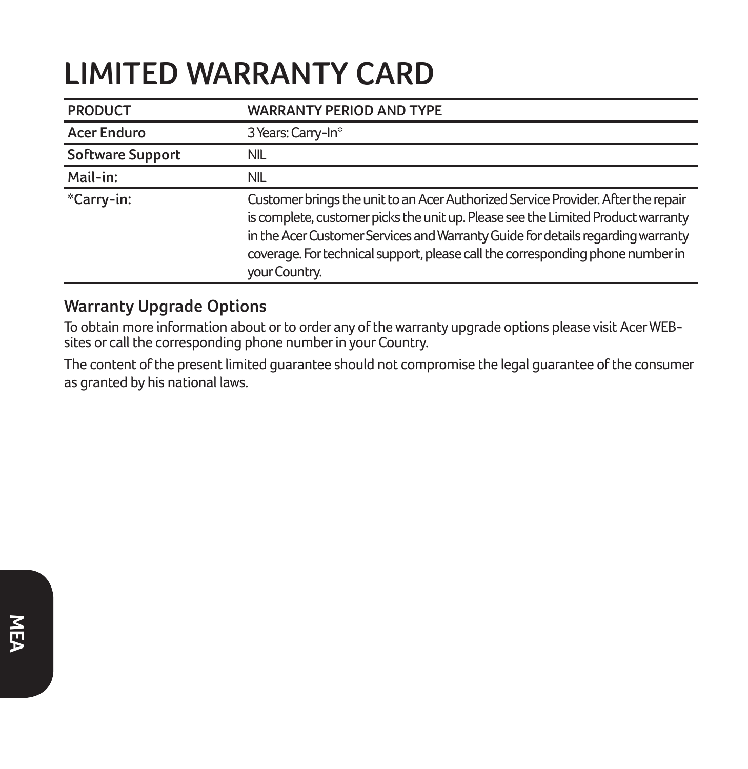# LIMITED WARRANTY CARD

| PRODUCT | WARRANTY PERIOD AND TYPE |
|---|---|
| **Acer Enduro** | 3 Years: Carry-In* |
| **Software Support** | NIL |
| **Mail-in:** | NIL |
| ***Carry-in:** | Customer brings the unit to an Acer Authorized Service Provider. After the repair is complete, customer picks the unit up. Please see the Limited Product warranty in the Acer Customer Services and Warranty Guide for details regarding warranty coverage. For technical support, please call the corresponding phone number in your Country. |

## Warranty Upgrade Options

To obtain more information about or to order any of the warranty upgrade options please visit Acer WEB-sites or call the corresponding phone number in your Country.

The content of the present limited guarantee should not compromise the legal guarantee of the consumer as granted by his national laws.

MEA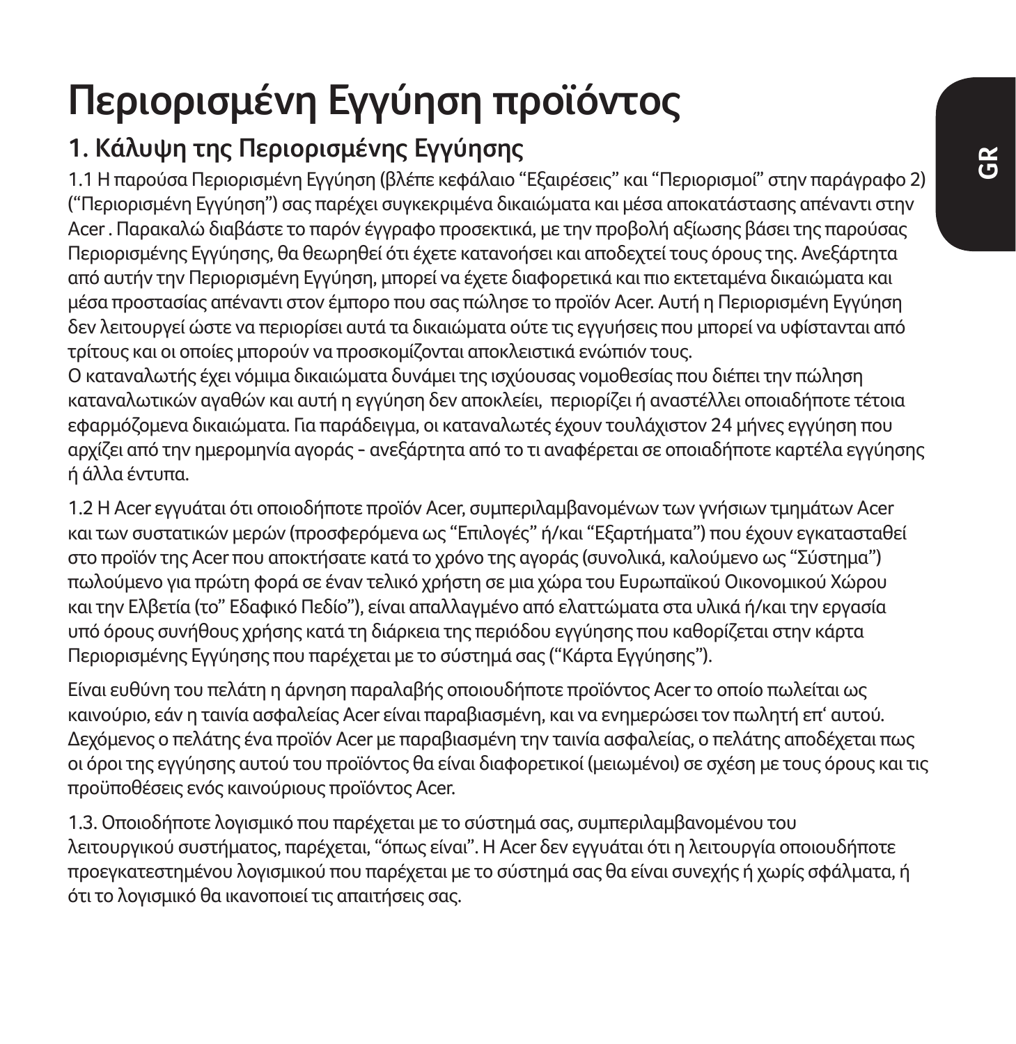# Περιορισμένη Εγγύηση προϊόντος

## 1. Κάλυψη της Περιορισμένης Εγγύησης

1.1 Η παρούσα Περιορισμένη Εγγύηση (βλέπε κεφάλαιο "Εξαιρέσεις" και "Περιορισμοί" στην παράγραφο 2) ("Περιορισμένη Εγγύηση") σας παρέχει συγκεκριμένα δικαιώματα και μέσα αποκατάστασης απέναντι στην Acer . Παρακαλώ διαβάστε το παρόν έγγραφο προσεκτικά, με την προβολή αξίωσης βάσει της παρούσας Περιορισμένης Εγγύησης, θα θεωρηθεί ότι έχετε κατανοήσει και αποδεχτεί τους όρους της. Ανεξάρτητα από αυτήν την Περιορισμένη Εγγύηση, μπορεί να έχετε διαφορετικά και πιο εκτεταμένα δικαιώματα και μέσα προστασίας απέναντι στον έμπορο που σας πώλησε το προϊόν Acer. Αυτή η Περιορισμένη Εγγύηση δεν λειτουργεί ώστε να περιορίσει αυτά τα δικαιώματα ούτε τις εγγυήσεις που μπορεί να υφίστανται από τρίτους και οι οποίες μπορούν να προσκομίζονται αποκλειστικά ενώπιόν τους.
Ο καταναλωτής έχει νόμιμα δικαιώματα δυνάμει της ισχύουσας νομοθεσίας που διέπει την πώληση καταναλωτικών αγαθών και αυτή η εγγύηση δεν αποκλείει, περιορίζει ή αναστέλλει οποιαδήποτε τέτοια εφαρμόζομενα δικαιώματα. Για παράδειγμα, οι καταναλωτές έχουν τουλάχιστον 24 μήνες εγγύηση που αρχίζει από την ημερομηνία αγοράς - ανεξάρτητα από το τι αναφέρεται σε οποιαδήποτε καρτέλα εγγύησης ή άλλα έντυπα.

1.2 Η Acer εγγυάται ότι οποιοδήποτε προϊόν Acer, συμπεριλαμβανομένων των γνήσιων τμημάτων Acer και των συστατικών μερών (προσφερόμενα ως "Επιλογές" ή/και "Εξαρτήματα") που έχουν εγκατασταθεί στο προϊόν της Acer που αποκτήσατε κατά το χρόνο της αγοράς (συνολικά, καλούμενο ως "Σύστημα") πωλούμενο για πρώτη φορά σε έναν τελικό χρήστη σε μια χώρα του Ευρωπαϊκού Οικονομικού Χώρου και την Ελβετία (το" Εδαφικό Πεδίο"), είναι απαλλαγμένο από ελαττώματα στα υλικά ή/και την εργασία υπό όρους συνήθους χρήσης κατά τη διάρκεια της περιόδου εγγύησης που καθορίζεται στην κάρτα Περιορισμένης Εγγύησης που παρέχεται με το σύστημά σας ("Κάρτα Εγγύησης").

Είναι ευθύνη του πελάτη η άρνηση παραλαβής οποιουδήποτε προϊόντος Acer το οποίο πωλείται ως καινούριο, εάν η ταινία ασφαλείας Acer είναι παραβιασμένη, και να ενημερώσει τον πωλητή επ' αυτού. Δεχόμενος ο πελάτης ένα προϊόν Acer με παραβιασμένη την ταινία ασφαλείας, ο πελάτης αποδέχεται πως οι όροι της εγγύησης αυτού του προϊόντος θα είναι διαφορετικοί (μειωμένοι) σε σχέση με τους όρους και τις προϋποθέσεις ενός καινούριους προϊόντος Acer.

1.3. Οποιοδήποτε λογισμικό που παρέχεται με το σύστημά σας, συμπεριλαμβανομένου του λειτουργικού συστήματος, παρέχεται, "όπως είναι". Η Acer δεν εγγυάται ότι η λειτουργία οποιουδήποτε προεγκατεστημένου λογισμικού που παρέχεται με το σύστημά σας θα είναι συνεχής ή χωρίς σφάλματα, ή ότι το λογισμικό θα ικανοποιεί τις απαιτήσεις σας.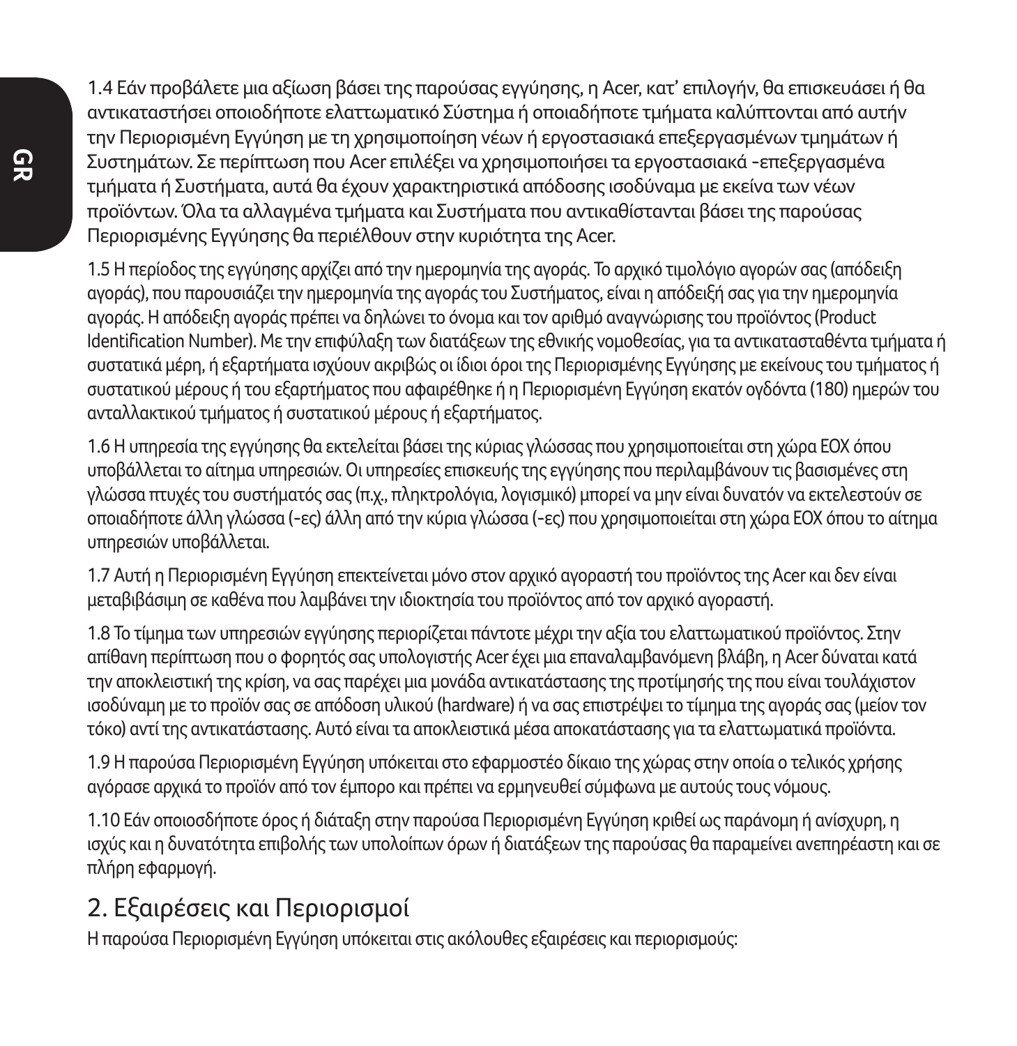1.4 Εάν προβάλετε μια αξίωση βάσει της παρούσας εγγύησης, η Acer, κατ' επιλογήν, θα επισκευάσει ή θα αντικαταστήσει οποιοδήποτε ελαττωματικό Σύστημα ή οποιαδήποτε τμήματα καλύπτονται από αυτήν την Περιορισμένη Εγγύηση με τη χρησιμοποίηση νέων ή εργοστασιακά επεξεργασμένων τμημάτων ή Συστημάτων. Σε περίπτωση που Acer επιλέξει να χρησιμοποιήσει τα εργοστασιακά -επεξεργασμένα τμήματα ή Συστήματα, αυτά θα έχουν χαρακτηριστικά απόδοσης ισοδύναμα με εκείνα των νέων προϊόντων. Όλα τα αλλαγμένα τμήματα και Συστήματα που αντικαθίστανται βάσει της παρούσας Περιορισμένης Εγγύησης θα περιέλθουν στην κυριότητα της Acer.

1.5 Η περίοδος της εγγύησης αρχίζει από την ημερομηνία της αγοράς. Το αρχικό τιμολόγιο αγορών σας (απόδειξη αγοράς), που παρουσιάζει την ημερομηνία της αγοράς του Συστήματος, είναι η απόδειξή σας για την ημερομηνία αγοράς. Η απόδειξη αγοράς πρέπει να δηλώνει το όνομα και τον αριθμό αναγνώρισης του προϊόντος (Product Identification Number). Με την επιφύλαξη των διατάξεων της εθνικής νομοθεσίας, για τα αντικατασταθέντα τμήματα ή συστατικά μέρη, ή εξαρτήματα ισχύουν ακριβώς οι ίδιοι όροι της Περιορισμένης Εγγύησης με εκείνους του τμήματος ή συστατικού μέρους ή του εξαρτήματος που αφαιρέθηκε ή η Περιορισμένη Εγγύηση εκατόν ογδόντα (180) ημερών του ανταλλακτικού τμήματος ή συστατικού μέρους ή εξαρτήματος.

1.6 Η υπηρεσία της εγγύησης θα εκτελείται βάσει της κύριας γλώσσας που χρησιμοποιείται στη χώρα ΕΟΧ όπου υποβάλλεται το αίτημα υπηρεσιών. Οι υπηρεσίες επισκευής της εγγύησης που περιλαμβάνουν τις βασισμένες στη γλώσσα πτυχές του συστήματός σας (π.χ., πληκτρολόγια, λογισμικό) μπορεί να μην είναι δυνατόν να εκτελεστούν σε οποιαδήποτε άλλη γλώσσα (-ες) άλλη από την κύρια γλώσσα (-ες) που χρησιμοποιείται στη χώρα ΕΟΧ όπου το αίτημα υπηρεσιών υποβάλλεται.

1.7 Αυτή η Περιορισμένη Εγγύηση επεκτείνεται μόνο στον αρχικό αγοραστή του προϊόντος της Acer και δεν είναι μεταβιβάσιμη σε καθένα που λαμβάνει την ιδιοκτησία του προϊόντος από τον αρχικό αγοραστή.

1.8 Το τίμημα των υπηρεσιών εγγύησης περιορίζεται πάντοτε μέχρι την αξία του ελαττωματικού προϊόντος. Στην απίθανη περίπτωση που ο φορητός σας υπολογιστής Acer έχει μια επαναλαμβανόμενη βλάβη, η Acer δύναται κατά την αποκλειστική της κρίση, να σας παρέχει μια μονάδα αντικατάστασης της προτίμησής της που είναι τουλάχιστον ισοδύναμη με το προϊόν σας σε απόδοση υλικού (hardware) ή να σας επιστρέψει το τίμημα της αγοράς σας (μείον τον τόκο) αντί της αντικατάστασης. Αυτό είναι τα αποκλειστικά μέσα αποκατάστασης για τα ελαττωματικά προϊόντα.

1.9 Η παρούσα Περιορισμένη Εγγύηση υπόκειται στο εφαρμοστέο δίκαιο της χώρας στην οποία ο τελικός χρήσης αγόρασε αρχικά το προϊόν από τον έμπορο και πρέπει να ερμηνευθεί σύμφωνα με αυτούς τους νόμους.

1.10 Εάν οποιοσδήποτε όρος ή διάταξη στην παρούσα Περιορισμένη Εγγύηση κριθεί ως παράνομη ή ανίσχυρη, η ισχύς και η δυνατότητα επιβολής των υπολοίπων όρων ή διατάξεων της παρούσας θα παραμείνει ανεπηρέαστη και σε πλήρη εφαρμογή.

## 2. Εξαιρέσεις και Περιορισμοί

Η παρούσα Περιορισμένη Εγγύηση υπόκειται στις ακόλουθες εξαιρέσεις και περιορισμούς: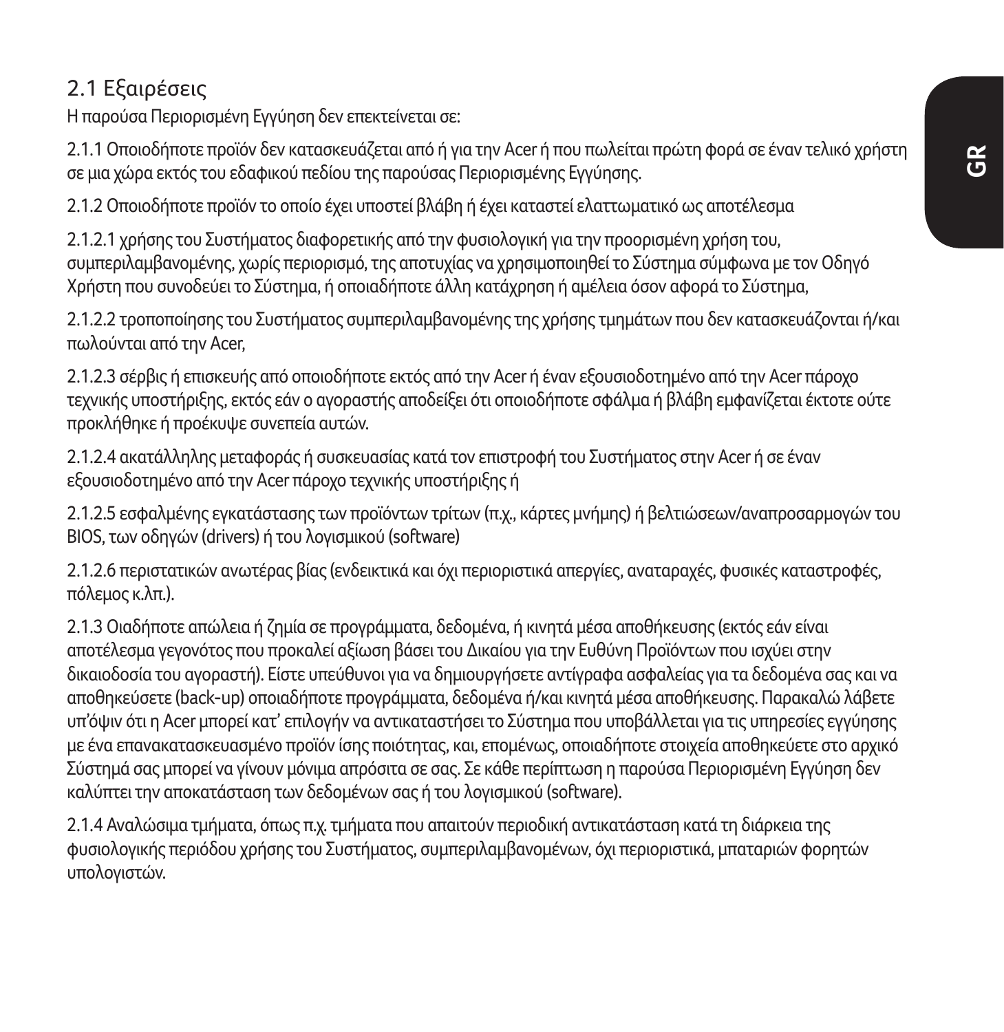## 2.1 Εξαιρέσεις

Η παρούσα Περιορισμένη Εγγύηση δεν επεκτείνεται σε:

2.1.1 Οποιοδήποτε προϊόν δεν κατασκευάζεται από ή για την Acer ή που πωλείται πρώτη φορά σε έναν τελικό χρήστη σε μια χώρα εκτός του εδαφικού πεδίου της παρούσας Περιορισμένης Εγγύησης.

2.1.2 Οποιοδήποτε προϊόν το οποίο έχει υποστεί βλάβη ή έχει καταστεί ελαττωματικό ως αποτέλεσμα

2.1.2.1 χρήσης του Συστήματος διαφορετικής από την φυσιολογική για την προορισμένη χρήση του, συμπεριλαμβανομένης, χωρίς περιορισμό, της αποτυχίας να χρησιμοποιηθεί το Σύστημα σύμφωνα με τον Οδηγό Χρήστη που συνοδεύει το Σύστημα, ή οποιαδήποτε άλλη κατάχρηση ή αμέλεια όσον αφορά το Σύστημα,

2.1.2.2 τροποποίησης του Συστήματος συμπεριλαμβανομένης της χρήσης τμημάτων που δεν κατασκευάζονται ή/και πωλούνται από την Acer,

2.1.2.3 σέρβις ή επισκευής από οποιοδήποτε εκτός από την Acer ή έναν εξουσιοδοτημένο από την Acer πάροχο τεχνικής υποστήριξης, εκτός εάν ο αγοραστής αποδείξει ότι οποιοδήποτε σφάλμα ή βλάβη εμφανίζεται έκτοτε ούτε προκλήθηκε ή προέκυψε συνεπεία αυτών.

2.1.2.4 ακατάλληλης μεταφοράς ή συσκευασίας κατά τον επιστροφή του Συστήματος στην Acer ή σε έναν εξουσιοδοτημένο από την Acer πάροχο τεχνικής υποστήριξης ή

2.1.2.5 εσφαλμένης εγκατάστασης των προϊόντων τρίτων (π.χ., κάρτες μνήμης) ή βελτιώσεων/αναπροσαρμογών του BIOS, των οδηγών (drivers) ή του λογισμικού (software)

2.1.2.6 περιστατικών ανωτέρας βίας (ενδεικτικά και όχι περιοριστικά απεργίες, αναταραχές, φυσικές καταστροφές, πόλεμος κ.λπ.).

2.1.3 Οιαδήποτε απώλεια ή ζημία σε προγράμματα, δεδομένα, ή κινητά μέσα αποθήκευσης (εκτός εάν είναι αποτέλεσμα γεγονότος που προκαλεί αξίωση βάσει του Δικαίου για την Ευθύνη Προϊόντων που ισχύει στην δικαιοδοσία του αγοραστή). Είστε υπεύθυνοι για να δημιουργήσετε αντίγραφα ασφαλείας για τα δεδομένα σας και να αποθηκεύσετε (back-up) οποιαδήποτε προγράμματα, δεδομένα ή/και κινητά μέσα αποθήκευσης. Παρακαλώ λάβετε υπ'όψιν ότι η Acer μπορεί κατ' επιλογήν να αντικαταστήσει το Σύστημα που υποβάλλεται για τις υπηρεσίες εγγύησης με ένα επανακατασκευασμένο προϊόν ίσης ποιότητας, και, επομένως, οποιαδήποτε στοιχεία αποθηκεύετε στο αρχικό Σύστημά σας μπορεί να γίνουν μόνιμα απρόσιτα σε σας. Σε κάθε περίπτωση η παρούσα Περιορισμένη Εγγύηση δεν καλύπτει την αποκατάσταση των δεδομένων σας ή του λογισμικού (software).

2.1.4 Αναλώσιμα τμήματα, όπως π.χ. τμήματα που απαιτούν περιοδική αντικατάσταση κατά τη διάρκεια της φυσιολογικής περιόδου χρήσης του Συστήματος, συμπεριλαμβανομένων, όχι περιοριστικά, μπαταριών φορητών υπολογιστών.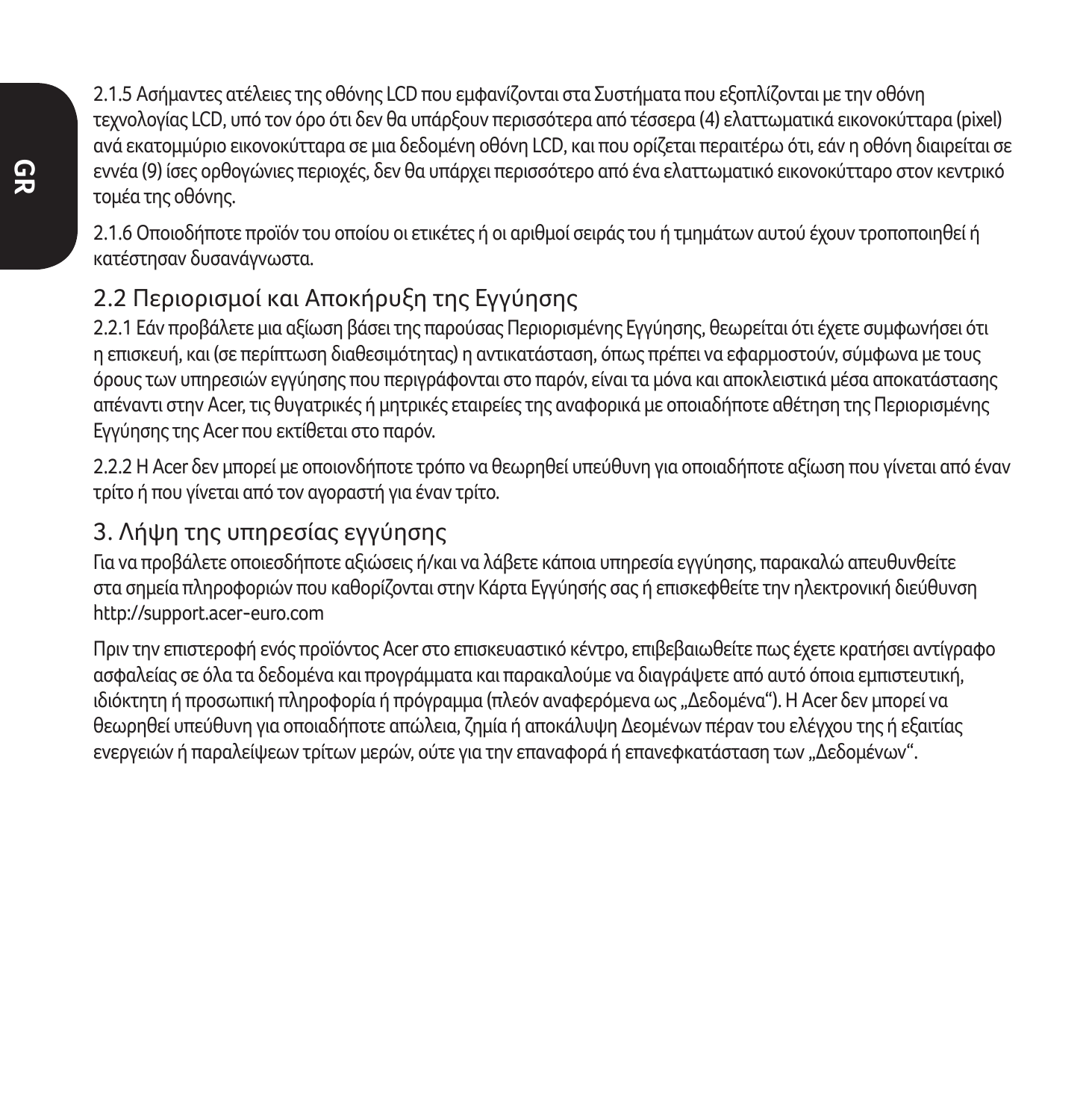2.1.5 Ασήμαντες ατέλειες της οθόνης LCD που εμφανίζονται στα Συστήματα που εξοπλίζονται με την οθόνη τεχνολογίας LCD, υπό τον όρο ότι δεν θα υπάρξουν περισσότερα από τέσσερα (4) ελαττωματικά εικονοκύτταρα (pixel) ανά εκατομμύριο εικονοκύτταρα σε μια δεδομένη οθόνη LCD, και που ορίζεται περαιτέρω ότι, εάν η οθόνη διαιρείται σε εννέα (9) ίσες ορθογώνιες περιοχές, δεν θα υπάρχει περισσότερο από ένα ελαττωματικό εικονοκύτταρο στον κεντρικό τομέα της οθόνης.

2.1.6 Οποιοδήποτε προϊόν του οποίου οι ετικέτες ή οι αριθμοί σειράς του ή τμημάτων αυτού έχουν τροποποιηθεί ή κατέστησαν δυσανάγνωστα.

## 2.2 Περιορισμοί και Αποκήρυξη της Εγγύησης

2.2.1 Εάν προβάλετε μια αξίωση βάσει της παρούσας Περιορισμένης Εγγύησης, θεωρείται ότι έχετε συμφωνήσει ότι η επισκευή, και (σε περίπτωση διαθεσιμότητας) η αντικατάσταση, όπως πρέπει να εφαρμοστούν, σύμφωνα με τους όρους των υπηρεσιών εγγύησης που περιγράφονται στο παρόν, είναι τα μόνα και αποκλειστικά μέσα αποκατάστασης απέναντι στην Acer, τις θυγατρικές ή μητρικές εταιρείες της αναφορικά με οποιαδήποτε αθέτηση της Περιορισμένης Εγγύησης της Acer που εκτίθεται στο παρόν.

2.2.2 Η Acer δεν μπορεί με οποιονδήποτε τρόπο να θεωρηθεί υπεύθυνη για οποιαδήποτε αξίωση που γίνεται από έναν τρίτο ή που γίνεται από τον αγοραστή για έναν τρίτο.

## 3. Λήψη της υπηρεσίας εγγύησης

Για να προβάλετε οποιεσδήποτε αξιώσεις ή/και να λάβετε κάποια υπηρεσία εγγύησης, παρακαλώ απευθυνθείτε στα σημεία πληροφοριών που καθορίζονται στην Κάρτα Εγγύησής σας ή επισκεφθείτε την ηλεκτρονική διεύθυνση http://support.acer-euro.com

Πριν την επιστροφή ενός προϊόντος Acer στο επισκευαστικό κέντρο, επιβεβαιωθείτε πως έχετε κρατήσει αντίγραφο ασφαλείας σε όλα τα δεδομένα και προγράμματα και παρακαλούμε να διαγράψετε από αυτό όποια εμπιστευτική, ιδιόκτητη ή προσωπική πληροφορία ή πρόγραμμα (πλεόν αναφερόμενα ως „Δεδομένα“). Η Acer δεν μπορεί να θεωρηθεί υπεύθυνη για οποιαδήποτε απώλεια, ζημία ή αποκάλυψη Δεομένων πέραν του ελέγχου της ή εξαιτίας ενεργειών ή παραλείψεων τρίτων μερών, ούτε για την επαναφορά ή επανεφκατάσταση των „Δεδομένων“.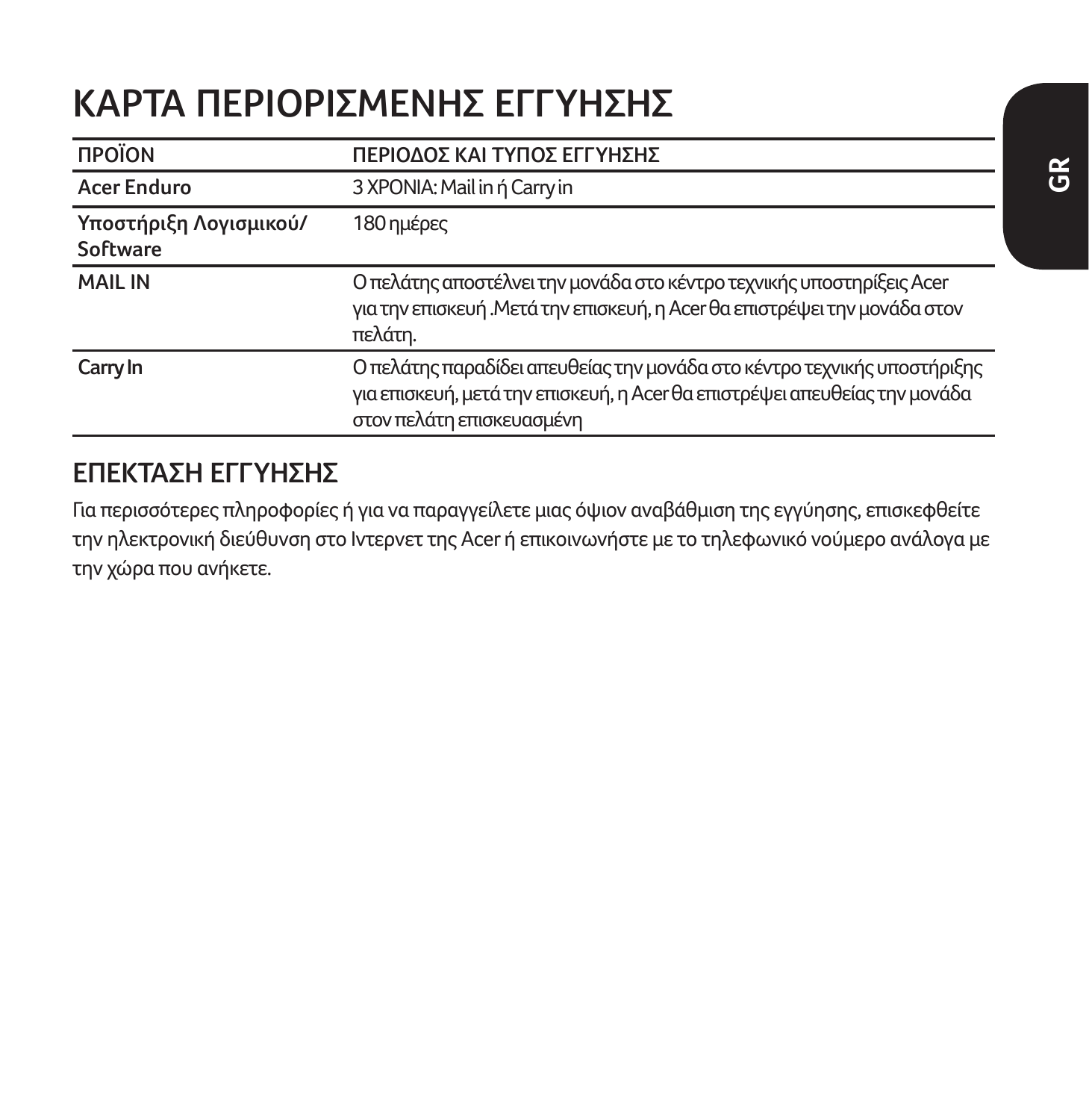# ΚΑΡΤΑ ΠΕΡΙΟΡΙΣΜΕΝΗΣ ΕΓΓΥΗΣΗΣ

| ΠΡΟΪΟΝ | ΠΕΡΙΟΔΟΣ ΚΑΙ ΤΥΠΟΣ ΕΓΓΥΗΣΗΣ |
|---|---|
| Acer Enduro | 3 ΧΡΟΝΙΑ: Mail in ή Carry in |
| Υποστήριξη Λογισμικού/ Software | 180 ημέρες |
| MAIL IN | Ο πελάτης αποστέλνει την μονάδα στο κέντρο τεχνικής υποστηρίξεις Acer για την επισκευή .Μετά την επισκευή, η Acer θα επιστρέψει την μονάδα στον πελάτη. |
| Carry In | Ο πελάτης παραδίδει απευθείας την μονάδα στο κέντρο τεχνικής υποστήριξης για επισκευή, μετά την επισκευή, η Acer θα επιστρέψει απευθείας την μονάδα στον πελάτη επισκευασμένη |

## ΕΠΕΚΤΑΣΗ ΕΓΓΥΗΣΗΣ

Για περισσότερες πληροφορίες ή για να παραγγείλετε μιας όψιον αναβάθμιση της εγγύησης, επισκεφθείτε την ηλεκτρονική διεύθυνση στο Ιντερνετ της Acer ή επικοινωνήστε με το τηλεφωνικό νούμερο ανάλογα με την χώρα που ανήκετε.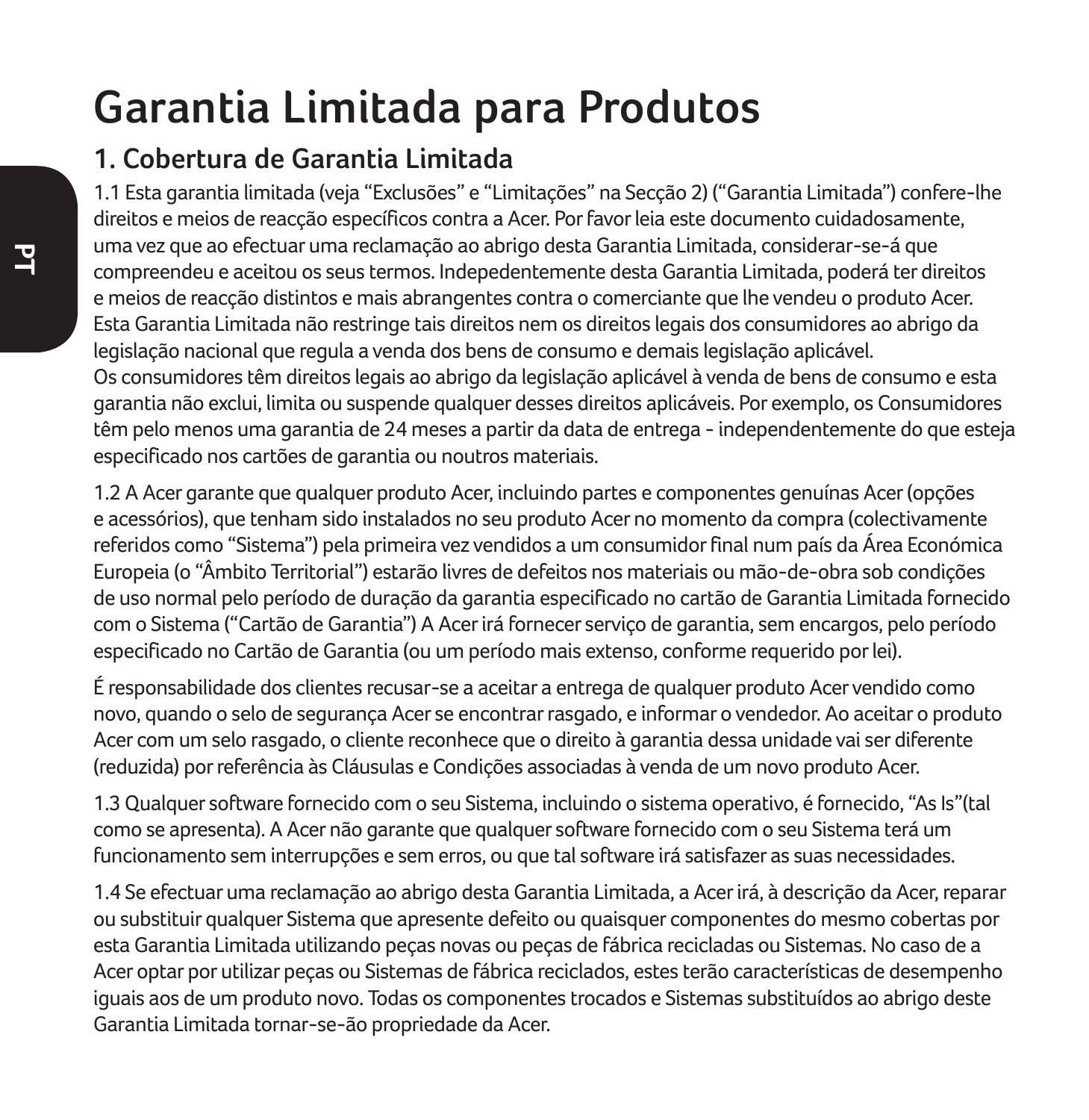# Garantia Limitada para Produtos

## 1. Cobertura de Garantia Limitada

1.1 Esta garantia limitada (veja "Exclusões" e "Limitações" na Secção 2) ("Garantia Limitada") confere-lhe direitos e meios de reacção específicos contra a Acer. Por favor leia este documento cuidadosamente, uma vez que ao efectuar uma reclamação ao abrigo desta Garantia Limitada, considerar-se-á que compreendeu e aceitou os seus termos. Indepedentemente desta Garantia Limitada, poderá ter direitos e meios de reacção distintos e mais abrangentes contra o comerciante que lhe vendeu o produto Acer. Esta Garantia Limitada não restringe tais direitos nem os direitos legais dos consumidores ao abrigo da legislação nacional que regula a venda dos bens de consumo e demais legislação aplicável.
Os consumidores têm direitos legais ao abrigo da legislação aplicável à venda de bens de consumo e esta garantia não exclui, limita ou suspende qualquer desses direitos aplicáveis. Por exemplo, os Consumidores têm pelo menos uma garantia de 24 meses a partir da data de entrega - independentemente do que esteja especificado nos cartões de garantia ou noutros materiais.

1.2 A Acer garante que qualquer produto Acer, incluindo partes e componentes genuínas Acer (opções e acessórios), que tenham sido instalados no seu produto Acer no momento da compra (colectivamente referidos como "Sistema") pela primeira vez vendidos a um consumidor final num país da Área Económica Europeia (o "Âmbito Territorial") estarão livres de defeitos nos materiais ou mão-de-obra sob condições de uso normal pelo período de duração da garantia especificado no cartão de Garantia Limitada fornecido com o Sistema ("Cartão de Garantia") A Acer irá fornecer serviço de garantia, sem encargos, pelo período especificado no Cartão de Garantia (ou um período mais extenso, conforme requerido por lei).

É responsabilidade dos clientes recusar-se a aceitar a entrega de qualquer produto Acer vendido como novo, quando o selo de segurança Acer se encontrar rasgado, e informar o vendedor. Ao aceitar o produto Acer com um selo rasgado, o cliente reconhece que o direito à garantia dessa unidade vai ser diferente (reduzida) por referência às Cláusulas e Condições associadas à venda de um novo produto Acer.

1.3 Qualquer software fornecido com o seu Sistema, incluindo o sistema operativo, é fornecido, "As Is"(tal como se apresenta). A Acer não garante que qualquer software fornecido com o seu Sistema terá um funcionamento sem interrupções e sem erros, ou que tal software irá satisfazer as suas necessidades.

1.4 Se efectuar uma reclamação ao abrigo desta Garantia Limitada, a Acer irá, à descrição da Acer, reparar ou substituir qualquer Sistema que apresente defeito ou quaisquer componentes do mesmo cobertas por esta Garantia Limitada utilizando peças novas ou peças de fábrica recicladas ou Sistemas. No caso de a Acer optar por utilizar peças ou Sistemas de fábrica reciclados, estes terão características de desempenho iguais aos de um produto novo. Todas os componentes trocados e Sistemas substituídos ao abrigo deste Garantia Limitada tornar-se-ão propriedade da Acer.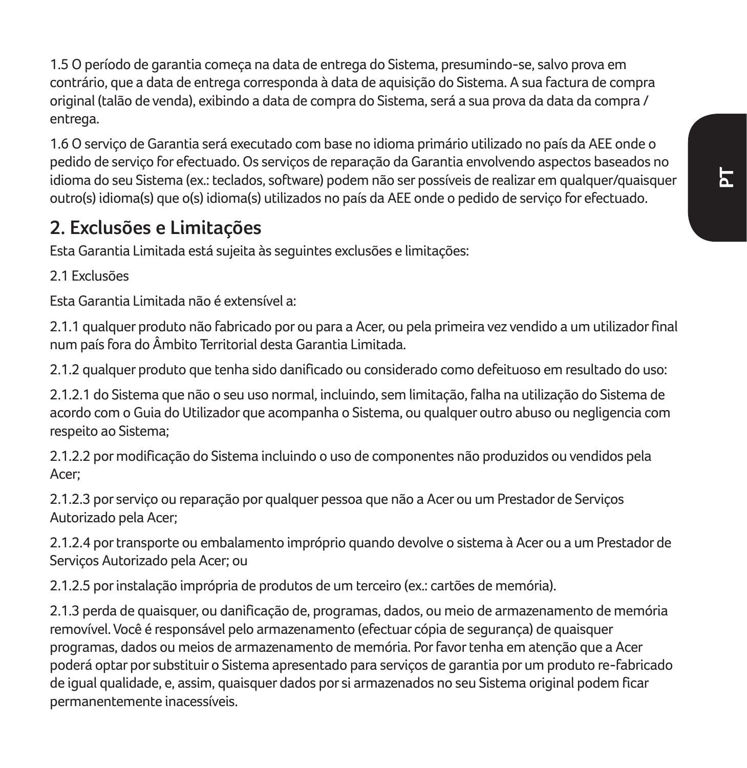1.5 O período de garantia começa na data de entrega do Sistema, presumindo-se, salvo prova em contrário, que a data de entrega corresponda à data de aquisição do Sistema. A sua factura de compra original (talão de venda), exibindo a data de compra do Sistema, será a sua prova da data da compra / entrega.

1.6 O serviço de Garantia será executado com base no idioma primário utilizado no país da AEE onde o pedido de serviço for efectuado. Os serviços de reparação da Garantia envolvendo aspectos baseados no idioma do seu Sistema (ex.: teclados, software) podem não ser possíveis de realizar em qualquer/quaisquer outro(s) idioma(s) que o(s) idioma(s) utilizados no país da AEE onde o pedido de serviço for efectuado.

## 2. Exclusões e Limitações

Esta Garantia Limitada está sujeita às seguintes exclusões e limitações:

2.1 Exclusões

Esta Garantia Limitada não é extensível a:

2.1.1 qualquer produto não fabricado por ou para a Acer, ou pela primeira vez vendido a um utilizador final num país fora do Âmbito Territorial desta Garantia Limitada.

2.1.2 qualquer produto que tenha sido danificado ou considerado como defeituoso em resultado do uso:

2.1.2.1 do Sistema que não o seu uso normal, incluindo, sem limitação, falha na utilização do Sistema de acordo com o Guia do Utilizador que acompanha o Sistema, ou qualquer outro abuso ou negligencia com respeito ao Sistema;

2.1.2.2 por modificação do Sistema incluindo o uso de componentes não produzidos ou vendidos pela Acer;

2.1.2.3 por serviço ou reparação por qualquer pessoa que não a Acer ou um Prestador de Serviços Autorizado pela Acer;

2.1.2.4 por transporte ou embalamento impróprio quando devolve o sistema à Acer ou a um Prestador de Serviços Autorizado pela Acer; ou

2.1.2.5 por instalação imprópria de produtos de um terceiro (ex.: cartões de memória).

2.1.3 perda de quaisquer, ou danificação de, programas, dados, ou meio de armazenamento de memória removível. Você é responsável pelo armazenamento (efectuar cópia de segurança) de quaisquer programas, dados ou meios de armazenamento de memória. Por favor tenha em atenção que a Acer poderá optar por substituir o Sistema apresentado para serviços de garantia por um produto re-fabricado de igual qualidade, e, assim, quaisquer dados por si armazenados no seu Sistema original podem ficar permanentemente inacessíveis.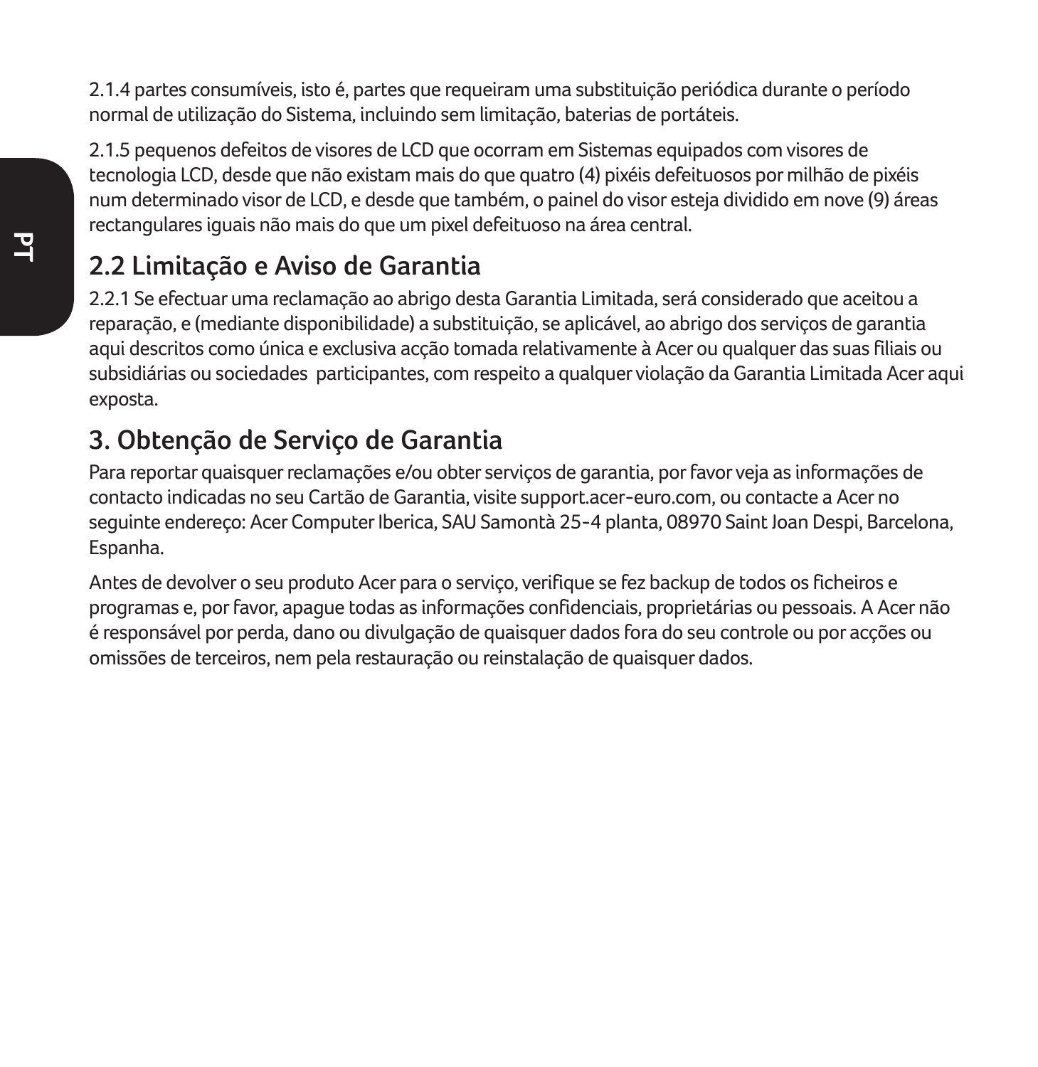2.1.4 partes consumíveis, isto é, partes que requeiram uma substituição periódica durante o período normal de utilização do Sistema, incluindo sem limitação, baterias de portáteis.

2.1.5 pequenos defeitos de visores de LCD que ocorram em Sistemas equipados com visores de tecnologia LCD, desde que não existam mais do que quatro (4) pixéis defeituosos por milhão de pixéis num determinado visor de LCD, e desde que também, o painel do visor esteja dividido em nove (9) áreas rectangulares iguais não mais do que um pixel defeituoso na área central.

## 2.2 Limitação e Aviso de Garantia

2.2.1 Se efectuar uma reclamação ao abrigo desta Garantia Limitada, será considerado que aceitou a reparação, e (mediante disponibilidade) a substituição, se aplicável, ao abrigo dos serviços de garantia aqui descritos como única e exclusiva acção tomada relativamente à Acer ou qualquer das suas filiais ou subsidiárias ou sociedades participantes, com respeito a qualquer violação da Garantia Limitada Acer aqui exposta.

## 3. Obtenção de Serviço de Garantia

Para reportar quaisquer reclamações e/ou obter serviços de garantia, por favor veja as informações de contacto indicadas no seu Cartão de Garantia, visite support.acer-euro.com, ou contacte a Acer no seguinte endereço: Acer Computer Iberica, SAU Samontà 25-4 planta, 08970 Saint Joan Despi, Barcelona, Espanha.

Antes de devolver o seu produto Acer para o serviço, verifique se fez backup de todos os ficheiros e programas e, por favor, apague todas as informações confidenciais, proprietárias ou pessoais. A Acer não é responsável por perda, dano ou divulgação de quaisquer dados fora do seu controle ou por acções ou omissões de terceiros, nem pela restauração ou reinstalação de quaisquer dados.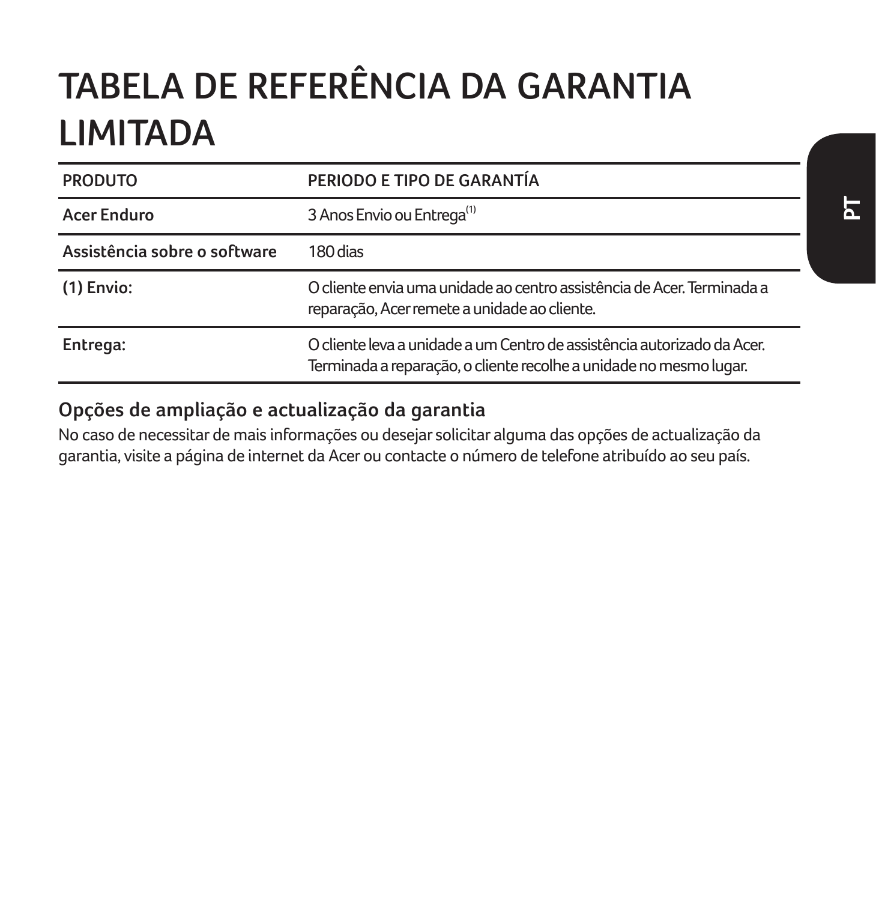# TABELA DE REFERÊNCIA DA GARANTIA LIMITADA

| PRODUTO | PERIODO E TIPO DE GARANTÍA |
|---|---|
| Acer Enduro | 3 Anos Envio ou Entrega[1] |
| Assistência sobre o software | 180 dias |
| (1) Envio: | O cliente envia uma unidade ao centro assistência de Acer. Terminada a reparação, Acer remete a unidade ao cliente. |
| Entrega: | O cliente leva a unidade a um Centro de assistência autorizado da Acer. Terminada a reparação, o cliente recolhe a unidade no mesmo lugar. |

## Opções de ampliação e actualização da garantia

No caso de necessitar de mais informações ou desejar solicitar alguma das opções de actualização da garantia, visite a página de internet da Acer ou contacte o número de telefone atribuído ao seu país.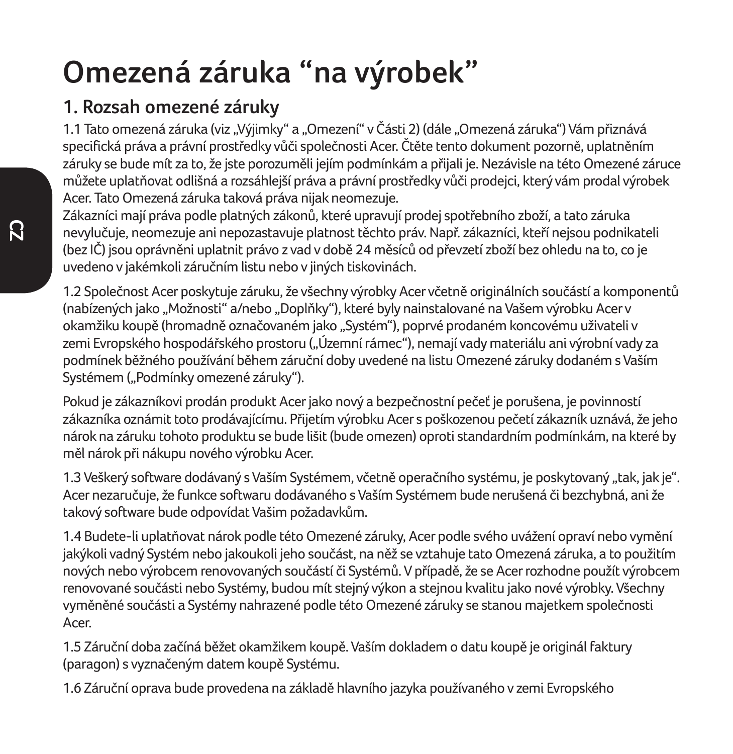# Omezená záruka “na výrobek”

## 1. Rozsah omezené záruky

1.1 Tato omezená záruka (viz „Výjimky“ a „Omezení“ v Části 2) (dále „Omezená záruka“) Vám přiznává specifická práva a právní prostředky vůči společnosti Acer. Čtěte tento dokument pozorně, uplatněním záruky se bude mít za to, že jste porozuměli jejím podmínkám a přijali je. Nezávisle na této Omezené záruce můžete uplatňovat odlišná a rozsáhlejší práva a právní prostředky vůči prodejci, který vám prodal výrobek Acer. Tato Omezená záruka taková práva nijak neomezuje.
Zákazníci mají práva podle platných zákonů, které upravují prodej spotřebního zboží, a tato záruka nevylučuje, neomezuje ani nepozastavuje platnost těchto práv. Např. zákazníci, kteří nejsou podnikateli (bez IČ) jsou oprávněni uplatnit právo z vad v době 24 měsíců od převzetí zboží bez ohledu na to, co je uvedeno v jakémkoli záručním listu nebo v jiných tiskovinách.

1.2 Společnost Acer poskytuje záruku, že všechny výrobky Acer včetně originálních součástí a komponentů (nabízených jako „Možnosti“ a/nebo „Doplňky“), které byly nainstalované na Vašem výrobku Acer v okamžiku koupě (hromadně označovaném jako „Systém“), poprvé prodaném koncovému uživateli v zemi Evropského hospodářského prostoru („Územní rámec“), nemají vady materiálu ani výrobní vady za podmínek běžného používání během záruční doby uvedené na listu Omezené záruky dodaném s Vaším Systémem („Podmínky omezené záruky“).

Pokud je zákazníkovi prodán produkt Acer jako nový a bezpečnostní pečeť je porušena, je povinností zákazníka oznámit toto prodávajícímu. Přijetím výrobku Acer s poškozenou pečetí zákazník uznává, že jeho nárok na záruku tohoto produktu se bude lišit (bude omezen) oproti standardním podmínkám, na které by měl nárok při nákupu nového výrobku Acer.

1.3 Veškerý software dodávaný s Vaším Systémem, včetně operačního systému, je poskytovaný „tak, jak je“. Acer nezaručuje, že funkce softwaru dodávaného s Vaším Systémem bude nerušená či bezchybná, ani že takový software bude odpovídat Vašim požadavkům.

1.4 Budete-li uplatňovat nárok podle této Omezené záruky, Acer podle svého uvážení opraví nebo vymění jakýkoli vadný Systém nebo jakoukoli jeho součást, na něž se vztahuje tato Omezená záruka, a to použitím nových nebo výrobcem renovovaných součástí či Systémů. V případě, že se Acer rozhodne použít výrobcem renovované součásti nebo Systémy, budou mít stejný výkon a stejnou kvalitu jako nové výrobky. Všechny vyměněné součásti a Systémy nahrazené podle této Omezené záruky se stanou majetkem společnosti Acer.

1.5 Záruční doba začíná běžet okamžikem koupě. Vaším dokladem o datu koupě je originál faktury (paragon) s vyznačeným datem koupě Systému.

1.6 Záruční oprava bude provedena na základě hlavního jazyka používaného v zemi Evropského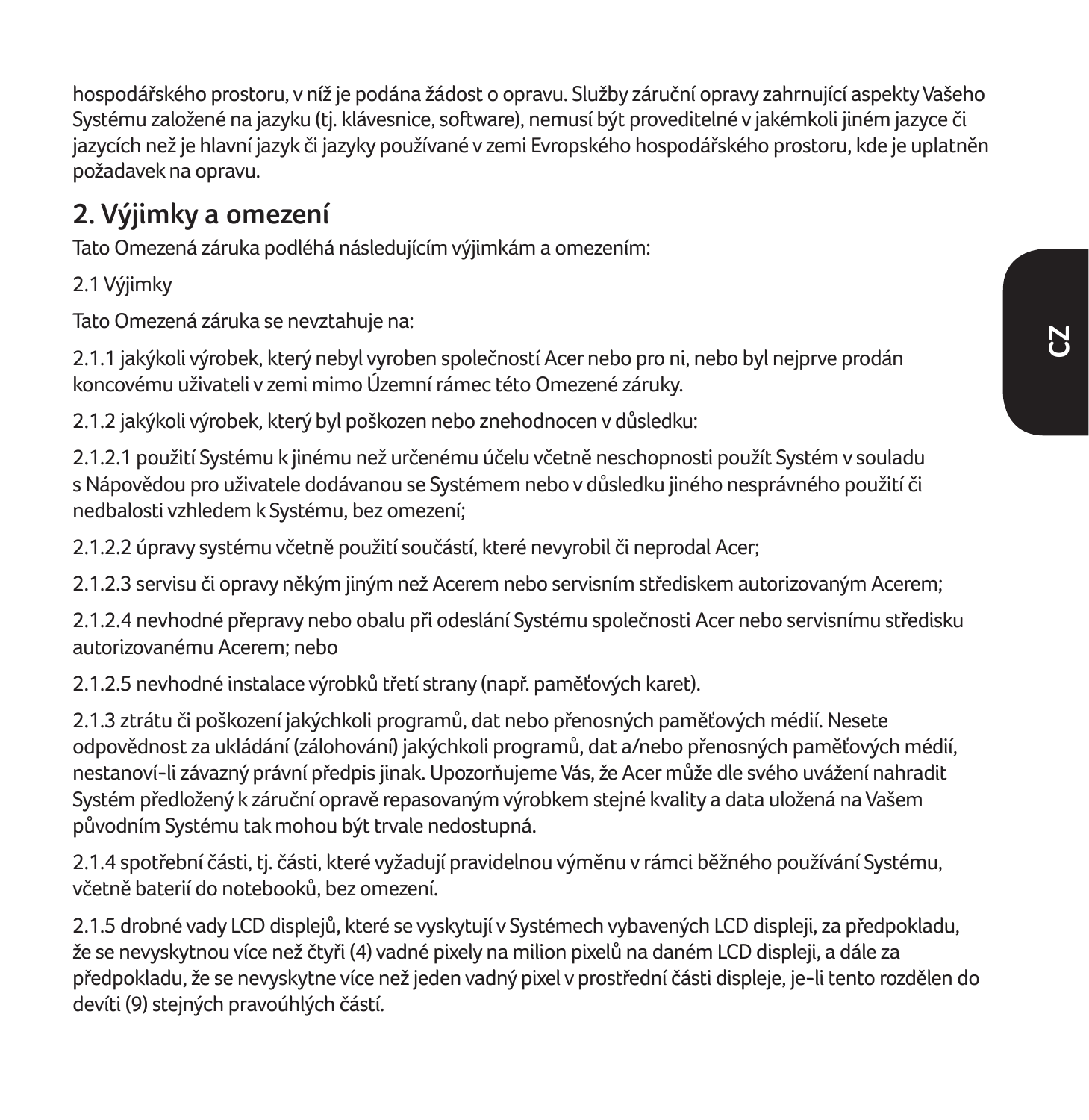hospodářského prostoru, v níž je podána žádost o opravu. Služby záruční opravy zahrnující aspekty Vašeho Systému založené na jazyku (tj. klávesnice, software), nemusí být proveditelné v jakémkoli jiném jazyce či jazycích než je hlavní jazyk či jazyky používané v zemi Evropského hospodářského prostoru, kde je uplatněn požadavek na opravu.

## 2. Výjimky a omezení

Tato Omezená záruka podléhá následujícím výjimkám a omezením:

2.1 Výjimky

Tato Omezená záruka se nevztahuje na:

2.1.1 jakýkoli výrobek, který nebyl vyroben společností Acer nebo pro ni, nebo byl nejprve prodán koncovému uživateli v zemi mimo Územní rámec této Omezené záruky.

2.1.2 jakýkoli výrobek, který byl poškozen nebo znehodnocen v důsledku:

2.1.2.1 použití Systému k jinému než určenému účelu včetně neschopnosti použít Systém v souladu s Nápovědou pro uživatele dodávanou se Systémem nebo v důsledku jiného nesprávného použití či nedbalosti vzhledem k Systému, bez omezení;

2.1.2.2 úpravy systému včetně použití součástí, které nevyrobil či neprodal Acer;

2.1.2.3 servisu či opravy někým jiným než Acerem nebo servisním střediskem autorizovaným Acerem;

2.1.2.4 nevhodné přepravy nebo obalu při odeslání Systému společnosti Acer nebo servisnímu středisku autorizovanému Acerem; nebo

2.1.2.5 nevhodné instalace výrobků třetí strany (např. paměťových karet).

2.1.3 ztrátu či poškození jakýchkoli programů, dat nebo přenosných paměťových médií. Nesete odpovědnost za ukládání (zálohování) jakýchkoli programů, dat a/nebo přenosných paměťových médií, nestanoví-li závazný právní předpis jinak. Upozorňujeme Vás, že Acer může dle svého uvážení nahradit Systém předložený k záruční opravě repasovaným výrobkem stejné kvality a data uložená na Vašem původním Systému tak mohou být trvale nedostupná.

2.1.4 spotřební části, tj. části, které vyžadují pravidelnou výměnu v rámci běžného používání Systému, včetně baterií do notebooků, bez omezení.

2.1.5 drobné vady LCD displejů, které se vyskytují v Systémech vybavených LCD displeji, za předpokladu, že se nevyskytnou více než čtyři (4) vadné pixely na milion pixelů na daném LCD displeji, a dále za předpokladu, že se nevyskytne více než jeden vadný pixel v prostřední části displeje, je-li tento rozdělen do devíti (9) stejných pravoúhlých částí.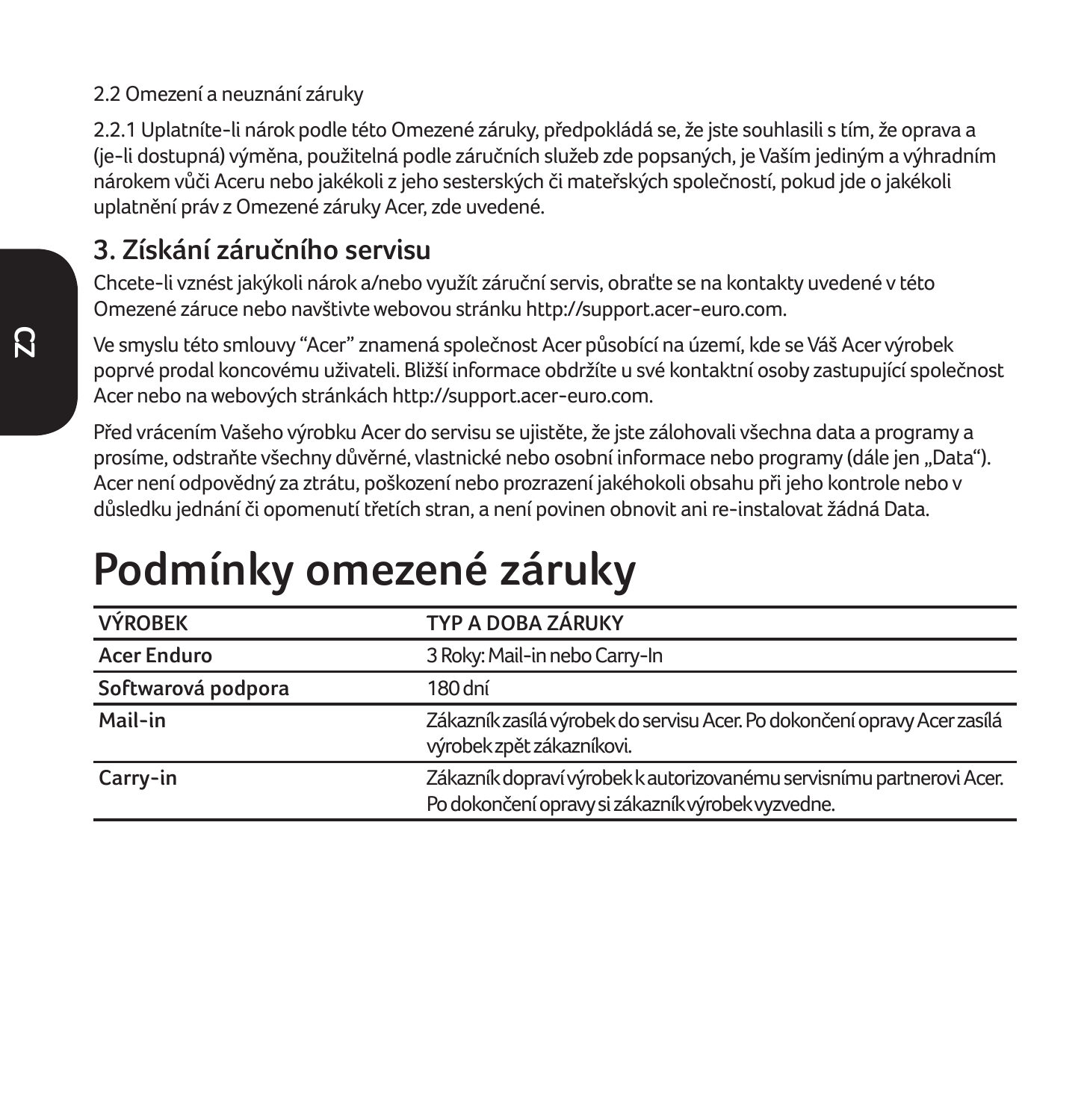2.2 Omezení a neuznání záruky

2.2.1 Uplatníte-li nárok podle této Omezené záruky, předpokládá se, že jste souhlasili s tím, že oprava a (je-li dostupná) výměna, použitelná podle záručních služeb zde popsaných, je Vaším jediným a výhradním nárokem vůči Aceru nebo jakékoli z jeho sesterských či mateřských společností, pokud jde o jakékoli uplatnění práv z Omezené záruky Acer, zde uvedené.

## 3. Získání záručního servisu

Chcete-li vznést jakýkoli nárok a/nebo využít záruční servis, obraťte se na kontakty uvedené v této Omezené záruce nebo navštivte webovou stránku http://support.acer-euro.com.

Ve smyslu této smlouvy "Acer" znamená společnost Acer působící na území, kde se Váš Acer výrobek poprvé prodal koncovému uživateli. Bližší informace obdržíte u své kontaktní osoby zastupující společnost Acer nebo na webových stránkách http://support.acer-euro.com.

Před vrácením Vašeho výrobku Acer do servisu se ujistěte, že jste zálohovali všechna data a programy a prosíme, odstraňte všechny důvěrné, vlastnické nebo osobní informace nebo programy (dále jen „Data"). Acer není odpovědný za ztrátu, poškození nebo prozrazení jakéhokoli obsahu při jeho kontrole nebo v důsledku jednání či opomenutí třetích stran, a není povinen obnovit ani re-instalovat žádná Data.

# Podmínky omezené záruky

| VÝROBEK | TYP A DOBA ZÁRUKY |
|---|---|
| **Acer Enduro** | 3 Roky: Mail-in nebo Carry-In |
| **Softwarová podpora** | 180 dní |
| **Mail-in** | Zákazník zasílá výrobek do servisu Acer. Po dokončení opravy Acer zasílá výrobek zpět zákazníkovi. |
| **Carry-in** | Zákazník dopraví výrobek k autorizovanému servisnímu partnerovi Acer. Po dokončení opravy si zákazník výrobek vyzvedne. |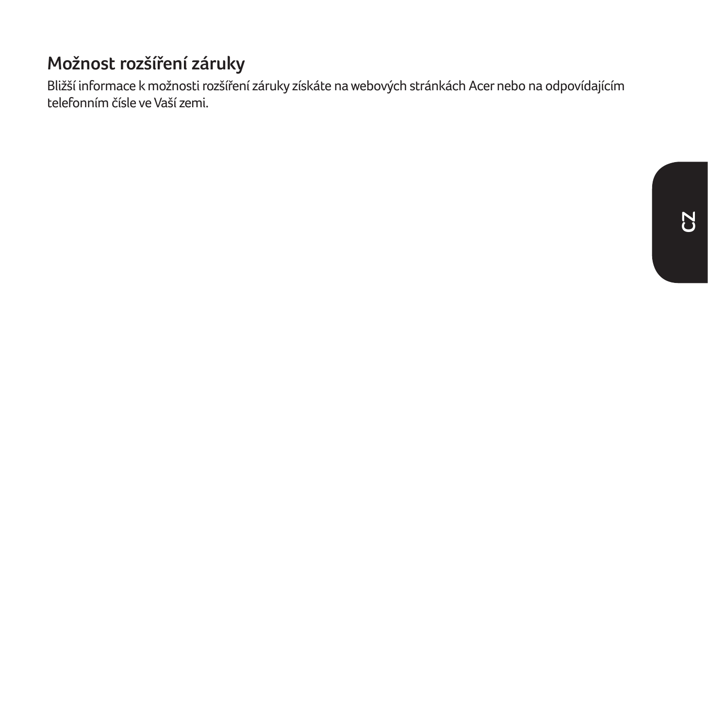## Možnost rozšíření záruky

Bližší informace k možnosti rozšíření záruky získáte na webových stránkách Acer nebo na odpovídajícím telefonním čísle ve Vaší zemi.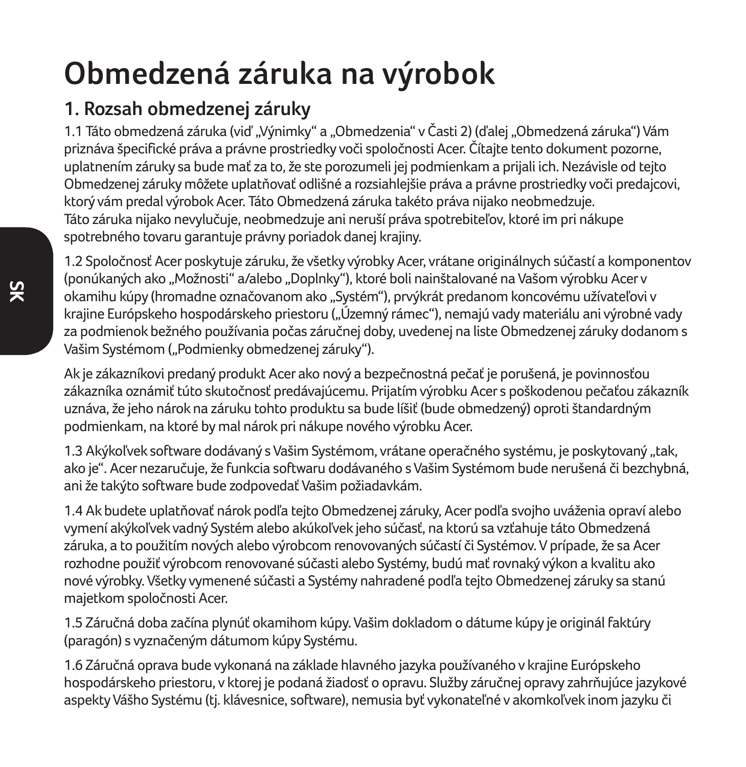# Obmedzená záruka na výrobok

## 1. Rozsah obmedzenej záruky

1.1 Táto obmedzená záruka (viď „Výnimky“ a „Obmedzenia“ v Časti 2) (ďalej „Obmedzená záruka“) Vám priznáva špecifické práva a právne prostriedky voči spoločnosti Acer. Čítajte tento dokument pozorne, uplatnením záruky sa bude mať za to, že ste porozumeli jej podmienkam a prijali ich. Nezávisle od tejto Obmedzenej záruky môžete uplatňovať odlišné a rozsiahlejšie práva a právne prostriedky voči predajcovi, ktorý vám predal výrobok Acer. Táto Obmedzená záruka takéto práva nijako neobmedzuje.
Táto záruka nijako nevylučuje, neobmedzuje ani neruší práva spotrebiteľov, ktoré im pri nákupe spotrebného tovaru garantuje právny poriadok danej krajiny.

1.2 Spoločnosť Acer poskytuje záruku, že všetky výrobky Acer, vrátane originálnych súčastí a komponentov (ponúkaných ako „Možnosti“ a/alebo „Doplnky“), ktoré boli nainštalované na Vašom výrobku Acer v okamihu kúpy (hromadne označovanom ako „Systém“), prvýkrát predanom koncovému užívateľovi v krajine Európskeho hospodárskeho priestoru („Územný rámec“), nemajú vady materiálu ani výrobné vady za podmienok bežného používania počas záručnej doby, uvedenej na liste Obmedzenej záruky dodanom s Vašim Systémom („Podmienky obmedzenej záruky“).

Ak je zákazníkovi predaný produkt Acer ako nový a bezpečnostná pečať je porušená, je povinnosťou zákazníka oznámiť túto skutočnosť predávajúcemu. Prijatím výrobku Acer s poškodenou pečaťou zákazník uznáva, že jeho nárok na záruku tohto produktu sa bude líšiť (bude obmedzený) oproti štandardným podmienkam, na ktoré by mal nárok pri nákupe nového výrobku Acer.

1.3 Akýkoľvek software dodávaný s Vašim Systémom, vrátane operačného systému, je poskytovaný „tak, ako je“. Acer nezaručuje, že funkcia softwaru dodávaného s Vašim Systémom bude nerušená či bezchybná, ani že takýto software bude zodpovedať Vašim požiadavkám.

1.4 Ak budete uplatňovať nárok podľa tejto Obmedzenej záruky, Acer podľa svojho uváženia opraví alebo vymení akýkoľvek vadný Systém alebo akúkoľvek jeho súčasť, na ktorú sa vzťahuje táto Obmedzená záruka, a to použitím nových alebo výrobcom renovovaných súčastí či Systémov. V prípade, že sa Acer rozhodne použiť výrobcom renovované súčasti alebo Systémy, budú mať rovnaký výkon a kvalitu ako nové výrobky. Všetky vymenené súčasti a Systémy nahradené podľa tejto Obmedzenej záruky sa stanú majetkom spoločnosti Acer.

1.5 Záručná doba začína plynúť okamihom kúpy. Vašim dokladom o dátume kúpy je originál faktúry (paragón) s vyznačeným dátumom kúpy Systému.

1.6 Záručná oprava bude vykonaná na základe hlavného jazyka používaného v krajine Európskeho hospodárskeho priestoru, v ktorej je podaná žiadosť o opravu. Služby záručnej opravy zahrňujúce jazykové aspekty Vášho Systému (tj. klávesnice, software), nemusia byť vykonateľné v akomkoľvek inom jazyku či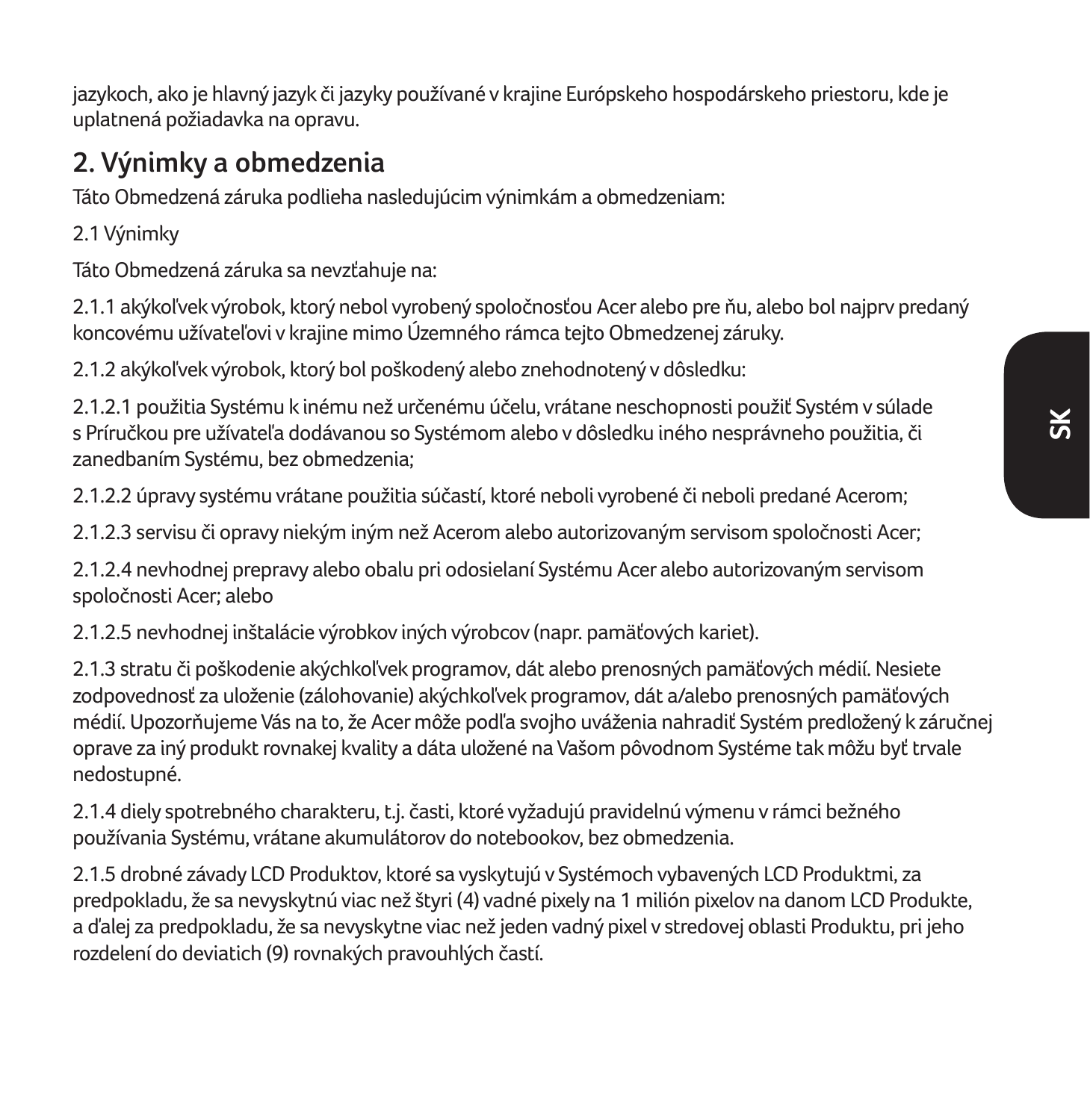jazykoch, ako je hlavný jazyk či jazyky používané v krajine Európskeho hospodárskeho priestoru, kde je uplatnená požiadavka na opravu.

## 2. Výnimky a obmedzenia

Táto Obmedzená záruka podlieha nasledujúcim výnimkám a obmedzeniam:

2.1 Výnimky

Táto Obmedzená záruka sa nevzťahuje na:

2.1.1 akýkoľvek výrobok, ktorý nebol vyrobený spoločnosťou Acer alebo pre ňu, alebo bol najprv predaný koncovému užívateľovi v krajine mimo Územného rámca tejto Obmedzenej záruky.

2.1.2 akýkoľvek výrobok, ktorý bol poškodený alebo znehodnotený v dôsledku:

2.1.2.1 použitia Systému k inému než určenému účelu, vrátane neschopnosti použiť Systém v súlade s Príručkou pre užívateľa dodávanou so Systémom alebo v dôsledku iného nesprávneho použitia, či zanedbaním Systému, bez obmedzenia;

2.1.2.2 úpravy systému vrátane použitia súčastí, ktoré neboli vyrobené či neboli predané Acerom;

2.1.2.3 servisu či opravy niekým iným než Acerom alebo autorizovaným servisom spoločnosti Acer;

2.1.2.4 nevhodnej prepravy alebo obalu pri odosielaní Systému Acer alebo autorizovaným servisom spoločnosti Acer; alebo

2.1.2.5 nevhodnej inštalácie výrobkov iných výrobcov (napr. pamäťových kariet).

2.1.3 stratu či poškodenie akýchkoľvek programov, dát alebo prenosných pamäťových médií. Nesiete zodpovednosť za uloženie (zálohovanie) akýchkoľvek programov, dát a/alebo prenosných pamäťových médií. Upozorňujeme Vás na to, že Acer môže podľa svojho uváženia nahradiť Systém predložený k záručnej oprave za iný produkt rovnakej kvality a dáta uložené na Vašom pôvodnom Systéme tak môžu byť trvale nedostupné.

2.1.4 diely spotrebného charakteru, t.j. časti, ktoré vyžadujú pravidelnú výmenu v rámci bežného používania Systému, vrátane akumulátorov do notebookov, bez obmedzenia.

2.1.5 drobné závady LCD Produktov, ktoré sa vyskytujú v Systémoch vybavených LCD Produktmi, za predpokladu, že sa nevyskytnú viac než štyri (4) vadné pixely na 1 milión pixelov na danom LCD Produkte, a ďalej za predpokladu, že sa nevyskytne viac než jeden vadný pixel v stredovej oblasti Produktu, pri jeho rozdelení do deviatich (9) rovnakých pravouhlých častí.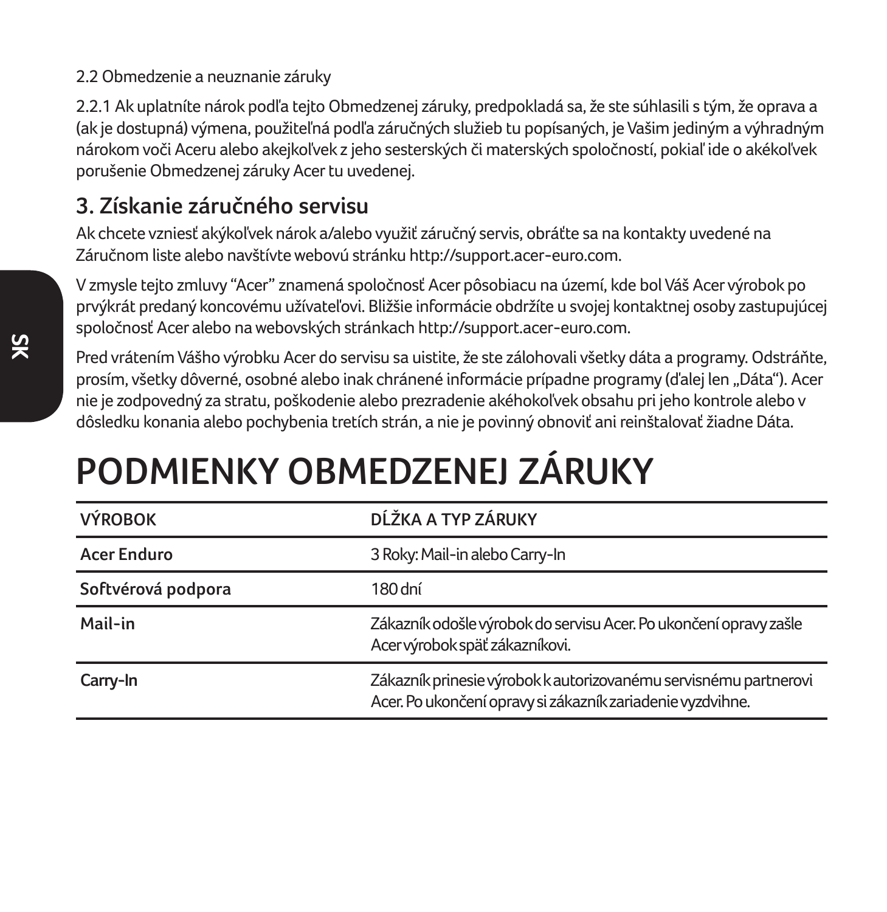2.2 Obmedzenie a neuznanie záruky

2.2.1 Ak uplatníte nárok podľa tejto Obmedzenej záruky, predpokladá sa, že ste súhlasili s tým, že oprava a (ak je dostupná) výmena, použiteľná podľa záručných služieb tu popísaných, je Vašim jediným a výhradným nárokom voči Aceru alebo akejkoľvek z jeho sesterských či materských spoločností, pokiaľ ide o akékoľvek porušenie Obmedzenej záruky Acer tu uvedenej.

## 3. Získanie záručného servisu

Ak chcete vzniesť akýkoľvek nárok a/alebo využiť záručný servis, obráťte sa na kontakty uvedené na Záručnom liste alebo navštívte webovú stránku http://support.acer-euro.com.

V zmysle tejto zmluvy "Acer" znamená spoločnosť Acer pôsobiacu na území, kde bol Váš Acer výrobok po prvýkrát predaný koncovému užívateľovi. Bližšie informácie obdržíte u svojej kontaktnej osoby zastupujúcej spoločnosť Acer alebo na webovských stránkach http://support.acer-euro.com.

Pred vrátením Vášho výrobku Acer do servisu sa uistite, že ste zálohovali všetky dáta a programy. Odstráňte, prosím, všetky dôverné, osobné alebo inak chránené informácie prípadne programy (ďalej len „Dáta"). Acer nie je zodpovedný za stratu, poškodenie alebo prezradenie akéhokoľvek obsahu pri jeho kontrole alebo v dôsledku konania alebo pochybenia tretích strán, a nie je povinný obnoviť ani reinštalovať žiadne Dáta.

# PODMIENKY OBMEDZENEJ ZÁRUKY

| VÝROBOK | DĹŽKA A TYP ZÁRUKY |
|---|---|
| **Acer Enduro** | 3 Roky: Mail-in alebo Carry-In |
| **Softvérová podpora** | 180 dní |
| **Mail-in** | Zákazník odošle výrobok do servisu Acer. Po ukončení opravy zašle Acer výrobok späť zákazníkovi. |
| **Carry-In** | Zákazník prinesie výrobok k autorizovanému servisnému partnerovi Acer. Po ukončení opravy si zákazník zariadenie vyzdvihne. |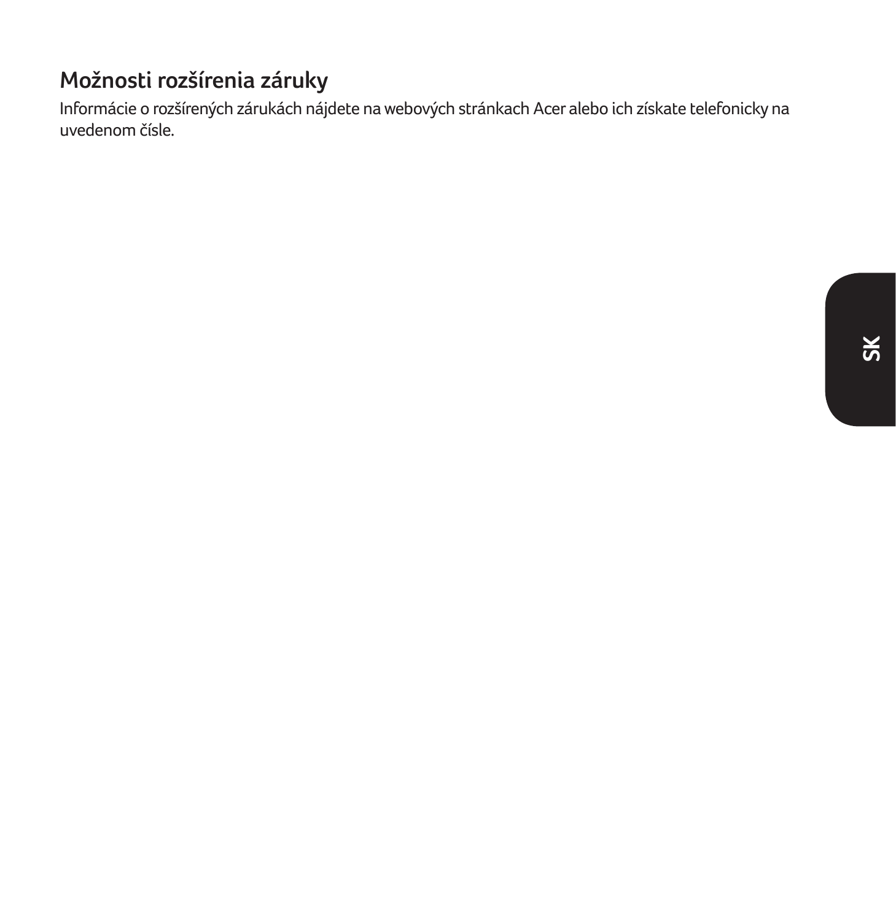## Možnosti rozšírenia záruky

Informácie o rozšírených zárukách nájdete na webových stránkach Acer alebo ich získate telefonicky na uvedenom čísle.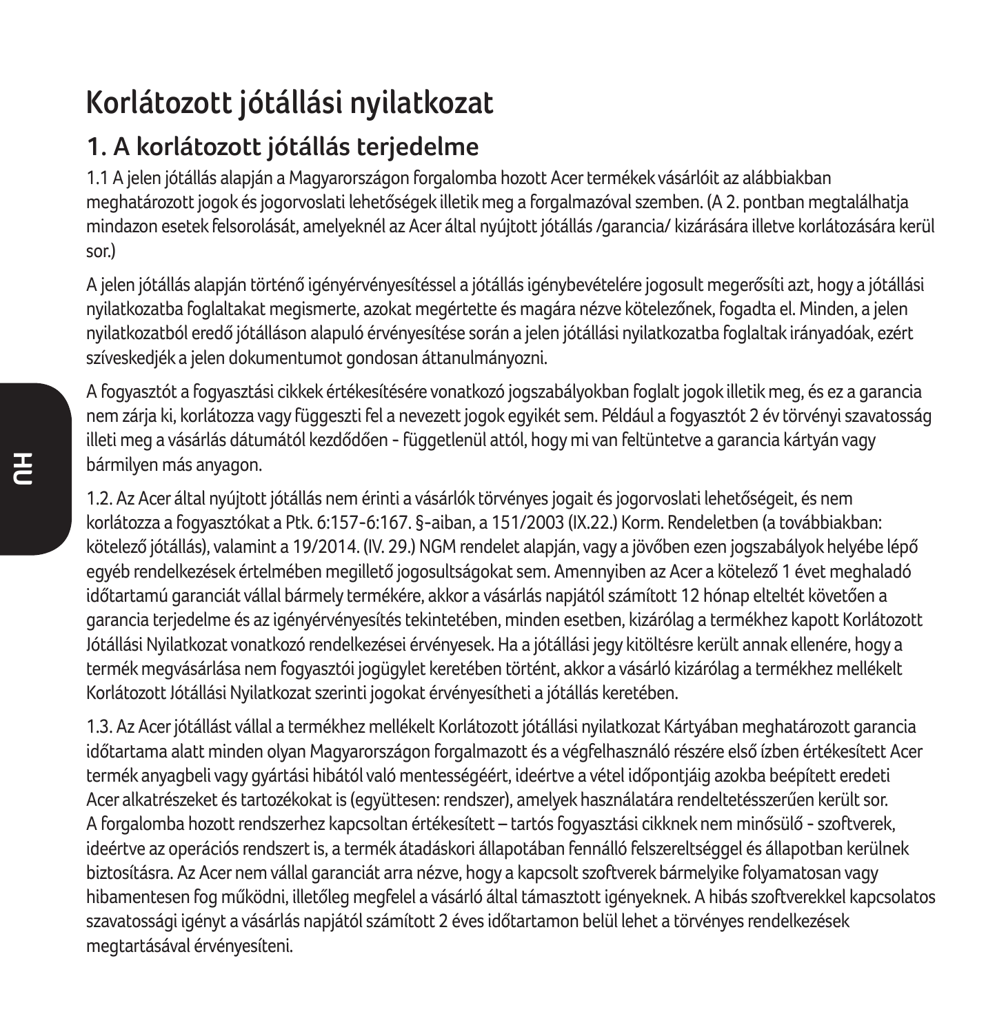# Korlátozott jótállási nyilatkozat

## 1. A korlátozott jótállás terjedelme

1.1 A jelen jótállás alapján a Magyarországon forgalomba hozott Acer termékek vásárlóit az alábbiakban meghatározott jogok és jogorvoslati lehetőségek illetik meg a forgalmazóval szemben. (A 2. pontban megtalálhatja mindazon esetek felsorolását, amelyeknél az Acer által nyújtott jótállás /garancia/ kizárására illetve korlátozására kerül sor.)

A jelen jótállás alapján történő igényérvényesítéssel a jótállás igénybevételére jogosult megerősíti azt, hogy a jótállási nyilatkozatba foglaltakat megismerte, azokat megértette és magára nézve kötelezőnek, fogadta el. Minden, a jelen nyilatkozatból eredő jótálláson alapuló érvényesítése során a jelen jótállási nyilatkozatba foglaltak irányadóak, ezért szíveskedjék a jelen dokumentumot gondosan áttanulmányozni.

A fogyasztót a fogyasztási cikkek értékesítésére vonatkozó jogszabályokban foglalt jogok illetik meg, és ez a garancia nem zárja ki, korlátozza vagy függeszti fel a nevezett jogok egyikét sem. Például a fogyasztót 2 év törvényi szavatosság illeti meg a vásárlás dátumától kezdődően - függetlenül attól, hogy mi van feltüntetve a garancia kártyán vagy bármilyen más anyagon.

1.2. Az Acer által nyújtott jótállás nem érinti a vásárlók törvényes jogait és jogorvoslati lehetőségeit, és nem korlátozza a fogyasztókat a Ptk. 6:157-6:167. §-aiban, a 151/2003 (IX.22.) Korm. Rendeletben (a továbbiakban: kötelező jótállás), valamint a 19/2014. (IV. 29.) NGM rendelet alapján, vagy a jövőben ezen jogszabályok helyébe lépő egyéb rendelkezések értelmében megillető jogosultságokat sem. Amennyiben az Acer a kötelező 1 évet meghaladó időtartamú garanciát vállal bármely termékére, akkor a vásárlás napjától számított 12 hónap elteltét követően a garancia terjedelme és az igényérvényesítés tekintetében, minden esetben, kizárólag a termékhez kapott Korlátozott Jótállási Nyilatkozat vonatkozó rendelkezései érvényesek. Ha a jótállási jegy kitöltésre került annak ellenére, hogy a termék megvásárlása nem fogyasztói jogügylet keretében történt, akkor a vásárló kizárólag a termékhez mellékelt Korlátozott Jótállási Nyilatkozat szerinti jogokat érvényesítheti a jótállás keretében.

1.3. Az Acer jótállást vállal a termékhez mellékelt Korlátozott jótállási nyilatkozat Kártyában meghatározott garancia időtartama alatt minden olyan Magyarországon forgalmazott és a végfelhasználó részére első ízben értékesített Acer termék anyagbeli vagy gyártási hibától való mentességéért, ideértve a vétel időpontjáig azokba beépített eredeti Acer alkatrészeket és tartozékokat is (együttesen: rendszer), amelyek használatára rendeltetésszerűen került sor. A forgalomba hozott rendszerhez kapcsoltan értékesített – tartós fogyasztási cikknek nem minősülő - szoftverek, ideértve az operációs rendszert is, a termék átadáskori állapotában fennálló felszereltséggel és állapotban kerülnek biztosításra. Az Acer nem vállal garanciát arra nézve, hogy a kapcsolt szoftverek bármelyike folyamatosan vagy hibamentesen fog működni, illetőleg megfelel a vásárló által támasztott igényeknek. A hibás szoftverekkel kapcsolatos szavatossági igényt a vásárlás napjától számított 2 éves időtartamon belül lehet a törvényes rendelkezések megtartásával érvényesíteni.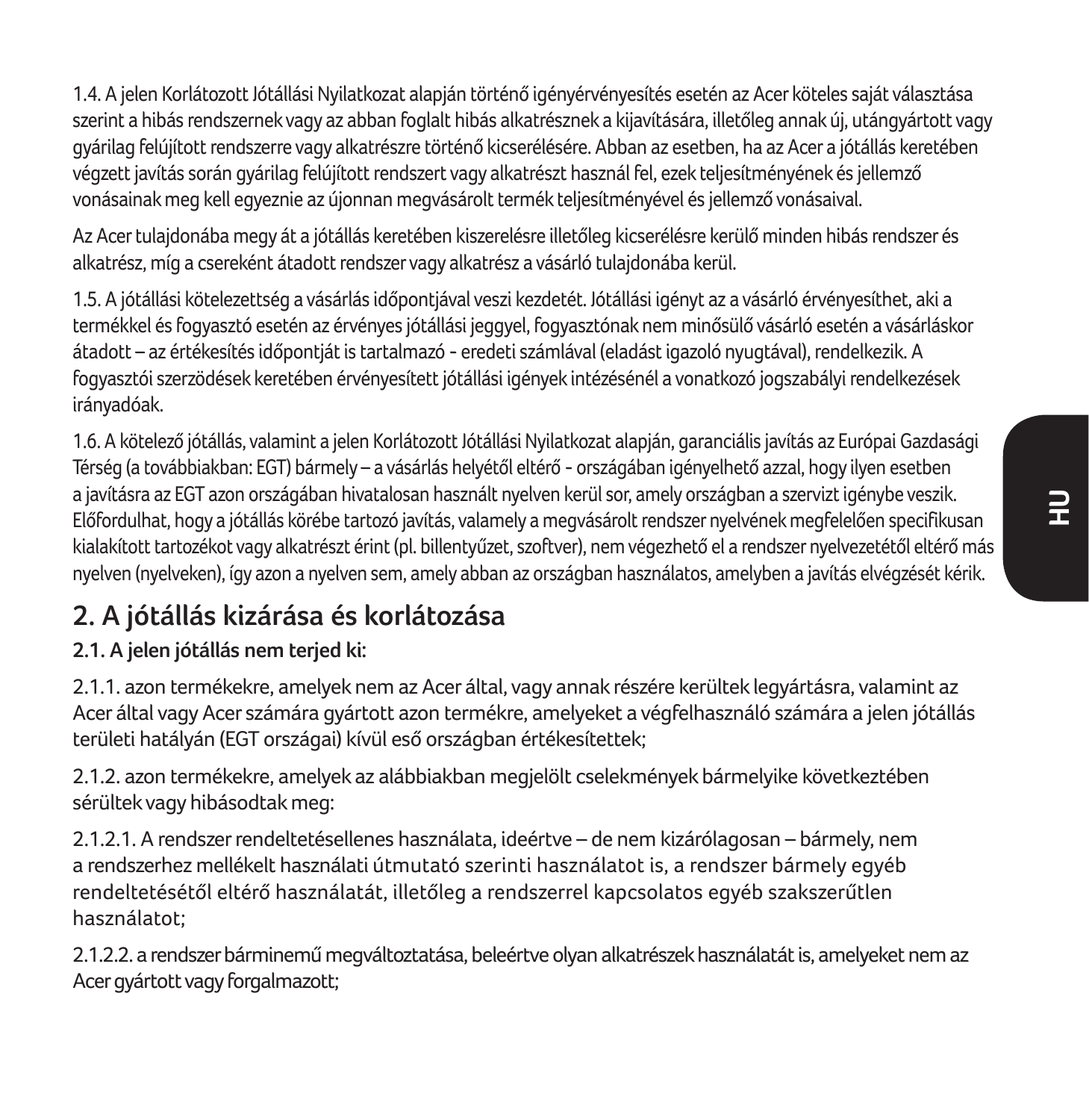1.4. A jelen Korlátozott Jótállási Nyilatkozat alapján történő igényérvényesítés esetén az Acer köteles saját választása szerint a hibás rendszernek vagy az abban foglalt hibás alkatrésznek a kijavítására, illetőleg annak új, utángyártott vagy gyárilag felújított rendszerre vagy alkatrészre történő kicserélésére. Abban az esetben, ha az Acer a jótállás keretében végzett javítás során gyárilag felújított rendszert vagy alkatrészt használ fel, ezek teljesítményének és jellemző vonásainak meg kell egyeznie az újonnan megvásárolt termék teljesítményével és jellemző vonásaival.

Az Acer tulajdonába megy át a jótállás keretében kiszerelésre illetőleg kicserélésre kerülő minden hibás rendszer és alkatrész, míg a csereként átadott rendszer vagy alkatrész a vásárló tulajdonába kerül.

1.5. A jótállási kötelezettség a vásárlás időpontjával veszi kezdetét. Jótállási igényt az a vásárló érvényesíthet, aki a termékkel és fogyasztó esetén az érvényes jótállási jeggyel, fogyasztónak nem minősülő vásárló esetén a vásárláskor átadott – az értékesítés időpontját is tartalmazó - eredeti számlával (eladást igazoló nyugtával), rendelkezik. A fogyasztói szerződések keretében érvényesített jótállási igények intézésénél a vonatkozó jogszabályi rendelkezések irányadóak.

1.6. A kötelező jótállás, valamint a jelen Korlátozott Jótállási Nyilatkozat alapján, garanciális javítás az Európai Gazdasági Térség (a továbbiakban: EGT) bármely – a vásárlás helyétől eltérő - országában igényelhető azzal, hogy ilyen esetben a javításra az EGT azon országában hivatalosan használt nyelven kerül sor, amely országban a szervizt igénybe veszik. Előfordulhat, hogy a jótállás körébe tartozó javítás, valamely a megvásárolt rendszer nyelvének megfelelően specifikusan kialakított tartozékot vagy alkatrészt érint (pl. billentyűzet, szoftver), nem végezhető el a rendszer nyelvezetétől eltérő más nyelven (nyelveken), így azon a nyelven sem, amely abban az országban használatos, amelyben a javítás elvégzését kérik.

## 2. A jótállás kizárása és korlátozása

**2.1. A jelen jótállás nem terjed ki:**

2.1.1. azon termékekre, amelyek nem az Acer által, vagy annak részére kerültek legyártásra, valamint az Acer által vagy Acer számára gyártott azon termékre, amelyeket a végfelhasználó számára a jelen jótállás területi hatályán (EGT országai) kívül eső országban értékesítettek;

2.1.2. azon termékekre, amelyek az alábbiakban megjelölt cselekmények bármelyike következtében sérültek vagy hibásodtak meg:

2.1.2.1. A rendszer rendeltetésellenes használata, ideértve – de nem kizárólagosan – bármely, nem a rendszerhez mellékelt használati útmutató szerinti használatot is, a rendszer bármely egyéb rendeltetésétől eltérő használatát, illetőleg a rendszerrel kapcsolatos egyéb szakszerűtlen használatot;

2.1.2.2. a rendszer bárminemű megváltoztatása, beleértve olyan alkatrészek használatát is, amelyeket nem az Acer gyártott vagy forgalmazott;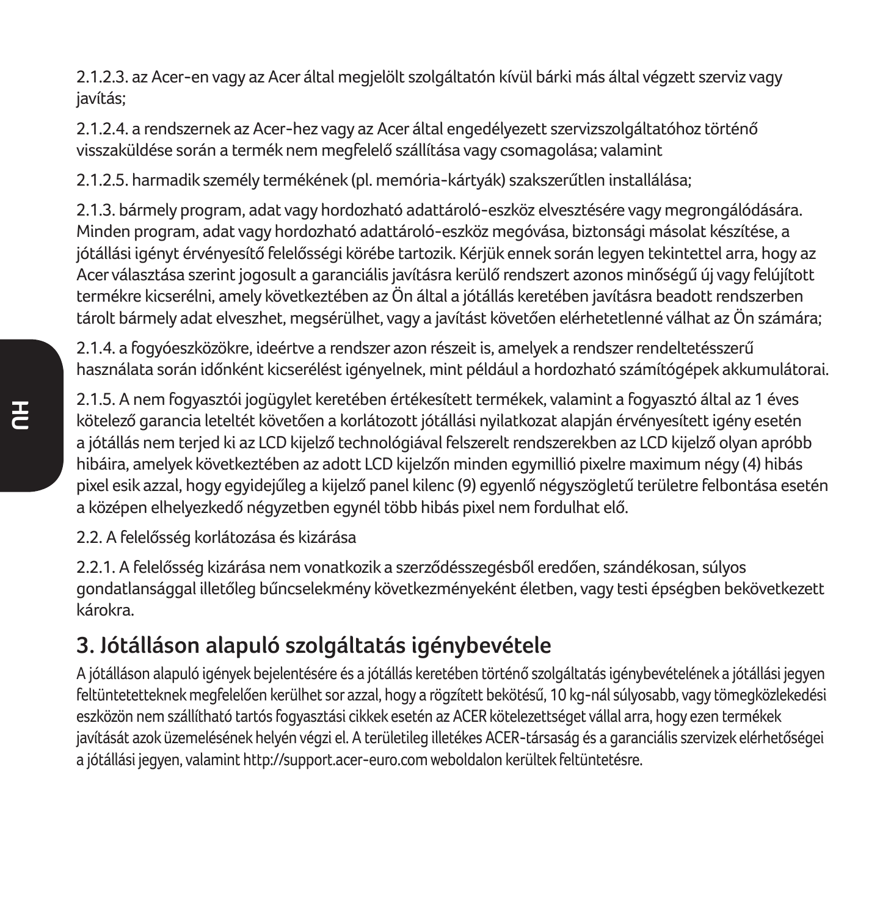2.1.2.3. az Acer-en vagy az Acer által megjelölt szolgáltatón kívül bárki más által végzett szerviz vagy javítás;

2.1.2.4. a rendszernek az Acer-hez vagy az Acer által engedélyezett szervizszolgáltatóhoz történő visszaküldése során a termék nem megfelelő szállítása vagy csomagolása; valamint

2.1.2.5. harmadik személy termékének (pl. memória-kártyák) szakszerűtlen installálása;

2.1.3. bármely program, adat vagy hordozható adattároló-eszköz elvesztésére vagy megrongálódására. Minden program, adat vagy hordozható adattároló-eszköz megóvása, biztonsági másolat készítése, a jótállási igényt érvényesítő felelősségi körébe tartozik. Kérjük ennek során legyen tekintettel arra, hogy az Acer választása szerint jogosult a garanciális javításra kerülő rendszert azonos minőségű új vagy felújított termékre kicserélni, amely következtében az Ön által a jótállás keretében javításra beadott rendszerben tárolt bármely adat elveszhet, megsérülhet, vagy a javítást követően elérhetetlenné válhat az Ön számára;

2.1.4. a fogyóeszközökre, ideértve a rendszer azon részeit is, amelyek a rendszer rendeltetésszerű használata során időnként kicserélést igényelnek, mint például a hordozható számítógépek akkumulátorai.

2.1.5. A nem fogyasztói jogügylet keretében értékesített termékek, valamint a fogyasztó által az 1 éves kötelező garancia leteltét követően a korlátozott jótállási nyilatkozat alapján érvényesített igény esetén a jótállás nem terjed ki az LCD kijelző technológiával felszerelt rendszerekben az LCD kijelző olyan apróbb hibáira, amelyek következtében az adott LCD kijelzőn minden egymillió pixelre maximum négy (4) hibás pixel esik azzal, hogy egyidejűleg a kijelző panel kilenc (9) egyenlő négyszögletű területre felbontása esetén a középen elhelyezkedő négyzetben egynél több hibás pixel nem fordulhat elő.

2.2. A felelősség korlátozása és kizárása

2.2.1. A felelősség kizárása nem vonatkozik a szerződésszegésből eredően, szándékosan, súlyos gondatlansággal illetőleg bűncselekmény következményeként életben, vagy testi épségben bekövetkezett károkra.

## 3. Jótálláson alapuló szolgáltatás igénybevétele

A jótálláson alapuló igények bejelentésére és a jótállás keretében történő szolgáltatás igénybevételének a jótállási jegyen feltüntetetteknek megfelelően kerülhet sor azzal, hogy a rögzített bekötésű, 10 kg-nál súlyosabb, vagy tömegközlekedési eszközön nem szállítható tartós fogyasztási cikkek esetén az ACER kötelezettséget vállal arra, hogy ezen termékek javítását azok üzemelésének helyén végzi el. A területileg illetékes ACER-társaság és a garanciális szervizek elérhetőségei a jótállási jegyen, valamint http://support.acer-euro.com weboldalon kerültek feltüntetésre.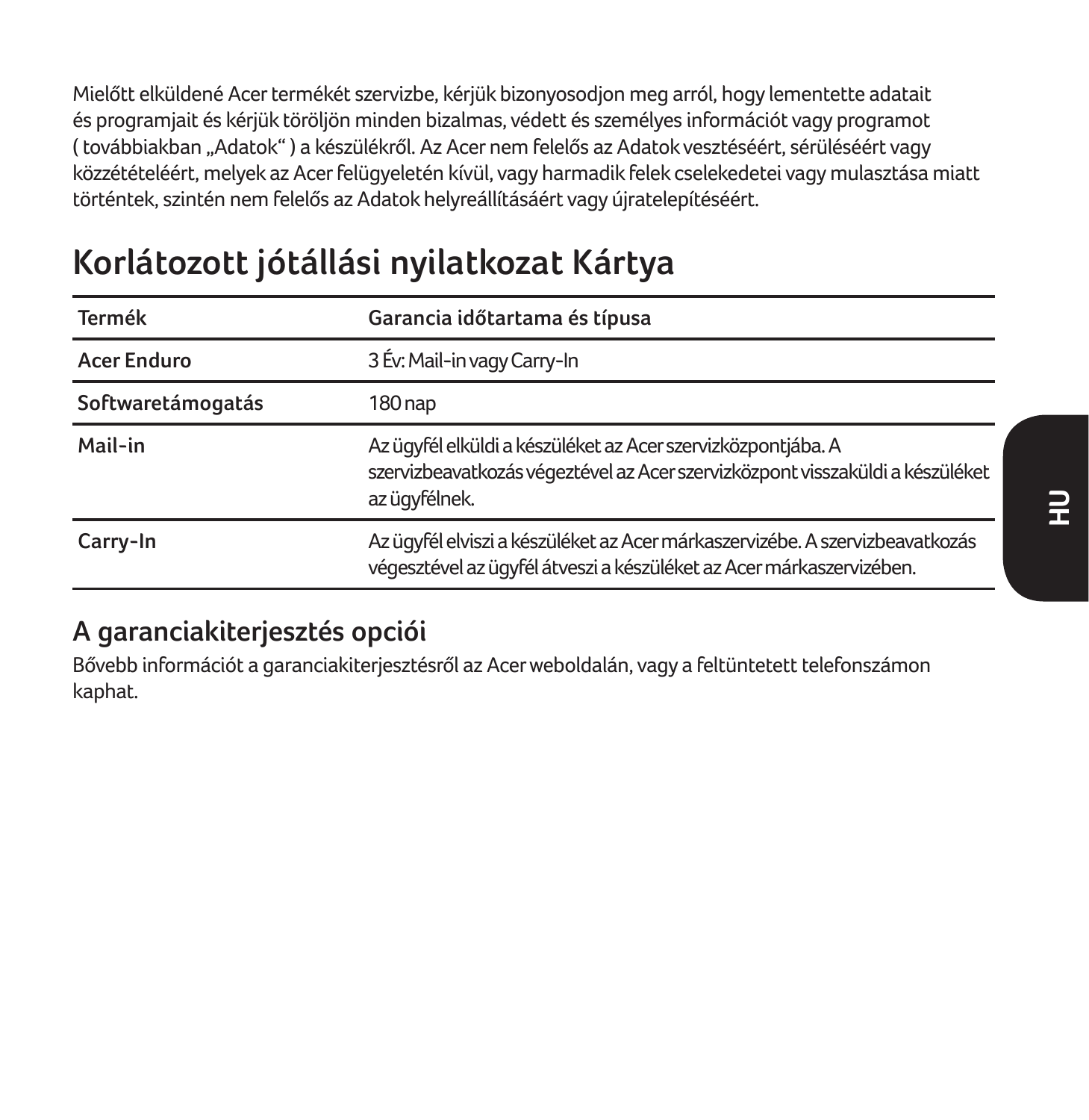Mielőtt elküldené Acer termékét szervizbe, kérjük bizonyosodjon meg arról, hogy lementette adatait és programjait és kérjük töröljön minden bizalmas, védett és személyes információt vagy programot ( továbbiakban „Adatok" ) a készülékről. Az Acer nem felelős az Adatok vesztéséért, sérüléséért vagy közzétételéért, melyek az Acer felügyeletén kívül, vagy harmadik felek cselekedetei vagy mulasztása miatt történtek, szintén nem felelős az Adatok helyreállításáért vagy újratelepítéséért.

# Korlátozott jótállási nyilatkozat Kártya

| Termék | Garancia időtartama és típusa |
| --- | --- |
| Acer Enduro | 3 Év: Mail-in vagy Carry-In |
| Softwaretámogatás | 180 nap |
| Mail-in | Az ügyfél elküldi a készüléket az Acer szervizközpontjába. A szervizbeavatkozás végeztével az Acer szervizközpont visszaküldi a készüléket az ügyfélnek. |
| Carry-In | Az ügyfél elviszi a készüléket az Acer márkaszervizébe. A szervizbeavatkozás végesztével az ügyfél átveszi a készüléket az Acer márkaszervizében. |

## A garanciakiterjesztés opciói

Bővebb információt a garanciakiterjesztésről az Acer weboldalán, vagy a feltüntetett telefonszámon kaphat.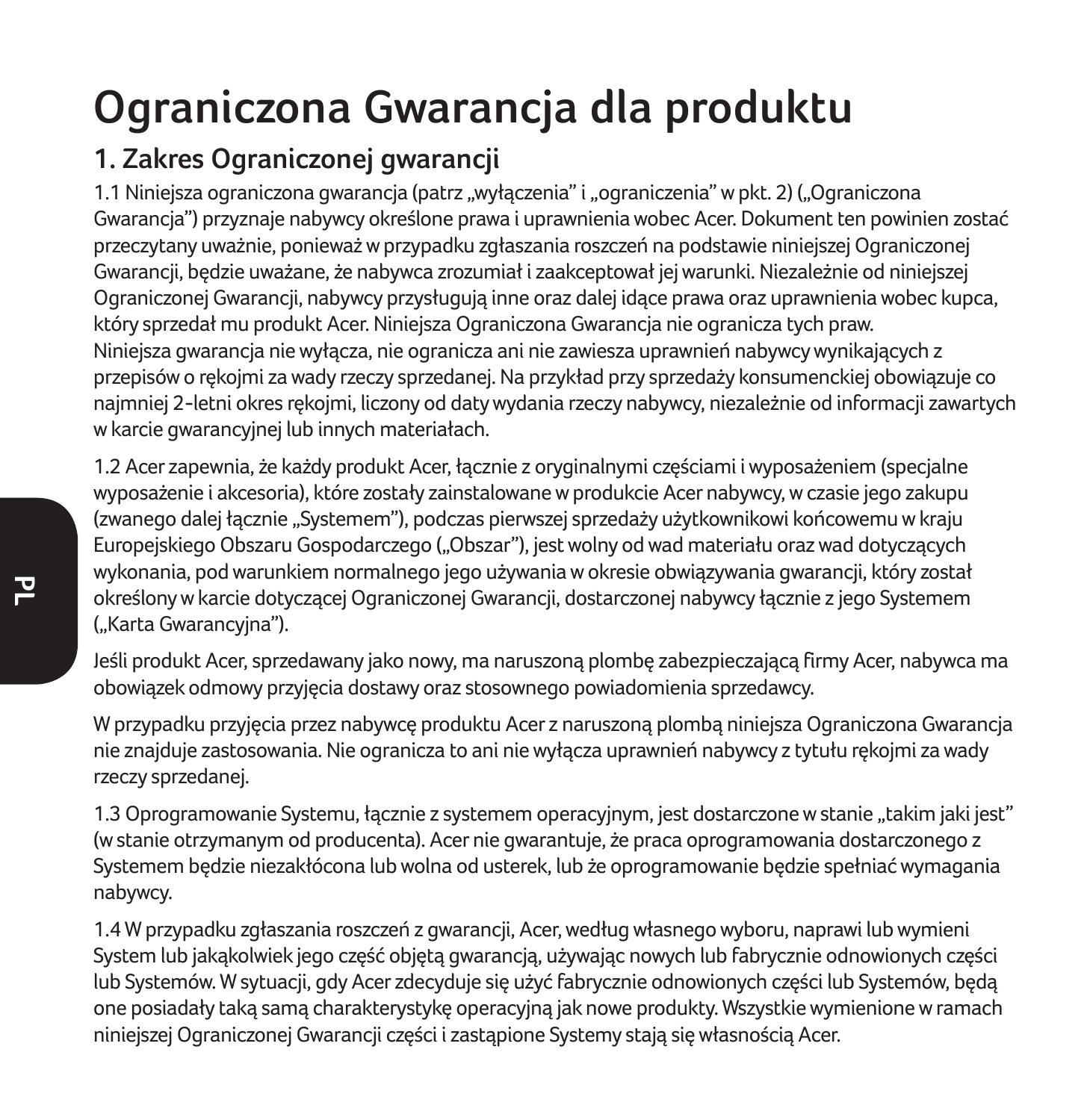# Ograniczona Gwarancja dla produktu

## 1. Zakres Ograniczonej gwarancji

1.1 Niniejsza ograniczona gwarancja (patrz „wyłączenia" i „ograniczenia" w pkt. 2) („Ograniczona Gwarancja") przyznaje nabywcy określone prawa i uprawnienia wobec Acer. Dokument ten powinien zostać przeczytany uważnie, ponieważ w przypadku zgłaszania roszczeń na podstawie niniejszej Ograniczonej Gwarancji, będzie uważane, że nabywca zrozumiał i zaakceptował jej warunki. Niezależnie od niniejszej Ograniczonej Gwarancji, nabywcy przysługują inne oraz dalej idące prawa oraz uprawnienia wobec kupca, który sprzedał mu produkt Acer. Niniejsza Ograniczona Gwarancja nie ogranicza tych praw. Niniejsza gwarancja nie wyłącza, nie ogranicza ani nie zawiesza uprawnień nabywcy wynikających z przepisów o rękojmi za wady rzeczy sprzedanej. Na przykład przy sprzedaży konsumenckiej obowiązuje co najmniej 2-letni okres rękojmi, liczony od daty wydania rzeczy nabywcy, niezależnie od informacji zawartych w karcie gwarancyjnej lub innych materiałach.

1.2 Acer zapewnia, że każdy produkt Acer, łącznie z oryginalnymi częściami i wyposażeniem (specjalne wyposażenie i akcesoria), które zostały zainstalowane w produkcie Acer nabywcy, w czasie jego zakupu (zwanego dalej łącznie „Systemem"), podczas pierwszej sprzedaży użytkownikowi końcowemu w kraju Europejskiego Obszaru Gospodarczego („Obszar"), jest wolny od wad materiału oraz wad dotyczących wykonania, pod warunkiem normalnego jego używania w okresie obwiązywania gwarancji, który został określony w karcie dotyczącej Ograniczonej Gwarancji, dostarczonej nabywcy łącznie z jego Systemem („Karta Gwarancyjna").

Jeśli produkt Acer, sprzedawany jako nowy, ma naruszoną plombę zabezpieczającą firmy Acer, nabywca ma obowiązek odmowy przyjęcia dostawy oraz stosownego powiadomienia sprzedawcy.

W przypadku przyjęcia przez nabywcę produktu Acer z naruszoną plombą niniejsza Ograniczona Gwarancja nie znajduje zastosowania. Nie ogranicza to ani nie wyłącza uprawnień nabywcy z tytułu rękojmi za wady rzeczy sprzedanej.

1.3 Oprogramowanie Systemu, łącznie z systemem operacyjnym, jest dostarczone w stanie „takim jaki jest" (w stanie otrzymanym od producenta). Acer nie gwarantuje, że praca oprogramowania dostarczonego z Systemem będzie niezakłócona lub wolna od usterek, lub że oprogramowanie będzie spełniać wymagania nabywcy.

1.4 W przypadku zgłaszania roszczeń z gwarancji, Acer, według własnego wyboru, naprawi lub wymieni System lub jakąkolwiek jego część objętą gwarancją, używając nowych lub fabrycznie odnowionych części lub Systemów. W sytuacji, gdy Acer zdecyduje się użyć fabrycznie odnowionych części lub Systemów, będą one posiadały taką samą charakterystykę operacyjną jak nowe produkty. Wszystkie wymienione w ramach niniejszej Ograniczonej Gwarancji części i zastąpione Systemy stają się własnością Acer.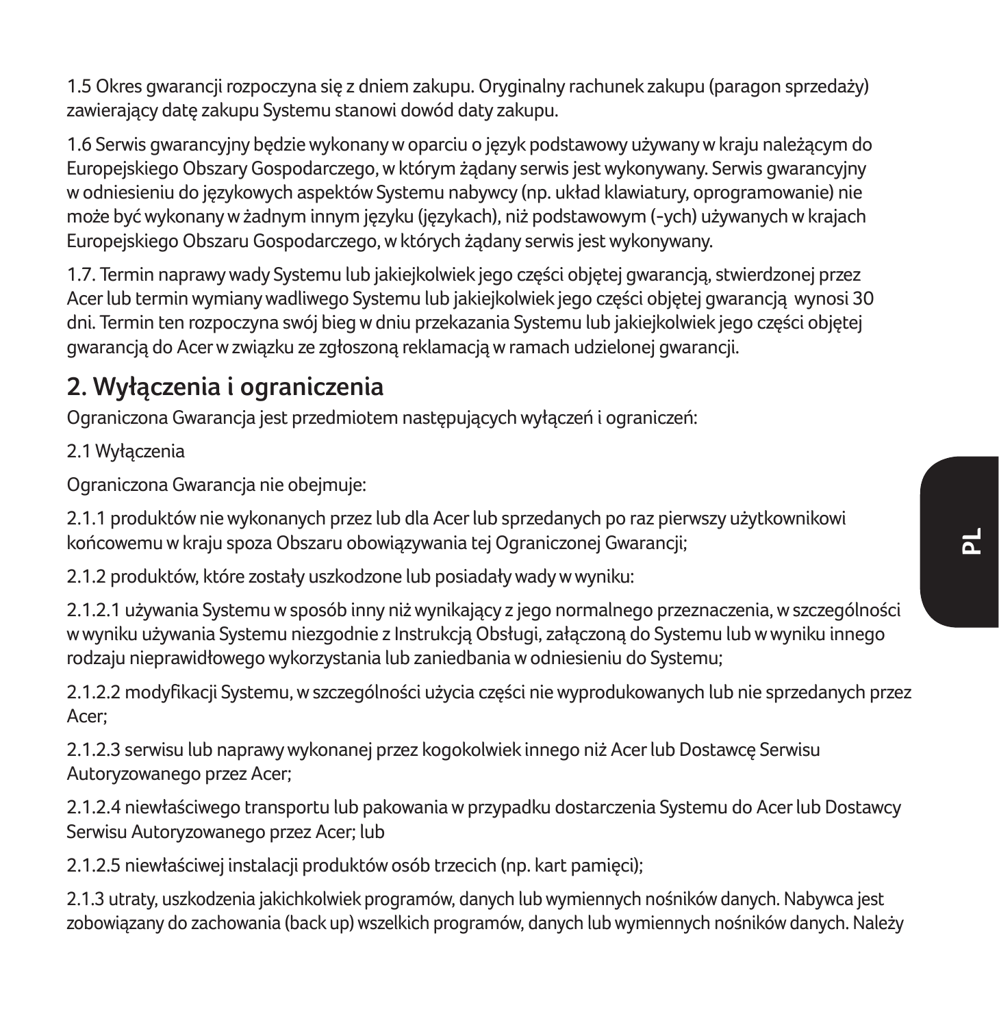1.5 Okres gwarancji rozpoczyna się z dniem zakupu. Oryginalny rachunek zakupu (paragon sprzedaży) zawierający datę zakupu Systemu stanowi dowód daty zakupu.

1.6 Serwis gwarancyjny będzie wykonany w oparciu o język podstawowy używany w kraju należącym do Europejskiego Obszary Gospodarczego, w którym żądany serwis jest wykonywany. Serwis gwarancyjny w odniesieniu do językowych aspektów Systemu nabywcy (np. układ klawiatury, oprogramowanie) nie może być wykonany w żadnym innym języku (językach), niż podstawowym (-ych) używanych w krajach Europejskiego Obszaru Gospodarczego, w których żądany serwis jest wykonywany.

1.7. Termin naprawy wady Systemu lub jakiejkolwiek jego części objętej gwarancją, stwierdzonej przez Acer lub termin wymiany wadliwego Systemu lub jakiejkolwiek jego części objętej gwarancją wynosi 30 dni. Termin ten rozpoczyna swój bieg w dniu przekazania Systemu lub jakiejkolwiek jego części objętej gwarancją do Acer w związku ze zgłoszoną reklamacją w ramach udzielonej gwarancji.

## 2. Wyłączenia i ograniczenia

Ograniczona Gwarancja jest przedmiotem następujących wyłączeń i ograniczeń:

2.1 Wyłączenia

Ograniczona Gwarancja nie obejmuje:

2.1.1 produktów nie wykonanych przez lub dla Acer lub sprzedanych po raz pierwszy użytkownikowi końcowemu w kraju spoza Obszaru obowiązywania tej Ograniczonej Gwarancji;

2.1.2 produktów, które zostały uszkodzone lub posiadały wady w wyniku:

2.1.2.1 używania Systemu w sposób inny niż wynikający z jego normalnego przeznaczenia, w szczególności w wyniku używania Systemu niezgodnie z Instrukcją Obsługi, załączoną do Systemu lub w wyniku innego rodzaju nieprawidłowego wykorzystania lub zaniedbania w odniesieniu do Systemu;

2.1.2.2 modyfikacji Systemu, w szczególności użycia części nie wyprodukowanych lub nie sprzedanych przez Acer;

2.1.2.3 serwisu lub naprawy wykonanej przez kogokolwiek innego niż Acer lub Dostawcę Serwisu Autoryzowanego przez Acer;

2.1.2.4 niewłaściwego transportu lub pakowania w przypadku dostarczenia Systemu do Acer lub Dostawcy Serwisu Autoryzowanego przez Acer; lub

2.1.2.5 niewłaściwej instalacji produktów osób trzecich (np. kart pamięci);

2.1.3 utraty, uszkodzenia jakichkolwiek programów, danych lub wymiennych nośników danych. Nabywca jest zobowiązany do zachowania (back up) wszelkich programów, danych lub wymiennych nośników danych. Należy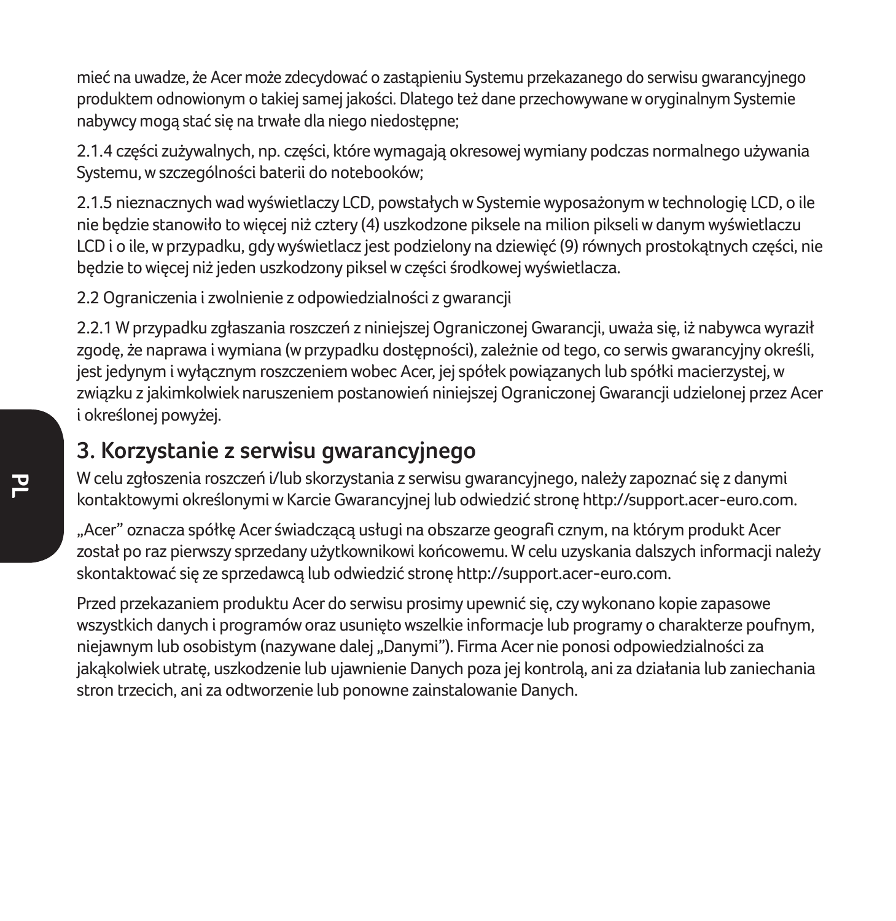mieć na uwadze, że Acer może zdecydować o zastąpieniu Systemu przekazanego do serwisu gwarancyjnego produktem odnowionym o takiej samej jakości. Dlatego też dane przechowywane w oryginalnym Systemie nabywcy mogą stać się na trwałe dla niego niedostępne;

2.1.4 części zużywalnych, np. części, które wymagają okresowej wymiany podczas normalnego używania Systemu, w szczególności baterii do notebooków;

2.1.5 nieznacznych wad wyświetlaczy LCD, powstałych w Systemie wyposażonym w technologię LCD, o ile nie będzie stanowiło to więcej niż cztery (4) uszkodzone piksele na milion pikseli w danym wyświetlaczu LCD i o ile, w przypadku, gdy wyświetlacz jest podzielony na dziewięć (9) równych prostokątnych części, nie będzie to więcej niż jeden uszkodzony piksel w części środkowej wyświetlacza.

2.2 Ograniczenia i zwolnienie z odpowiedzialności z gwarancji

2.2.1 W przypadku zgłaszania roszczeń z niniejszej Ograniczonej Gwarancji, uważa się, iż nabywca wyraził zgodę, że naprawa i wymiana (w przypadku dostępności), zależnie od tego, co serwis gwarancyjny określi, jest jedynym i wyłącznym roszczeniem wobec Acer, jej spółek powiązanych lub spółki macierzystej, w związku z jakimkolwiek naruszeniem postanowień niniejszej Ograniczonej Gwarancji udzielonej przez Acer i określonej powyżej.

## 3. Korzystanie z serwisu gwarancyjnego

W celu zgłoszenia roszczeń i/lub skorzystania z serwisu gwarancyjnego, należy zapoznać się z danymi kontaktowymi określonymi w Karcie Gwarancyjnej lub odwiedzić stronę http://support.acer-euro.com.

„Acer" oznacza spółkę Acer świadczącą usługi na obszarze geografi cznym, na którym produkt Acer został po raz pierwszy sprzedany użytkownikowi końcowemu. W celu uzyskania dalszych informacji należy skontaktować się ze sprzedawcą lub odwiedzić stronę http://support.acer-euro.com.

Przed przekazaniem produktu Acer do serwisu prosimy upewnić się, czy wykonano kopie zapasowe wszystkich danych i programów oraz usunięto wszelkie informacje lub programy o charakterze poufnym, niejawnym lub osobistym (nazywane dalej „Danymi"). Firma Acer nie ponosi odpowiedzialności za jakąkolwiek utratę, uszkodzenie lub ujawnienie Danych poza jej kontrolą, ani za działania lub zaniechania stron trzecich, ani za odtworzenie lub ponowne zainstalowanie Danych.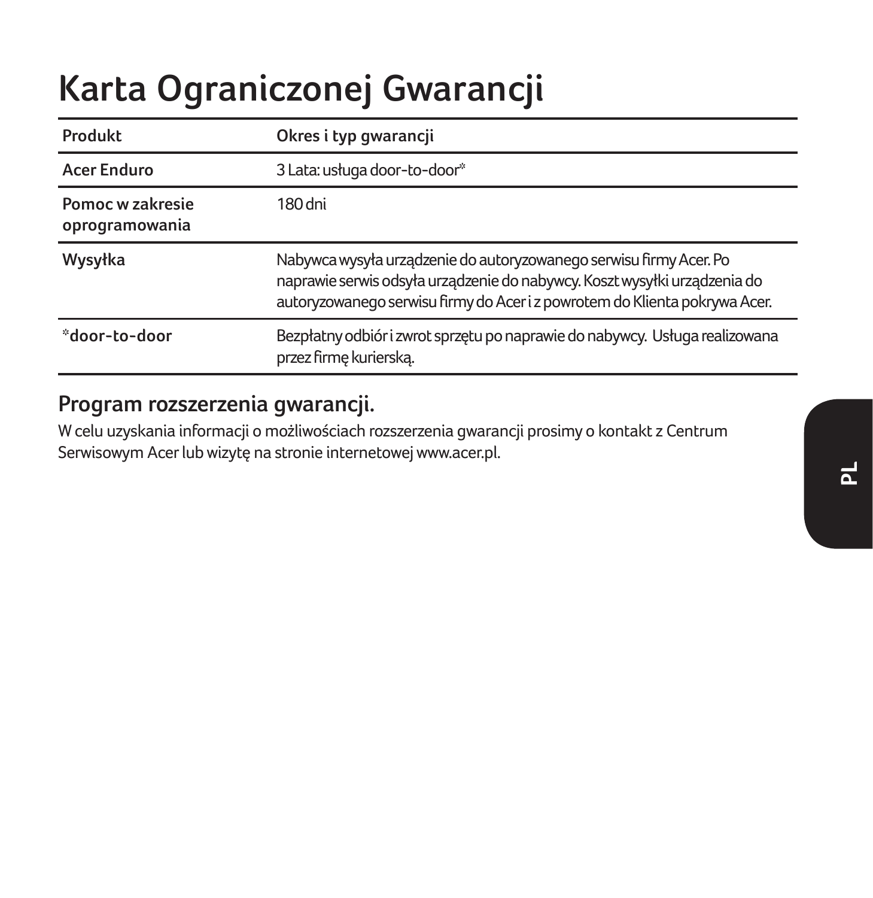# Karta Ograniczonej Gwarancji

| Produkt | Okres i typ gwarancji |
| --- | --- |
| Acer Enduro | 3 Lata: usługa door-to-door* |
| Pomoc w zakresie oprogramowania | 180 dni |
| Wysyłka | Nabywca wysyła urządzenie do autoryzowanego serwisu firmy Acer. Po naprawie serwis odsyła urządzenie do nabywcy. Koszt wysyłki urządzenia do autoryzowanego serwisu firmy do Acer i z powrotem do Klienta pokrywa Acer. |
| *door-to-door | Bezpłatny odbiór i zwrot sprzętu po naprawie do nabywcy. Usługa realizowana przez firmę kurierską. |

## Program rozszerzenia gwarancji.

W celu uzyskania informacji o możliwościach rozszerzenia gwarancji prosimy o kontakt z Centrum Serwisowym Acer lub wizytę na stronie internetowej www.acer.pl.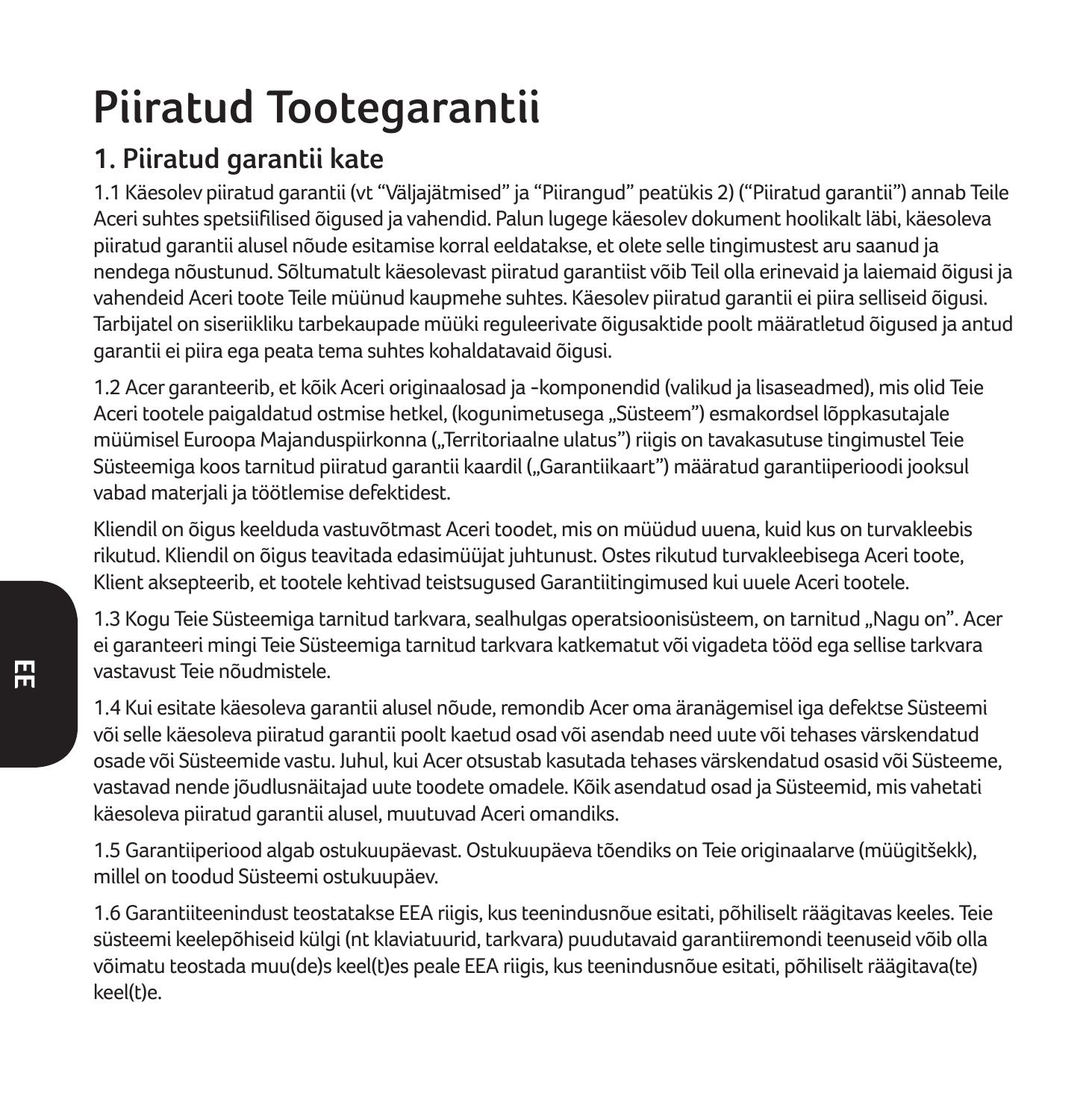# Piiratud Tootegarantii

## 1. Piiratud garantii kate

1.1 Käesolev piiratud garantii (vt “Väljajätmised” ja “Piirangud” peatükis 2) (“Piiratud garantii”) annab Teile Aceri suhtes spetsiifilised õigused ja vahendid. Palun lugege käesolev dokument hoolikalt läbi, käesoleva piiratud garantii alusel nõude esitamise korral eeldatakse, et olete selle tingimustest aru saanud ja nendega nõustunud. Sõltumatult käesolevast piiratud garantiist võib Teil olla erinevaid ja laiemaid õigusi ja vahendeid Aceri toote Teile müünud kaupmehe suhtes. Käesolev piiratud garantii ei piira selliseid õigusi. Tarbijatel on siseriikliku tarbekaupade müüki reguleerivate õigusaktide poolt määratletud õigused ja antud garantii ei piira ega peata tema suhtes kohaldatavaid õigusi.

1.2 Acer garanteerib, et kõik Aceri originaalosad ja -komponendid (valikud ja lisaseadmed), mis olid Teie Aceri tootele paigaldatud ostmise hetkel, (kogunimetusega „Süsteem”) esmakordsel lõppkasutajale müümisel Euroopa Majanduspiirkonna („Territoriaalne ulatus”) riigis on tavakasutuse tingimustel Teie Süsteemiga koos tarnitud piiratud garantii kaardil („Garantiikaart”) määratud garantiiperioodi jooksul vabad materjali ja töötlemise defektidest.

Kliendil on õigus keelduda vastuvõtmast Aceri toodet, mis on müüdud uuena, kuid kus on turvakleebis rikutud. Kliendil on õigus teavitada edasimüüjat juhtunust. Ostes rikutud turvakleebisega Aceri toote, Klient aksepteerib, et tootele kehtivad teistsugused Garantiitingimused kui uuele Aceri tootele.

1.3 Kogu Teie Süsteemiga tarnitud tarkvara, sealhulgas operatsioonisüsteem, on tarnitud „Nagu on”. Acer ei garanteeri mingi Teie Süsteemiga tarnitud tarkvara katkematut või vigadeta tööd ega sellise tarkvara vastavust Teie nõudmistele.

1.4 Kui esitate käesoleva garantii alusel nõude, remondib Acer oma äranägemisel iga defektse Süsteemi või selle käesoleva piiratud garantii poolt kaetud osad või asendab need uute või tehases värskendatud osade või Süsteemide vastu. Juhul, kui Acer otsustab kasutada tehases värskendatud osasid või Süsteeme, vastavad nende jõudlusnäitajad uute toodete omadele. Kõik asendatud osad ja Süsteemid, mis vahetati käesoleva piiratud garantii alusel, muutuvad Aceri omandiks.

1.5 Garantiiperiood algab ostukuupäevast. Ostukuupäeva tõendiks on Teie originaalarve (müügitšekk), millel on toodud Süsteemi ostukuupäev.

1.6 Garantiiteenindust teostatakse EEA riigis, kus teenindusnõue esitati, põhiliselt räägitavas keeles. Teie süsteemi keelepõhiseid külgi (nt klaviatuurid, tarkvara) puudutavaid garantiiremondi teenuseid võib olla võimatu teostada muu(de)s keel(t)es peale EEA riigis, kus teenindusnõue esitati, põhiliselt räägitava(te) keel(t)e.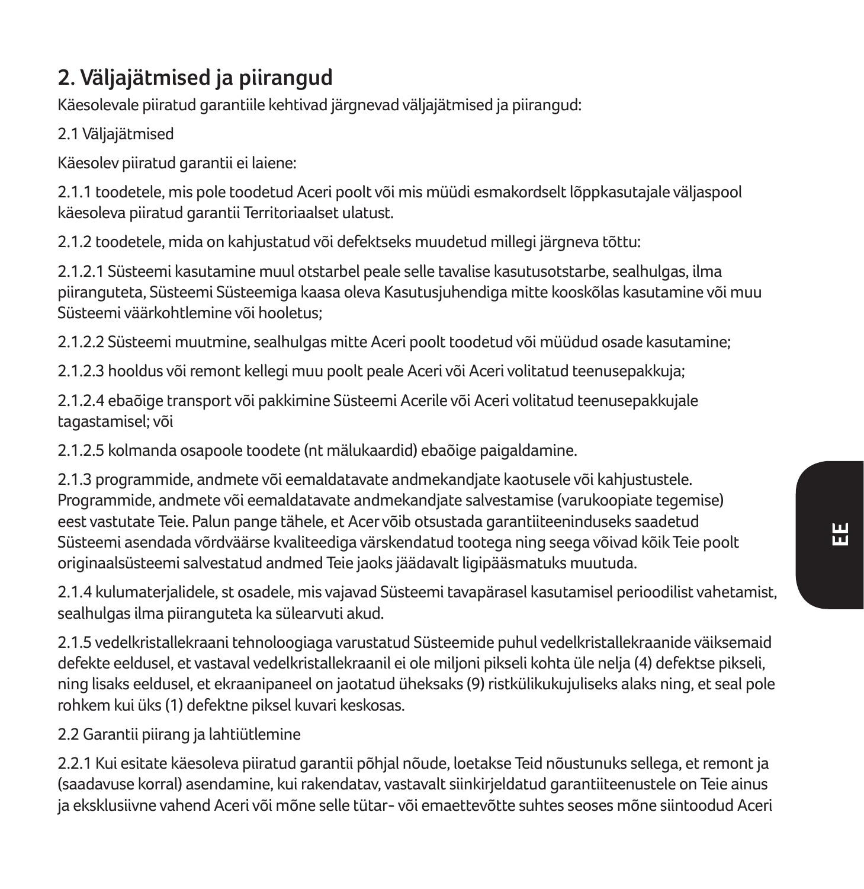## 2. Väljajätmised ja piirangud

Käesolevale piiratud garantiile kehtivad järgnevad väljajätmised ja piirangud:

2.1 Väljajätmised

Käesolev piiratud garantii ei laiene:

2.1.1 toodetele, mis pole toodetud Aceri poolt või mis müüdi esmakordselt lõppkasutajale väljaspool käesoleva piiratud garantii Territoriaalset ulatust.

2.1.2 toodetele, mida on kahjustatud või defektseks muudetud millegi järgneva tõttu:

2.1.2.1 Süsteemi kasutamine muul otstarbel peale selle tavalise kasutusotstarbe, sealhulgas, ilma piiranguteta, Süsteemi Süsteemiga kaasa oleva Kasutusjuhendiga mitte kooskõlas kasutamine või muu Süsteemi väärkohtlemine või hooletus;

2.1.2.2 Süsteemi muutmine, sealhulgas mitte Aceri poolt toodetud või müüdud osade kasutamine;

2.1.2.3 hooldus või remont kellegi muu poolt peale Aceri või Aceri volitatud teenusepakkuja;

2.1.2.4 ebaõige transport või pakkimine Süsteemi Acerile või Aceri volitatud teenusepakkujale tagastamisel; või

2.1.2.5 kolmanda osapoole toodete (nt mälukaardid) ebaõige paigaldamine.

2.1.3 programmide, andmete või eemaldatavate andmekandjate kaotusele või kahjustustele. Programmide, andmete või eemaldatavate andmekandjate salvestamise (varukoopiate tegemise) eest vastutate Teie. Palun pange tähele, et Acer võib otsustada garantiiteeninduseks saadetud Süsteemi asendada võrdväärse kvaliteediga värskendatud tootega ning seega võivad kõik Teie poolt originaalsüsteemi salvestatud andmed Teie jaoks jäädavalt ligipääsmatuks muutuda.

2.1.4 kulumaterjalidele, st osadele, mis vajavad Süsteemi tavapärasel kasutamisel perioodilist vahetamist, sealhulgas ilma piiranguteta ka sülearvuti akud.

2.1.5 vedelkristallekraani tehnoloogiaga varustatud Süsteemide puhul vedelkristallekraanide väiksemaid defekte eeldusel, et vastaval vedelkristallekraanil ei ole miljoni pikseli kohta üle nelja (4) defektse pikseli, ning lisaks eeldusel, et ekraanipaneel on jaotatud üheksaks (9) ristkülikukujuliseks alaks ning, et seal pole rohkem kui üks (1) defektne piksel kuvari keskosas.

2.2 Garantii piirang ja lahtiütlemine

2.2.1 Kui esitate käesoleva piiratud garantii põhjal nõude, loetakse Teid nõustunuks sellega, et remont ja (saadavuse korral) asendamine, kui rakendatav, vastavalt siinkirjeldatud garantiiteenustele on Teie ainus ja eksklusiivne vahend Aceri või mõne selle tütar- või emaettevõtte suhtes seoses mõne siintoodud Aceri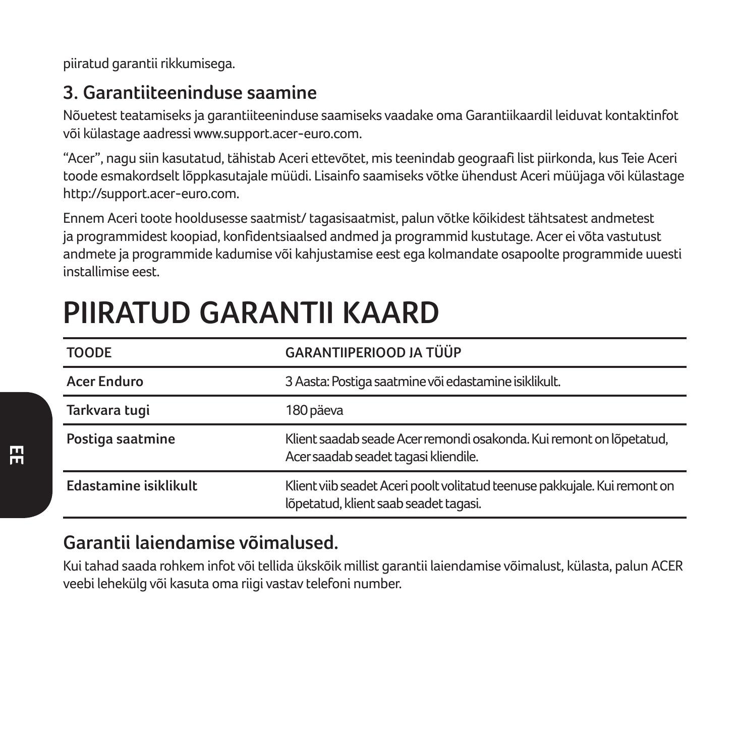piiratud garantii rikkumisega.

## 3. Garantiiteeninduse saamine

Nõuetest teatamiseks ja garantiiteeninduse saamiseks vaadake oma Garantiikaardil leiduvat kontaktinfot või külastage aadressi www.support.acer-euro.com.

“Acer”, nagu siin kasutatud, tähistab Aceri ettevõtet, mis teenindab geograafi list piirkonda, kus Teie Aceri toode esmakordselt lõppkasutajale müüdi. Lisainfo saamiseks võtke ühendust Aceri müüjaga või külastage http://support.acer-euro.com.

Ennem Aceri toote hooldusesse saatmist/ tagasisaatmist, palun võtke kõikidest tähtsatest andmetest ja programmidest koopiad, konfidentsiaalsed andmed ja programmid kustutage. Acer ei võta vastutust andmete ja programmide kadumise või kahjustamise eest ega kolmandate osapoolte programmide uuesti installimise eest.

# PIIRATUD GARANTII KAARD

| TOODE | GARANTIIPERIOOD JA TÜÜP |
|---|---|
| **Acer Enduro** | 3 Aasta: Postiga saatmine või edastamine isiklikult. |
| **Tarkvara tugi** | 180 päeva |
| **Postiga saatmine** | Klient saadab seade Acer remondi osakonda. Kui remont on lõpetatud, Acer saadab seadet tagasi kliendile. |
| **Edastamine isiklikult** | Klient viib seadet Aceri poolt volitatud teenuse pakkujale. Kui remont on lõpetatud, klient saab seadet tagasi. |

## Garantii laiendamise võimalused.

Kui tahad saada rohkem infot või tellida ükskõik millist garantii laiendamise võimalust, külasta, palun ACER veebi lehekülg või kasuta oma riigi vastav telefoni number.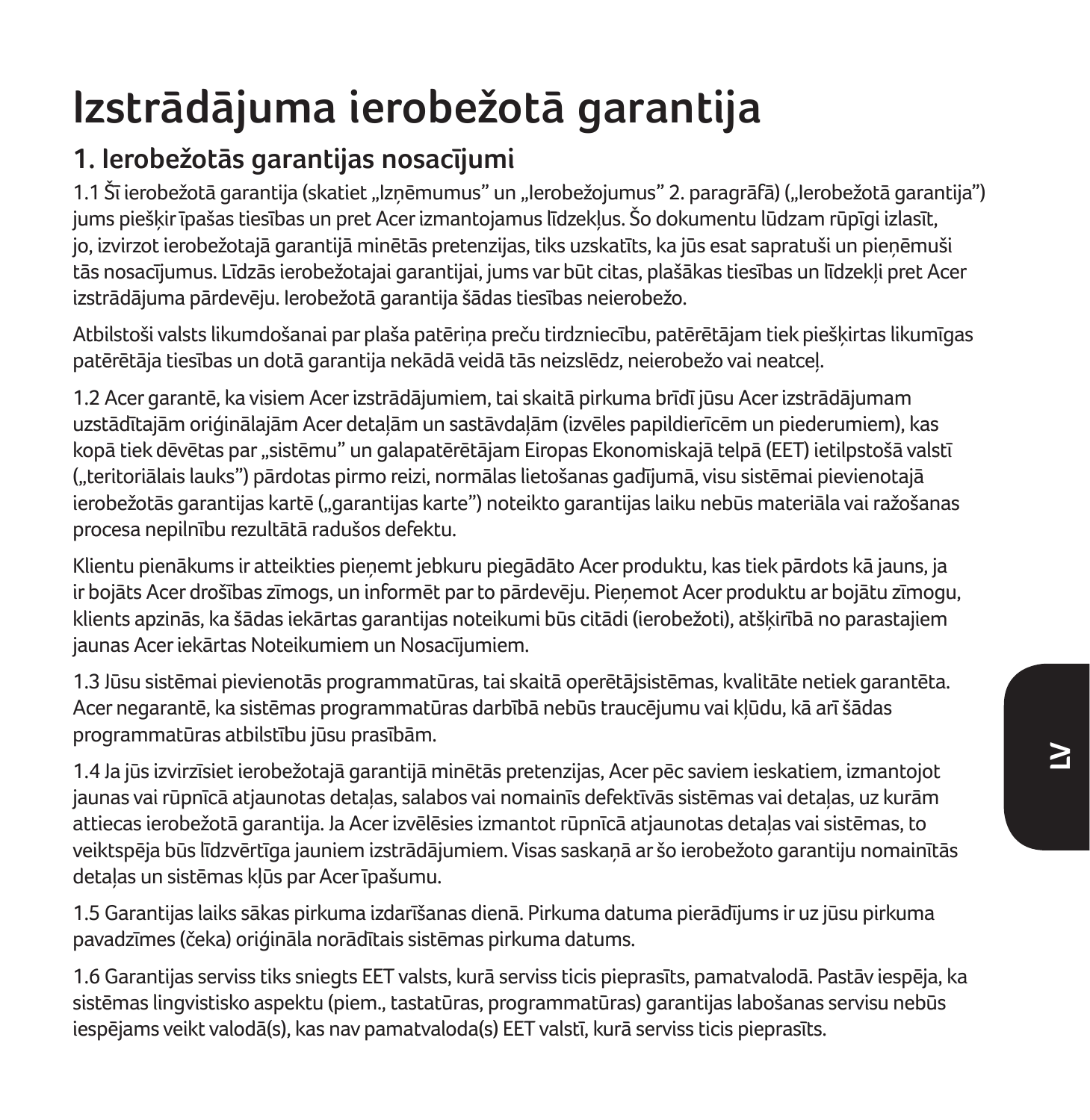# Izstrādājuma ierobežotā garantija

## 1. Ierobežotās garantijas nosacījumi

1.1 Šī ierobežotā garantija (skatiet „Izņēmumus" un „Ierobežojumus" 2. paragrāfā) („Ierobežotā garantija") jums piešķir īpašas tiesības un pret Acer izmantojamus līdzekļus. Šo dokumentu lūdzam rūpīgi izlasīt, jo, izvirzot ierobežotajā garantijā minētās pretenzijas, tiks uzskatīts, ka jūs esat sapratuši un pieņēmuši tās nosacījumus. Līdzās ierobežotajai garantijai, jums var būt citas, plašākas tiesības un līdzekļi pret Acer izstrādājuma pārdevēju. Ierobežotā garantija šādas tiesības neierobežo.

Atbilstoši valsts likumdošanai par plaša patēriņa preču tirdzniecību, patērētājam tiek piešķirtas likumīgas patērētāja tiesības un dotā garantija nekādā veidā tās neizslēdz, neierobežo vai neatceļ.

1.2 Acer garantē, ka visiem Acer izstrādājumiem, tai skaitā pirkuma brīdī jūsu Acer izstrādājumam uzstādītajām oriģinālajām Acer detaļām un sastāvdaļām (izvēles papildierīcēm un piederumiem), kas kopā tiek dēvētas par „sistēmu" un galapatērētājam Eiropas Ekonomiskajā telpā (EET) ietilpstošā valstī („teritoriālais lauks") pārdotas pirmo reizi, normālas lietošanas gadījumā, visu sistēmai pievienotajā ierobežotās garantijas kartē („garantijas karte") noteikto garantijas laiku nebūs materiāla vai ražošanas procesa nepilnību rezultātā radušos defektu.

Klientu pienākums ir atteikties pieņemt jebkuru piegādāto Acer produktu, kas tiek pārdots kā jauns, ja ir bojāts Acer drošības zīmogs, un informēt par to pārdevēju. Pieņemot Acer produktu ar bojātu zīmogu, klients apzinās, ka šādas iekārtas garantijas noteikumi būs citādi (ierobežoti), atšķirībā no parastajiem jaunas Acer iekārtas Noteikumiem un Nosacījumiem.

1.3 Jūsu sistēmai pievienotās programmatūras, tai skaitā operētājsistēmas, kvalitāte netiek garantēta. Acer negarantē, ka sistēmas programmatūras darbībā nebūs traucējumu vai kļūdu, kā arī šādas programmatūras atbilstību jūsu prasībām.

1.4 Ja jūs izvirzīsiet ierobežotajā garantijā minētās pretenzijas, Acer pēc saviem ieskatiem, izmantojot jaunas vai rūpnīcā atjaunotas detaļas, salabos vai nomainīs defektīvās sistēmas vai detaļas, uz kurām attiecas ierobežotā garantija. Ja Acer izvēlēsies izmantot rūpnīcā atjaunotas detaļas vai sistēmas, to veiktspēja būs līdzvērtīga jauniem izstrādājumiem. Visas saskaņā ar šo ierobežoto garantiju nomainītās detaļas un sistēmas kļūs par Acer īpašumu.

1.5 Garantijas laiks sākas pirkuma izdarīšanas dienā. Pirkuma datuma pierādījums ir uz jūsu pirkuma pavadzīmes (čeka) oriģināla norādītais sistēmas pirkuma datums.

1.6 Garantijas serviss tiks sniegts EET valsts, kurā serviss ticis pieprasīts, pamatvalodā. Pastāv iespēja, ka sistēmas lingvistisko aspektu (piem., tastatūras, programmatūras) garantijas labošanas servisu nebūs iespējams veikt valodā(s), kas nav pamatvaloda(s) EET valstī, kurā serviss ticis pieprasīts.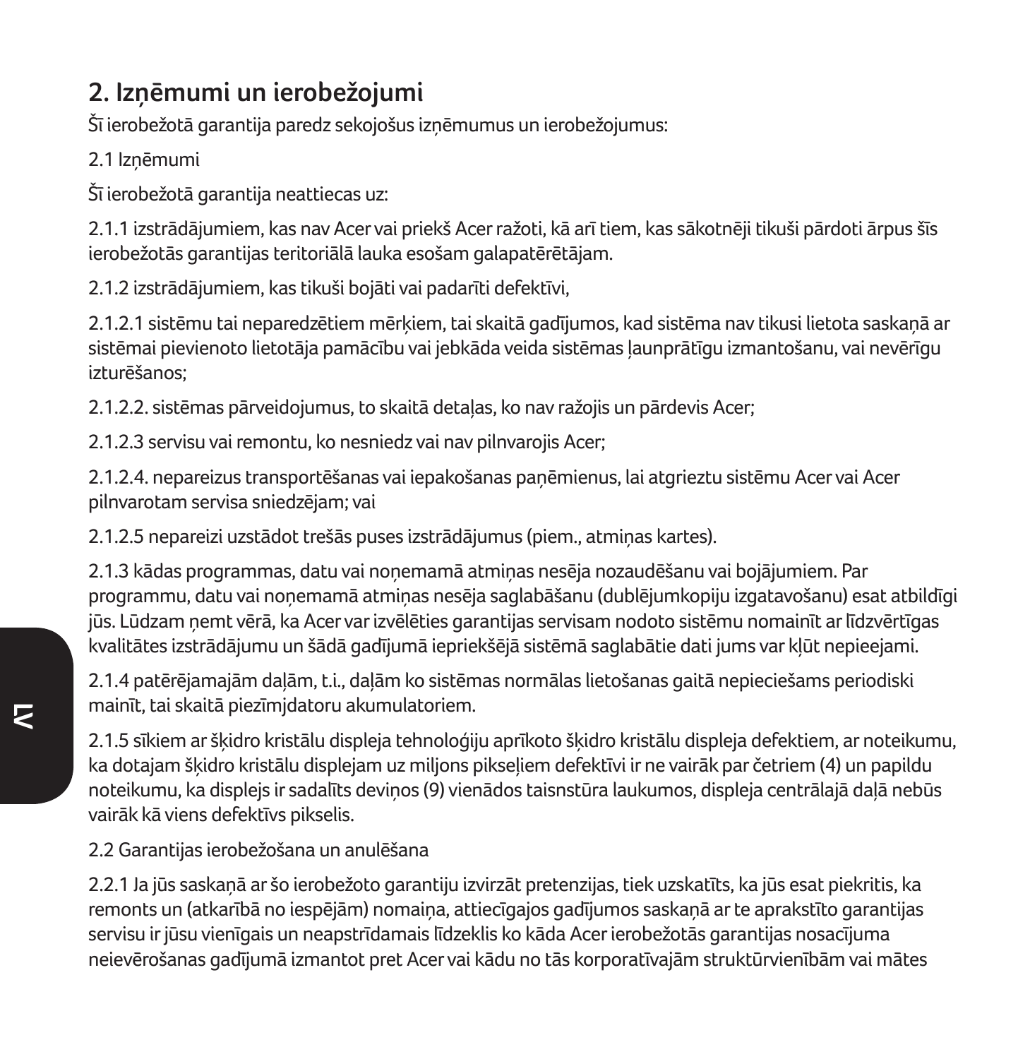## 2. Izņēmumi un ierobežojumi

Šī ierobežotā garantija paredz sekojošus izņēmumus un ierobežojumus:

2.1 Izņēmumi

Šī ierobežotā garantija neattiecas uz:

2.1.1 izstrādājumiem, kas nav Acer vai priekš Acer ražoti, kā arī tiem, kas sākotnēji tikuši pārdoti ārpus šīs ierobežotās garantijas teritoriālā lauka esošam galapatērētājam.

2.1.2 izstrādājumiem, kas tikuši bojāti vai padarīti defektīvi,

2.1.2.1 sistēmu tai neparedzētiem mērķiem, tai skaitā gadījumos, kad sistēma nav tikusi lietota saskaņā ar sistēmai pievienoto lietotāja pamācību vai jebkāda veida sistēmas ļaunprātīgu izmantošanu, vai nevērīgu izturēšanos;

2.1.2.2. sistēmas pārveidojumus, to skaitā detaļas, ko nav ražojis un pārdevis Acer;

2.1.2.3 servisu vai remontu, ko nesniedz vai nav pilnvarojis Acer;

2.1.2.4. nepareizus transportēšanas vai iepakošanas paņēmienus, lai atgrieztu sistēmu Acer vai Acer pilnvarotam servisa sniedzējam; vai

2.1.2.5 nepareizi uzstādot trešās puses izstrādājumus (piem., atmiņas kartes).

2.1.3 kādas programmas, datu vai noņemamā atmiņas nesēja nozaudēšanu vai bojājumiem. Par programmu, datu vai noņemamā atmiņas nesēja saglabāšanu (dublējumkopiju izgatavošanu) esat atbildīgi jūs. Lūdzam ņemt vērā, ka Acer var izvēlēties garantijas servisam nodoto sistēmu nomainīt ar līdzvērtīgas kvalitātes izstrādājumu un šādā gadījumā iepriekšējā sistēmā saglabātie dati jums var kļūt nepieejami.

2.1.4 patērējamajām daļām, t.i., daļām ko sistēmas normālas lietošanas gaitā nepieciešams periodiski mainīt, tai skaitā piezīmjdatoru akumulatoriem.

2.1.5 sīkiem ar šķidro kristālu displeja tehnoloģiju aprīkoto šķidro kristālu displeja defektiem, ar noteikumu, ka dotajam šķidro kristālu displejam uz miljons pikseļiem defektīvi ir ne vairāk par četriem (4) un papildu noteikumu, ka displejs ir sadalīts deviņos (9) vienādos taisnstūra laukumos, displeja centrālajā daļā nebūs vairāk kā viens defektīvs pikselis.

2.2 Garantijas ierobežošana un anulēšana

2.2.1 Ja jūs saskaņā ar šo ierobežoto garantiju izvirzāt pretenzijas, tiek uzskatīts, ka jūs esat piekritis, ka remonts un (atkarībā no iespējām) nomaiņa, attiecīgajos gadījumos saskaņā ar te aprakstīto garantijas servisu ir jūsu vienīgais un neapstrīdamais līdzeklis ko kāda Acer ierobežotās garantijas nosacījuma neievērošanas gadījumā izmantot pret Acer vai kādu no tās korporatīvajām struktūrvienībām vai mātes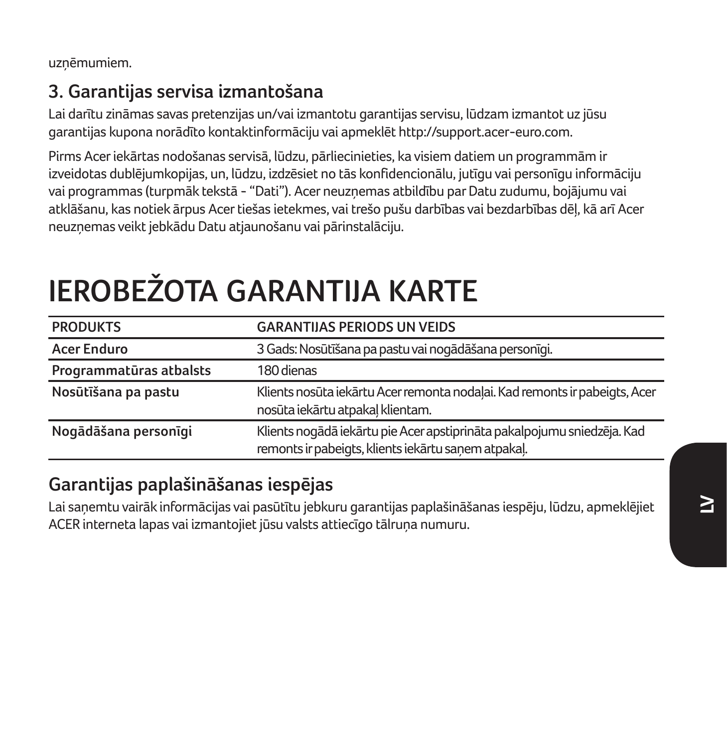uzņēmumiem.

## 3. Garantijas servisa izmantošana

Lai darītu zināmas savas pretenzijas un/vai izmantotu garantijas servisu, lūdzam izmantot uz jūsu garantijas kupona norādīto kontaktinformāciju vai apmeklēt http://support.acer-euro.com.

Pirms Acer iekārtas nodošanas servisā, lūdzu, pārliecinieties, ka visiem datiem un programmām ir izveidotas dublējumkopijas, un, lūdzu, izdzēsiet no tās konfidencionālu, jutīgu vai personīgu informāciju vai programmas (turpmāk tekstā - “Dati”). Acer neuzņemas atbildību par Datu zudumu, bojājumu vai atklāšanu, kas notiek ārpus Acer tiešas ietekmes, vai trešo pušu darbības vai bezdarbības dēļ, kā arī Acer neuzņemas veikt jebkādu Datu atjaunošanu vai pārinstalāciju.

# IEROBEŽOTA GARANTIJA KARTE

| PRODUKTS | GARANTIJAS PERIODS UN VEIDS |
|---|---|
| **Acer Enduro** | 3 Gads: Nosūtīšana pa pastu vai nogādāšana personīgi. |
| **Programmatūras atbalsts** | 180 dienas |
| **Nosūtīšana pa pastu** | Klients nosūta iekārtu Acer remonta nodaļai. Kad remonts ir pabeigts, Acer nosūta iekārtu atpakaļ klientam. |
| **Nogādāšana personīgi** | Klients nogādā iekārtu pie Acer apstiprināta pakalpojumu sniedzēja. Kad remonts ir pabeigts, klients iekārtu saņem atpakaļ. |

## Garantijas paplašināšanas iespējas

Lai saņemtu vairāk informācijas vai pasūtītu jebkuru garantijas paplašināšanas iespēju, lūdzu, apmeklējiet ACER interneta lapas vai izmantojiet jūsu valsts attiecīgo tālruņa numuru.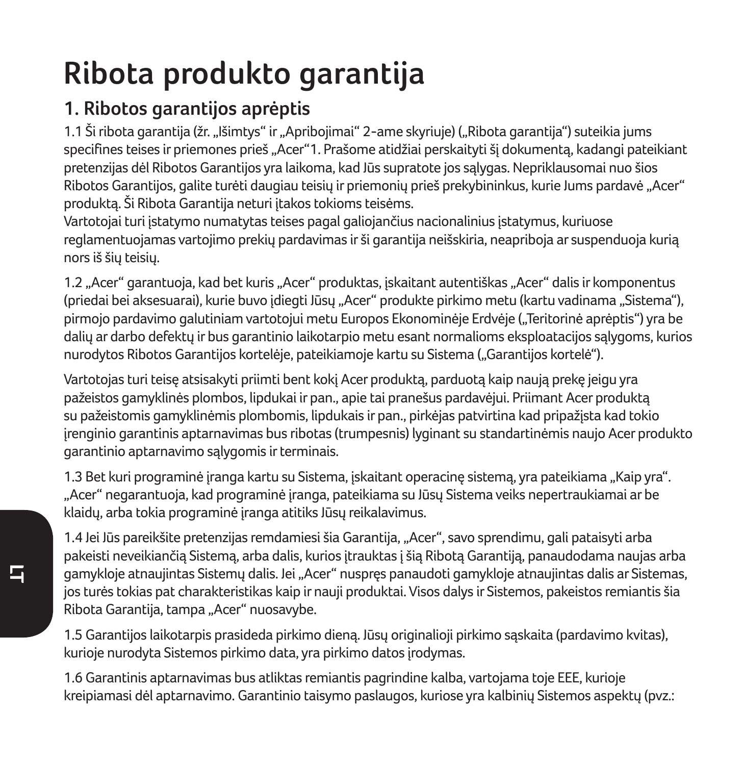# Ribota produkto garantija

## 1. Ribotos garantijos aprėptis

1.1 Ši ribota garantija (žr. „Išimtys“ ir „Apribojimai“ 2-ame skyriuje) („Ribota garantija“) suteikia jums specifines teises ir priemones prieš „Acer“1. Prašome atidžiai perskaityti šį dokumentą, kadangi pateikiant pretenzijas dėl Ribotos Garantijos yra laikoma, kad Jūs supratote jos sąlygas. Nepriklausomai nuo šios Ribotos Garantijos, galite turėti daugiau teisių ir priemonių prieš prekybininkus, kurie Jums pardavė „Acer“ produktą. Ši Ribota Garantija neturi įtakos tokioms teisėms.
Vartotojai turi įstatymo numatytas teises pagal galiojančius nacionalinius įstatymus, kuriuose reglamentuojamas vartojimo prekių pardavimas ir ši garantija neišskiria, neapriboja ar suspenduoja kurią nors iš šių teisių.

1.2 „Acer“ garantuoja, kad bet kuris „Acer“ produktas, įskaitant autentiškas „Acer“ dalis ir komponentus (priedai bei aksesuarai), kurie buvo įdiegti Jūsų „Acer“ produkte pirkimo metu (kartu vadinama „Sistema“), pirmojo pardavimo galutiniam vartotojui metu Europos Ekonominėje Erdvėje („Teritorinė aprėptis“) yra be dalių ar darbo defektų ir bus garantinio laikotarpio metu esant normalioms eksploatacijos sąlygoms, kurios nurodytos Ribotos Garantijos kortelėje, pateikiamoje kartu su Sistema („Garantijos kortelė“).

Vartotojas turi teisę atsisakyti priimti bent kokį Acer produktą, parduotą kaip naują prekę jeigu yra pažeistos gamyklinės plombos, lipdukai ir pan., apie tai pranešus pardavėjui. Priimant Acer produktą su pažeistomis gamyklinėmis plombomis, lipdukais ir pan., pirkėjas patvirtina kad pripažįsta kad tokio įrenginio garantinis aptarnavimas bus ribotas (trumpesnis) lyginant su standartinėmis naujo Acer produkto garantinio aptarnavimo sąlygomis ir terminais.

1.3 Bet kuri programinė įranga kartu su Sistema, įskaitant operacinę sistemą, yra pateikiama „Kaip yra“. „Acer“ negarantuoja, kad programinė įranga, pateikiama su Jūsų Sistema veiks nepertraukiamai ar be klaidų, arba tokia programinė įranga atitiks Jūsų reikalavimus.

1.4 Jei Jūs pareikšite pretenzijas remdamiesi šia Garantija, „Acer“, savo sprendimu, gali pataisyti arba pakeisti neveikiančią Sistemą, arba dalis, kurios įtrauktas į šią Ribotą Garantiją, panaudodama naujas arba gamykloje atnaujintas Sistemų dalis. Jei „Acer“ nuspręs panaudoti gamykloje atnaujintas dalis ar Sistemas, jos turės tokias pat charakteristikas kaip ir nauji produktai. Visos dalys ir Sistemos, pakeistos remiantis šia Ribota Garantija, tampa „Acer“ nuosavybe.

1.5 Garantijos laikotarpis prasideda pirkimo dieną. Jūsų originalioji pirkimo sąskaita (pardavimo kvitas), kurioje nurodyta Sistemos pirkimo data, yra pirkimo datos įrodymas.

1.6 Garantinis aptarnavimas bus atliktas remiantis pagrindine kalba, vartojama toje EEE, kurioje kreipiamasi dėl aptarnavimo. Garantinio taisymo paslaugos, kuriose yra kalbinių Sistemos aspektų (pvz.: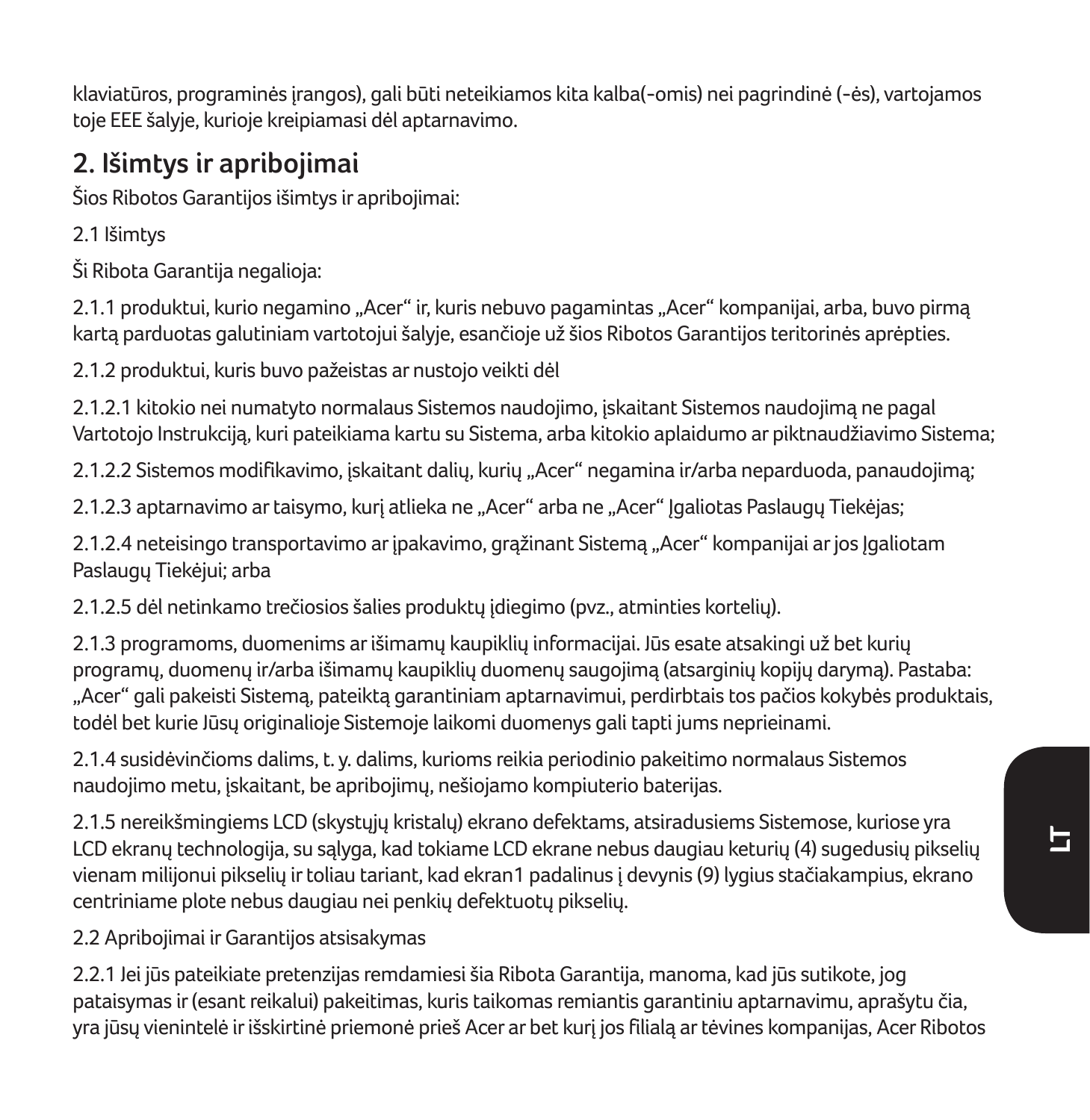klaviatūros, programinės įrangos), gali būti neteikiamos kita kalba(-omis) nei pagrindinė (-ės), vartojamos toje EEE šalyje, kurioje kreipiamasi dėl aptarnavimo.

## 2. Išimtys ir apribojimai

Šios Ribotos Garantijos išimtys ir apribojimai:

2.1 Išimtys

Ši Ribota Garantija negalioja:

2.1.1 produktui, kurio negamino „Acer“ ir, kuris nebuvo pagamintas „Acer“ kompanijai, arba, buvo pirmą kartą parduotas galutiniam vartotojui šalyje, esančioje už šios Ribotos Garantijos teritorinės aprėpties.

2.1.2 produktui, kuris buvo pažeistas ar nustojo veikti dėl

2.1.2.1 kitokio nei numatyto normalaus Sistemos naudojimo, įskaitant Sistemos naudojimą ne pagal Vartotojo Instrukciją, kuri pateikiama kartu su Sistema, arba kitokio aplaidumo ar piktnaudžiavimo Sistema;

2.1.2.2 Sistemos modifikavimo, įskaitant dalių, kurių „Acer“ negamina ir/arba neparduoda, panaudojimą;

2.1.2.3 aptarnavimo ar taisymo, kurį atlieka ne „Acer“ arba ne „Acer“ Įgaliotas Paslaugų Tiekėjas;

2.1.2.4 neteisingo transportavimo ar įpakavimo, grąžinant Sistemą „Acer“ kompanijai ar jos Įgaliotam Paslaugų Tiekėjui; arba

2.1.2.5 dėl netinkamo trečiosios šalies produktų įdiegimo (pvz., atminties kortelių).

2.1.3 programoms, duomenims ar išimamų kaupiklių informacijai. Jūs esate atsakingi už bet kurių programų, duomenų ir/arba išimamų kaupiklių duomenų saugojimą (atsarginių kopijų darymą). Pastaba: „Acer“ gali pakeisti Sistemą, pateiktą garantiniam aptarnavimui, perdirbtais tos pačios kokybės produktais, todėl bet kurie Jūsų originalioje Sistemoje laikomi duomenys gali tapti jums neprieinami.

2.1.4 susidėvinčioms dalims, t. y. dalims, kurioms reikia periodinio pakeitimo normalaus Sistemos naudojimo metu, įskaitant, be apribojimų, nešiojamo kompiuterio baterijas.

2.1.5 nereikšmingiems LCD (skystųjų kristalų) ekrano defektams, atsiradusiems Sistemose, kuriose yra LCD ekranų technologija, su sąlyga, kad tokiame LCD ekrane nebus daugiau keturių (4) sugedusių pikselių vienam milijonui pikselių ir toliau tariant, kad ekran1 padalinus į devynis (9) lygius stačiakampius, ekrano centriniame plote nebus daugiau nei penkių defektuotų pikselių.

2.2 Apribojimai ir Garantijos atsisakymas

2.2.1 Jei jūs pateikiate pretenzijas remdamiesi šia Ribota Garantija, manoma, kad jūs sutikote, jog pataisymas ir (esant reikalui) pakeitimas, kuris taikomas remiantis garantiniu aptarnavimu, aprašytu čia, yra jūsų vienintelė ir išskirtinė priemonė prieš Acer ar bet kurį jos filialą ar tėvines kompanijas, Acer Ribotos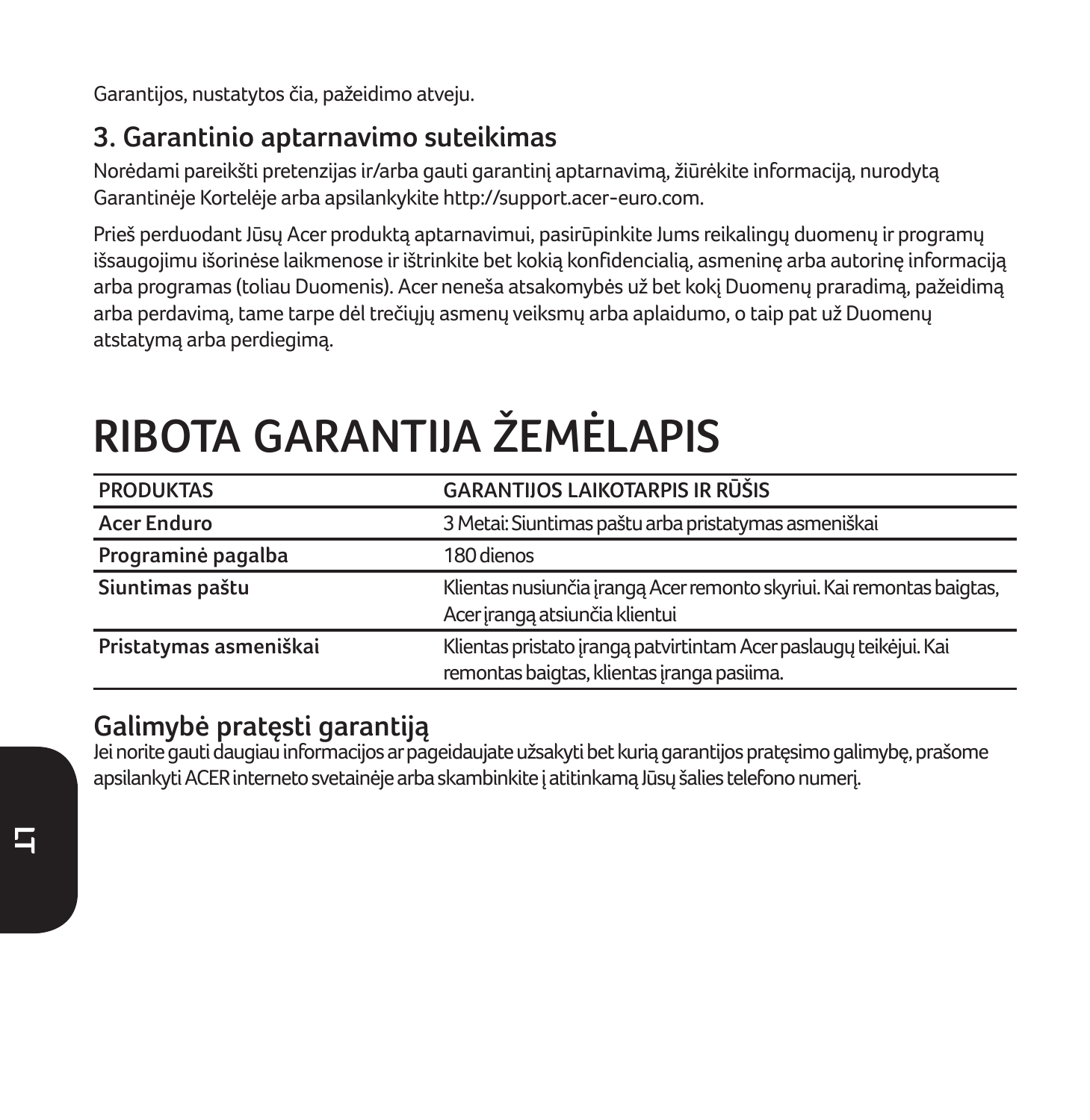Garantijos, nustatytos čia, pažeidimo atveju.

## 3. Garantinio aptarnavimo suteikimas

Norėdami pareikšti pretenzijas ir/arba gauti garantinį aptarnavimą, žiūrėkite informaciją, nurodytą Garantinėje Kortelėje arba apsilankykite http://support.acer-euro.com.

Prieš perduodant Jūsų Acer produktą aptarnavimui, pasirūpinkite Jums reikalingų duomenų ir programų išsaugojimu išorinėse laikmenose ir ištrinkite bet kokią konfidencialią, asmeninę arba autorinę informaciją arba programas (toliau Duomenis). Acer neneša atsakomybės už bet kokį Duomenų praradimą, pažeidimą arba perdavimą, tame tarpe dėl trečiųjų asmenų veiksmų arba aplaidumo, o taip pat už Duomenų atstatymą arba perdiegimą.

# RIBOTA GARANTIJA ŽEMĖLAPIS

| PRODUKTAS | GARANTIJOS LAIKOTARPIS IR RŪŠIS |
| --- | --- |
| **Acer Enduro** | 3 Metai: Siuntimas paštu arba pristatymas asmeniškai |
| **Programinė pagalba** | 180 dienos |
| **Siuntimas paštu** | Klientas nusiunčia įrangą Acer remonto skyriui. Kai remontas baigtas, Acer įrangą atsiunčia klientui |
| **Pristatymas asmeniškai** | Klientas pristato įrangą patvirtintam Acer paslaugų teikėjui. Kai remontas baigtas, klientas įranga pasiima. |

## Galimybė pratęsti garantiją

Jei norite gauti daugiau informacijos ar pageidaujate užsakyti bet kurią garantijos pratęsimo galimybę, prašome apsilankyti ACER interneto svetainėje arba skambinkite į atitinkamą Jūsų šalies telefono numerį.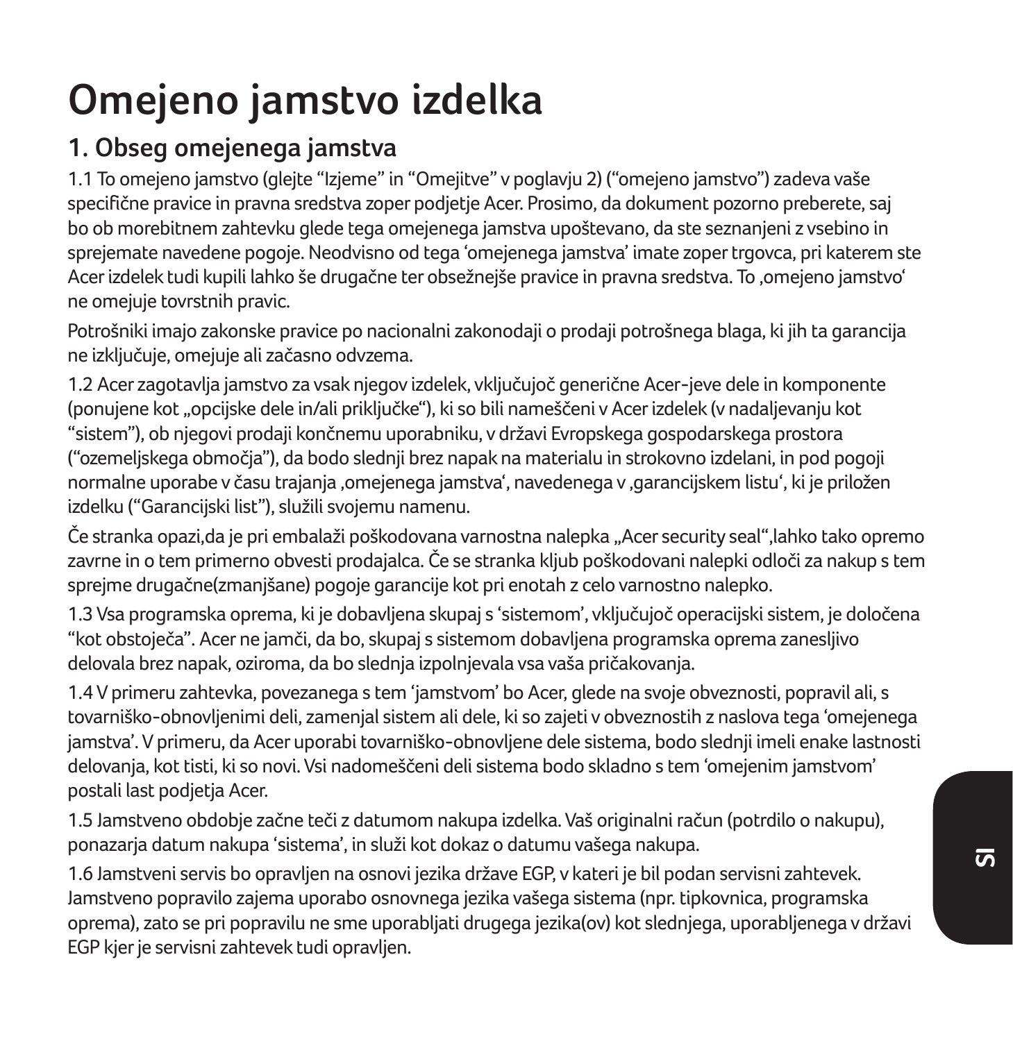# Omejeno jamstvo izdelka

## 1. Obseg omejenega jamstva

1.1 To omejeno jamstvo (glejte "Izjeme" in "Omejitve" v poglavju 2) ("omejeno jamstvo") zadeva vaše specifične pravice in pravna sredstva zoper podjetje Acer. Prosimo, da dokument pozorno preberete, saj bo ob morebitnem zahtevku glede tega omejenega jamstva upoštevano, da ste seznanjeni z vsebino in sprejemate navedene pogoje. Neodvisno od tega 'omejenega jamstva' imate zoper trgovca, pri katerem ste Acer izdelek tudi kupili lahko še drugačne ter obsežnejše pravice in pravna sredstva. To ‚omejeno jamstvo' ne omejuje tovrstnih pravic.

Potrošniki imajo zakonske pravice po nacionalni zakonodaji o prodaji potrošnega blaga, ki jih ta garancija ne izključuje, omejuje ali začasno odvzema.

1.2 Acer zagotavlja jamstvo za vsak njegov izdelek, vključujoč generične Acer-jeve dele in komponente (ponujene kot „opcijske dele in/ali priključke"), ki so bili nameščeni v Acer izdelek (v nadaljevanju kot "sistem"), ob njegovi prodaji končnemu uporabniku, v državi Evropskega gospodarskega prostora ("ozemeljskega območja"), da bodo slednji brez napak na materialu in strokovno izdelani, in pod pogoji normalne uporabe v času trajanja ‚omejenega jamstva', navedenega v ‚garancijskem listu', ki je priložen izdelku ("Garancijski list"), služili svojemu namenu.

Če stranka opazi,da je pri embalaži poškodovana varnostna nalepka „Acer security seal",lahko tako opremo zavrne in o tem primerno obvesti prodajalca. Če se stranka kljub poškodovani nalepki odloči za nakup s tem sprejme drugačne(zmanjšane) pogoje garancije kot pri enotah z celo varnostno nalepko.

1.3 Vsa programska oprema, ki je dobavljena skupaj s 'sistemom', vključujoč operacijski sistem, je določena "kot obstoječa". Acer ne jamči, da bo, skupaj s sistemom dobavljena programska oprema zanesljivo delovala brez napak, oziroma, da bo slednja izpolnjevala vsa vaša pričakovanja.

1.4 V primeru zahtevka, povezanega s tem 'jamstvom' bo Acer, glede na svoje obveznosti, popravil ali, s tovarniško-obnovljenimi deli, zamenjal sistem ali dele, ki so zajeti v obveznostih z naslova tega 'omejenega jamstva'. V primeru, da Acer uporabi tovarniško-obnovljene dele sistema, bodo slednji imeli enake lastnosti delovanja, kot tisti, ki so novi. Vsi nadomeščeni deli sistema bodo skladno s tem 'omejenim jamstvom' postali last podjetja Acer.

1.5 Jamstveno obdobje začne teči z datumom nakupa izdelka. Vaš originalni račun (potrdilo o nakupu), ponazarja datum nakupa 'sistema', in služi kot dokaz o datumu vašega nakupa.

1.6 Jamstveni servis bo opravljen na osnovi jezika države EGP, v kateri je bil podan servisni zahtevek. Jamstveno popravilo zajema uporabo osnovnega jezika vašega sistema (npr. tipkovnica, programska oprema), zato se pri popravilu ne sme uporabljati drugega jezika(ov) kot slednjega, uporabljenega v državi EGP kjer je servisni zahtevek tudi opravljen.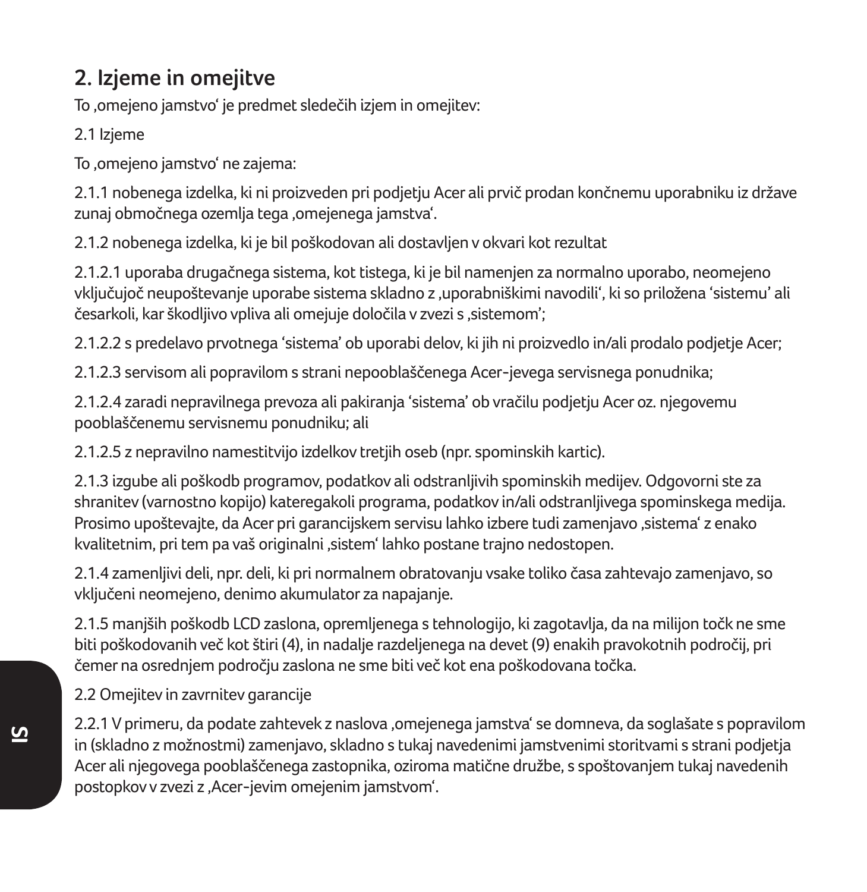## 2. Izjeme in omejitve

To ‚omejeno jamstvo' je predmet sledečih izjem in omejitev:

2.1 Izjeme

To ‚omejeno jamstvo' ne zajema:

2.1.1 nobenega izdelka, ki ni proizveden pri podjetju Acer ali prvič prodan končnemu uporabniku iz države zunaj območnega ozemlja tega ‚omejenega jamstva'.

2.1.2 nobenega izdelka, ki je bil poškodovan ali dostavljen v okvari kot rezultat

2.1.2.1 uporaba drugačnega sistema, kot tistega, ki je bil namenjen za normalno uporabo, neomejeno vključujoč neupoštevanje uporabe sistema skladno z ‚uporabniškimi navodili', ki so priložena 'sistemu' ali česarkoli, kar škodljivo vpliva ali omejuje določila v zvezi s ‚sistemom';

2.1.2.2 s predelavo prvotnega 'sistema' ob uporabi delov, ki jih ni proizvedlo in/ali prodalo podjetje Acer;

2.1.2.3 servisom ali popravilom s strani nepooblaščenega Acer-jevega servisnega ponudnika;

2.1.2.4 zaradi nepravilnega prevoza ali pakiranja 'sistema' ob vračilu podjetju Acer oz. njegovemu pooblaščenemu servisnemu ponudniku; ali

2.1.2.5 z nepravilno namestitvijo izdelkov tretjih oseb (npr. spominskih kartic).

2.1.3 izgube ali poškodb programov, podatkov ali odstranljivih spominskih medijev. Odgovorni ste za shranitev (varnostno kopijo) kateregakoli programa, podatkov in/ali odstranljivega spominskega medija. Prosimo upoštevajte, da Acer pri garancijskem servisu lahko izbere tudi zamenjavo ‚sistema' z enako kvalitetnim, pri tem pa vaš originalni ‚sistem' lahko postane trajno nedostopen.

2.1.4 zamenljivi deli, npr. deli, ki pri normalnem obratovanju vsake toliko časa zahtevajo zamenjavo, so vključeni neomejeno, denimo akumulator za napajanje.

2.1.5 manjših poškodb LCD zaslona, opremljenega s tehnologijo, ki zagotavlja, da na milijon točk ne sme biti poškodovanih več kot štiri (4), in nadalje razdeljenega na devet (9) enakih pravokotnih področij, pri čemer na osrednjem področju zaslona ne sme biti več kot ena poškodovana točka.

2.2 Omejitev in zavrnitev garancije

2.2.1 V primeru, da podate zahtevek z naslova ‚omejenega jamstva' se domneva, da soglašate s popravilom in (skladno z možnostmi) zamenjavo, skladno s tukaj navedenimi jamstvenimi storitvami s strani podjetja Acer ali njegovega pooblaščenega zastopnika, oziroma matične družbe, s spoštovanjem tukaj navedenih postopkov v zvezi z ‚Acer-jevim omejenim jamstvom'.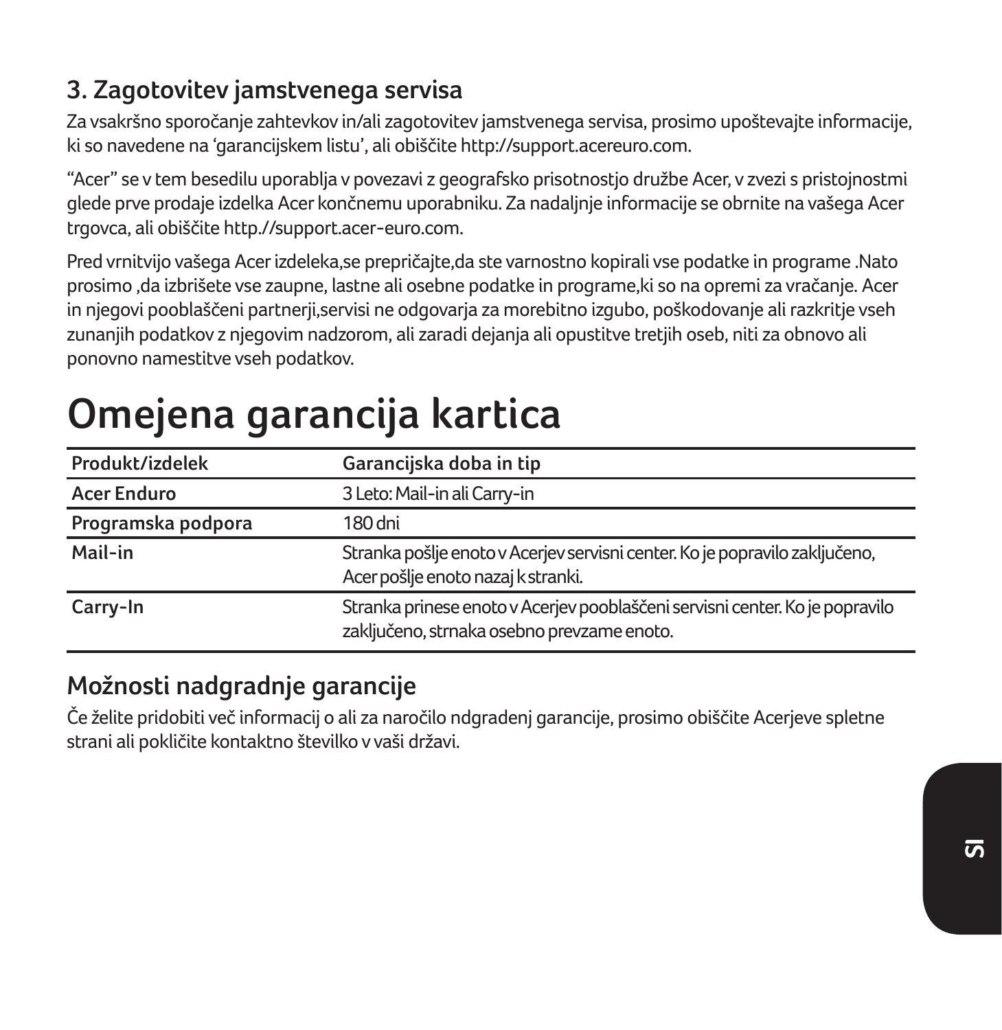### 3. Zagotovitev jamstvenega servisa

Za vsakršno sporočanje zahtevkov in/ali zagotovitev jamstvenega servisa, prosimo upoštevajte informacije, ki so navedene na 'garancijskem listu', ali obiščite http://support.acereuro.com.

"Acer" se v tem besedilu uporablja v povezavi z geografsko prisotnostjo družbe Acer, v zvezi s pristojnostmi glede prve prodaje izdelka Acer končnemu uporabniku. Za nadaljnje informacije se obrnite na vašega Acer trgovca, ali obiščite http.//support.acer-euro.com.

Pred vrnitvijo vašega Acer izdeleka,se prepričajte,da ste varnostno kopirali vse podatke in programe .Nato prosimo ,da izbrišete vse zaupne, lastne ali osebne podatke in programe,ki so na opremi za vračanje. Acer in njegovi pooblaščeni partnerji,servisi ne odgovarja za morebitno izgubo, poškodovanje ali razkritje vseh zunanjih podatkov z njegovim nadzorom, ali zaradi dejanja ali opustitve tretjih oseb, niti za obnovo ali ponovno namestitve vseh podatkov.

# Omejena garancija kartica

| Produkt/izdelek | Garancijska doba in tip |
|---|---|
| Acer Enduro | 3 Leto: Mail-in ali Carry-in |
| Programska podpora | 180 dni |
| Mail-in | Stranka pošlje enoto v Acerjev servisni center. Ko je popravilo zaključeno, Acer pošlje enoto nazaj k stranki. |
| Carry-In | Stranka prinese enoto v Acerjev pooblaščeni servisni center. Ko je popravilo zaključeno, strnaka osebno prevzame enoto. |

## Možnosti nadgradnje garancije

Če želite pridobiti več informacij o ali za naročilo ndgradenj garancije, prosimo obiščite Acerjeve spletne strani ali pokličite kontaktno številko v vaši državi.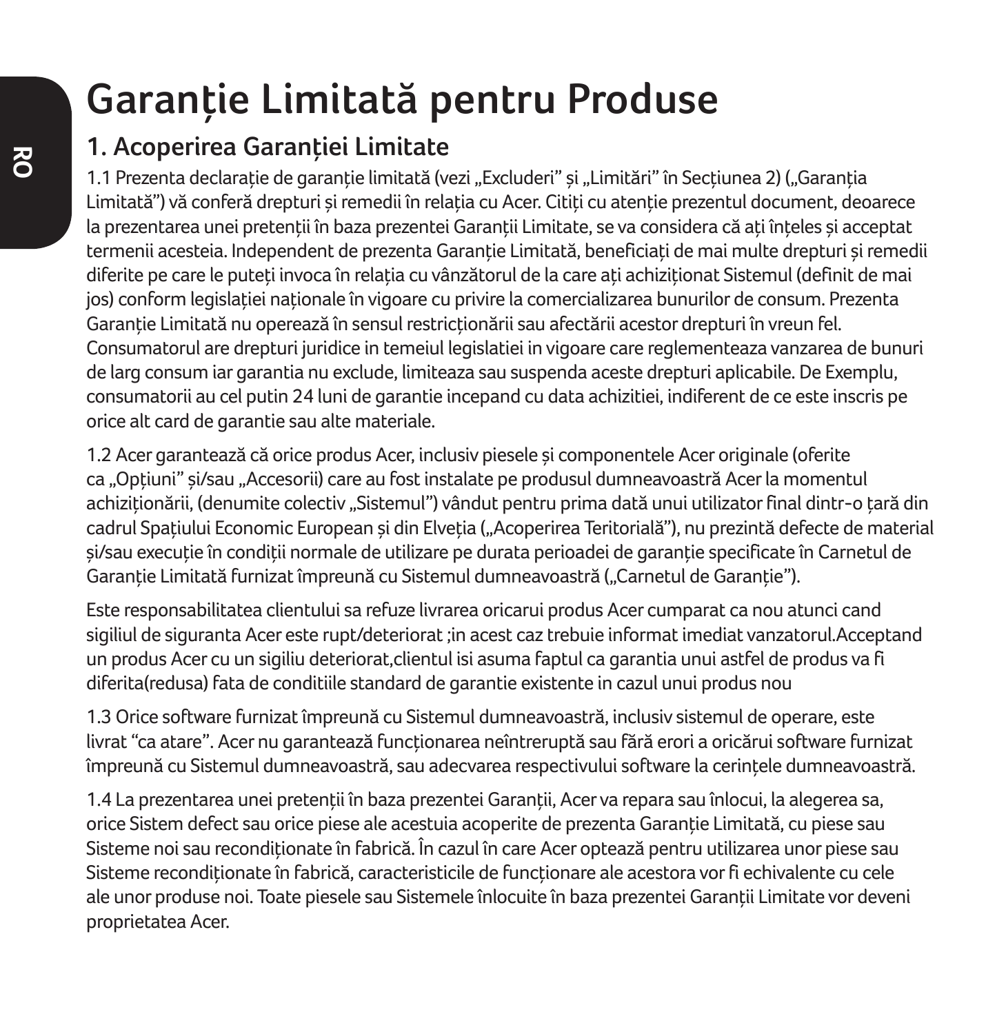# Garanție Limitată pentru Produse

## 1. Acoperirea Garanției Limitate

1.1 Prezenta declarație de garanție limitată (vezi „Excluderi" și „Limitări" în Secțiunea 2) („Garanția Limitată") vă conferă drepturi și remedii în relația cu Acer. Citiți cu atenție prezentul document, deoarece la prezentarea unei pretenții în baza prezentei Garanții Limitate, se va considera că ați înțeles și acceptat termenii acesteia. Independent de prezenta Garanție Limitată, beneficiați de mai multe drepturi și remedii diferite pe care le puteți invoca în relația cu vânzătorul de la care ați achiziționat Sistemul (definit de mai jos) conform legislației naționale în vigoare cu privire la comercializarea bunurilor de consum. Prezenta Garanție Limitată nu operează în sensul restricționării sau afectării acestor drepturi în vreun fel. Consumatorul are drepturi juridice in temeiul legislatiei in vigoare care reglementeaza vanzarea de bunuri de larg consum iar garantia nu exclude, limiteaza sau suspenda aceste drepturi aplicabile. De Exemplu, consumatorii au cel putin 24 luni de garantie incepand cu data achizitiei, indiferent de ce este inscris pe orice alt card de garantie sau alte materiale.

1.2 Acer garantează că orice produs Acer, inclusiv piesele și componentele Acer originale (oferite ca „Opțiuni" și/sau „Accesorii) care au fost instalate pe produsul dumneavoastră Acer la momentul achiziționării, (denumite colectiv „Sistemul") vândut pentru prima dată unui utilizator final dintr-o țară din cadrul Spațiului Economic European și din Elveția („Acoperirea Teritorială"), nu prezintă defecte de material și/sau execuție în condiții normale de utilizare pe durata perioadei de garanție specificate în Carnetul de Garanție Limitată furnizat împreună cu Sistemul dumneavoastră („Carnetul de Garanție").

Este responsabilitatea clientului sa refuze livrarea oricarui produs Acer cumparat ca nou atunci cand sigiliul de siguranta Acer este rupt/deteriorat ;in acest caz trebuie informat imediat vanzatorul.Acceptand un produs Acer cu un sigiliu deteriorat,clientul isi asuma faptul ca garantia unui astfel de produs va fi diferita(redusa) fata de conditiile standard de garantie existente in cazul unui produs nou

1.3 Orice software furnizat împreună cu Sistemul dumneavoastră, inclusiv sistemul de operare, este livrat "ca atare". Acer nu garantează funcționarea neîntreruptă sau fără erori a oricărui software furnizat împreună cu Sistemul dumneavoastră, sau adecvarea respectivului software la cerințele dumneavoastră.

1.4 La prezentarea unei pretenții în baza prezentei Garanții, Acer va repara sau înlocui, la alegerea sa, orice Sistem defect sau orice piese ale acestuia acoperite de prezenta Garanție Limitată, cu piese sau Sisteme noi sau recondiționate în fabrică. În cazul în care Acer optează pentru utilizarea unor piese sau Sisteme recondiționate în fabrică, caracteristicile de funcționare ale acestora vor fi echivalente cu cele ale unor produse noi. Toate piesele sau Sistemele înlocuite în baza prezentei Garanții Limitate vor deveni proprietatea Acer.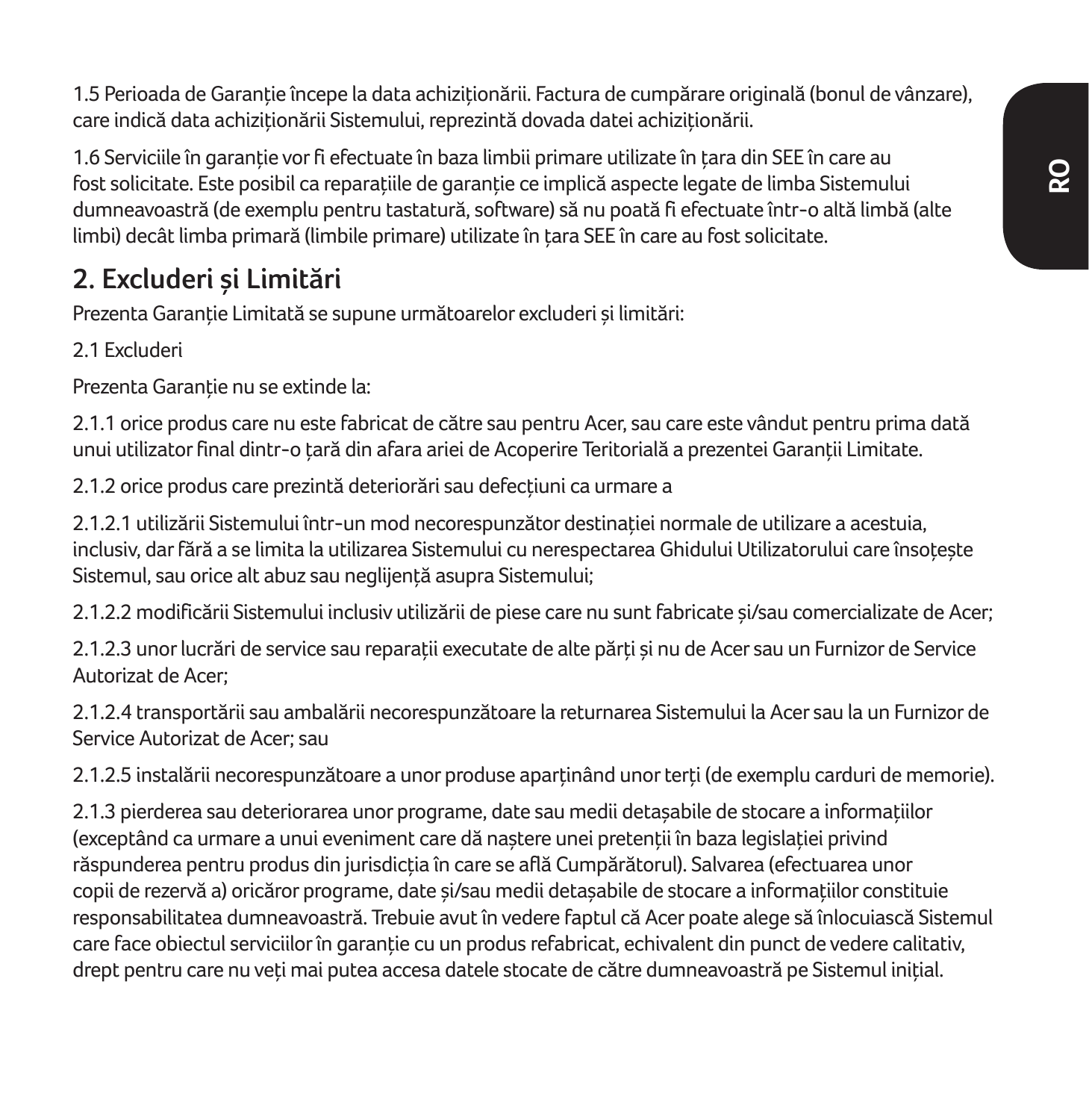1.5 Perioada de Garanție începe la data achiziționării. Factura de cumpărare originală (bonul de vânzare), care indică data achiziționării Sistemului, reprezintă dovada datei achiziționării.

1.6 Serviciile în garanție vor fi efectuate în baza limbii primare utilizate în țara din SEE în care au fost solicitate. Este posibil ca reparațiile de garanție ce implică aspecte legate de limba Sistemului dumneavoastră (de exemplu pentru tastatură, software) să nu poată fi efectuate într-o altă limbă (alte limbi) decât limba primară (limbile primare) utilizate în țara SEE în care au fost solicitate.

## 2. Excluderi și Limitări

Prezenta Garanție Limitată se supune următoarelor excluderi și limitări:

2.1 Excluderi

Prezenta Garanție nu se extinde la:

2.1.1 orice produs care nu este fabricat de către sau pentru Acer, sau care este vândut pentru prima dată unui utilizator final dintr-o țară din afara ariei de Acoperire Teritorială a prezentei Garanții Limitate.

2.1.2 orice produs care prezintă deteriorări sau defecțiuni ca urmare a

2.1.2.1 utilizării Sistemului într-un mod necorespunzător destinației normale de utilizare a acestuia, inclusiv, dar fără a se limita la utilizarea Sistemului cu nerespectarea Ghidului Utilizatorului care însoțește Sistemul, sau orice alt abuz sau neglijență asupra Sistemului;

2.1.2.2 modificării Sistemului inclusiv utilizării de piese care nu sunt fabricate și/sau comercializate de Acer;

2.1.2.3 unor lucrări de service sau reparații executate de alte părți și nu de Acer sau un Furnizor de Service Autorizat de Acer;

2.1.2.4 transportării sau ambalării necorespunzătoare la returnarea Sistemului la Acer sau la un Furnizor de Service Autorizat de Acer; sau

2.1.2.5 instalării necorespunzătoare a unor produse aparținând unor terți (de exemplu carduri de memorie).

2.1.3 pierderea sau deteriorarea unor programe, date sau medii detașabile de stocare a informațiilor (exceptând ca urmare a unui eveniment care dă naștere unei pretenții în baza legislației privind răspunderea pentru produs din jurisdicția în care se află Cumpărătorul). Salvarea (efectuarea unor copii de rezervă a) oricăror programe, date și/sau medii detașabile de stocare a informațiilor constituie responsabilitatea dumneavoastră. Trebuie avut în vedere faptul că Acer poate alege să înlocuiască Sistemul care face obiectul serviciilor în garanție cu un produs refabricat, echivalent din punct de vedere calitativ, drept pentru care nu veți mai putea accesa datele stocate de către dumneavoastră pe Sistemul inițial.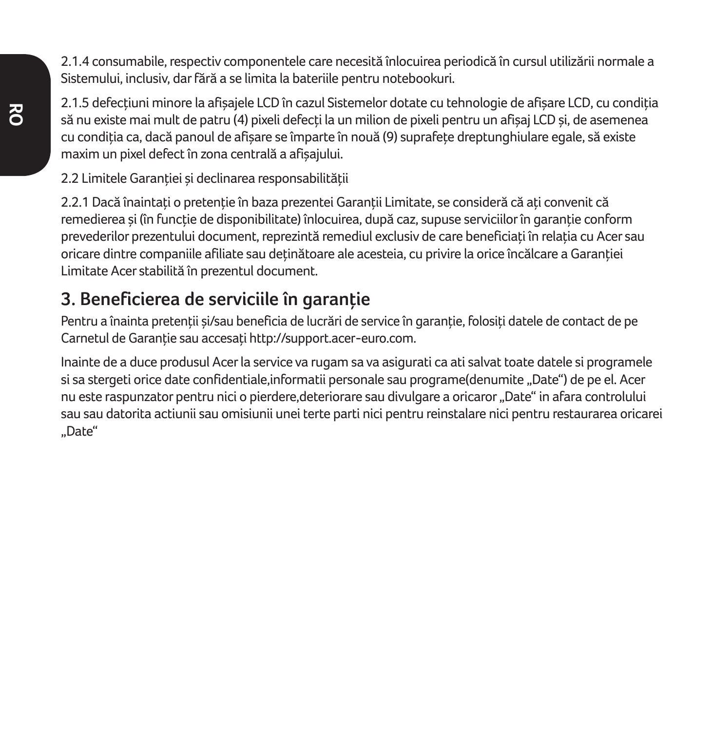2.1.4 consumabile, respectiv componentele care necesită înlocuirea periodică în cursul utilizării normale a Sistemului, inclusiv, dar fără a se limita la bateriile pentru notebookuri.

2.1.5 defecțiuni minore la afișajele LCD în cazul Sistemelor dotate cu tehnologie de afișare LCD, cu condiția să nu existe mai mult de patru (4) pixeli defecți la un milion de pixeli pentru un afișaj LCD și, de asemenea cu condiția ca, dacă panoul de afișare se împarte în nouă (9) suprafețe dreptunghiulare egale, să existe maxim un pixel defect în zona centrală a afișajului.

2.2 Limitele Garanției și declinarea responsabilității

2.2.1 Dacă înaintați o pretenție în baza prezentei Garanții Limitate, se consideră că ați convenit că remedierea și (în funcție de disponibilitate) înlocuirea, după caz, supuse serviciilor în garanție conform prevederilor prezentului document, reprezintă remediul exclusiv de care beneficiați în relația cu Acer sau oricare dintre companiile afiliate sau deținătoare ale acesteia, cu privire la orice încălcare a Garanției Limitate Acer stabilită în prezentul document.

## 3. Beneficierea de serviciile în garanție

Pentru a înainta pretenții și/sau beneficia de lucrări de service în garanție, folosiți datele de contact de pe Carnetul de Garanție sau accesați http://support.acer-euro.com.

Inainte de a duce produsul Acer la service va rugam sa va asigurati ca ati salvat toate datele si programele si sa stergeti orice date confidentiale,informatii personale sau programe(denumite „Date") de pe el. Acer nu este raspunzator pentru nici o pierdere,deteriorare sau divulgare a oricaror „Date" in afara controlului sau sau datorita actiunii sau omisiunii unei terte parti nici pentru reinstalare nici pentru restaurarea oricarei „Date"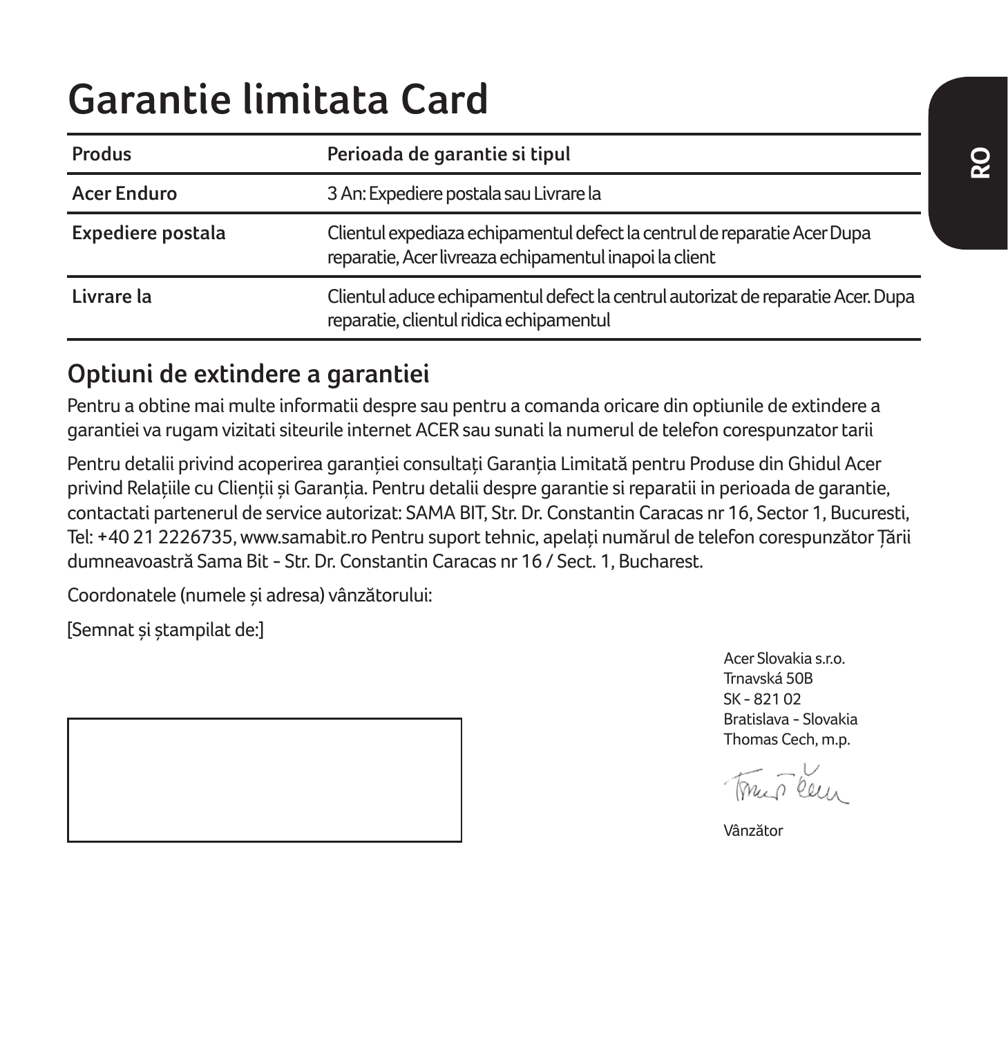# Garantie limitata Card

| Produs | Perioada de garantie si tipul |
|---|---|
| Acer Enduro | 3 An: Expediere postala sau Livrare la |
| Expediere postala | Clientul expediaza echipamentul defect la centrul de reparatie Acer Dupa reparatie, Acer livreaza echipamentul inapoi la client |
| Livrare la | Clientul aduce echipamentul defect la centrul autorizat de reparatie Acer. Dupa reparatie, clientul ridica echipamentul |

## Optiuni de extindere a garantiei

Pentru a obtine mai multe informatii despre sau pentru a comanda oricare din optiunile de extindere a garantiei va rugam vizitati siteurile internet ACER sau sunati la numerul de telefon corespunzator tarii

Pentru detalii privind acoperirea garanției consultați Garanția Limitată pentru Produse din Ghidul Acer privind Relațiile cu Clienții și Garanția. Pentru detalii despre garantie si reparatii in perioada de garantie, contactati partenerul de service autorizat: SAMA BIT, Str. Dr. Constantin Caracas nr 16, Sector 1, Bucuresti, Tel: +40 21 2226735, www.samabit.ro Pentru suport tehnic, apelați numărul de telefon corespunzător Țării dumneavoastră Sama Bit - Str. Dr. Constantin Caracas nr 16 / Sect. 1, Bucharest.

Coordonatele (numele și adresa) vânzătorului:

[Semnat și ștampilat de:]

Acer Slovakia s.r.o.
Trnavská 50B
SK - 821 02
Bratislava - Slovakia
Thomas Cech, m.p.

Vânzător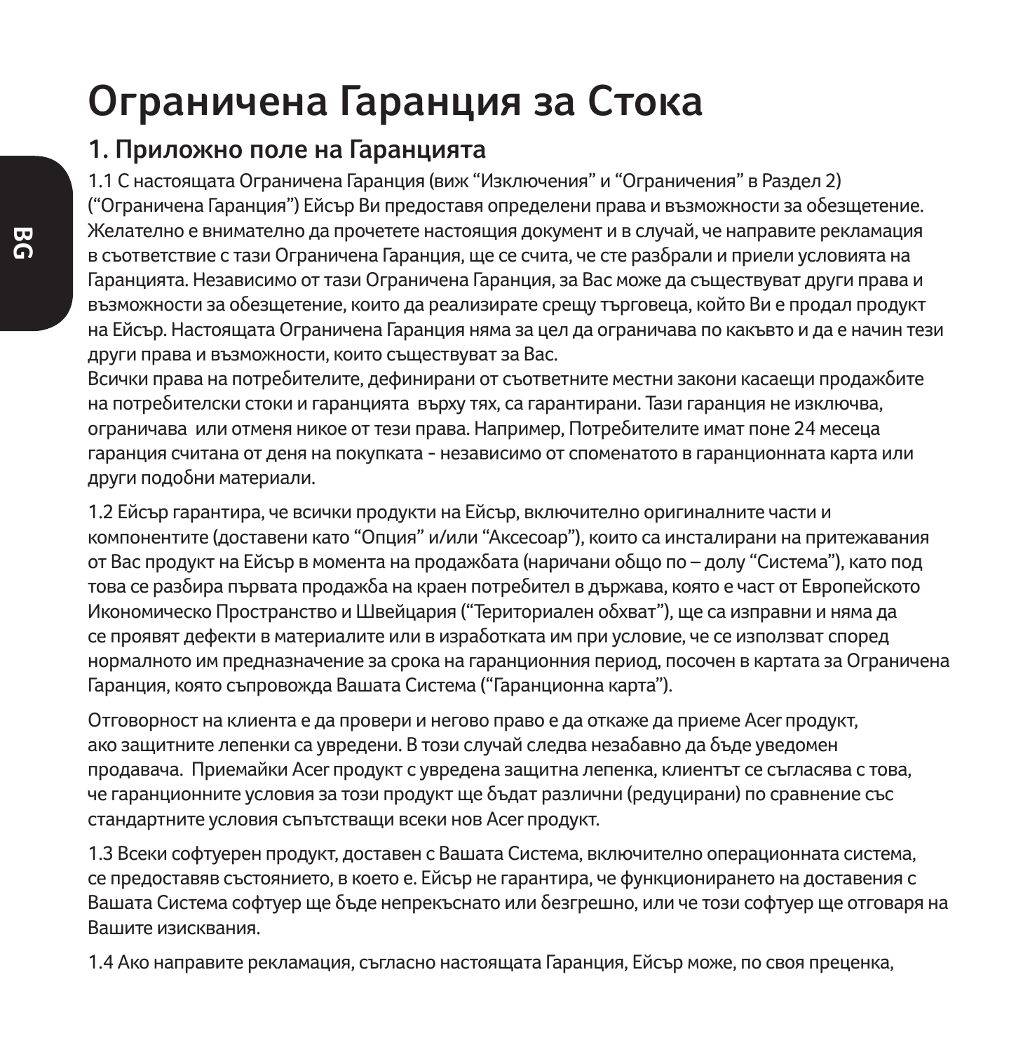# Ограничена Гаранция за Стока

## 1. Приложно поле на Гаранцията

1.1 С настоящата Ограничена Гаранция (виж “Изключения” и “Ограничения” в Раздел 2) (“Ограничена Гаранция”) Ейсър Ви предоставя определени права и възможности за обезщетение. Желателно е внимателно да прочетете настоящия документ и в случай, че направите рекламация в съответствие с тази Ограничена Гаранция, ще се счита, че сте разбрали и приели условията на Гаранцията. Независимо от тази Ограничена Гаранция, за Вас може да съществуват други права и възможности за обезщетение, които да реализирате срещу търговеца, който Ви е продал продукт на Ейсър. Настоящата Ограничена Гаранция няма за цел да ограничава по какъвто и да е начин тези други права и възможности, които съществуват за Вас.
Всички права на потребителите, дефинирани от съответните местни закони касаещи продажбите на потребителски стоки и гаранцията върху тях, са гарантирани. Тази гаранция не изключва, ограничава или отменя никое от тези права. Например, Потребителите имат поне 24 месеца гаранция считана от деня на покупката - независимо от споменатото в гаранционната карта или други подобни материали.

1.2 Ейсър гарантира, че всички продукти на Ейсър, включително оригиналните части и компонентите (доставени като “Опция” и/или “Аксесоар”), които са инсталирани на притежавания от Вас продукт на Ейсър в момента на продажбата (наричани общо по – долу “Система”), като под това се разбира първата продажба на краен потребител в държава, която е част от Европейското Икономическо Пространство и Швейцария (“Териториален обхват”), ще са изправни и няма да се проявят дефекти в материалите или в изработката им при условие, че се използват според нормалното им предназначение за срока на гаранционния период, посочен в картата за Ограничена Гаранция, която съпровожда Вашата Система (“Гаранционна карта”).

Отговорност на клиента е да провери и негово право е да откаже да приеме Acer продукт, ако защитните лепенки са увредени. В този случай следва незабавно да бъде уведомен продавача. Приемайки Acer продукт с увредена защитна лепенка, клиентът се съгласява с това, че гаранционните условия за този продукт ще бъдат различни (редуцирани) по сравнение със стандартните условия съпътстващи всеки нов Acer продукт.

1.3 Всеки софтуерен продукт, доставен с Вашата Система, включително операционната система, се предоставя в състоянието, в което е. Ейсър не гарантира, че функционирането на доставения с Вашата Система софтуер ще бъде непрекъснато или безгрешно, или че този софтуер ще отговаря на Вашите изисквания.

1.4 Ако направите рекламация, съгласно настоящата Гаранция, Ейсър може, по своя преценка,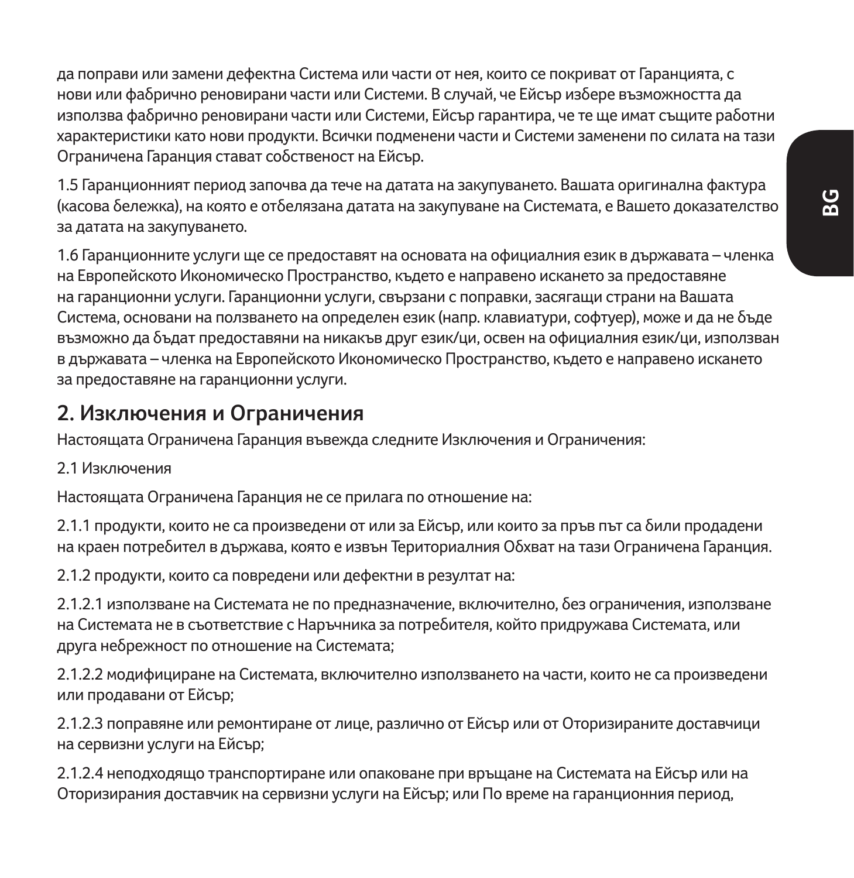да поправи или замени дефектна Система или части от нея, които се покриват от Гаранцията, с нови или фабрично реновирани части или Системи. В случай, че Ейсър избере възможността да използва фабрично реновирани части или Системи, Ейсър гарантира, че те ще имат същите работни характеристики като нови продукти. Всички подменени части и Системи заменени по силата на тази Ограничена Гаранция стават собственост на Ейсър.

1.5 Гаранционният период започва да тече на датата на закупуването. Вашата оригинална фактура (касова бележка), на която е отбелязана датата на закупуване на Системата, е Вашето доказателство за датата на закупуването.

1.6 Гаранционните услуги ще се предоставят на основата на официалния език в държавата – членка на Европейското Икономическо Пространство, където е направено искането за предоставяне на гаранционни услуги. Гаранционни услуги, свързани с поправки, засягащи страни на Вашата Система, основани на ползването на определен език (напр. клавиатури, софтуер), може и да не бъде възможно да бъдат предоставяни на никакъв друг език/ци, освен на официалния език/ци, използван в държавата – членка на Европейското Икономическо Пространство, където е направено искането за предоставяне на гаранционни услуги.

## 2. Изключения и Ограничения

Настоящата Ограничена Гаранция въвежда следните Изключения и Ограничения:

2.1 Изключения

Настоящата Ограничена Гаранция не се прилага по отношение на:

2.1.1 продукти, които не са произведени от или за Ейсър, или които за пръв път са били продадени на краен потребител в държава, която е извън Териториалния Обхват на тази Ограничена Гаранция.

2.1.2 продукти, които са повредени или дефектни в резултат на:

2.1.2.1 използване на Системата не по предназначение, включително, без ограничения, използване на Системата не в съответствие с Наръчника за потребителя, който придружава Системата, или друга небрежност по отношение на Системата;

2.1.2.2 модифициране на Системата, включително използването на части, които не са произведени или продавани от Ейсър;

2.1.2.3 поправяне или ремонтиране от лице, различно от Ейсър или от Оторизираните доставчици на сервизни услуги на Ейсър;

2.1.2.4 неподходящо транспортиране или опаковане при връщане на Системата на Ейсър или на Оторизирания доставчик на сервизни услуги на Ейсър; или По време на гаранционния период,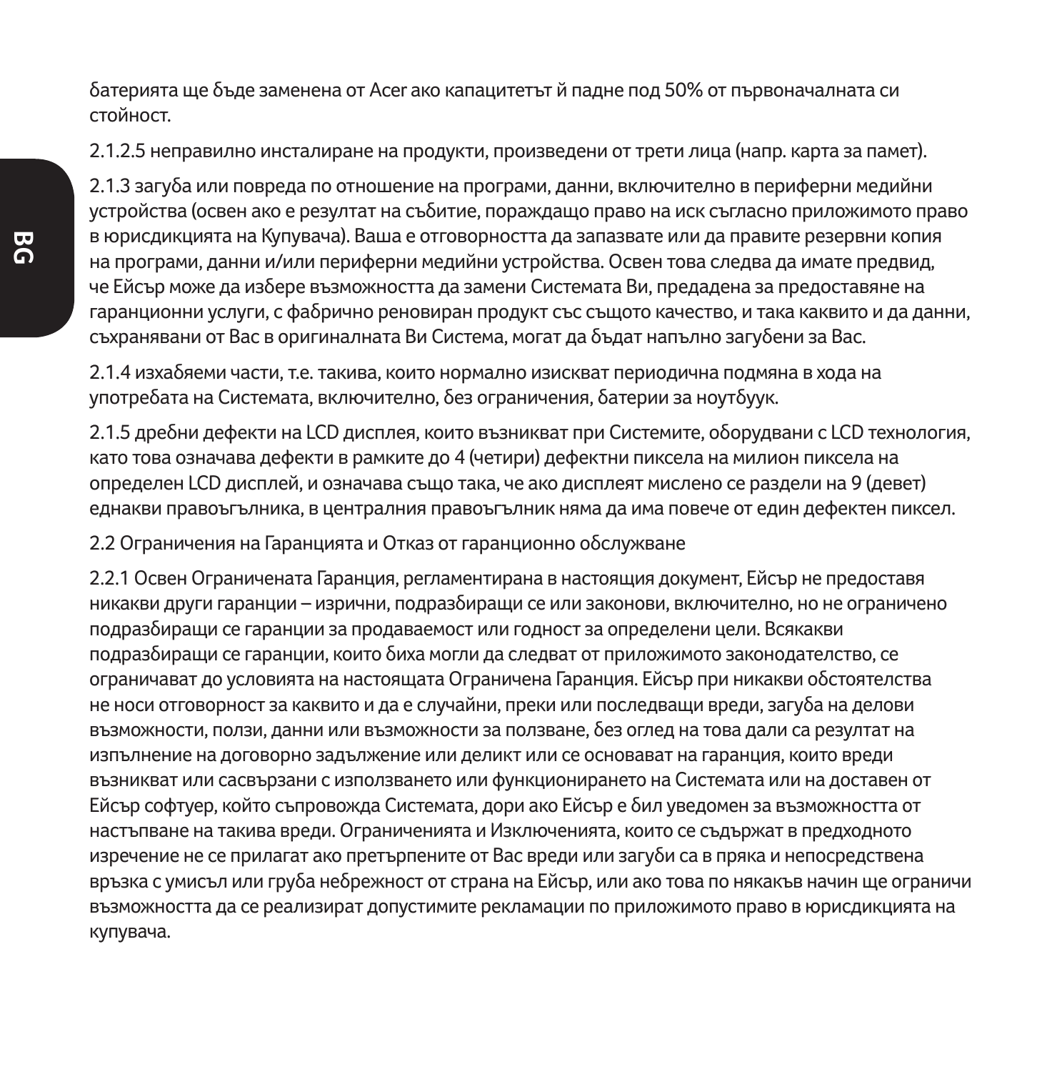батерията ще бъде заменена от Acer ако капацитетът й падне под 50% от първоначалната си стойност.

2.1.2.5 неправилно инсталиране на продукти, произведени от трети лица (напр. карта за памет).

2.1.3 загуба или повреда по отношение на програми, данни, включително в периферни медийни устройства (освен ако е резултат на събитие, пораждащо право на иск съгласно приложимото право в юрисдикцията на Купувача). Ваша е отговорността да запазвате или да правите резервни копия на програми, данни и/или периферни медийни устройства. Освен това следва да имате предвид, че Ейсър може да избере възможността да замени Системата Ви, предадена за предоставяне на гаранционни услуги, с фабрично реновиран продукт със същото качество, и така каквито и да данни, съхранявани от Вас в оригиналната Ви Система, могат да бъдат напълно загубени за Вас.

2.1.4 изхабяеми части, т.е. такива, които нормално изискват периодична подмяна в хода на употребата на Системата, включително, без ограничения, батерии за ноутбуук.

2.1.5 дребни дефекти на LCD дисплея, които възникват при Системите, оборудвани с LCD технология, като това означава дефекти в рамките до 4 (четири) дефектни пиксела на милион пиксела на определен LCD дисплей, и означава също така, че ако дисплеят мислено се раздели на 9 (девет) еднакви правоъгълника, в централния правоъгълник няма да има повече от един дефектен пиксел.

2.2 Ограничения на Гаранцията и Отказ от гаранционно обслужване

2.2.1 Освен Ограничената Гаранция, регламентирана в настоящия документ, Ейсър не предоставя никакви други гаранции – изрични, подразбиращи се или законови, включително, но не ограничено подразбиращи се гаранции за продаваемост или годност за определени цели. Всякакви подразбиращи се гаранции, които биха могли да следват от приложимото законодателство, се ограничават до условията на настоящата Ограничена Гаранция. Ейсър при никакви обстоятелства не носи отговорност за каквито и да е случайни, преки или последващи вреди, загуба на делови възможности, ползи, данни или възможности за ползване, без оглед на това дали са резултат на изпълнение на договорно задължение или деликт или се основават на гаранция, които вреди възникват или сасвързани с използването или функционирането на Системата или на доставен от Ейсър софтуер, който съпровожда Системата, дори ако Ейсър е бил уведомен за възможността от настъпване на такива вреди. Ограниченията и Изключенията, които се съдържат в предходното изречение не се прилагат ако претърпените от Вас вреди или загуби са в пряка и непосредствена връзка с умисъл или груба небрежност от страна на Ейсър, или ако това по някакъв начин ще ограничи възможността да се реализират допустимите рекламации по приложимото право в юрисдикцията на купувача.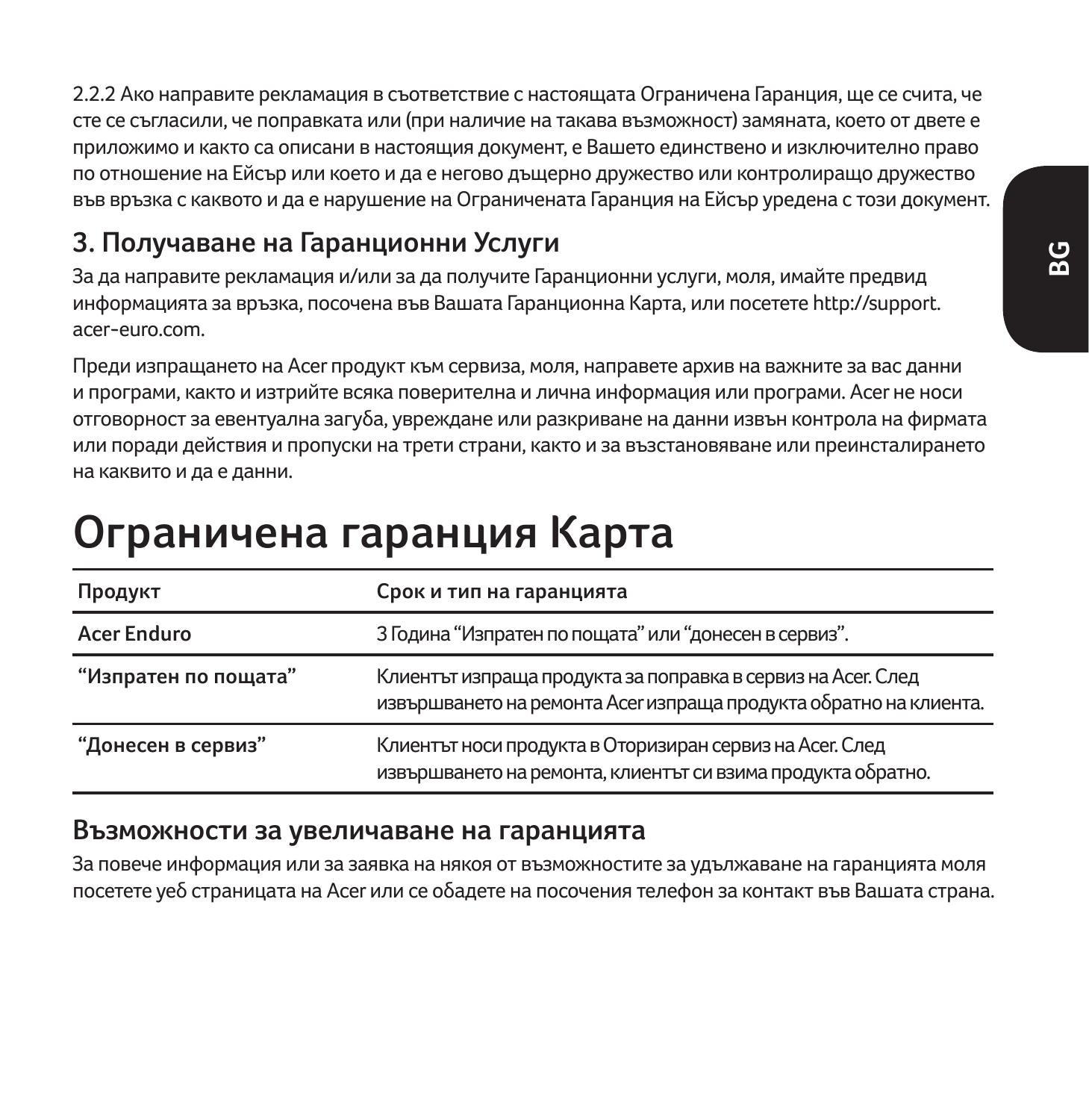2.2.2 Ако направите рекламация в съответствие с настоящата Ограничена Гаранция, ще се счита, че сте се съгласили, че поправката или (при наличие на такава възможност) замяната, което от двете е приложимо и както са описани в настоящия документ, е Вашето единствено и изключително право по отношение на Ейсър или което и да е негово дъщерно дружество или контролиращо дружество във връзка с каквото и да е нарушение на Ограничената Гаранция на Ейсър уредена с този документ.

## 3. Получаване на Гаранционни Услуги

За да направите рекламация и/или за да получите Гаранционни услуги, моля, имайте предвид информацията за връзка, посочена във Вашата Гаранционна Карта, или посетете http://support.acer-euro.com.

Преди изпращането на Acer продукт към сервиза, моля, направете архив на важните за вас данни и програми, както и изтрийте всяка поверителна и лична информация или програми. Acer не носи отговорност за евентуална загуба, увреждане или разкриване на данни извън контрола на фирмата или поради действия и пропуски на трети страни, както и за възстановяване или преинсталирането на каквито и да е данни.

# Ограничена гаранция Карта

| Продукт | Срок и тип на гаранцията |
| --- | --- |
| Acer Enduro | 3 Година "Изпратен по пощата" или "донесен в сервиз". |
| "Изпратен по пощата" | Клиентът изпраща продукта за поправка в сервиз на Acer. След извършването на ремонта Acer изпраща продукта обратно на клиента. |
| "Донесен в сервиз" | Клиентът носи продукта в Оторизиран сервиз на Acer. След извършването на ремонта, клиентът си взима продукта обратно. |

## Възможности за увеличаване на гаранцията

За повече информация или за заявка на някоя от възможностите за удължаване на гаранцията моля посетете уеб страницата на Acer или се обадете на посочения телефон за контакт във Вашата страна.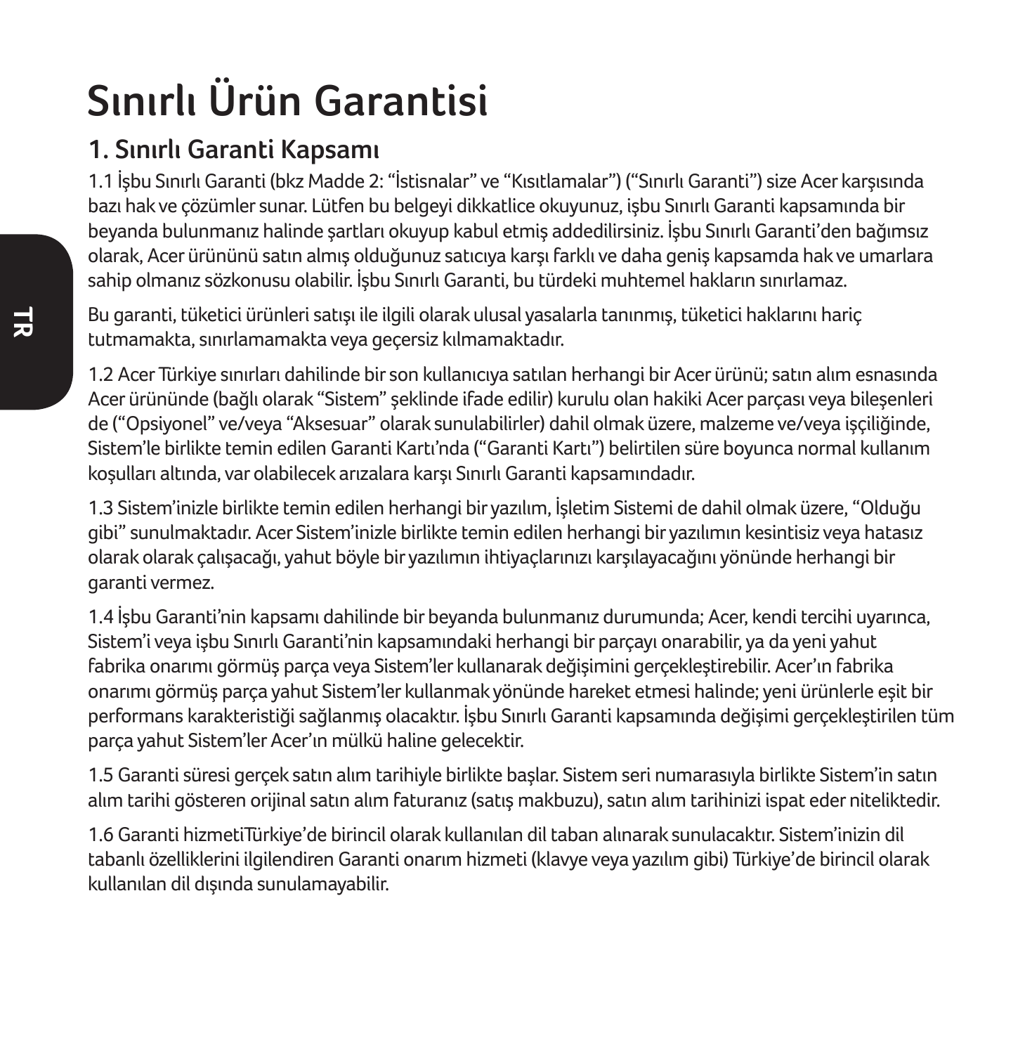# Sınırlı Ürün Garantisi

## 1. Sınırlı Garanti Kapsamı

1.1 İşbu Sınırlı Garanti (bkz Madde 2: "İstisnalar" ve "Kısıtlamalar") ("Sınırlı Garanti") size Acer karşısında bazı hak ve çözümler sunar. Lütfen bu belgeyi dikkatlice okuyunuz, işbu Sınırlı Garanti kapsamında bir beyanda bulunmanız halinde şartları okuyup kabul etmiş addedilirsiniz. İşbu Sınırlı Garanti'den bağımsız olarak, Acer ürününü satın almış olduğunuz satıcıya karşı farklı ve daha geniş kapsamda hak ve umarlara sahip olmanız sözkonusu olabilir. İşbu Sınırlı Garanti, bu türdeki muhtemel hakların sınırlamaz.

Bu garanti, tüketici ürünleri satışı ile ilgili olarak ulusal yasalarla tanınmış, tüketici haklarını hariç tutmamakta, sınırlamamakta veya geçersiz kılmamaktadır.

1.2 Acer Türkiye sınırları dahilinde bir son kullanıcıya satılan herhangi bir Acer ürünü; satın alım esnasında Acer ürününde (bağlı olarak "Sistem" şeklinde ifade edilir) kurulu olan hakiki Acer parçası veya bileşenleri de ("Opsiyonel" ve/veya "Aksesuar" olarak sunulabilirler) dahil olmak üzere, malzeme ve/veya işçiliğinde, Sistem'le birlikte temin edilen Garanti Kartı'nda ("Garanti Kartı") belirtilen süre boyunca normal kullanım koşulları altında, var olabilecek arızalara karşı Sınırlı Garanti kapsamındadır.

1.3 Sistem'inizle birlikte temin edilen herhangi bir yazılım, İşletim Sistemi de dahil olmak üzere, "Olduğu gibi" sunulmaktadır. Acer Sistem'inizle birlikte temin edilen herhangi bir yazılımın kesintisiz veya hatasız olarak olarak çalışacağı, yahut böyle bir yazılımın ihtiyaçlarınızı karşılayacağını yönünde herhangi bir garanti vermez.

1.4 İşbu Garanti'nin kapsamı dahilinde bir beyanda bulunmanız durumunda; Acer, kendi tercihi uyarınca, Sistem'i veya işbu Sınırlı Garanti'nin kapsamındaki herhangi bir parçayı onarabilir, ya da yeni yahut fabrika onarımı görmüş parça veya Sistem'ler kullanarak değişimini gerçekleştirebilir. Acer'ın fabrika onarımı görmüş parça yahut Sistem'ler kullanmak yönünde hareket etmesi halinde; yeni ürünlerle eşit bir performans karakteristiği sağlanmış olacaktır. İşbu Sınırlı Garanti kapsamında değişimi gerçekleştirilen tüm parça yahut Sistem'ler Acer'ın mülkü haline gelecektir.

1.5 Garanti süresi gerçek satın alım tarihiyle birlikte başlar. Sistem seri numarasıyla birlikte Sistem'in satın alım tarihi gösteren orijinal satın alım faturanız (satış makbuzu), satın alım tarihinizi ispat eder niteliktedir.

1.6 Garanti hizmetiTürkiye'de birincil olarak kullanılan dil taban alınarak sunulacaktır. Sistem'inizin dil tabanlı özelliklerini ilgilendiren Garanti onarım hizmeti (klavye veya yazılım gibi) Türkiye'de birincil olarak kullanılan dil dışında sunulamayabilir.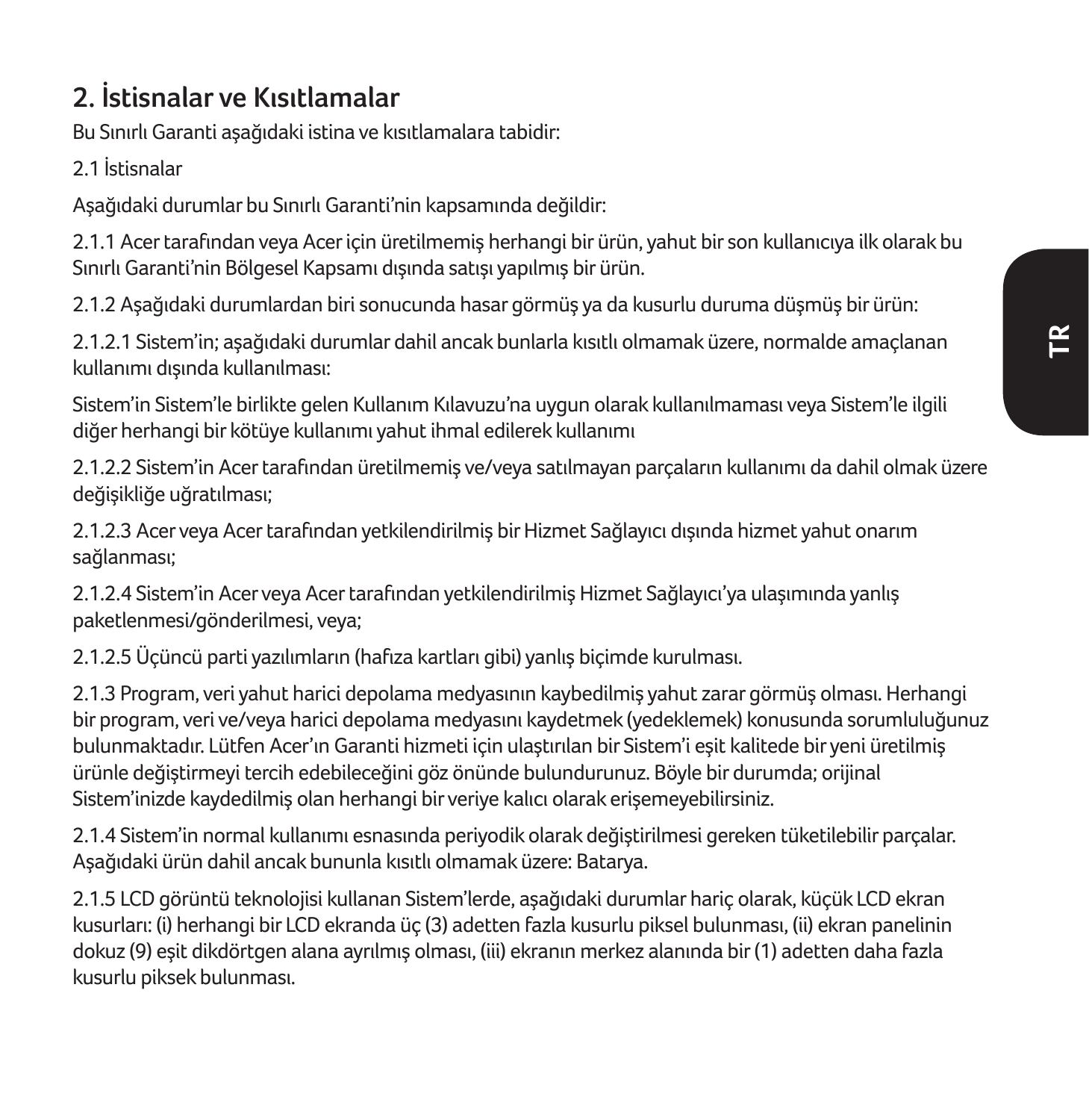## 2. İstisnalar ve Kısıtlamalar

Bu Sınırlı Garanti aşağıdaki istina ve kısıtlamalara tabidir:

2.1 İstisnalar

Aşağıdaki durumlar bu Sınırlı Garanti'nin kapsamında değildir:

2.1.1 Acer tarafından veya Acer için üretilmemiş herhangi bir ürün, yahut bir son kullanıcıya ilk olarak bu Sınırlı Garanti'nin Bölgesel Kapsamı dışında satışı yapılmış bir ürün.

2.1.2 Aşağıdaki durumlardan biri sonucunda hasar görmüş ya da kusurlu duruma düşmüş bir ürün:

2.1.2.1 Sistem'in; aşağıdaki durumlar dahil ancak bunlarla kısıtlı olmamak üzere, normalde amaçlanan kullanımı dışında kullanılması:

Sistem'in Sistem'le birlikte gelen Kullanım Kılavuzu'na uygun olarak kullanılmaması veya Sistem'le ilgili diğer herhangi bir kötüye kullanımı yahut ihmal edilerek kullanımı

2.1.2.2 Sistem'in Acer tarafından üretilmemiş ve/veya satılmayan parçaların kullanımı da dahil olmak üzere değişikliğe uğratılması;

2.1.2.3 Acer veya Acer tarafından yetkilendirilmiş bir Hizmet Sağlayıcı dışında hizmet yahut onarım sağlanması;

2.1.2.4 Sistem'in Acer veya Acer tarafından yetkilendirilmiş Hizmet Sağlayıcı'ya ulaşımında yanlış paketlenmesi/gönderilmesi, veya;

2.1.2.5 Üçüncü parti yazılımların (hafıza kartları gibi) yanlış biçimde kurulması.

2.1.3 Program, veri yahut harici depolama medyasının kaybedilmiş yahut zarar görmüş olması. Herhangi bir program, veri ve/veya harici depolama medyasını kaydetmek (yedeklemek) konusunda sorumluluğunuz bulunmaktadır. Lütfen Acer'ın Garanti hizmeti için ulaştırılan bir Sistem'i eşit kalitede bir yeni üretilmiş ürünle değiştirmeyi tercih edebileceğini göz önünde bulundurunuz. Böyle bir durumda; orijinal Sistem'inizde kaydedilmiş olan herhangi bir veriye kalıcı olarak erişemeyebilirsiniz.

2.1.4 Sistem'in normal kullanımı esnasında periyodik olarak değiştirilmesi gereken tüketilebilir parçalar. Aşağıdaki ürün dahil ancak bununla kısıtlı olmamak üzere: Batarya.

2.1.5 LCD görüntü teknolojisi kullanan Sistem'lerde, aşağıdaki durumlar hariç olarak, küçük LCD ekran kusurları: (i) herhangi bir LCD ekranda üç (3) adetten fazla kusurlu piksel bulunması, (ii) ekran panelinin dokuz (9) eşit dikdörtgen alana ayrılmış olması, (iii) ekranın merkez alanında bir (1) adetten daha fazla kusurlu piksek bulunması.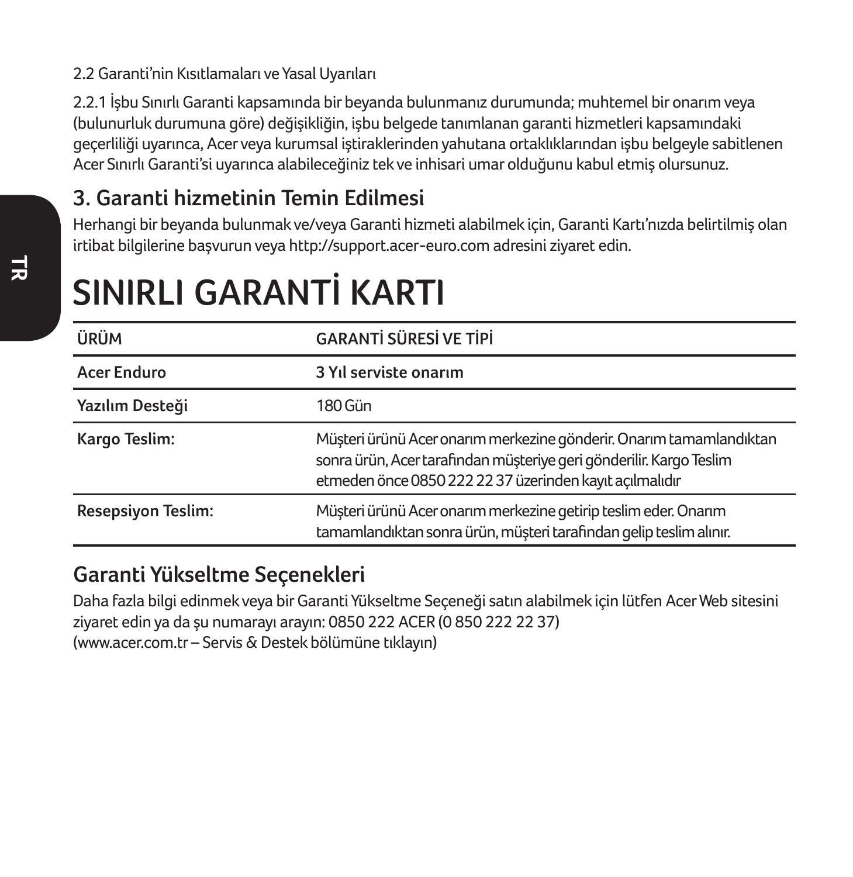2.2 Garanti'nin Kısıtlamaları ve Yasal Uyarıları

2.2.1 İşbu Sınırlı Garanti kapsamında bir beyanda bulunmanız durumunda; muhtemel bir onarım veya (bulunurluk durumuna göre) değişikliğin, işbu belgede tanımlanan garanti hizmetleri kapsamındaki geçerliliği uyarınca, Acer veya kurumsal iştiraklerinden yahutana ortaklıklarından işbu belgeyle sabitlenen Acer Sınırlı Garanti'si uyarınca alabileceğiniz tek ve inhisari umar olduğunu kabul etmiş olursunuz.

## 3. Garanti hizmetinin Temin Edilmesi

Herhangi bir beyanda bulunmak ve/veya Garanti hizmeti alabilmek için, Garanti Kartı'nızda belirtilmiş olan irtibat bilgilerine başvurun veya http://support.acer-euro.com adresini ziyaret edin.

# SINIRLI GARANTİ KARTI

| ÜRÜM | GARANTİ SÜRESİ VE TİPİ |
|---|---|
| **Acer Enduro** | **3 Yıl serviste onarım** |
| **Yazılım Desteği** | 180 Gün |
| **Kargo Teslim:** | Müşteri ürünü Acer onarım merkezine gönderir. Onarım tamamlandıktan sonra ürün, Acer tarafından müşteriye geri gönderilir. Kargo Teslim etmeden önce 0850 222 22 37 üzerinden kayıt açılmalıdır |
| **Resepsiyon Teslim:** | Müşteri ürünü Acer onarım merkezine getirip teslim eder. Onarım tamamlandıktan sonra ürün, müşteri tarafından gelip teslim alınır. |

## Garanti Yükseltme Seçenekleri

Daha fazla bilgi edinmek veya bir Garanti Yükseltme Seçeneği satın alabilmek için lütfen Acer Web sitesini ziyaret edin ya da şu numarayı arayın: 0850 222 ACER (0 850 222 22 37)
(www.acer.com.tr – Servis & Destek bölümüne tıklayın)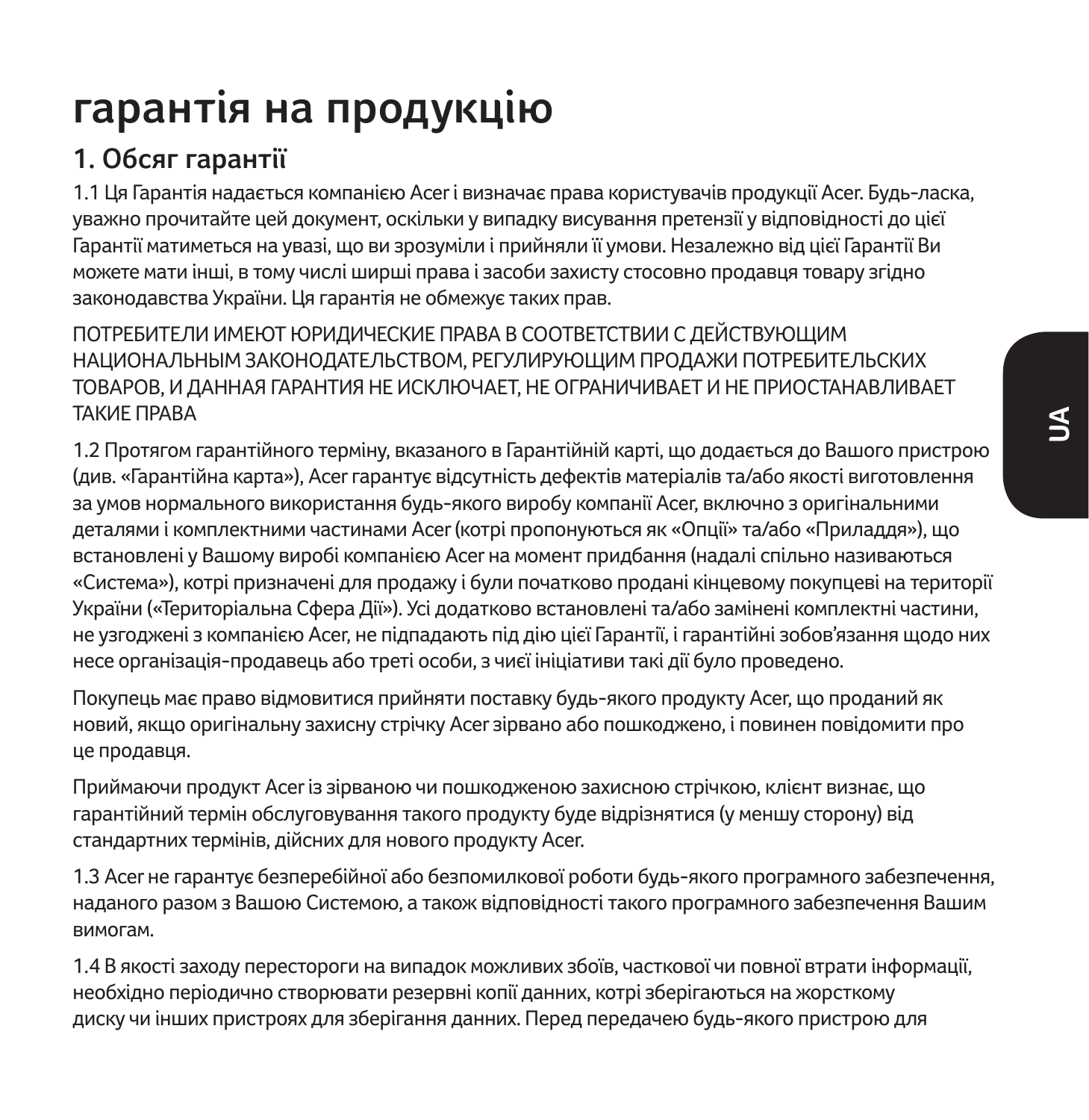# гарантія на продукцію

## 1. Обсяг гарантії

1.1 Ця Гарантія надається компанією Acer і визначає права користувачів продукції Acer. Будь-ласка, уважно прочитайте цей документ, оскільки у випадку висування претензії у відповідності до цієї Гарантії матиметься на увазі, що ви зрозуміли і прийняли її умови. Незалежно від цієї Гарантії Ви можете мати інші, в тому числі ширші права і засоби захисту стосовно продавця товару згідно законодавства України. Ця гарантія не обмежує таких прав.

ПОТРЕБИТЕЛИ ИМЕЮТ ЮРИДИЧЕСКИЕ ПРАВА В СООТВЕТСТВИИ С ДЕЙСТВУЮЩИМ НАЦИОНАЛЬНЫМ ЗАКОНОДАТЕЛЬСТВОМ, РЕГУЛИРУЮЩИМ ПРОДАЖИ ПОТРЕБИТЕЛЬСКИХ ТОВАРОВ, И ДАННАЯ ГАРАНТИЯ НЕ ИСКЛЮЧАЕТ, НЕ ОГРАНИЧИВАЕТ И НЕ ПРИОСТАНАВЛИВАЕТ ТАКИЕ ПРАВА

1.2 Протягом гарантійного терміну, вказаного в Гарантійній карті, що додається до Вашого пристрою (див. «Гарантійна карта»), Acer гарантує відсутність дефектів матеріалів та/або якості виготовлення за умов нормального використання будь-якого виробу компанії Acer, включно з оригінальними деталями і комплектними частинами Acer (котрі пропонуються як «Опції» та/або «Приладдя»), що встановлені у Вашому виробі компанією Acer на момент придбання (надалі спільно називаються «Система»), котрі призначені для продажу і були початково продані кінцевому покупцеві на території України («Територіальна Сфера Дії»). Усі додатково встановлені та/або замінені комплектні частини, не узгоджені з компанією Acer, не підпадають під дію цієї Гарантії, і гарантійні зобов'язання щодо них несе організація-продавець або треті особи, з чиєї ініціативи такі дії було проведено.

Покупець має право відмовитися прийняти поставку будь-якого продукту Acer, що проданий як новий, якщо оригінальну захисну стрічку Acer зірвано або пошкоджено, і повинен повідомити про це продавця.

Приймаючи продукт Acer із зірваною чи пошкодженою захисною стрічкою, клієнт визнає, що гарантійний термін обслуговування такого продукту буде відрізнятися (у меншу сторону) від стандартних термінів, дійсних для нового продукту Acer.

1.3 Acer не гарантує безперебійної або безпомилкової роботи будь-якого програмного забезпечення, наданого разом з Вашою Системою, а також відповідності такого програмного забезпечення Вашим вимогам.

1.4 В якості заходу перестороги на випадок можливих збоїв, часткової чи повної втрати інформації, необхідно періодично створювати резервні копії данних, котрі зберігаються на жорсткому диску чи інших пристроях для зберігання данних. Перед передачею будь-якого пристрою для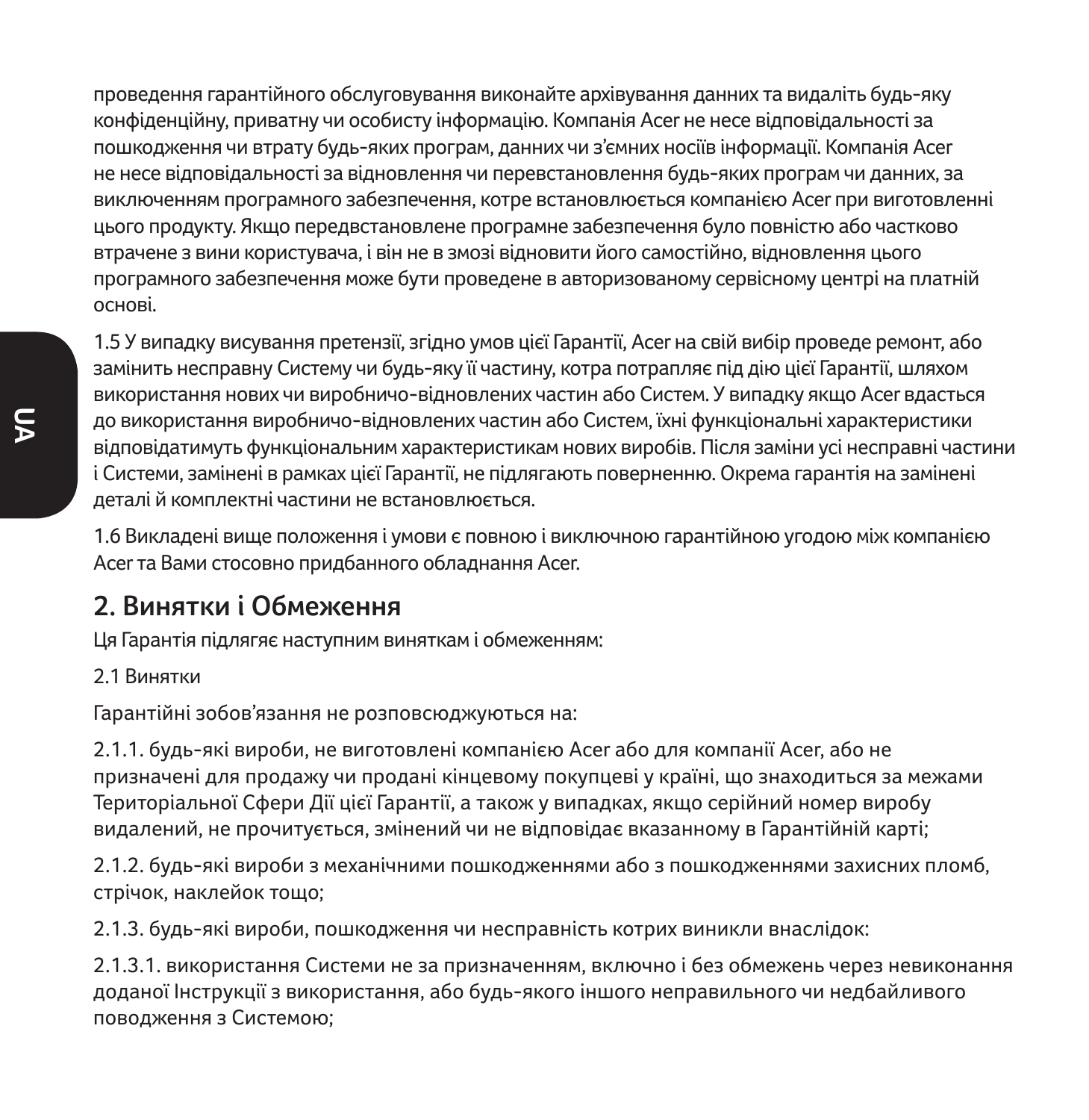проведення гарантійного обслуговування виконайте архівування данних та видаліть будь-яку конфіденційну, приватну чи особисту інформацію. Компанія Acer не несе відповідальності за пошкодження чи втрату будь-яких програм, данних чи з'ємних носіїв інформації. Компанія Acer не несе відповідальності за відновлення чи перевстановлення будь-яких програм чи данних, за виключенням програмного забезпечення, котре встановлюється компанією Acer при виготовленні цього продукту. Якщо передвстановлене програмне забезпечення було повністю або частково втрачене з вини користувача, і він не в змозі відновити його самостійно, відновлення цього програмного забезпечення може бути проведене в авторизованому сервісному центрі на платній основі.

1.5 У випадку висування претензії, згідно умов цієї Гарантії, Acer на свій вибір проведе ремонт, або замінить несправну Систему чи будь-яку її частину, котра потрапляє під дію цієї Гарантії, шляхом використання нових чи виробничо-відновлених частин або Систем. У випадку якщо Acer вдасться до використання виробничо-відновлених частин або Систем, їхні функціональні характеристики відповідатимуть функціональним характеристикам нових виробів. Після заміни усі несправні частини і Системи, замінені в рамках цієї Гарантії, не підлягають поверненню. Окрема гарантія на замінені деталі й комплектні частини не встановлюється.

1.6 Викладені вище положення і умови є повною і виключною гарантійною угодою між компанією Acer та Вами стосовно придбанного обладнання Acer.

## 2. Винятки і Обмеження

Ця Гарантія підлягає наступним виняткам і обмеженням:

2.1 Винятки

Гарантійні зобов'язання не розповсюджуються на:

2.1.1. будь-які вироби, не виготовлені компанією Acer або для компанії Acer, або не призначені для продажу чи продані кінцевому покупцеві у країні, що знаходиться за межами Територіальної Сфери Дії цієї Гарантії, а також у випадках, якщо серійний номер виробу видалений, не прочитується, змінений чи не відповідає вказанному в Гарантійній карті;

2.1.2. будь-які вироби з механічними пошкодженнями або з пошкодженнями захисних пломб, стрічок, наклейок тощо;

2.1.3. будь-які вироби, пошкодження чи несправність котрих виникли внаслідок:

2.1.3.1. використання Системи не за призначенням, включно і без обмежень через невиконання доданої Інструкції з використання, або будь-якого іншого неправильного чи недбайливого поводження з Системою;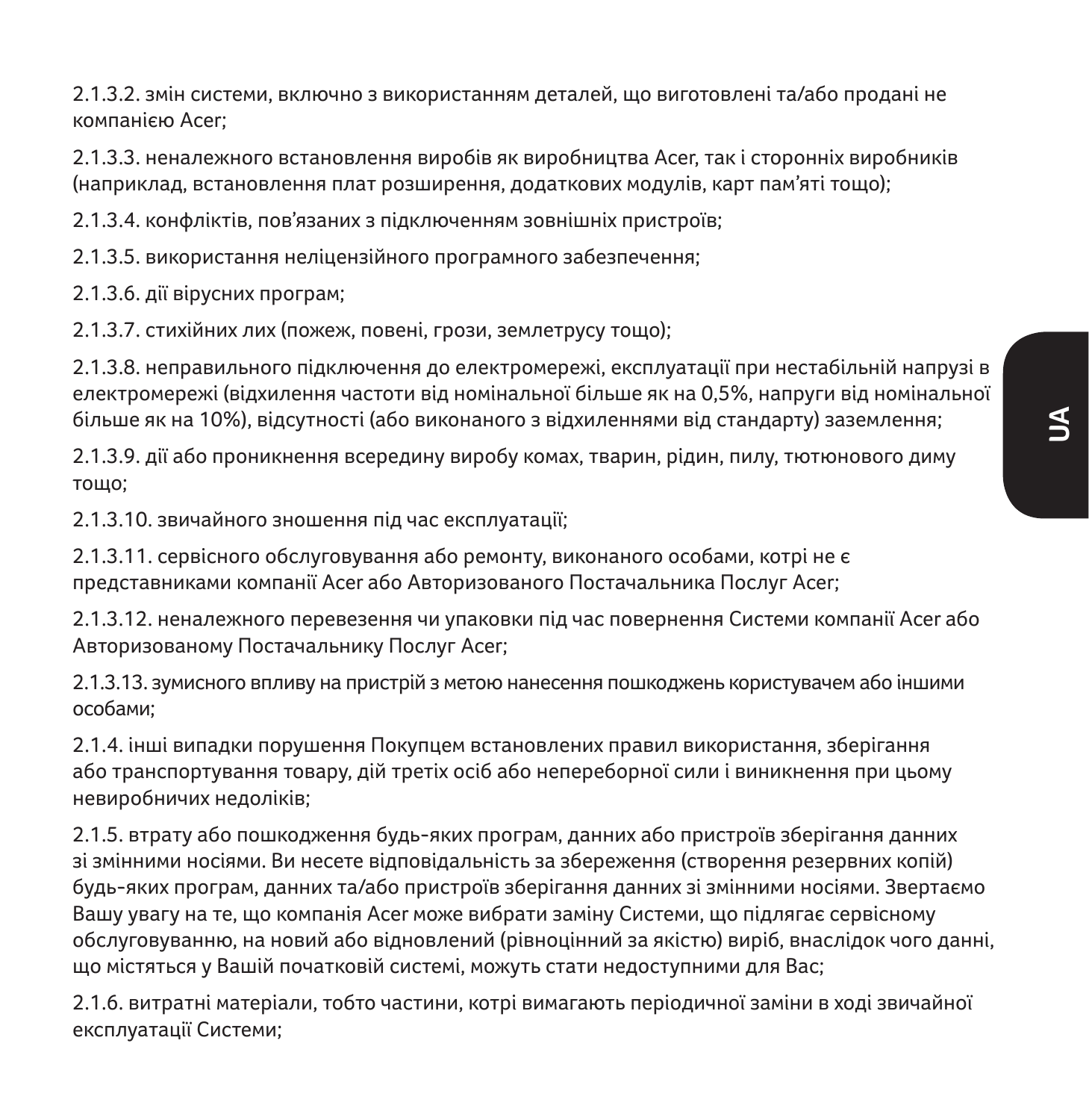2.1.3.2. змін системи, включно з використанням деталей, що виготовлені та/або продані не компанією Acer;

2.1.3.3. неналежного встановлення виробів як виробництва Acer, так і сторонніх виробників (наприклад, встановлення плат розширення, додаткових модулів, карт пам'яті тощо);

2.1.3.4. конфліктів, пов'язаних з підключенням зовнішніх пристроїв;

2.1.3.5. використання неліцензійного програмного забезпечення;

2.1.3.6. дії вірусних програм;

2.1.3.7. стихійних лих (пожеж, повені, грози, землетрусу тощо);

2.1.3.8. неправильного підключення до електромережі, експлуатації при нестабільній напрузі в електромережі (відхилення частоти від номінальної більше як на 0,5%, напруги від номінальної більше як на 10%), відсутності (або виконаного з відхиленнями від стандарту) заземлення;

2.1.3.9. дії або проникнення всередину виробу комах, тварин, рідин, пилу, тютюнового диму тощо;

2.1.3.10. звичайного зношення під час експлуатації;

2.1.3.11. сервісного обслуговування або ремонту, виконаного особами, котрі не є представниками компанії Acer або Авторизованого Постачальника Послуг Acer;

2.1.3.12. неналежного перевезення чи упаковки під час повернення Системи компанії Acer або Авторизованому Постачальнику Послуг Acer;

2.1.3.13. зумисного впливу на пристрій з метою нанесення пошкоджень користувачем або іншими особами;

2.1.4. інші випадки порушення Покупцем встановлених правил використання, зберігання або транспортування товару, дій третіх осіб або непереборної сили і виникнення при цьому невиробничих недоліків;

2.1.5. втрату або пошкодження будь-яких програм, данних або пристроїв зберігання данних зі змінними носіями. Ви несете відповідальність за збереження (створення резервних копій) будь-яких програм, данних та/або пристроїв зберігання данних зі змінними носіями. Звертаємо Вашу увагу на те, що компанія Acer може вибрати заміну Системи, що підлягає сервісному обслуговуванню, на новий або відновлений (рівноцінний за якістю) виріб, внаслідок чого данні, що містяться у Вашій початковій системі, можуть стати недоступними для Вас;

2.1.6. витратні матеріали, тобто частини, котрі вимагають періодичної заміни в ході звичайної експлуатації Системи;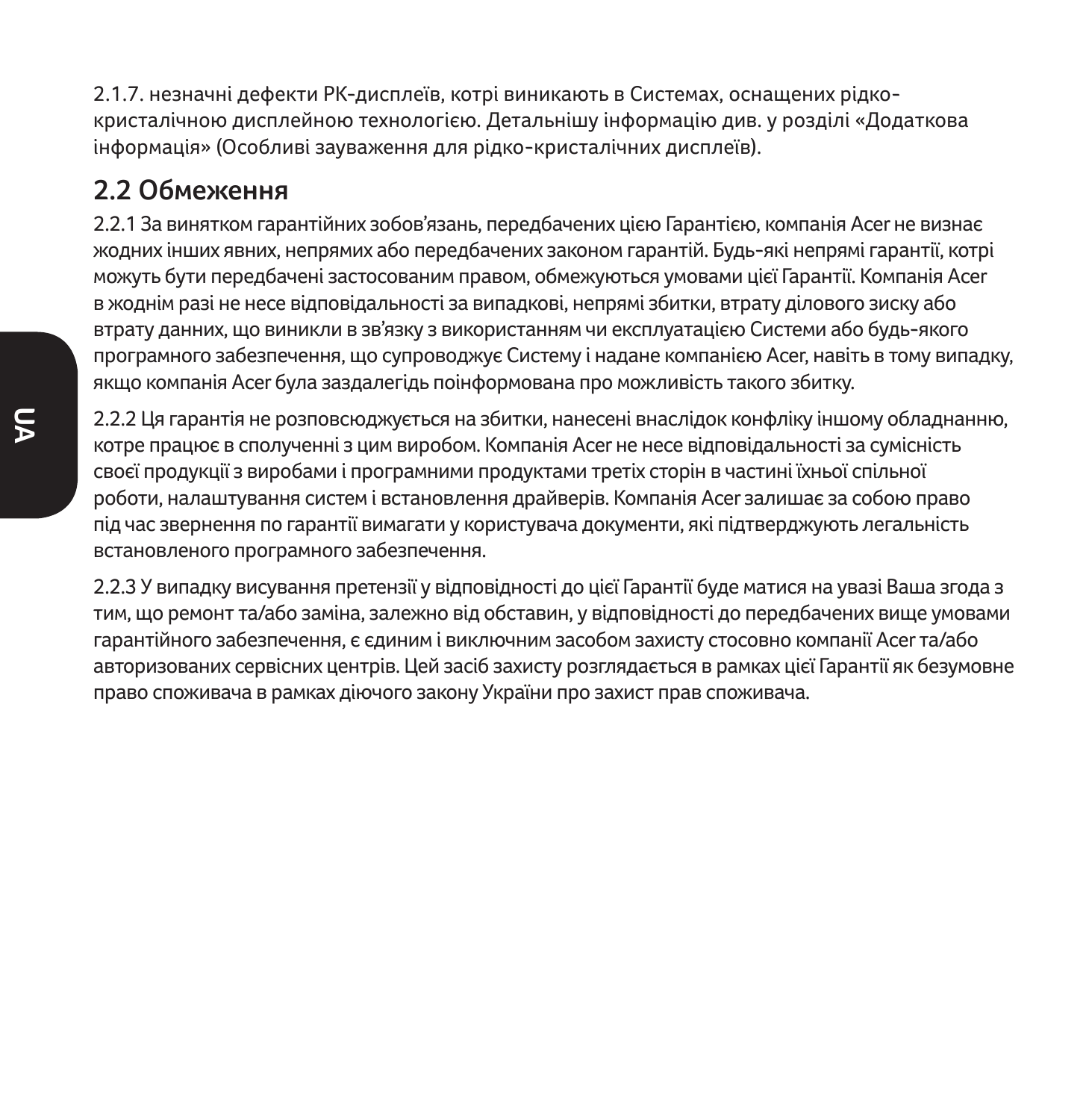2.1.7. незначні дефекти РК-дисплеїв, котрі виникають в Системах, оснащених рідко-кристалічною дисплейною технологією. Детальнішу інформацію див. у розділі «Додаткова інформація» (Особливі зауваження для рідко-кристалічних дисплеїв).

## 2.2 Обмеження

2.2.1 За винятком гарантійних зобов'язань, передбачених цією Гарантією, компанія Acer не визнає жодних інших явних, непрямих або передбачених законом гарантій. Будь-які непрямі гарантії, котрі можуть бути передбачені застосованим правом, обмежуються умовами цієї Гарантії. Компанія Acer в жоднім разі не несе відповідальності за випадкові, непрямі збитки, втрату ділового зиску або втрату данних, що виникли в зв'язку з використанням чи експлуатацією Системи або будь-якого програмного забезпечення, що супроводжує Систему і надане компанією Acer, навіть в тому випадку, якщо компанія Acer була заздалегідь поінформована про можливість такого збитку.

2.2.2 Ця гарантія не розповсюджується на збитки, нанесені внаслідок конфліку іншому обладнанню, котре працює в сполученні з цим виробом. Компанія Acer не несе відповідальності за сумісність своєї продукції з виробами і програмними продуктами третіх сторін в частині їхньої спільної роботи, налаштування систем і встановлення драйверів. Компанія Acer залишає за собою право під час звернення по гарантії вимагати у користувача документи, які підтверджують легальність встановленого програмного забезпечення.

2.2.3 У випадку висування претензії у відповідності до цієї Гарантії буде матися на увазі Ваша згода з тим, що ремонт та/або заміна, залежно від обставин, у відповідності до передбачених вище умовами гарантійного забезпечення, є єдиним і виключним засобом захисту стосовно компанії Acer та/або авторизованих сервісних центрів. Цей засіб захисту розглядається в рамках цієї Гарантії як безумовне право споживача в рамках діючого закону України про захист прав споживача.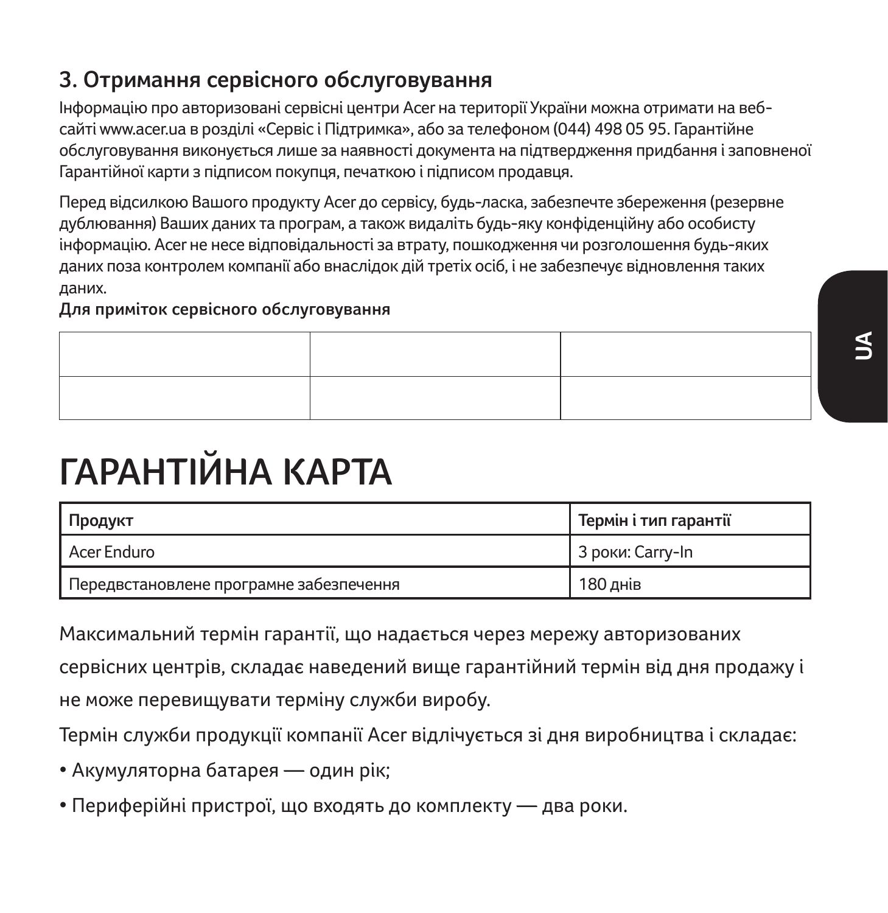## 3. Отримання сервісного обслуговування

Інформацію про авторизовані сервісні центри Acer на території України можна отримати на веб-сайті www.acer.ua в розділі «Сервіс і Підтримка», або за телефоном (044) 498 05 95. Гарантійне обслуговування виконується лише за наявності документа на підтвердження придбання і заповненої Гарантійної карти з підписом покупця, печаткою і підписом продавця.

Перед відсилкою Вашого продукту Acer до сервісу, будь-ласка, забезпечте збереження (резервне дублювання) Ваших даних та програм, а також видаліть будь-яку конфіденційну або особисту інформацію. Acer не несе відповідальності за втрату, пошкодження чи розголошення будь-яких даних поза контролем компанії або внаслідок дій третіх осіб, і не забезпечує відновлення таких даних.

**Для приміток сервісного обслуговування**

| | | |
|---|---|---|
| | | |
| | | |

# ГАРАНТІЙНА КАРТА

| Продукт | Термін і тип гарантії |
|---|---|
| Acer Enduro | 3 роки: Carry-In |
| Передвстановлене програмне забезпечення | 180 днів |

Максимальний термін гарантії, що надається через мережу авторизованих сервісних центрів, складає наведений вище гарантійний термін від дня продажу і не може перевищувати терміну служби виробу.

Термін служби продукції компанії Acer відлічується зі дня виробництва і складає:

- Акумуляторна батарея — один рік;
- Периферійні пристрої, що входять до комплекту — два роки.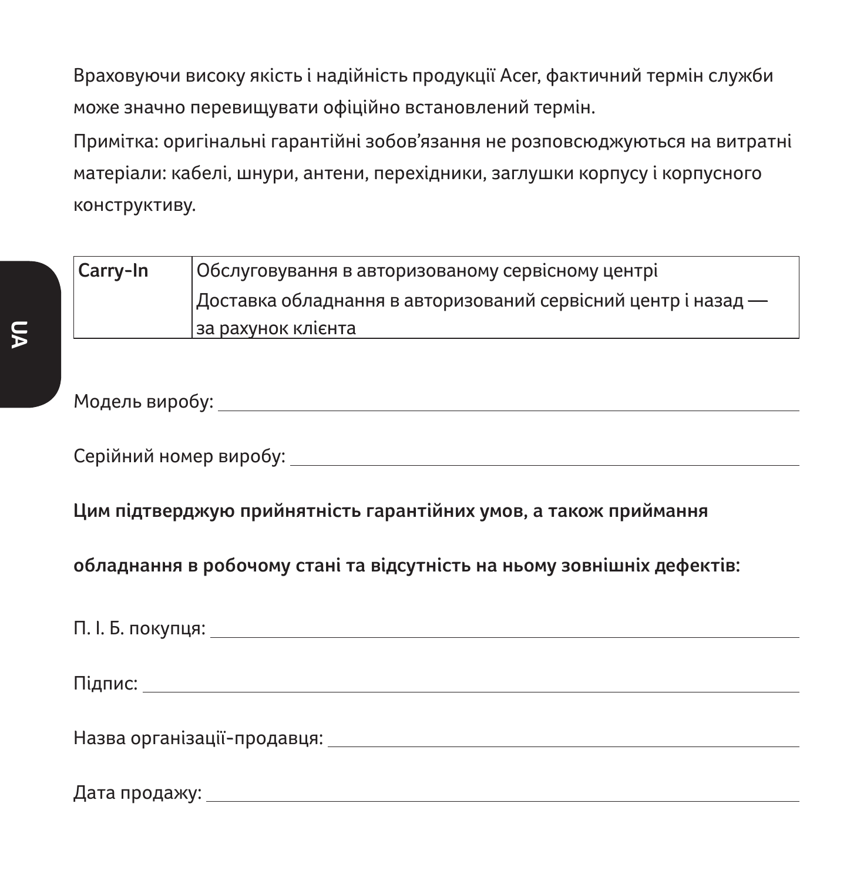Враховуючи високу якість і надійність продукції Acer, фактичний термін служби може значно перевищувати офіційно встановлений термін.

Примітка: оригінальні гарантійні зобов'язання не розповсюджуються на витратні матеріали: кабелі, шнури, антени, перехідники, заглушки корпусу і корпусного конструктиву.

| **Carry-In** | Обслуговування в авторизованому сервісному центрі<br>Доставка обладнання в авторизований сервісний центр і назад — за рахунок клієнта |
|---|---|

Модель виробу: ______________________________

Серійний номер виробу: ______________________________

**Цим підтверджую прийнятність гарантійних умов, а також приймання обладнання в робочому стані та відсутність на ньому зовнішніх дефектів:**

П. І. Б. покупця: ______________________________

Підпис: ______________________________

Назва організації-продавця: ______________________________

Дата продажу: ______________________________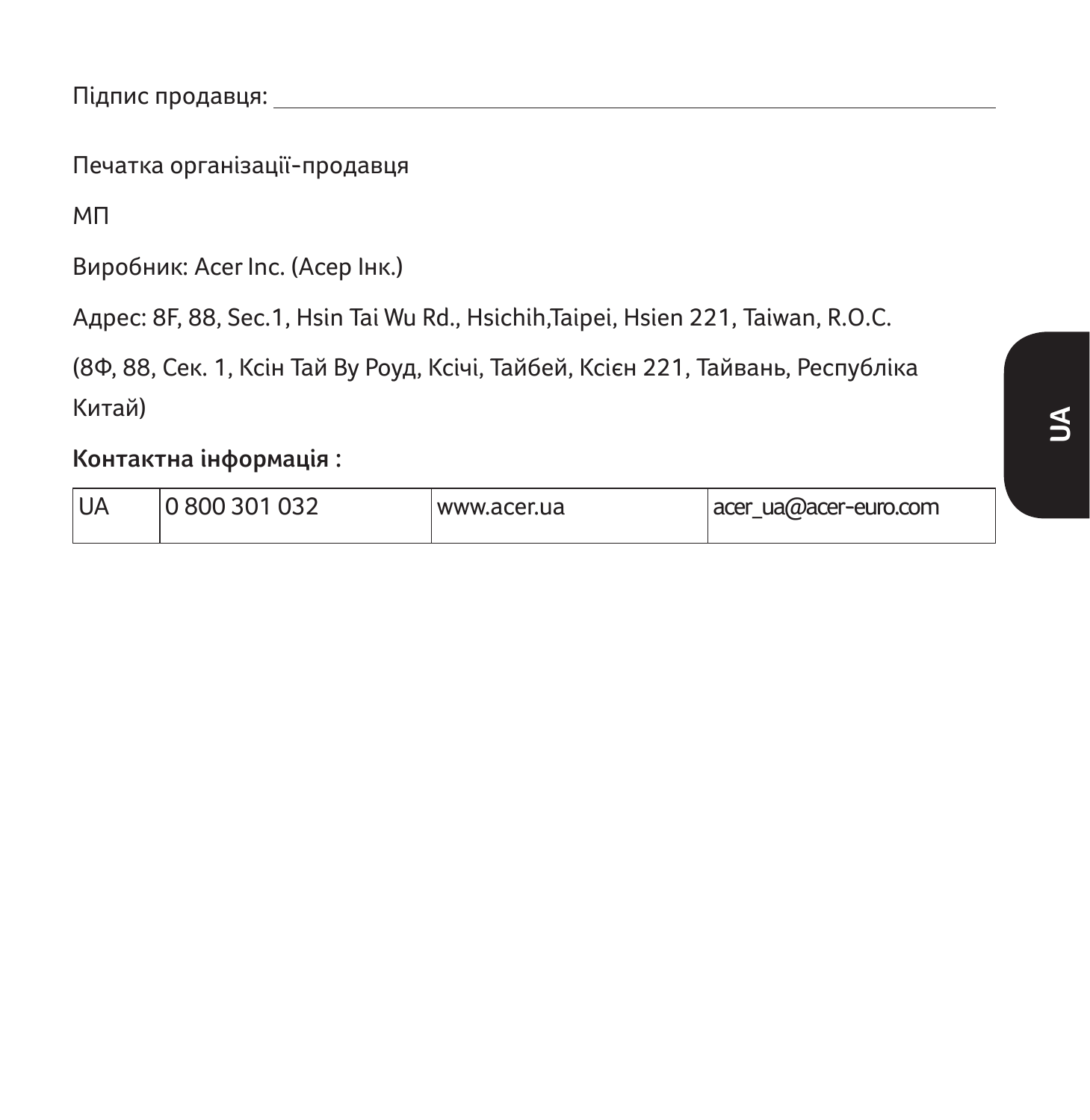Підпис продавця: ___________________________________________

Печатка організації-продавця

МП

Виробник: Acer Inc. (Асер Інк.)

Адрес: 8F, 88, Sec.1, Hsin Tai Wu Rd., Hsichih,Taipei, Hsien 221, Taiwan, R.O.C.

(8Ф, 88, Сек. 1, Ксін Тай Ву Роуд, Ксічі, Тайбей, Ксієн 221, Тайвань, Республіка Китай)

**Контактна інформація :**

| UA | 0 800 301 032 | www.acer.ua | acer_ua@acer-euro.com |
|---|---|---|---|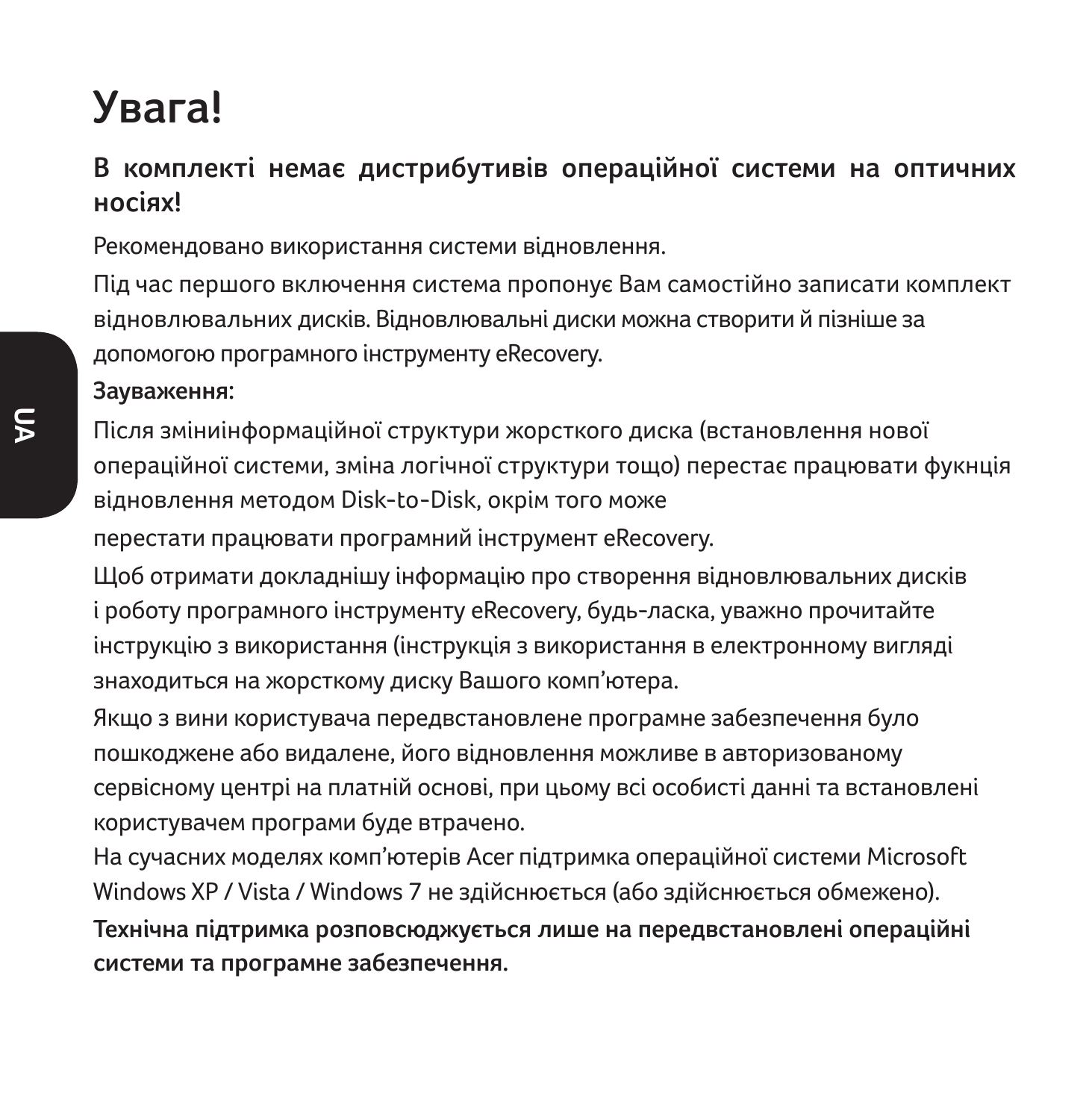# Увага!

**В комплекті немає дистрибутивів операційної системи на оптичних носіях!**

Рекомендовано використання системи відновлення.

Під час першого включення система пропонує Вам самостійно записати комплект відновлювальних дисків. Відновлювальні диски можна створити й пізніше за допомогою програмного інструменту eRecovery.

**Зауваження:**

Після зміниінформаційної структури жорсткого диска (встановлення нової операційної системи, зміна логічної структури тощо) перестає працювати фукнція відновлення методом Disk-to-Disk, окрім того може

перестати працювати програмний інструмент eRecovery.

Щоб отримати докладнішу інформацію про створення відновлювальних дисків і роботу програмного інструменту eRecovery, будь-ласка, уважно прочитайте інструкцію з використання (інструкція з використання в електронному вигляді знаходиться на жорсткому диску Вашого комп'ютера.

Якщо з вини користувача передвстановлене програмне забезпечення було пошкоджене або видалене, його відновлення можливе в авторизованому сервісному центрі на платній основі, при цьому всі особисті данні та встановлені користувачем програми буде втрачено.

На сучасних моделях комп'ютерів Acer підтримка операційної системи Microsoft Windows XP / Vista / Windows 7 не здійснюється (або здійснюється обмежено).

**Технічна підтримка розповсюджується лише на передвстановлені операційні системи та програмне забезпечення.**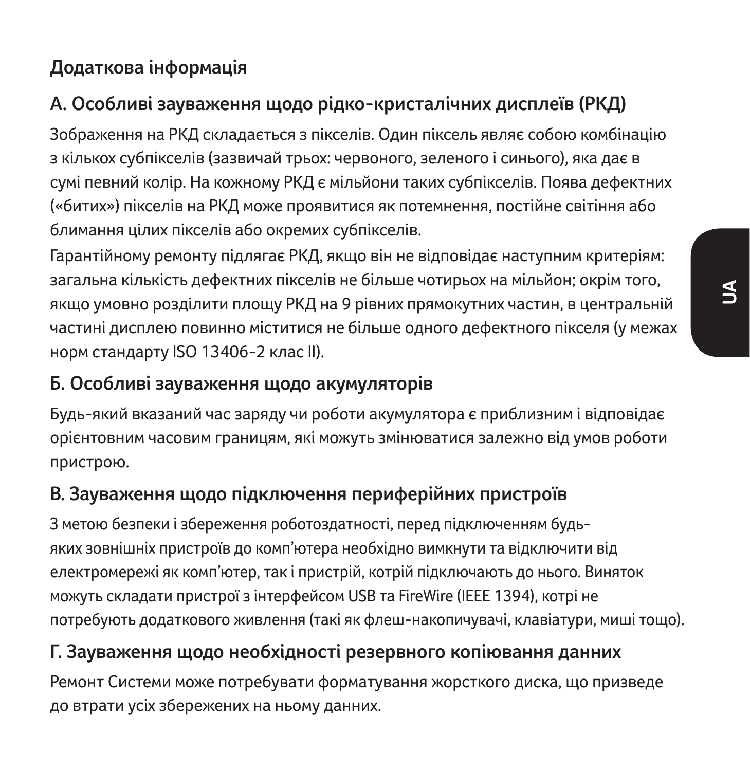## Додаткова інформація

### А. Особливі зауваження щодо рідко-кристалічних дисплеїв (РКД)

Зображення на РКД складається з пікселів. Один піксель являє собою комбінацію з кількох субпікселів (зазвичай трьох: червоного, зеленого і синього), яка дає в сумі певний колір. На кожному РКД є мільйони таких субпікселів. Поява дефектних («битих») пікселів на РКД може проявитися як потемнення, постійне світіння або блимання цілих пікселів або окремих субпікселів.

Гарантійному ремонту підлягає РКД, якщо він не відповідає наступним критеріям: загальна кількість дефектних пікселів не більше чотирьох на мільйон; окрім того, якщо умовно розділити площу РКД на 9 рівних прямокутних частин, в центральній частині дисплею повинно міститися не більше одного дефектного пікселя (у межах норм стандарту ISO 13406-2 клас II).

### Б. Особливі зауваження щодо акумуляторів

Будь-який вказаний час заряду чи роботи акумулятора є приблизним і відповідає орієнтовним часовим границям, які можуть змінюватися залежно від умов роботи пристрою.

### В. Зауваження щодо підключення периферійних пристроїв

З метою безпеки і збереження роботоздатності, перед підключенням будь-яких зовнішніх пристроїв до комп'ютера необхідно вимкнути та відключити від електромережі як комп'ютер, так і пристрій, котрій підключають до нього. Виняток можуть складати пристрої з інтерфейсом USB та FireWire (IEEE 1394), котрі не потребують додаткового живлення (такі як флеш-накопичувачі, клавіатури, миші тощо).

### Г. Зауваження щодо необхідності резервного копіювання данних

Ремонт Системи може потребувати форматування жорсткого диска, що призведе до втрати усіх збережених на ньому данних.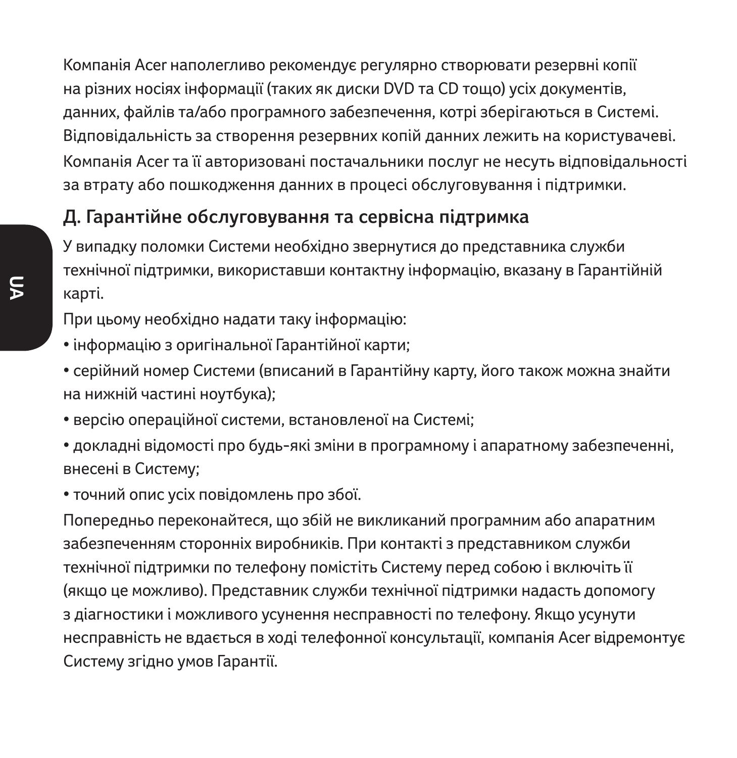Компанія Acer наполегливо рекомендує регулярно створювати резервні копії на різних носіях інформації (таких як диски DVD та CD тощо) усіх документів, данних, файлів та/або програмного забезпечення, котрі зберігаються в Системі. Відповідальність за створення резервних копій данних лежить на користувачеві. Компанія Acer та її авторизовані постачальники послуг не несуть відповідальності за втрату або пошкодження данних в процесі обслуговування і підтримки.

## Д. Гарантійне обслуговування та сервісна підтримка

У випадку поломки Системи необхідно звернутися до представника служби технічної підтримки, використавши контактну інформацію, вказану в Гарантійній карті.

При цьому необхідно надати таку інформацію:

- інформацію з оригінальної Гарантійної карти;
- серійний номер Системи (вписаний в Гарантійну карту, його також можна знайти на нижній частині ноутбука);
- версію операційної системи, встановленої на Системі;
- докладні відомості про будь-які зміни в програмному і апаратному забезпеченні, внесені в Систему;
- точний опис усіх повідомлень про збої.

Попередньо переконайтеся, що збій не викликаний програмним або апаратним забезпеченням сторонніх виробників. При контакті з представником служби технічної підтримки по телефону помістіть Систему перед собою і включіть її (якщо це можливо). Представник служби технічної підтримки надасть допомогу з діагностики і можливого усунення несправності по телефону. Якщо усунути несправність не вдається в ході телефонної консультації, компанія Acer відремонтує Систему згідно умов Гарантії.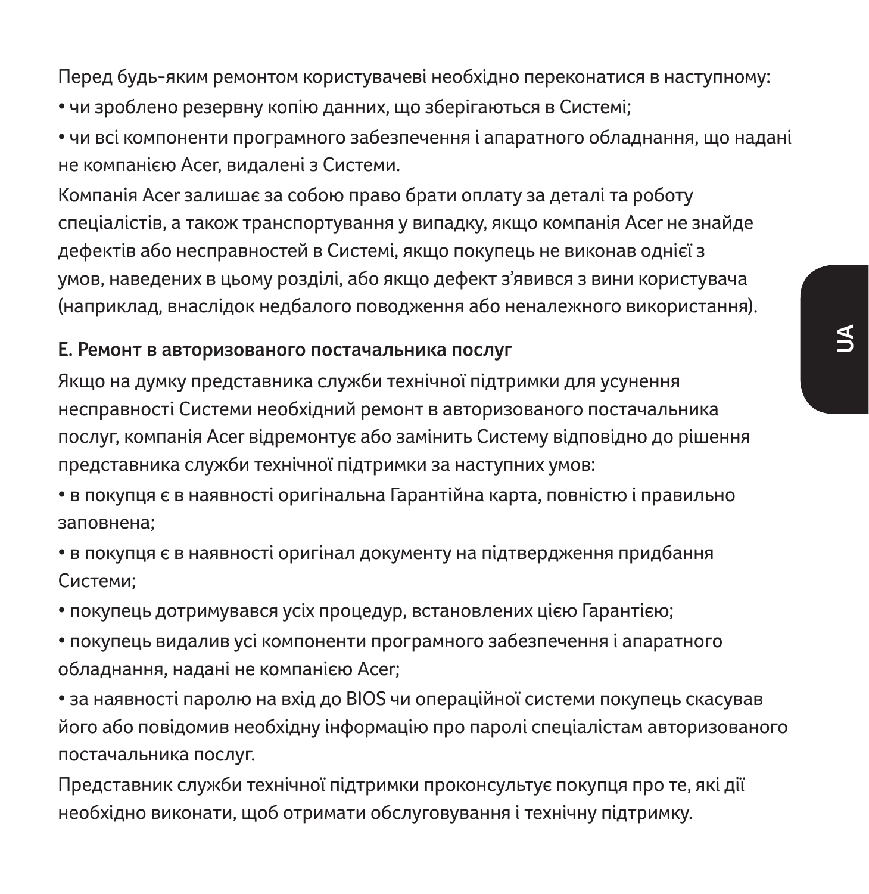Перед будь-яким ремонтом користувачеві необхідно переконатися в наступному:

- чи зроблено резервну копію данних, що зберігаються в Системі;
- чи всі компоненти програмного забезпечення і апаратного обладнання, що надані не компанією Acer, видалені з Системи.

Компанія Acer залишає за собою право брати оплату за деталі та роботу спеціалістів, а також транспортування у випадку, якщо компанія Acer не знайде дефектів або несправностей в Системі, якщо покупець не виконав однієї з умов, наведених в цьому розділі, або якщо дефект з'явився з вини користувача (наприклад, внаслідок недбалого поводження або неналежного використання).

### E. Ремонт в авторизованого постачальника послуг

Якщо на думку представника служби технічної підтримки для усунення несправності Системи необхідний ремонт в авторизованого постачальника послуг, компанія Acer відремонтує або замінить Систему відповідно до рішення представника служби технічної підтримки за наступних умов:

- в покупця є в наявності оригінальна Гарантійна карта, повністю і правильно заповнена;
- в покупця є в наявності оригінал документу на підтвердження придбання Системи;
- покупець дотримувався усіх процедур, встановлених цією Гарантією;
- покупець видалив усі компоненти програмного забезпечення і апаратного обладнання, надані не компанією Acer;
- за наявності паролю на вхід до BIOS чи операційної системи покупець скасував його або повідомив необхідну інформацію про паролі спеціалістам авторизованого постачальника послуг.

Представник служби технічної підтримки проконсультує покупця про те, які дії необхідно виконати, щоб отримати обслуговування і технічну підтримку.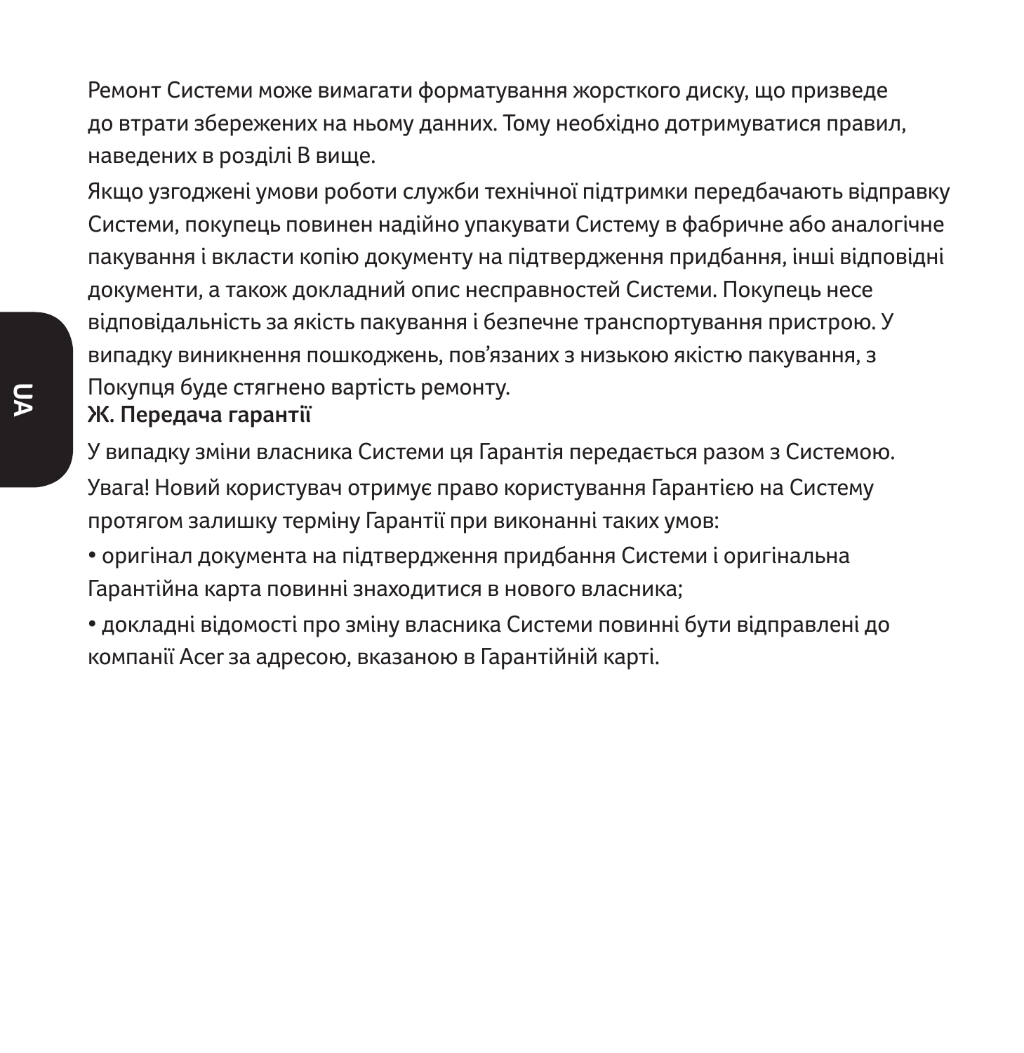Ремонт Системи може вимагати форматування жорсткого диску, що призведе до втрати збережених на ньому данних. Тому необхідно дотримуватися правил, наведених в розділі В вище.

Якщо узгоджені умови роботи служби технічної підтримки передбачають відправку Системи, покупець повинен надійно упакувати Систему в фабричне або аналогічне пакування і вкласти копію документу на підтвердження придбання, інші відповідні документи, а також докладний опис несправностей Системи. Покупець несе відповідальність за якість пакування і безпечне транспортування пристрою. У випадку виникнення пошкоджень, пов'язаних з низькою якістю пакування, з Покупця буде стягнено вартість ремонту.

**Ж. Передача гарантії**

У випадку зміни власника Системи ця Гарантія передається разом з Системою.

Увага! Новий користувач отримує право користування Гарантією на Систему протягом залишку терміну Гарантії при виконанні таких умов:

• оригінал документа на підтвердження придбання Системи і оригінальна Гарантійна карта повинні знаходитися в нового власника;

• докладні відомості про зміну власника Системи повинні бути відправлені до компанії Acer за адресою, вказаною в Гарантійній карті.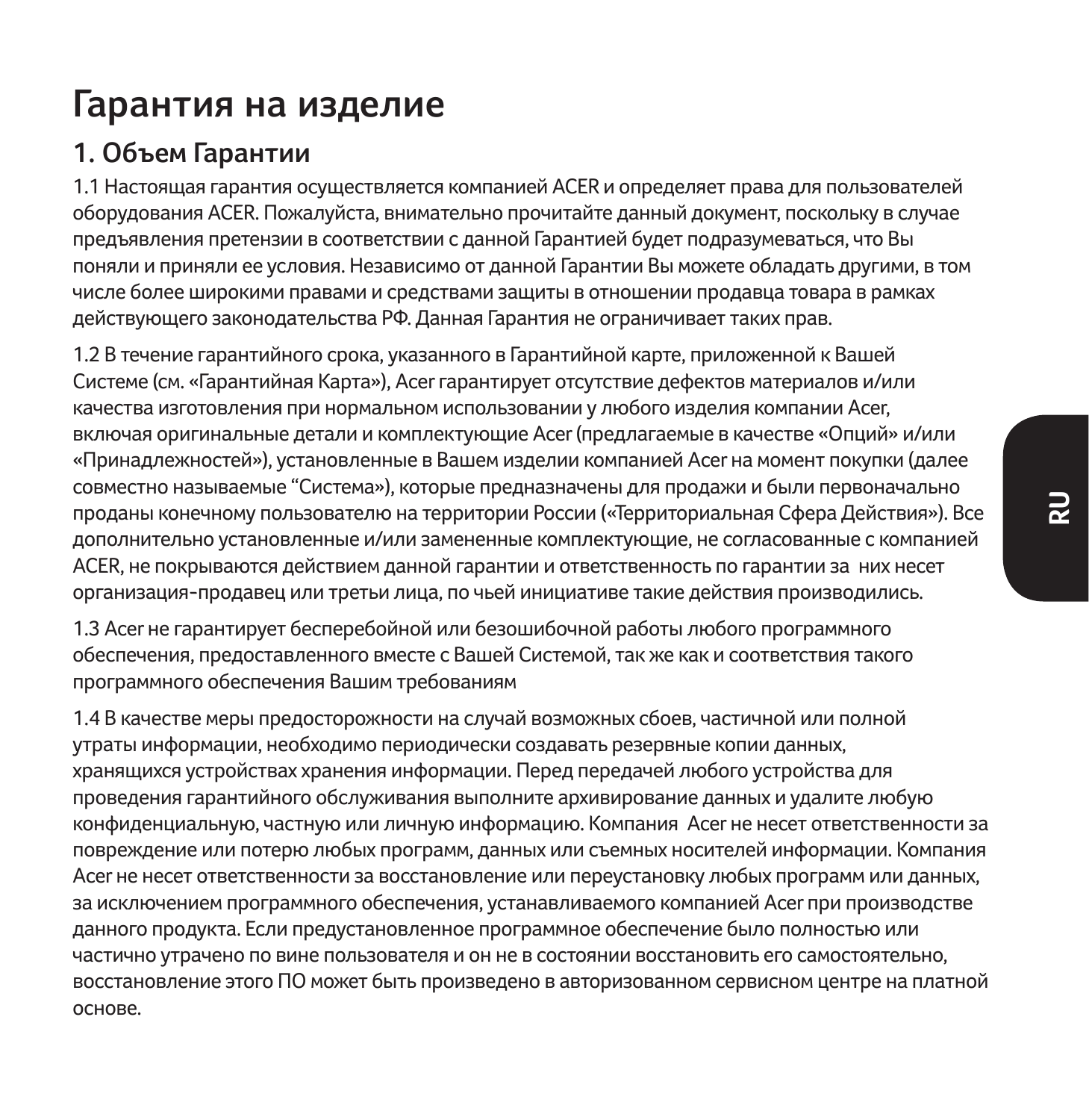# Гарантия на изделие

## 1. Объем Гарантии

1.1 Настоящая гарантия осуществляется компанией ACER и определяет права для пользователей оборудования ACER. Пожалуйста, внимательно прочитайте данный документ, поскольку в случае предъявления претензии в соответствии с данной Гарантией будет подразумеваться, что Вы поняли и приняли ее условия. Независимо от данной Гарантии Вы можете обладать другими, в том числе более широкими правами и средствами защиты в отношении продавца товара в рамках действующего законодательства РФ. Данная Гарантия не ограничивает таких прав.

1.2 В течение гарантийного срока, указанного в Гарантийной карте, приложенной к Вашей Системе (см. «Гарантийная Карта»), Acer гарантирует отсутствие дефектов материалов и/или качества изготовления при нормальном использовании у любого изделия компании Acer, включая оригинальные детали и комплектующие Acer (предлагаемые в качестве «Опций» и/или «Принадлежностей»), установленные в Вашем изделии компанией Acer на момент покупки (далее совместно называемые "Система»), которые предназначены для продажи и были первоначально проданы конечному пользователю на территории России («Территориальная Сфера Действия»). Все дополнительно установленные и/или замененные комплектующие, не согласованные с компанией ACER, не покрываются действием данной гарантии и ответственность по гарантии за них несет организация-продавец или третьи лица, по чьей инициативе такие действия производились.

1.3 Acer не гарантирует бесперебойной или безошибочной работы любого программного обеспечения, предоставленного вместе с Вашей Системой, так же как и соответствия такого программного обеспечения Вашим требованиям

1.4 В качестве меры предосторожности на случай возможных сбоев, частичной или полной утраты информации, необходимо периодически создавать резервные копии данных, хранящихся устройствах хранения информации. Перед передачей любого устройства для проведения гарантийного обслуживания выполните архивирование данных и удалите любую конфиденциальную, частную или личную информацию. Компания Acer не несет ответственности за повреждение или потерю любых программ, данных или съемных носителей информации. Компания Acer не несет ответственности за восстановление или переустановку любых программ или данных, за исключением программного обеспечения, устанавливаемого компанией Acer при производстве данного продукта. Если предустановленное программное обеспечение было полностью или частично утрачено по вине пользователя и он не в состоянии восстановить его самостоятельно, восстановление этого ПО может быть произведено в авторизованном сервисном центре на платной основе.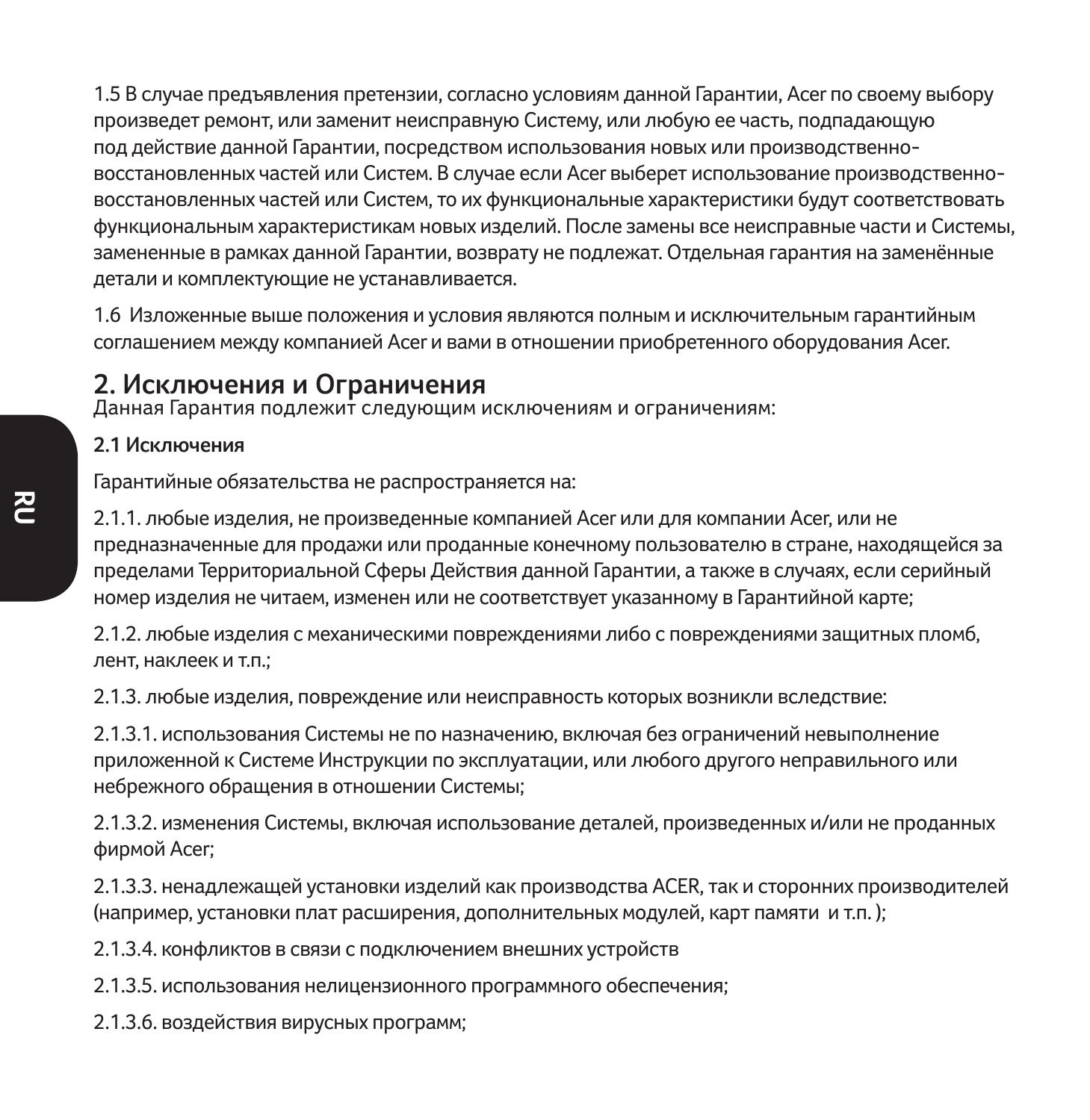1.5 В случае предъявления претензии, согласно условиям данной Гарантии, Acer по своему выбору произведет ремонт, или заменит неисправную Систему, или любую ее часть, подпадающую под действие данной Гарантии, посредством использования новых или производственно-восстановленных частей или Систем. В случае если Acer выберет использование производственно-восстановленных частей или Систем, то их функциональные характеристики будут соответствовать функциональным характеристикам новых изделий. После замены все неисправные части и Системы, замененные в рамках данной Гарантии, возврату не подлежат. Отдельная гарантия на заменённые детали и комплектующие не устанавливается.

1.6 Изложенные выше положения и условия являются полным и исключительным гарантийным соглашением между компанией Acer и вами в отношении приобретенного оборудования Acer.

## 2. Исключения и Ограничения

Данная Гарантия подлежит следующим исключениям и ограничениям:

**2.1 Исключения**

Гарантийные обязательства не распространяется на:

2.1.1. любые изделия, не произведенные компанией Acer или для компании Acer, или не предназначенные для продажи или проданные конечному пользователю в стране, находящейся за пределами Территориальной Сферы Действия данной Гарантии, а также в случаях, если серийный номер изделия не читаем, изменен или не соответствует указанному в Гарантийной карте;

2.1.2. любые изделия с механическими повреждениями либо с повреждениями защитных пломб, лент, наклеек и т.п.;

2.1.3. любые изделия, повреждение или неисправность которых возникли вследствие:

2.1.3.1. использования Системы не по назначению, включая без ограничений невыполнение приложенной к Системе Инструкции по эксплуатации, или любого другого неправильного или небрежного обращения в отношении Системы;

2.1.3.2. изменения Системы, включая использование деталей, произведенных и/или не проданных фирмой Acer;

2.1.3.3. ненадлежащей установки изделий как производства ACER, так и сторонних производителей (например, установки плат расширения, дополнительных модулей, карт памяти и т.п. );

2.1.3.4. конфликтов в связи с подключением внешних устройств

2.1.3.5. использования нелицензионного программного обеспечения;

2.1.3.6. воздействия вирусных программ;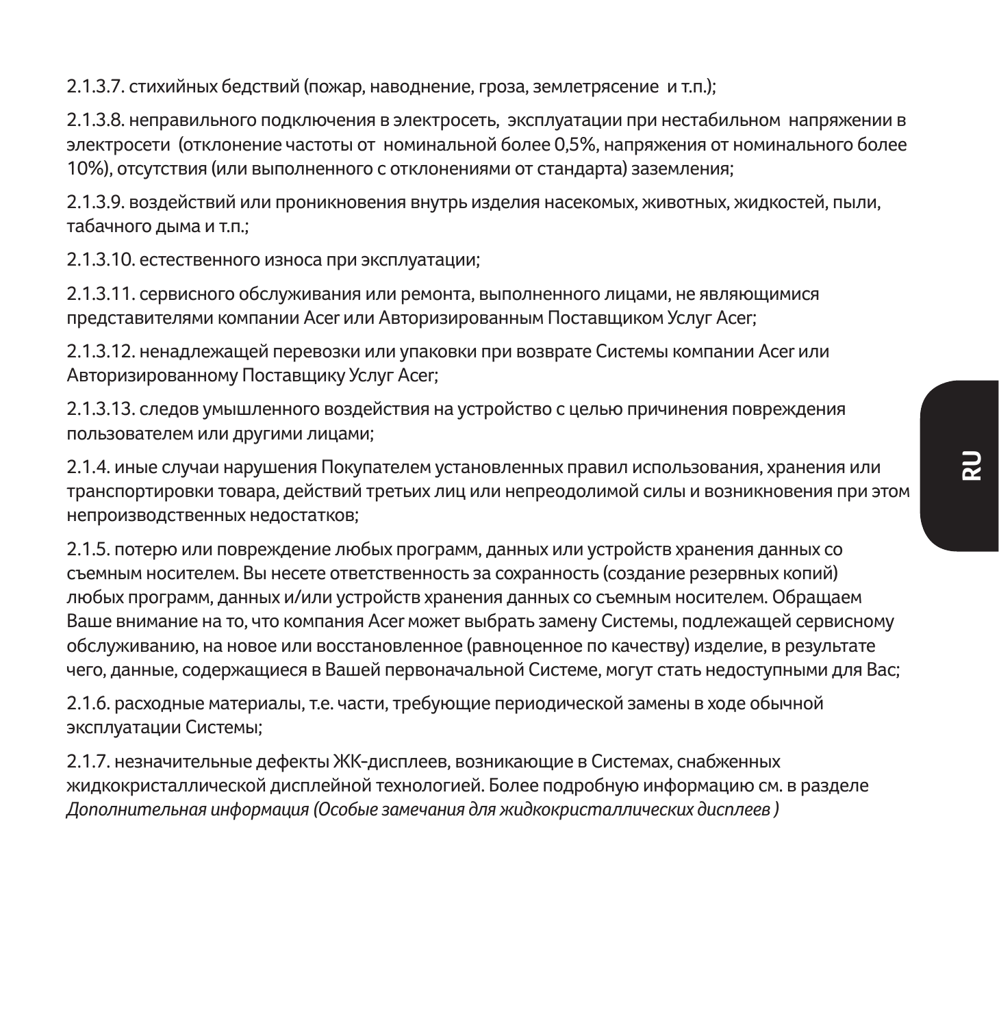2.1.3.7. стихийных бедствий (пожар, наводнение, гроза, землетрясение и т.п.);

2.1.3.8. неправильного подключения в электросеть, эксплуатации при нестабильном напряжении в электросети (отклонение частоты от номинальной более 0,5%, напряжения от номинального более 10%), отсутствия (или выполненного с отклонениями от стандарта) заземления;

2.1.3.9. воздействий или проникновения внутрь изделия насекомых, животных, жидкостей, пыли, табачного дыма и т.п.;

2.1.3.10. естественного износа при эксплуатации;

2.1.3.11. сервисного обслуживания или ремонта, выполненного лицами, не являющимися представителями компании Acer или Авторизированным Поставщиком Услуг Acer;

2.1.3.12. ненадлежащей перевозки или упаковки при возврате Системы компании Acer или Авторизированному Поставщику Услуг Acer;

2.1.3.13. следов умышленного воздействия на устройство с целью причинения повреждения пользователем или другими лицами;

2.1.4. иные случаи нарушения Покупателем установленных правил использования, хранения или транспортировки товара, действий третьих лиц или непреодолимой силы и возникновения при этом непроизводственных недостатков;

2.1.5. потерю или повреждение любых программ, данных или устройств хранения данных со съемным носителем. Вы несете ответственность за сохранность (создание резервных копий) любых программ, данных и/или устройств хранения данных со съемным носителем. Обращаем Ваше внимание на то, что компания Acer может выбрать замену Системы, подлежащей сервисному обслуживанию, на новое или восстановленное (равноценное по качеству) изделие, в результате чего, данные, содержащиеся в Вашей первоначальной Системе, могут стать недоступными для Вас;

2.1.6. расходные материалы, т.е. части, требующие периодической замены в ходе обычной эксплуатации Системы;

2.1.7. незначительные дефекты ЖК-дисплеев, возникающие в Системах, снабженных жидкокристаллической дисплейной технологией. Более подробную информацию см. в разделе *Дополнительная информация (Особые замечания для жидкокристаллических дисплеев )*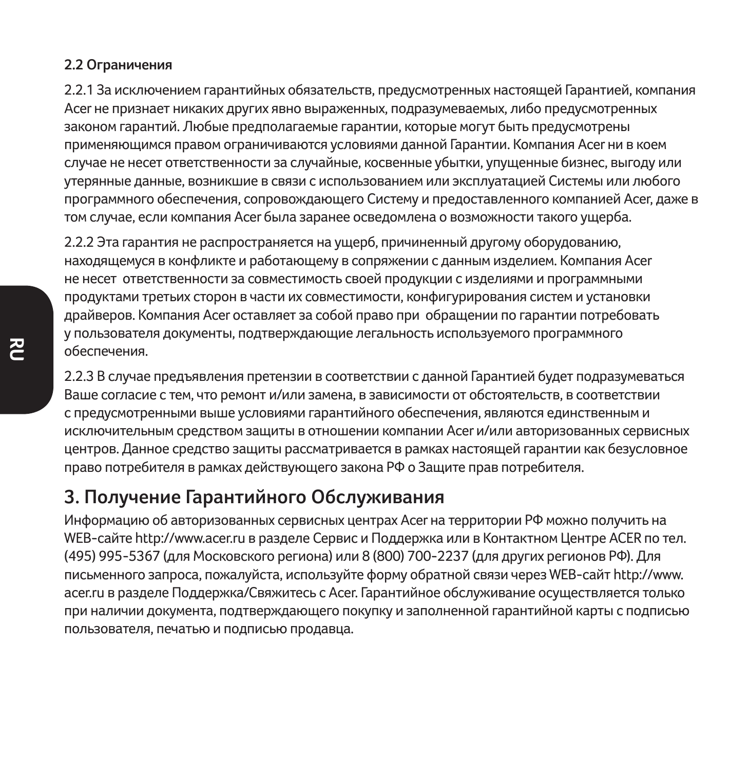### 2.2 Ограничения

2.2.1 За исключением гарантийных обязательств, предусмотренных настоящей Гарантией, компания Acer не признает никаких других явно выраженных, подразумеваемых, либо предусмотренных законом гарантий. Любые предполагаемые гарантии, которые могут быть предусмотрены применяющимся правом ограничиваются условиями данной Гарантии. Компания Acer ни в коем случае не несет ответственности за случайные, косвенные убытки, упущенные бизнес, выгоду или утерянные данные, возникшие в связи с использованием или эксплуатацией Системы или любого программного обеспечения, сопровождающего Систему и предоставленного компанией Acer, даже в том случае, если компания Acer была заранее осведомлена о возможности такого ущерба.

2.2.2 Эта гарантия не распространяется на ущерб, причиненный другому оборудованию, находящемуся в конфликте и работающему в сопряжении с данным изделием. Компания Acer не несет ответственности за совместимость своей продукции с изделиями и программными продуктами третьих сторон в части их совместимости, конфигурирования систем и установки драйверов. Компания Acer оставляет за собой право при обращении по гарантии потребовать у пользователя документы, подтверждающие легальность используемого программного обеспечения.

2.2.3 В случае предъявления претензии в соответствии с данной Гарантией будет подразумеваться Ваше согласие с тем, что ремонт и/или замена, в зависимости от обстоятельств, в соответствии с предусмотренными выше условиями гарантийного обеспечения, являются единственным и исключительным средством защиты в отношении компании Acer и/или авторизованных сервисных центров. Данное средство защиты рассматривается в рамках настоящей гарантии как безусловное право потребителя в рамках действующего закона РФ о Защите прав потребителя.

## 3. Получение Гарантийного Обслуживания

Информацию об авторизованных сервисных центрах Acer на территории РФ можно получить на WEB-сайте http://www.acer.ru в разделе Сервис и Поддержка или в Контактном Центре ACER по тел. (495) 995-5367 (для Московского региона) или 8 (800) 700-2237 (для других регионов РФ). Для письменного запроса, пожалуйста, используйте форму обратной связи через WEB-сайт http://www.acer.ru в разделе Поддержка/Свяжитесь с Acer. Гарантийное обслуживание осуществляется только при наличии документа, подтверждающего покупку и заполненной гарантийной карты с подписью пользователя, печатью и подписью продавца.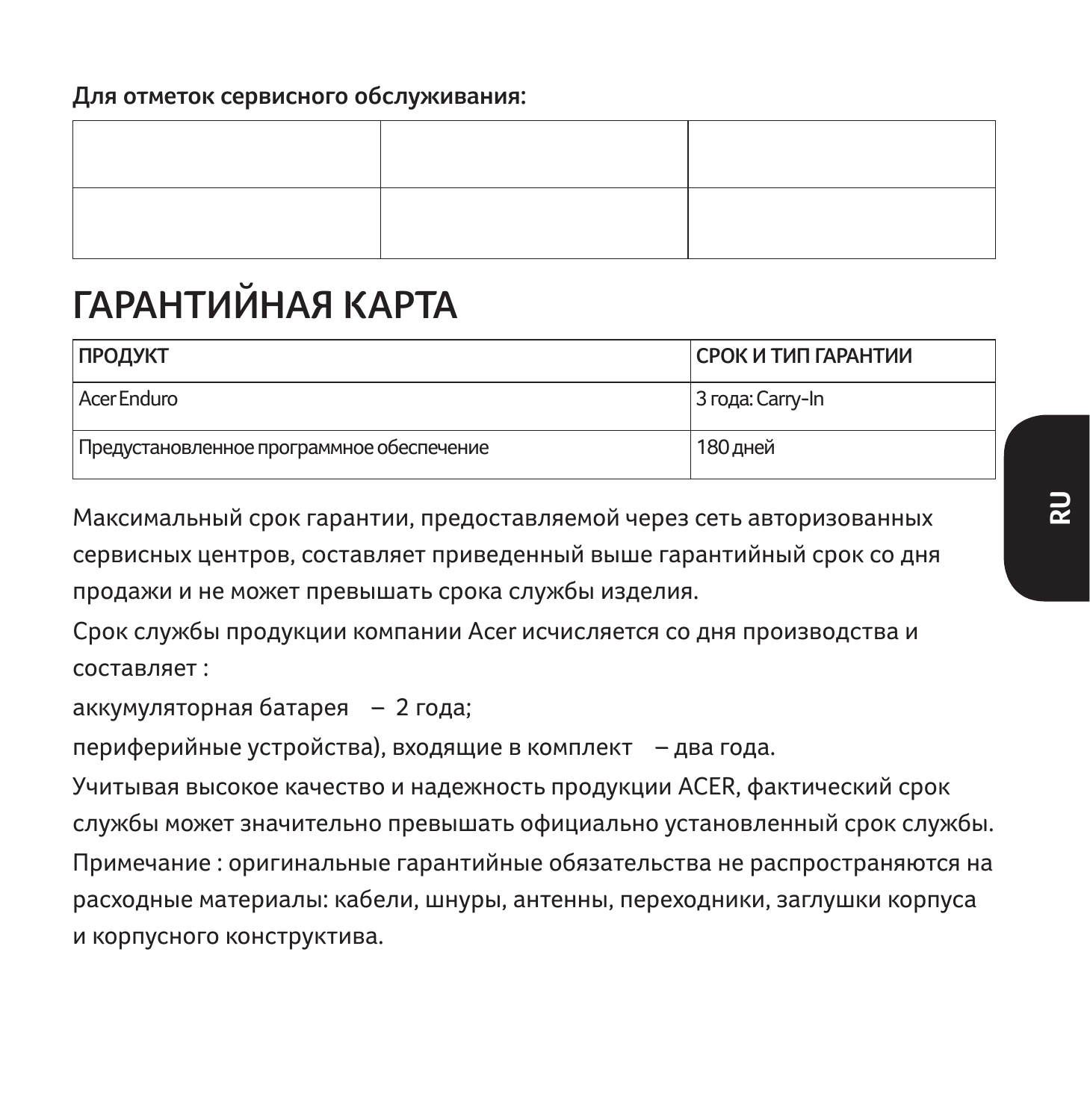**Для отметок сервисного обслуживания:**

| | | |
|---|---|---|
| | | |
| | | |

# ГАРАНТИЙНАЯ КАРТА

| ПРОДУКТ | СРОК И ТИП ГАРАНТИИ |
|---|---|
| Acer Enduro | 3 года: Carry-In |
| Предустановленное программное обеспечение | 180 дней |

Максимальный срок гарантии, предоставляемой через сеть авторизованных сервисных центров, составляет приведенный выше гарантийный срок со дня продажи и не может превышать срока службы изделия.

Срок службы продукции компании Acer исчисляется со дня производства и составляет :

аккумуляторная батарея – 2 года;

периферийные устройства), входящие в комплект – два года.

Учитывая высокое качество и надежность продукции ACER, фактический срок службы может значительно превышать официально установленный срок службы.

Примечание : оригинальные гарантийные обязательства не распространяются на расходные материалы: кабели, шнуры, антенны, переходники, заглушки корпуса и корпусного конструктива.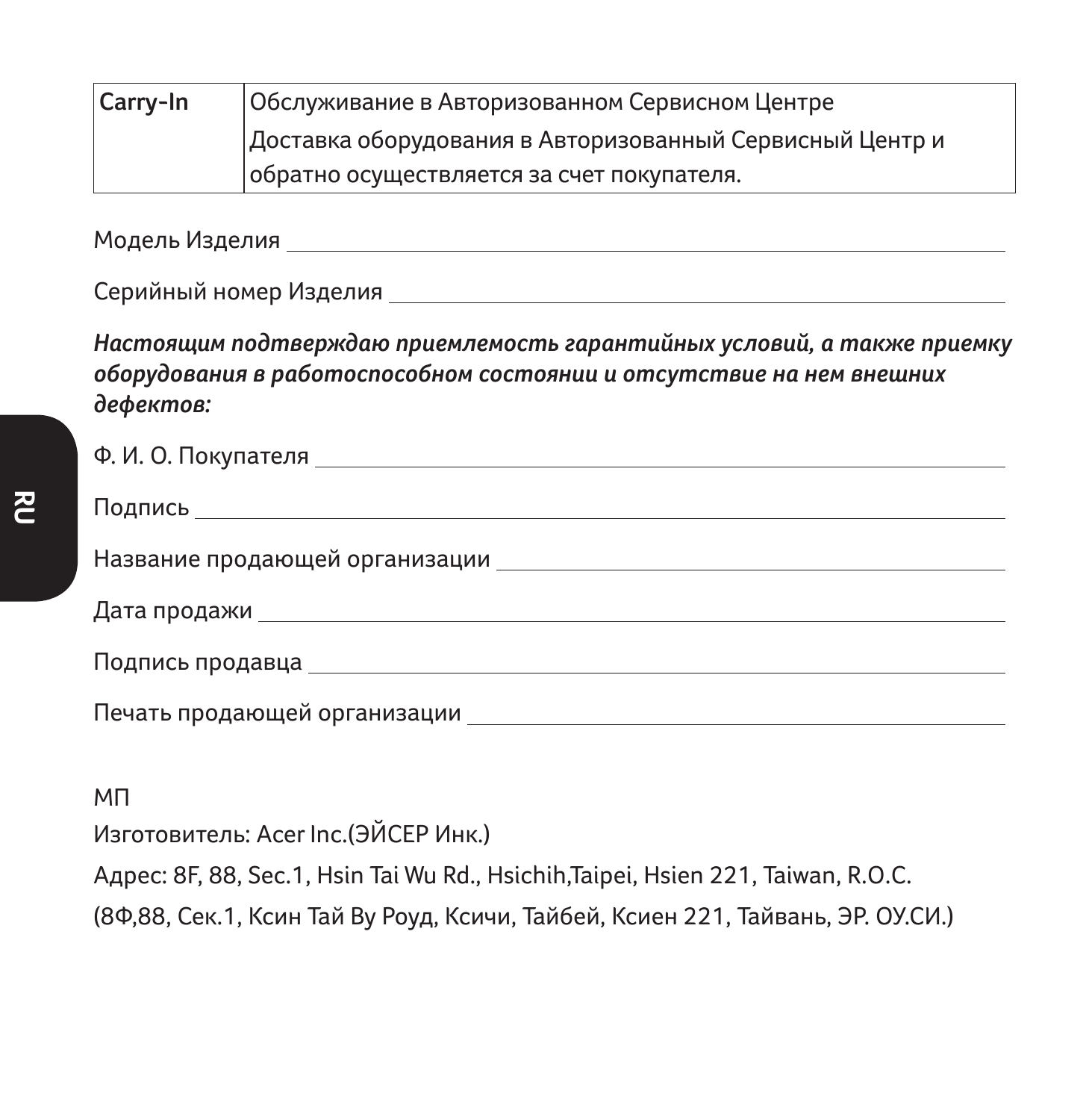| Carry-In | Обслуживание в Авторизованном Сервисном Центре<br>Доставка оборудования в Авторизованный Сервисный Центр и обратно осуществляется за счет покупателя. |
|---|---|

Модель Изделия ________________________________________________

Серийный номер Изделия ________________________________________

***Настоящим подтверждаю приемлемость гарантийных условий, а также приемку оборудования в работоспособном состоянии и отсутствие на нем внешних дефектов:***

Ф. И. О. Покупателя ____________________________________________

Подпись _______________________________________________________

Название продающей организации _________________________________

Дата продажи ___________________________________________________

Подпись продавца _______________________________________________

Печать продающей организации ___________________________________

МП

Изготовитель: Acer Inc.(ЭЙСЕР Инк.)

Адрес: 8F, 88, Sec.1, Hsin Tai Wu Rd., Hsichih,Taipei, Hsien 221, Taiwan, R.O.C.

(8Ф,88, Сек.1, Ксин Тай Ву Роуд, Ксичи, Тайбей, Ксиен 221, Тайвань, ЭР. ОУ.СИ.)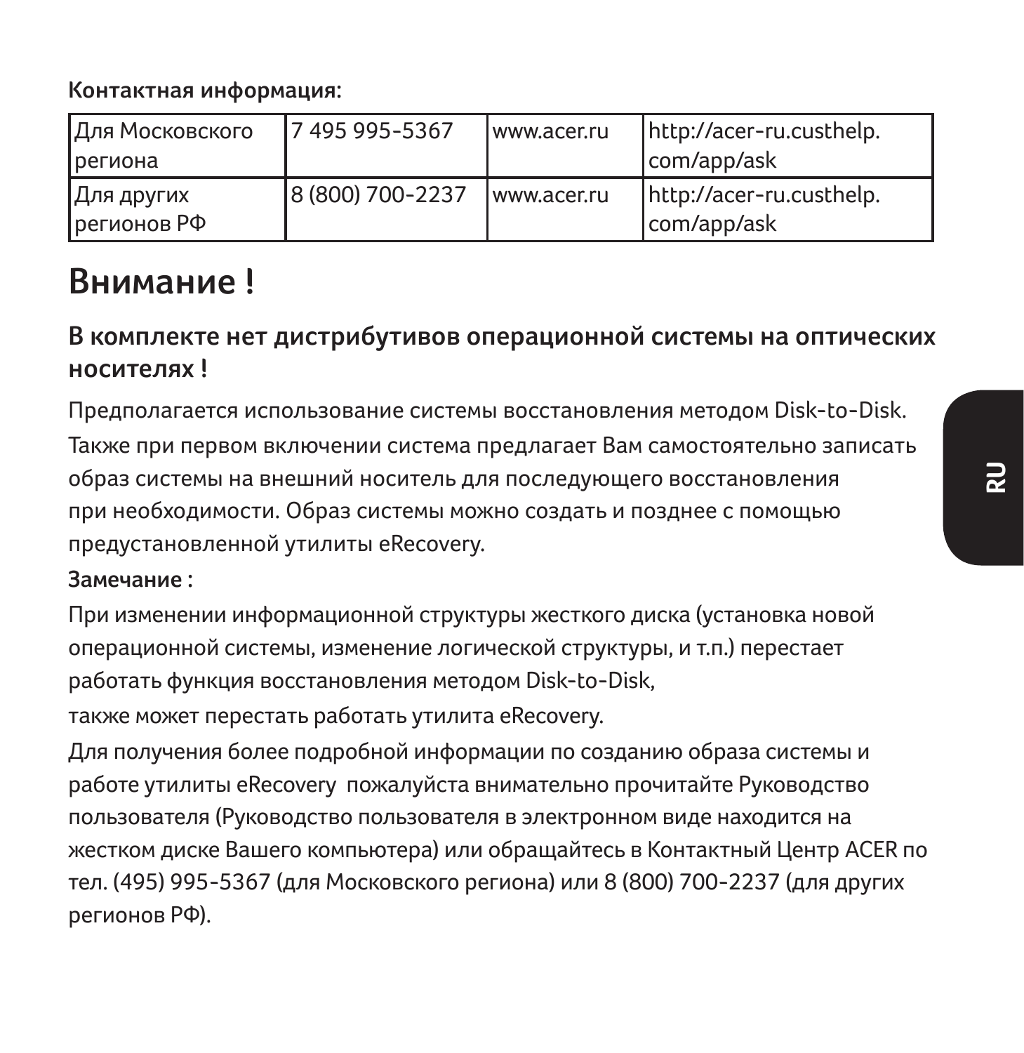**Контактная информация:**

| Для Московского региона | 7 495 995-5367 | www.acer.ru | http://acer-ru.custhelp.com/app/ask |
|---|---|---|---|
| Для других регионов РФ | 8 (800) 700-2237 | www.acer.ru | http://acer-ru.custhelp.com/app/ask |

# Внимание !

## В комплекте нет дистрибутивов операционной системы на оптических носителях !

Предполагается использование системы восстановления методом Disk-to-Disk.

Также при первом включении система предлагает Вам самостоятельно записать образ системы на внешний носитель для последующего восстановления при необходимости. Образ системы можно создать и позднее с помощью предустановленной утилиты eRecovery.

**Замечание :**

При изменении информационной структуры жесткого диска (установка новой операционной системы, изменение логической структуры, и т.п.) перестает работать функция восстановления методом Disk-to-Disk,

также может перестать работать утилита eRecovery.

Для получения более подробной информации по созданию образа системы и работе утилиты eRecovery пожалуйста внимательно прочитайте Руководство пользователя (Руководство пользователя в электронном виде находится на жестком диске Вашего компьютера) или обращайтесь в Контактный Центр ACER по тел. (495) 995-5367 (для Московского региона) или 8 (800) 700-2237 (для других регионов РФ).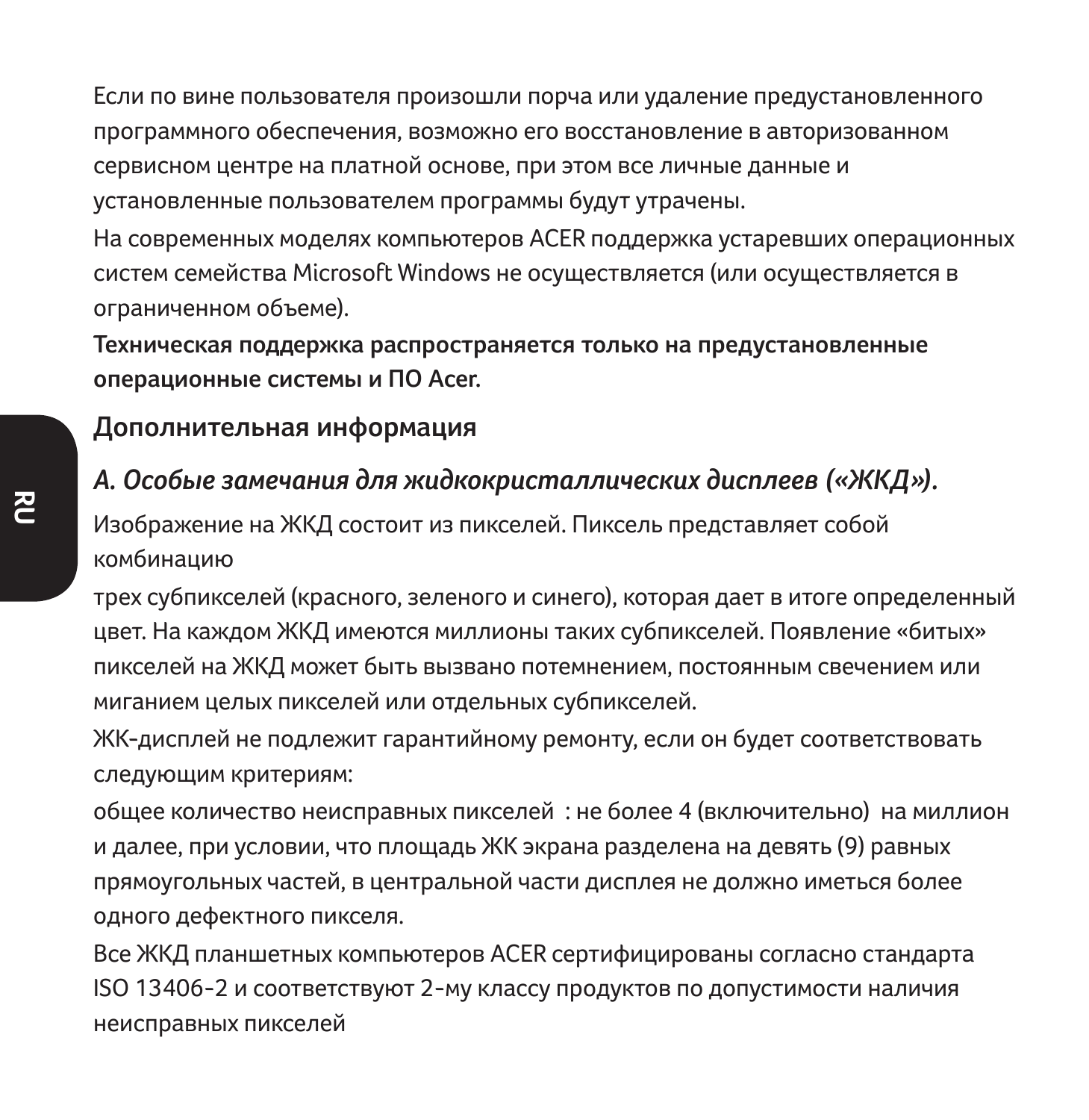Если по вине пользователя произошли порча или удаление предустановленного программного обеспечения, возможно его восстановление в авторизованном сервисном центре на платной основе, при этом все личные данные и установленные пользователем программы будут утрачены.

На современных моделях компьютеров ACER поддержка устаревших операционных систем семейства Microsoft Windows не осуществляется (или осуществляется в ограниченном объеме).

**Техническая поддержка распространяется только на предустановленные операционные системы и ПО Acer.**

## Дополнительная информация

### *А. Особые замечания для жидкокристаллических дисплеев («ЖКД»).*

Изображение на ЖКД состоит из пикселей. Пиксель представляет собой комбинацию

трех субпикселей (красного, зеленого и синего), которая дает в итоге определенный цвет. На каждом ЖКД имеются миллионы таких субпикселей. Появление «битых» пикселей на ЖКД может быть вызвано потемнением, постоянным свечением или миганием целых пикселей или отдельных субпикселей.

ЖК-дисплей не подлежит гарантийному ремонту, если он будет соответствовать следующим критериям:

общее количество неисправных пикселей : не более 4 (включительно) на миллион и далее, при условии, что площадь ЖК экрана разделена на девять (9) равных прямоугольных частей, в центральной части дисплея не должно иметься более одного дефектного пикселя.

Все ЖКД планшетных компьютеров ACER сертифицированы согласно стандарта ISO 13406-2 и соответствуют 2-му классу продуктов по допустимости наличия неисправных пикселей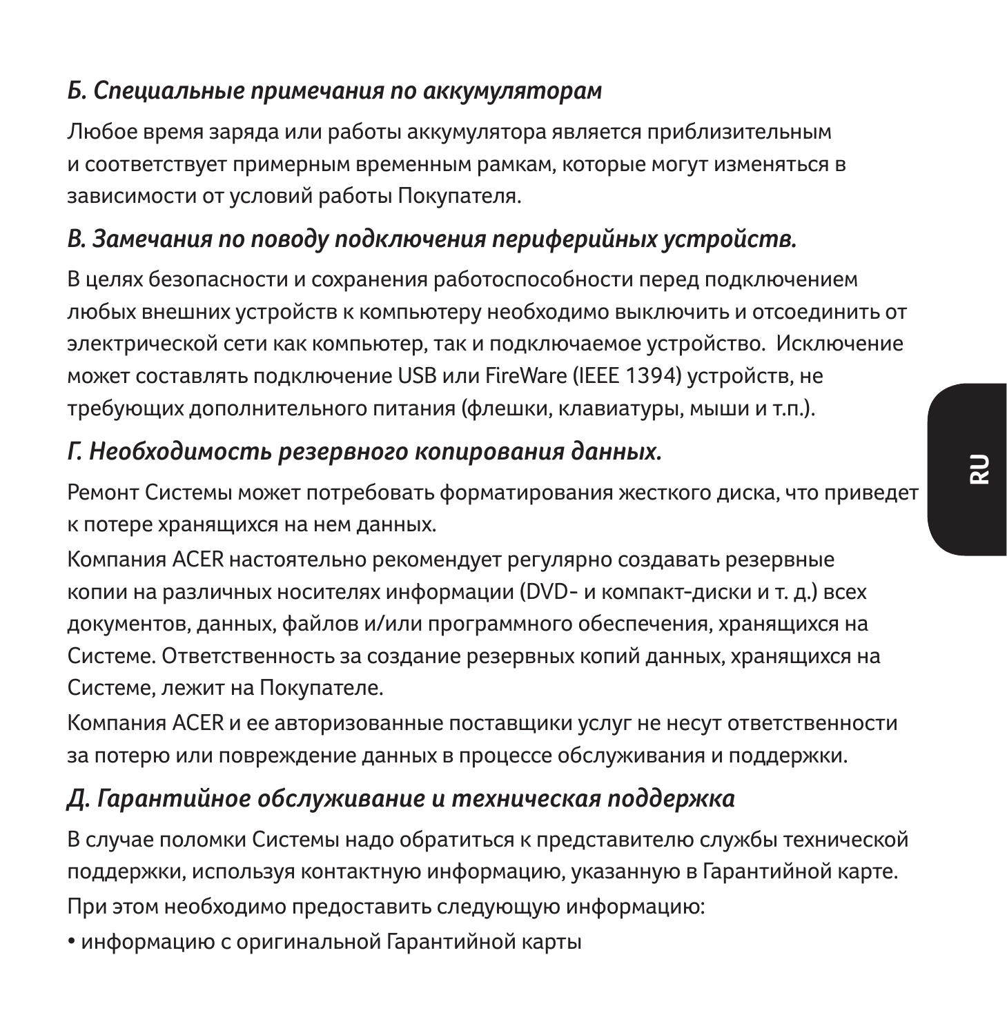### *Б. Специальные примечания по аккумуляторам*

Любое время заряда или работы аккумулятора является приблизительным и соответствует примерным временным рамкам, которые могут изменяться в зависимости от условий работы Покупателя.

### *В. Замечания по поводу подключения периферийных устройств.*

В целях безопасности и сохранения работоспособности перед подключением любых внешних устройств к компьютеру необходимо выключить и отсоединить от электрической сети как компьютер, так и подключаемое устройство.  Исключение может составлять подключение USB или FireWare (IEEE 1394) устройств, не требующих дополнительного питания (флешки, клавиатуры, мыши и т.п.).

### *Г. Необходимость резервного копирования данных.*

Ремонт Системы может потребовать форматирования жесткого диска, что приведет к потере хранящихся на нем данных.

Компания ACER настоятельно рекомендует регулярно создавать резервные копии на различных носителях информации (DVD- и компакт-диски и т. д.) всех документов, данных, файлов и/или программного обеспечения, хранящихся на Системе. Ответственность за создание резервных копий данных, хранящихся на Системе, лежит на Покупателе.

Компания ACER и ее авторизованные поставщики услуг не несут ответственности за потерю или повреждение данных в процессе обслуживания и поддержки.

### *Д. Гарантийное обслуживание и техническая поддержка*

В случае поломки Системы надо обратиться к представителю службы технической поддержки, используя контактную информацию, указанную в Гарантийной карте.

При этом необходимо предоставить следующую информацию:

• информацию с оригинальной Гарантийной карты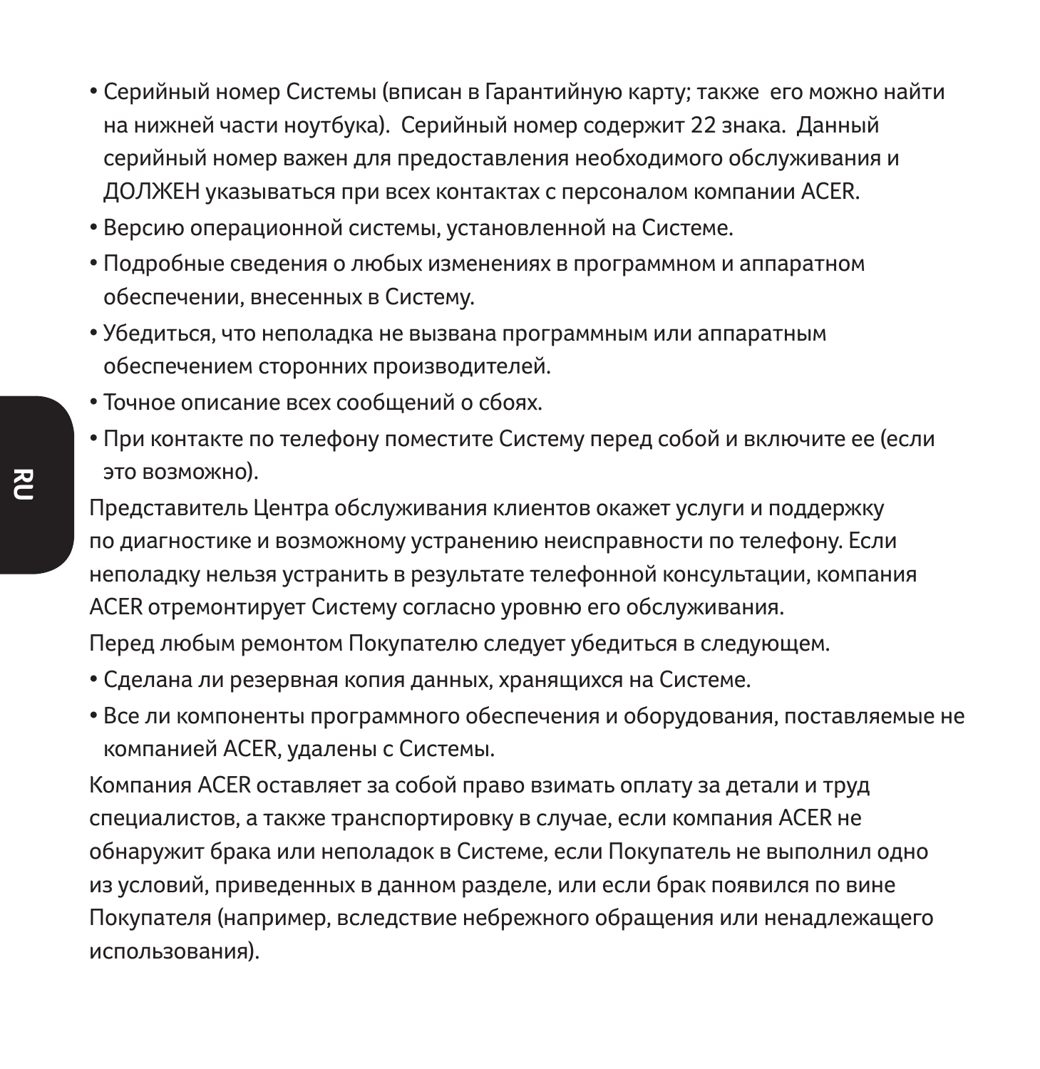- Серийный номер Системы (вписан в Гарантийную карту; также его можно найти на нижней части ноутбука). Серийный номер содержит 22 знака. Данный серийный номер важен для предоставления необходимого обслуживания и ДОЛЖЕН указываться при всех контактах с персоналом компании ACER.
- Версию операционной системы, установленной на Системе.
- Подробные сведения о любых изменениях в программном и аппаратном обеспечении, внесенных в Систему.
- Убедиться, что неполадка не вызвана программным или аппаратным обеспечением сторонних производителей.
- Точное описание всех сообщений о сбоях.
- При контакте по телефону поместите Систему перед собой и включите ее (если это возможно).

Представитель Центра обслуживания клиентов окажет услуги и поддержку по диагностике и возможному устранению неисправности по телефону. Если неполадку нельзя устранить в результате телефонной консультации, компания ACER отремонтирует Систему согласно уровню его обслуживания.

Перед любым ремонтом Покупателю следует убедиться в следующем.

- Сделана ли резервная копия данных, хранящихся на Системе.
- Все ли компоненты программного обеспечения и оборудования, поставляемые не компанией ACER, удалены с Системы.

Компания ACER оставляет за собой право взимать оплату за детали и труд специалистов, а также транспортировку в случае, если компания ACER не обнаружит брака или неполадок в Системе, если Покупатель не выполнил одно из условий, приведенных в данном разделе, или если брак появился по вине Покупателя (например, вследствие небрежного обращения или ненадлежащего использования).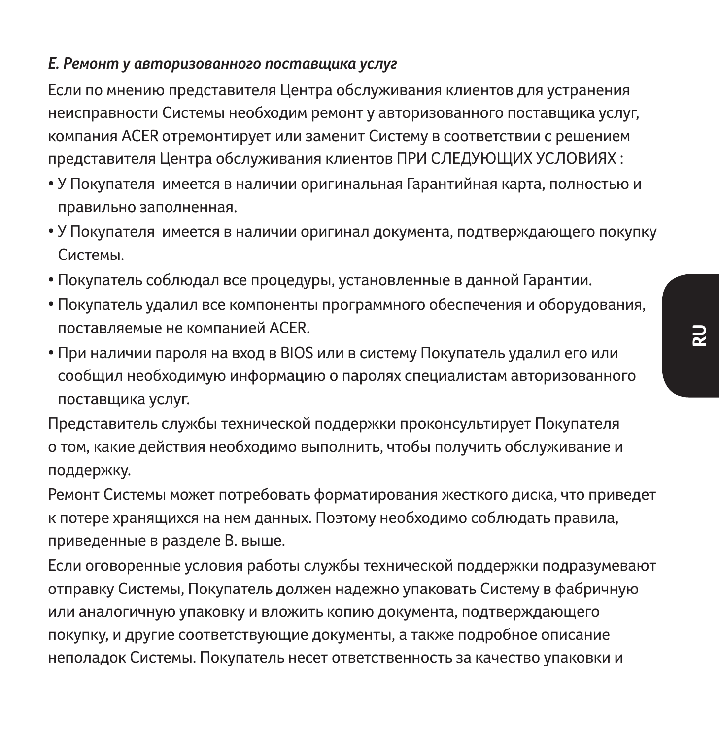*E. Ремонт у авторизованного поставщика услуг*

Если по мнению представителя Центра обслуживания клиентов для устранения неисправности Системы необходим ремонт у авторизованного поставщика услуг, компания ACER отремонтирует или заменит Систему в соответствии с решением представителя Центра обслуживания клиентов ПРИ СЛЕДУЮЩИХ УСЛОВИЯХ :

- У Покупателя имеется в наличии оригинальная Гарантийная карта, полностью и правильно заполненная.
- У Покупателя имеется в наличии оригинал документа, подтверждающего покупку Системы.
- Покупатель соблюдал все процедуры, установленные в данной Гарантии.
- Покупатель удалил все компоненты программного обеспечения и оборудования, поставляемые не компанией ACER.
- При наличии пароля на вход в BIOS или в систему Покупатель удалил его или сообщил необходимую информацию о паролях специалистам авторизованного поставщика услуг.

Представитель службы технической поддержки проконсультирует Покупателя о том, какие действия необходимо выполнить, чтобы получить обслуживание и поддержку.

Ремонт Системы может потребовать форматирования жесткого диска, что приведет к потере хранящихся на нем данных. Поэтому необходимо соблюдать правила, приведенные в разделе B. выше.

Если оговоренные условия работы службы технической поддержки подразумевают отправку Системы, Покупатель должен надежно упаковать Систему в фабричную или аналогичную упаковку и вложить копию документа, подтверждающего покупку, и другие соответствующие документы, а также подробное описание неполадок Системы. Покупатель несет ответственность за качество упаковки и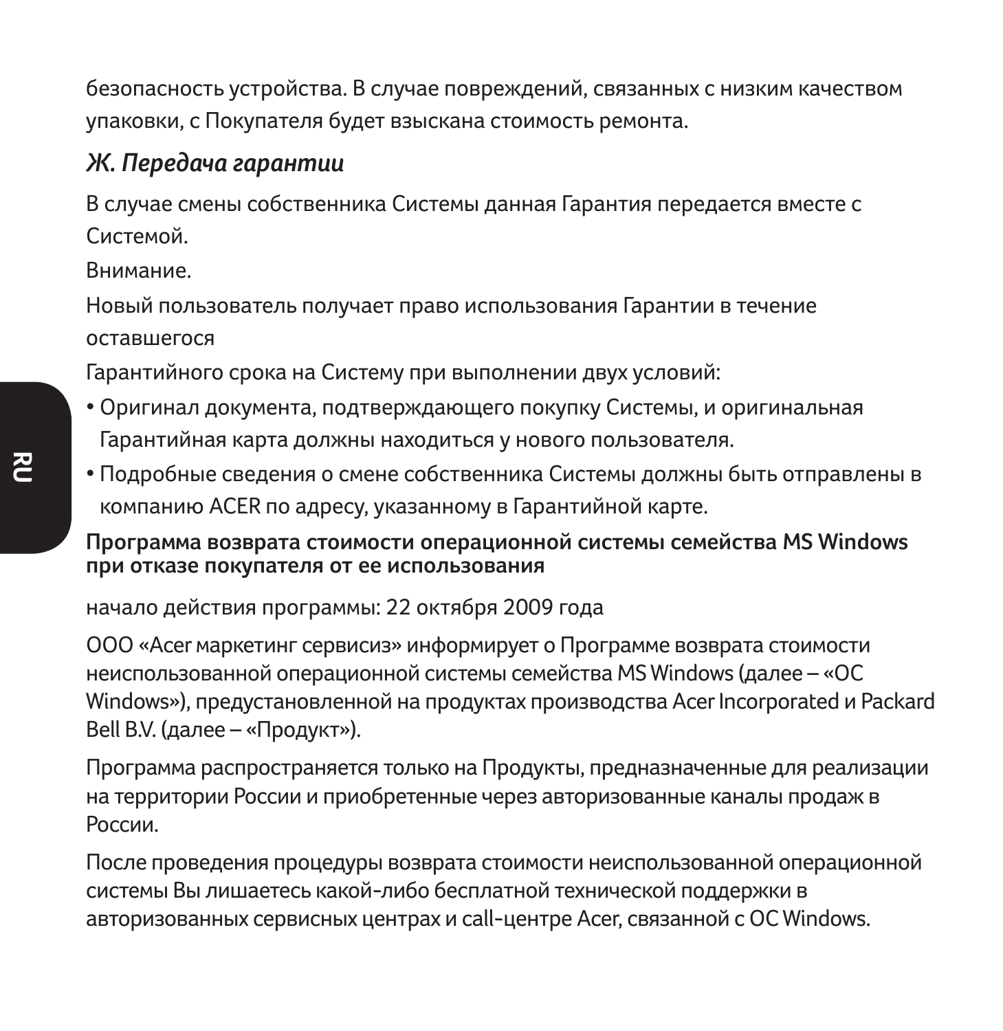безопасность устройства. В случае повреждений, связанных с низким качеством упаковки, с Покупателя будет взыскана стоимость ремонта.

### *Ж. Передача гарантии*

В случае смены собственника Системы данная Гарантия передается вместе с Системой.

Внимание.

Новый пользователь получает право использования Гарантии в течение оставшегося

Гарантийного срока на Систему при выполнении двух условий:

- Оригинал документа, подтверждающего покупку Системы, и оригинальная Гарантийная карта должны находиться у нового пользователя.
- Подробные сведения о смене собственника Системы должны быть отправлены в компанию ACER по адресу, указанному в Гарантийной карте.

**Программа возврата стоимости операционной системы семейства MS Windows при отказе покупателя от ее использования**

начало действия программы: 22 октября 2009 года

ООО «Acer маркетинг сервисиз» информирует о Программе возврата стоимости неиспользованной операционной системы семейства MS Windows (далее – «ОС Windows»), предустановленной на продуктах производства Acer Incorporated и Packard Bell B.V. (далее – «Продукт»).

Программа распространяется только на Продукты, предназначенные для реализации на территории России и приобретенные через авторизованные каналы продаж в России.

После проведения процедуры возврата стоимости неиспользованной операционной системы Вы лишаетесь какой-либо бесплатной технической поддержки в авторизованных сервисных центрах и call-центре Acer, связанной с ОС Windows.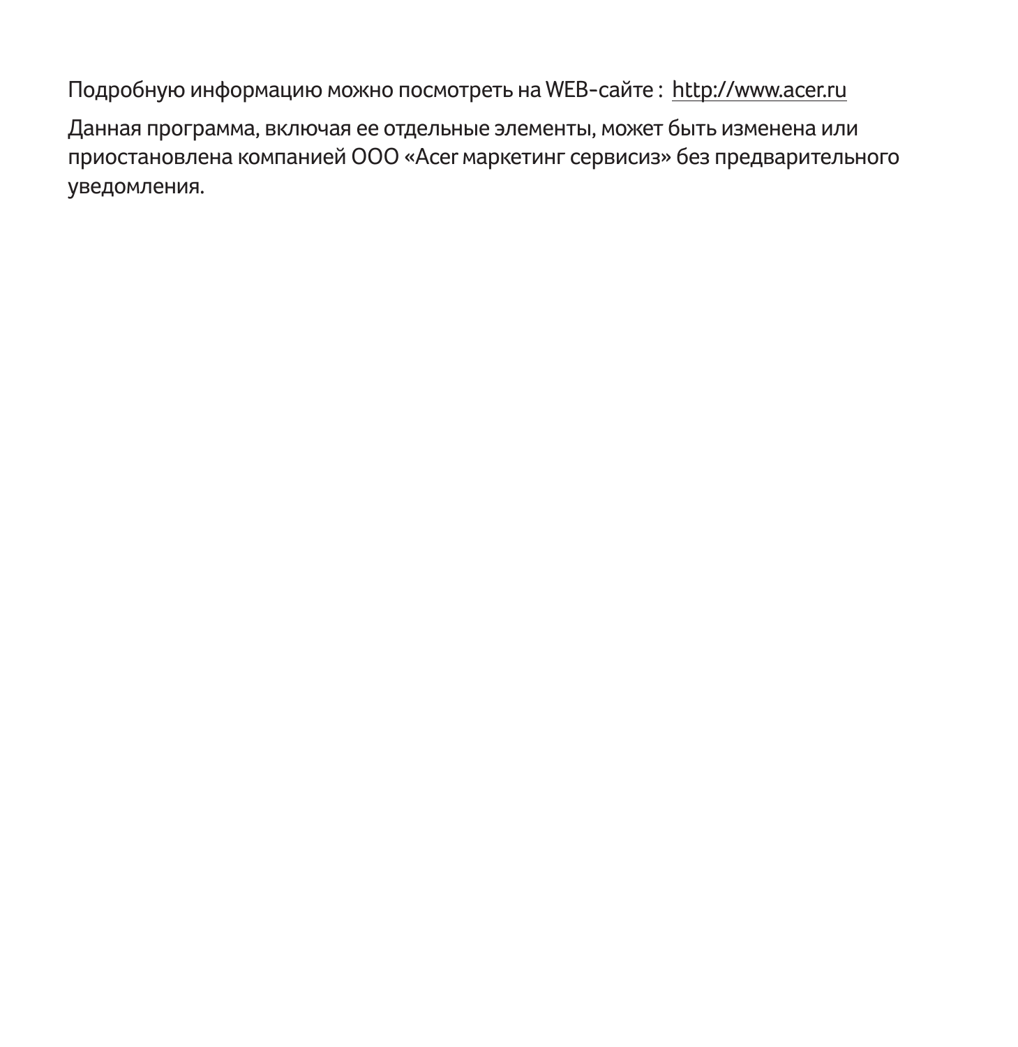Подробную информацию можно посмотреть на WEB-сайте : http://www.acer.ru

Данная программа, включая ее отдельные элементы, может быть изменена или приостановлена компанией ООО «Acer маркетинг сервисиз» без предварительного уведомления.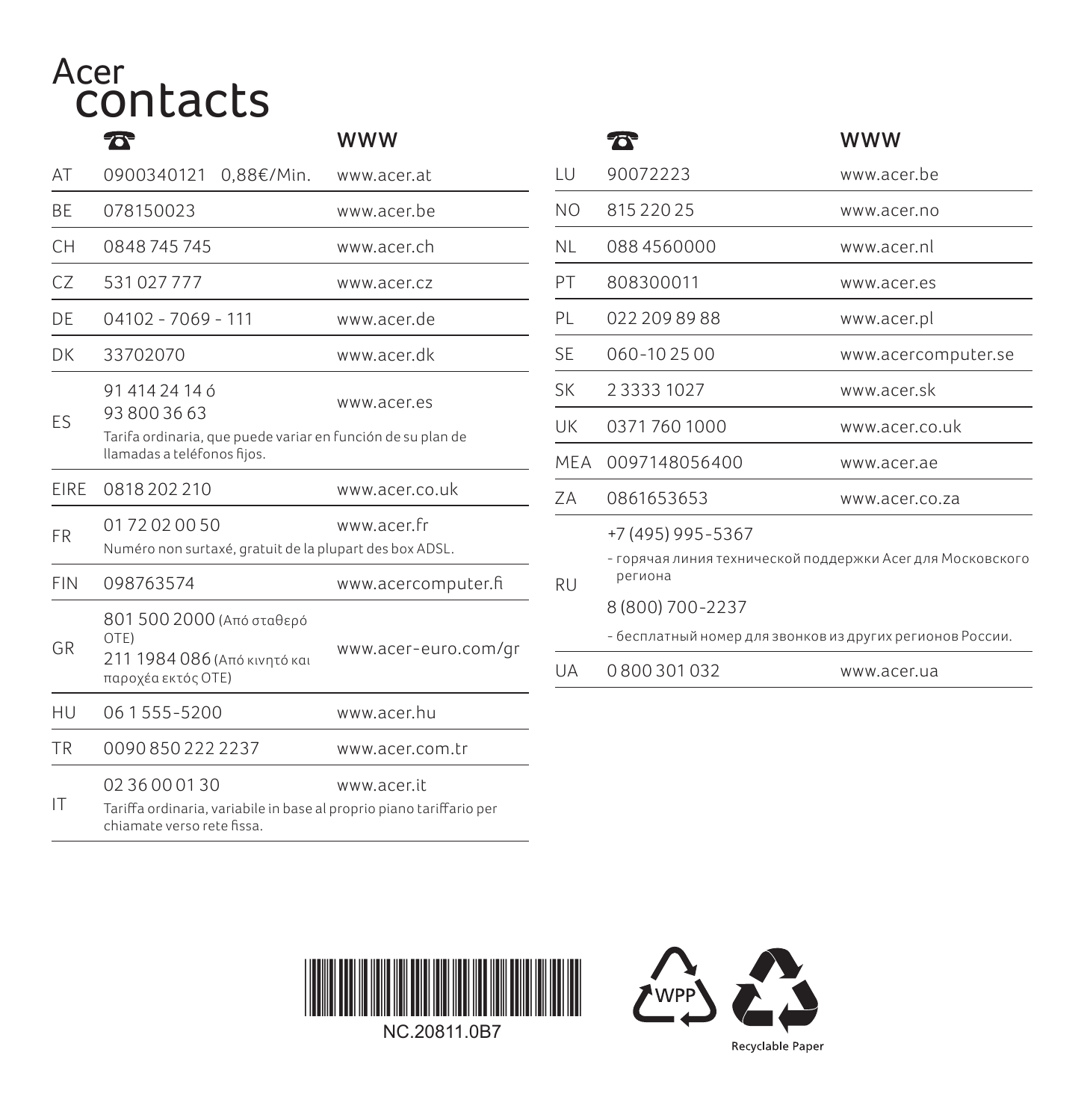# Acer contacts

| | ☎ | WWW |
|---|---|---|
| AT | 0900340121 0,88€/Min. | www.acer.at |
| BE | 078150023 | www.acer.be |
| CH | 0848 745 745 | www.acer.ch |
| CZ | 531 027 777 | www.acer.cz |
| DE | 04102 - 7069 - 111 | www.acer.de |
| DK | 33702070 | www.acer.dk |
| ES | 91 414 24 14 ó<br>93 800 36 63<br>Tarifa ordinaria, que puede variar en función de su plan de llamadas a teléfonos fijos. | www.acer.es |
| EIRE | 0818 202 210 | www.acer.co.uk |
| FR | 01 72 02 00 50<br>Numéro non surtaxé, gratuit de la plupart des box ADSL. | www.acer.fr |
| FIN | 098763574 | www.acercomputer.fi |
| GR | 801 500 2000 (Από σταθερό ΟΤΕ)<br>211 1984 086 (Από κινητό και παροχέα εκτός ΟΤΕ) | www.acer-euro.com/gr |
| HU | 06 1 555-5200 | www.acer.hu |
| TR | 0090 850 222 2237 | www.acer.com.tr |
| IT | 02 36 00 01 30<br>Tariffa ordinaria, variabile in base al proprio piano tariffario per chiamate verso rete fissa. | www.acer.it |
| LU | 90072223 | www.acer.be |
| NO | 815 220 25 | www.acer.no |
| NL | 088 4560000 | www.acer.nl |
| PT | 808300011 | www.acer.es |
| PL | 022 209 89 88 | www.acer.pl |
| SE | 060-10 25 00 | www.acercomputer.se |
| SK | 2 3333 1027 | www.acer.sk |
| UK | 0371 760 1000 | www.acer.co.uk |
| MEA | 0097148056400 | www.acer.ae |
| ZA | 0861653653 | www.acer.co.za |
| RU | +7 (495) 995-5367<br>- горячая линия технической поддержки Acer для Московского региона<br>8 (800) 700-2237<br>- бесплатный номер для звонков из других регионов России. | |
| UA | 0 800 301 032 | www.acer.ua |

NC.20811.0B7

WPP

Recyclable Paper